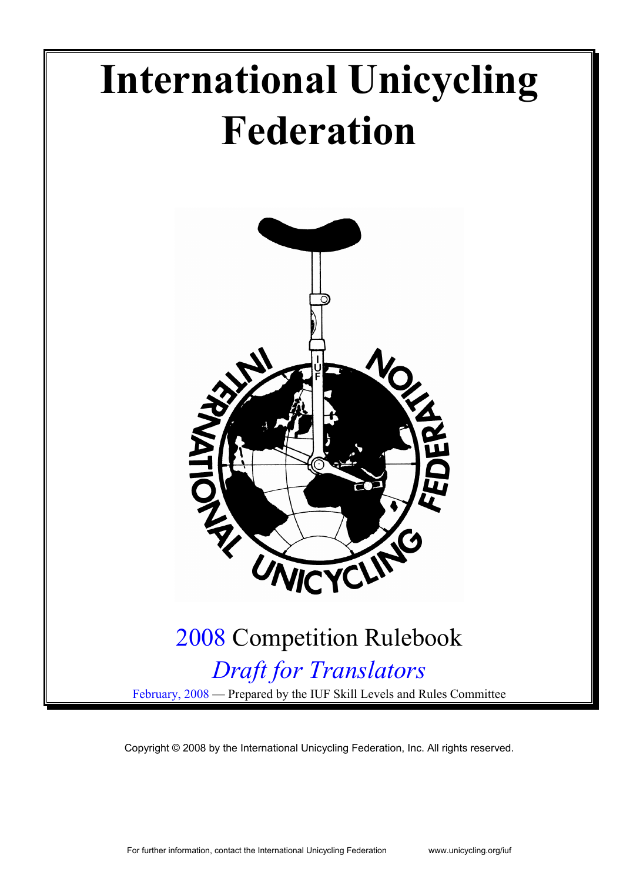# International Unicycling Federation

2008 Competition Rulebook

*Draft for Translators*

February, 2008 — Prepared by the IUF Skill Levels and Rules Committee

Copyright © 2008 by the International Unicycling Federation, Inc. All rights reserved.

For further information, contact the International Unicycling Federation www.unicycling.org/iuf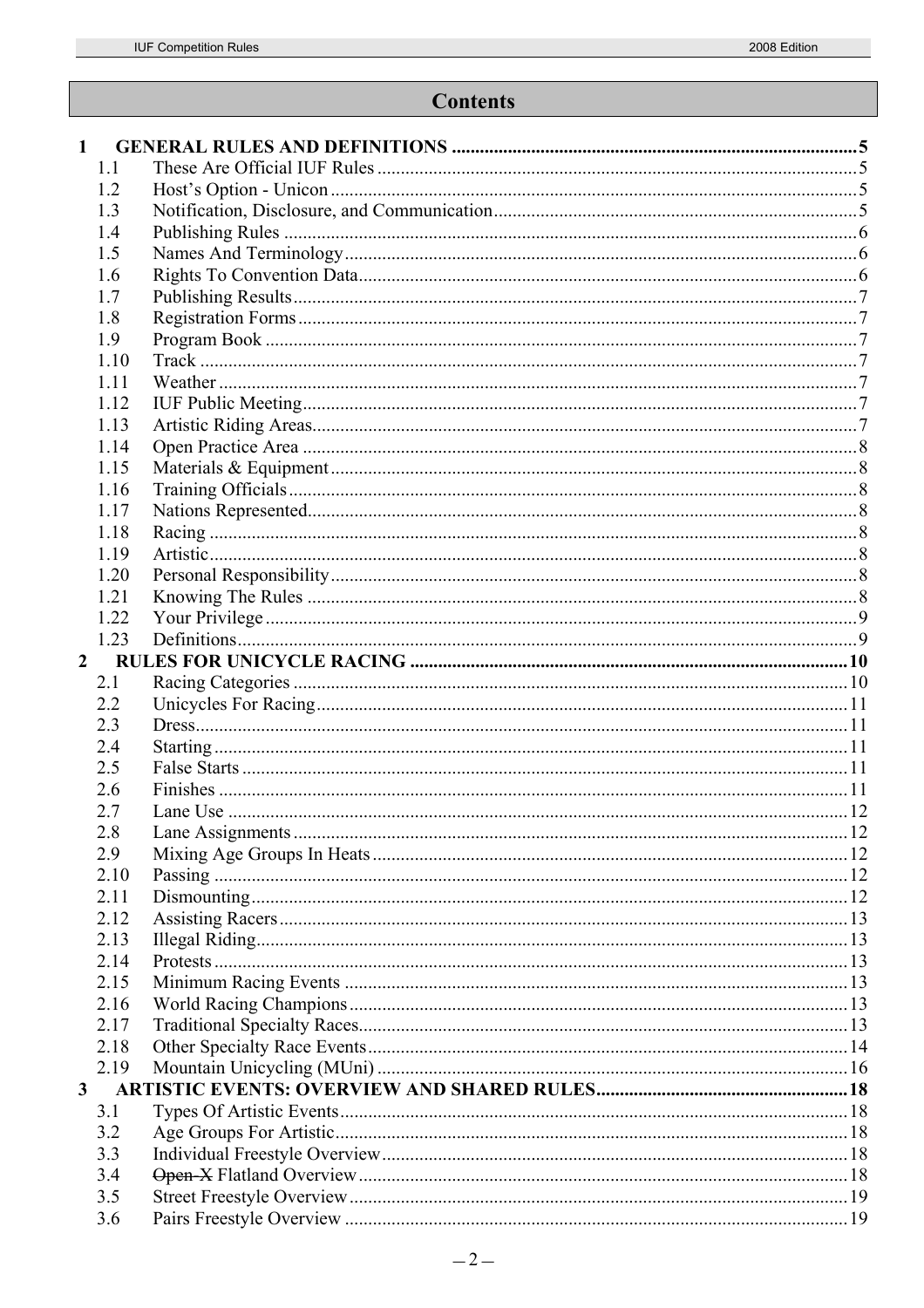# Contents

1 GENERAL RULES AND DEFINITIONS ..... 5
- 1.1 These Are Official IUF Rules ..... 5
- 1.2 Host's Option - Unicon ..... 5
- 1.3 Notification, Disclosure, and Communication ..... 5
- 1.4 Publishing Rules ..... 6
- 1.5 Names And Terminology ..... 6
- 1.6 Rights To Convention Data ..... 6
- 1.7 Publishing Results ..... 7
- 1.8 Registration Forms ..... 7
- 1.9 Program Book ..... 7
- 1.10 Track ..... 7
- 1.11 Weather ..... 7
- 1.12 IUF Public Meeting ..... 7
- 1.13 Artistic Riding Areas ..... 7
- 1.14 Open Practice Area ..... 8
- 1.15 Materials & Equipment ..... 8
- 1.16 Training Officials ..... 8
- 1.17 Nations Represented ..... 8
- 1.18 Racing ..... 8
- 1.19 Artistic ..... 8
- 1.20 Personal Responsibility ..... 8
- 1.21 Knowing The Rules ..... 8
- 1.22 Your Privilege ..... 9
- 1.23 Definitions ..... 9

2 RULES FOR UNICYCLE RACING ..... 10
- 2.1 Racing Categories ..... 10
- 2.2 Unicycles For Racing ..... 11
- 2.3 Dress ..... 11
- 2.4 Starting ..... 11
- 2.5 False Starts ..... 11
- 2.6 Finishes ..... 11
- 2.7 Lane Use ..... 12
- 2.8 Lane Assignments ..... 12
- 2.9 Mixing Age Groups In Heats ..... 12
- 2.10 Passing ..... 12
- 2.11 Dismounting ..... 12
- 2.12 Assisting Racers ..... 13
- 2.13 Illegal Riding ..... 13
- 2.14 Protests ..... 13
- 2.15 Minimum Racing Events ..... 13
- 2.16 World Racing Champions ..... 13
- 2.17 Traditional Specialty Races ..... 13
- 2.18 Other Specialty Race Events ..... 14
- 2.19 Mountain Unicycling (MUni) ..... 16

3 ARTISTIC EVENTS: OVERVIEW AND SHARED RULES ..... 18
- 3.1 Types Of Artistic Events ..... 18
- 3.2 Age Groups For Artistic ..... 18
- 3.3 Individual Freestyle Overview ..... 18
- 3.4 ~~Open-X~~ Flatland Overview ..... 18
- 3.5 Street Freestyle Overview ..... 19
- 3.6 Pairs Freestyle Overview ..... 19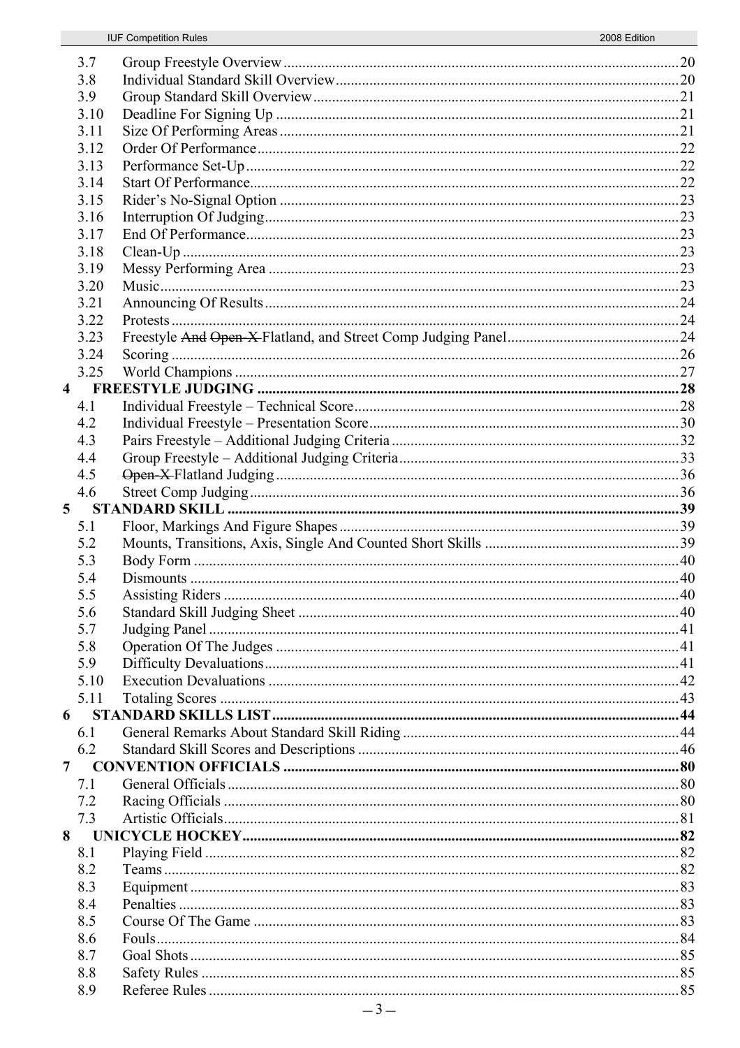| | | |
|---|---|---|
| 3.7 | Group Freestyle Overview | 20 |
| 3.8 | Individual Standard Skill Overview | 20 |
| 3.9 | Group Standard Skill Overview | 21 |
| 3.10 | Deadline For Signing Up | 21 |
| 3.11 | Size Of Performing Areas | 21 |
| 3.12 | Order Of Performance | 22 |
| 3.13 | Performance Set-Up | 22 |
| 3.14 | Start Of Performance | 22 |
| 3.15 | Rider's No-Signal Option | 23 |
| 3.16 | Interruption Of Judging | 23 |
| 3.17 | End Of Performance | 23 |
| 3.18 | Clean-Up | 23 |
| 3.19 | Messy Performing Area | 23 |
| 3.20 | Music | 23 |
| 3.21 | Announcing Of Results | 24 |
| 3.22 | Protests | 24 |
| 3.23 | Freestyle ~~And~~ ~~Open-X~~ Flatland, and Street Comp Judging Panel | 24 |
| 3.24 | Scoring | 26 |
| 3.25 | World Champions | 27 |
| **4** | **FREESTYLE JUDGING** | **28** |
| 4.1 | Individual Freestyle – Technical Score | 28 |
| 4.2 | Individual Freestyle – Presentation Score | 30 |
| 4.3 | Pairs Freestyle – Additional Judging Criteria | 32 |
| 4.4 | Group Freestyle – Additional Judging Criteria | 33 |
| 4.5 | ~~Open-X~~ Flatland Judging | 36 |
| 4.6 | Street Comp Judging | 36 |
| **5** | **STANDARD SKILL** | **39** |
| 5.1 | Floor, Markings And Figure Shapes | 39 |
| 5.2 | Mounts, Transitions, Axis, Single And Counted Short Skills | 39 |
| 5.3 | Body Form | 40 |
| 5.4 | Dismounts | 40 |
| 5.5 | Assisting Riders | 40 |
| 5.6 | Standard Skill Judging Sheet | 40 |
| 5.7 | Judging Panel | 41 |
| 5.8 | Operation Of The Judges | 41 |
| 5.9 | Difficulty Devaluations | 41 |
| 5.10 | Execution Devaluations | 42 |
| 5.11 | Totaling Scores | 43 |
| **6** | **STANDARD SKILLS LIST** | **44** |
| 6.1 | General Remarks About Standard Skill Riding | 44 |
| 6.2 | Standard Skill Scores and Descriptions | 46 |
| **7** | **CONVENTION OFFICIALS** | **80** |
| 7.1 | General Officials | 80 |
| 7.2 | Racing Officials | 80 |
| 7.3 | Artistic Officials | 81 |
| **8** | **UNICYCLE HOCKEY** | **82** |
| 8.1 | Playing Field | 82 |
| 8.2 | Teams | 82 |
| 8.3 | Equipment | 83 |
| 8.4 | Penalties | 83 |
| 8.5 | Course Of The Game | 83 |
| 8.6 | Fouls | 84 |
| 8.7 | Goal Shots | 85 |
| 8.8 | Safety Rules | 85 |
| 8.9 | Referee Rules | 85 |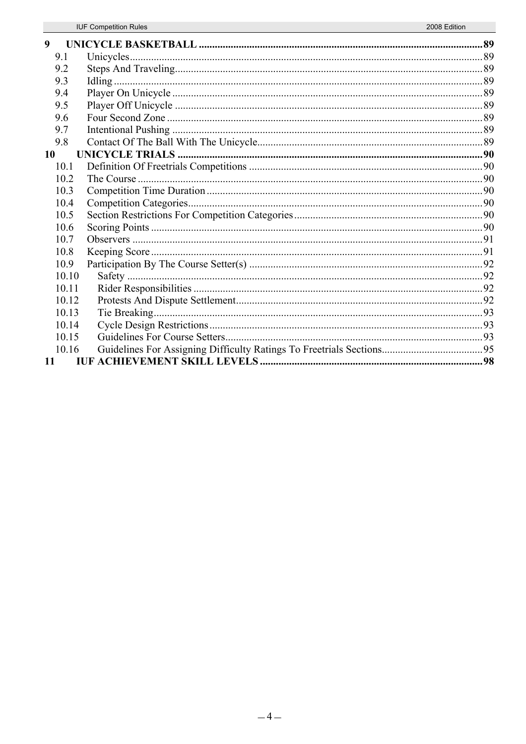9 UNICYCLE BASKETBALL .......................................................................................................... 89
- 9.1 Unicycles .................................................................................................................... 89
- 9.2 Steps And Traveling .................................................................................................. 89
- 9.3 Idling .......................................................................................................................... 89
- 9.4 Player On Unicycle .................................................................................................... 89
- 9.5 Player Off Unicycle ................................................................................................... 89
- 9.6 Four Second Zone ...................................................................................................... 89
- 9.7 Intentional Pushing .................................................................................................... 89
- 9.8 Contact Of The Ball With The Unicycle .................................................................... 89

10 UNICYCLE TRIALS .................................................................................................................. 90
- 10.1 Definition Of Freetrials Competitions ....................................................................... 90
- 10.2 The Course ................................................................................................................. 90
- 10.3 Competition Time Duration ....................................................................................... 90
- 10.4 Competition Categories .............................................................................................. 90
- 10.5 Section Restrictions For Competition Categories ...................................................... 90
- 10.6 Scoring Points ............................................................................................................ 90
- 10.7 Observers ................................................................................................................... 91
- 10.8 Keeping Score ............................................................................................................ 91
- 10.9 Participation By The Course Setter(s) ....................................................................... 92
- 10.10 Safety ..................................................................................................................... 92
- 10.11 Rider Responsibilities ............................................................................................ 92
- 10.12 Protests And Dispute Settlement ............................................................................ 92
- 10.13 Tie Breaking ........................................................................................................... 93
- 10.14 Cycle Design Restrictions ...................................................................................... 93
- 10.15 Guidelines For Course Setters ................................................................................ 93
- 10.16 Guidelines For Assigning Difficulty Ratings To Freetrials Sections ...................... 95

11 IUF ACHIEVEMENT SKILL LEVELS ................................................................................... 98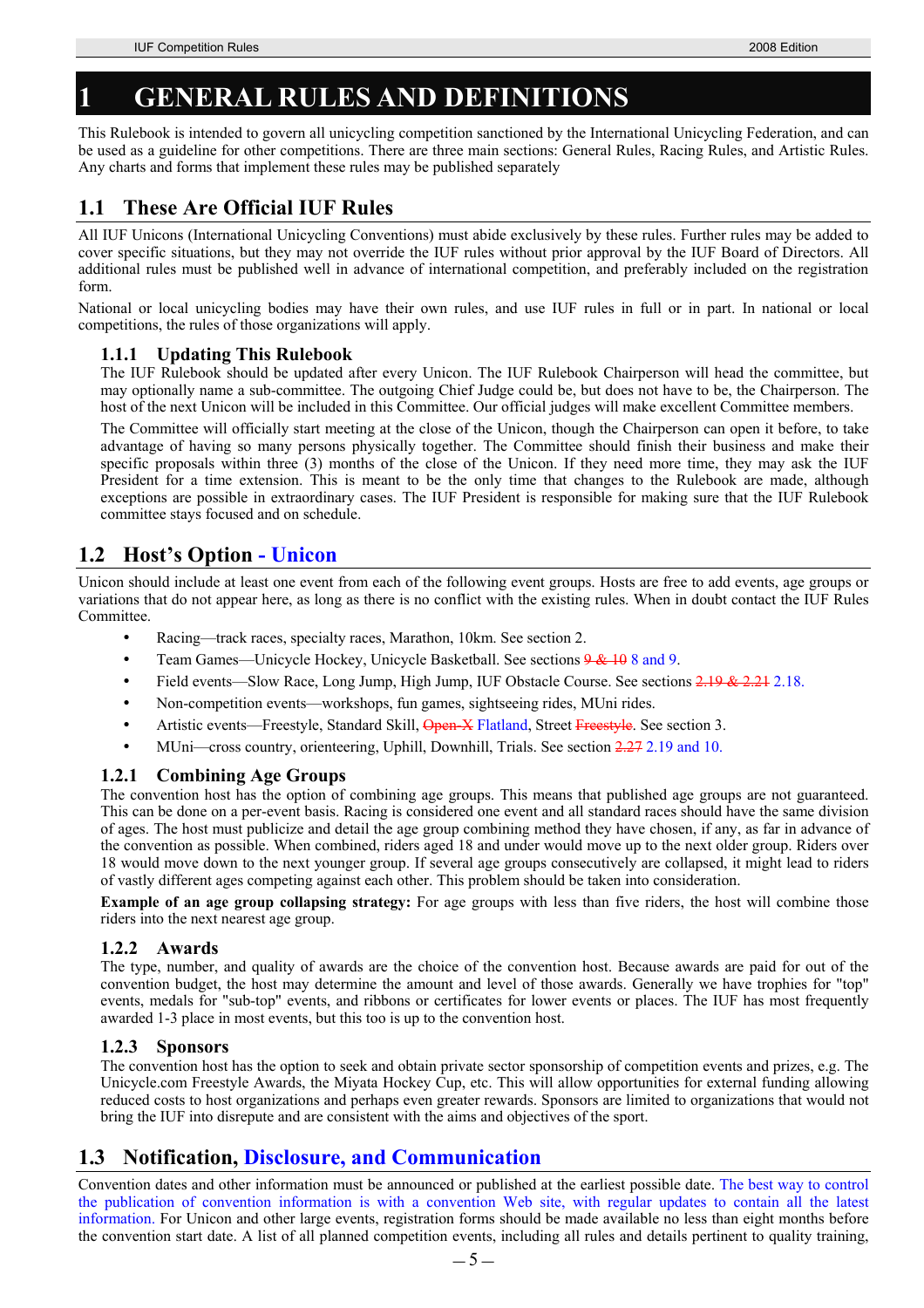# 1 GENERAL RULES AND DEFINITIONS

This Rulebook is intended to govern all unicycling competition sanctioned by the International Unicycling Federation, and can be used as a guideline for other competitions. There are three main sections: General Rules, Racing Rules, and Artistic Rules. Any charts and forms that implement these rules may be published separately

## 1.1 These Are Official IUF Rules

All IUF Unicons (International Unicycling Conventions) must abide exclusively by these rules. Further rules may be added to cover specific situations, but they may not override the IUF rules without prior approval by the IUF Board of Directors. All additional rules must be published well in advance of international competition, and preferably included on the registration form.

National or local unicycling bodies may have their own rules, and use IUF rules in full or in part. In national or local competitions, the rules of those organizations will apply.

### 1.1.1 Updating This Rulebook

The IUF Rulebook should be updated after every Unicon. The IUF Rulebook Chairperson will head the committee, but may optionally name a sub-committee. The outgoing Chief Judge could be, but does not have to be, the Chairperson. The host of the next Unicon will be included in this Committee. Our official judges will make excellent Committee members.

The Committee will officially start meeting at the close of the Unicon, though the Chairperson can open it before, to take advantage of having so many persons physically together. The Committee should finish their business and make their specific proposals within three (3) months of the close of the Unicon. If they need more time, they may ask the IUF President for a time extension. This is meant to be the only time that changes to the Rulebook are made, although exceptions are possible in extraordinary cases. The IUF President is responsible for making sure that the IUF Rulebook committee stays focused and on schedule.

## 1.2 Host's Option ~~-~~ - Unicon

Unicon should include at least one event from each of the following event groups. Hosts are free to add events, age groups or variations that do not appear here, as long as there is no conflict with the existing rules. When in doubt contact the IUF Rules Committee.

- Racing—track races, specialty races, Marathon, 10km. See section 2.
- Team Games—Unicycle Hockey, Unicycle Basketball. See sections ~~9 & 10~~ 8 and 9.
- Field events—Slow Race, Long Jump, High Jump, IUF Obstacle Course. See sections ~~2.19 & 2.21~~ 2.18.
- Non-competition events—workshops, fun games, sightseeing rides, MUni rides.
- Artistic events—Freestyle, Standard Skill, ~~Open-X~~ Flatland, Street ~~Freestyle~~. See section 3.
- MUni—cross country, orienteering, Uphill, Downhill, Trials. See section ~~2.27~~ 2.19 and 10.

### 1.2.1 Combining Age Groups

The convention host has the option of combining age groups. This means that published age groups are not guaranteed. This can be done on a per-event basis. Racing is considered one event and all standard races should have the same division of ages. The host must publicize and detail the age group combining method they have chosen, if any, as far in advance of the convention as possible. When combined, riders aged 18 and under would move up to the next older group. Riders over 18 would move down to the next younger group. If several age groups consecutively are collapsed, it might lead to riders of vastly different ages competing against each other. This problem should be taken into consideration.

**Example of an age group collapsing strategy:** For age groups with less than five riders, the host will combine those riders into the next nearest age group.

### 1.2.2 Awards

The type, number, and quality of awards are the choice of the convention host. Because awards are paid for out of the convention budget, the host may determine the amount and level of those awards. Generally we have trophies for "top" events, medals for "sub-top" events, and ribbons or certificates for lower events or places. The IUF has most frequently awarded 1-3 place in most events, but this too is up to the convention host.

### 1.2.3 Sponsors

The convention host has the option to seek and obtain private sector sponsorship of competition events and prizes, e.g. The Unicycle.com Freestyle Awards, the Miyata Hockey Cup, etc. This will allow opportunities for external funding allowing reduced costs to host organizations and perhaps even greater rewards. Sponsors are limited to organizations that would not bring the IUF into disrepute and are consistent with the aims and objectives of the sport.

## 1.3 Notification, Disclosure, and Communication

Convention dates and other information must be announced or published at the earliest possible date. The best way to control the publication of convention information is with a convention Web site, with regular updates to contain all the latest information. For Unicon and other large events, registration forms should be made available no less than eight months before the convention start date. A list of all planned competition events, including all rules and details pertinent to quality training,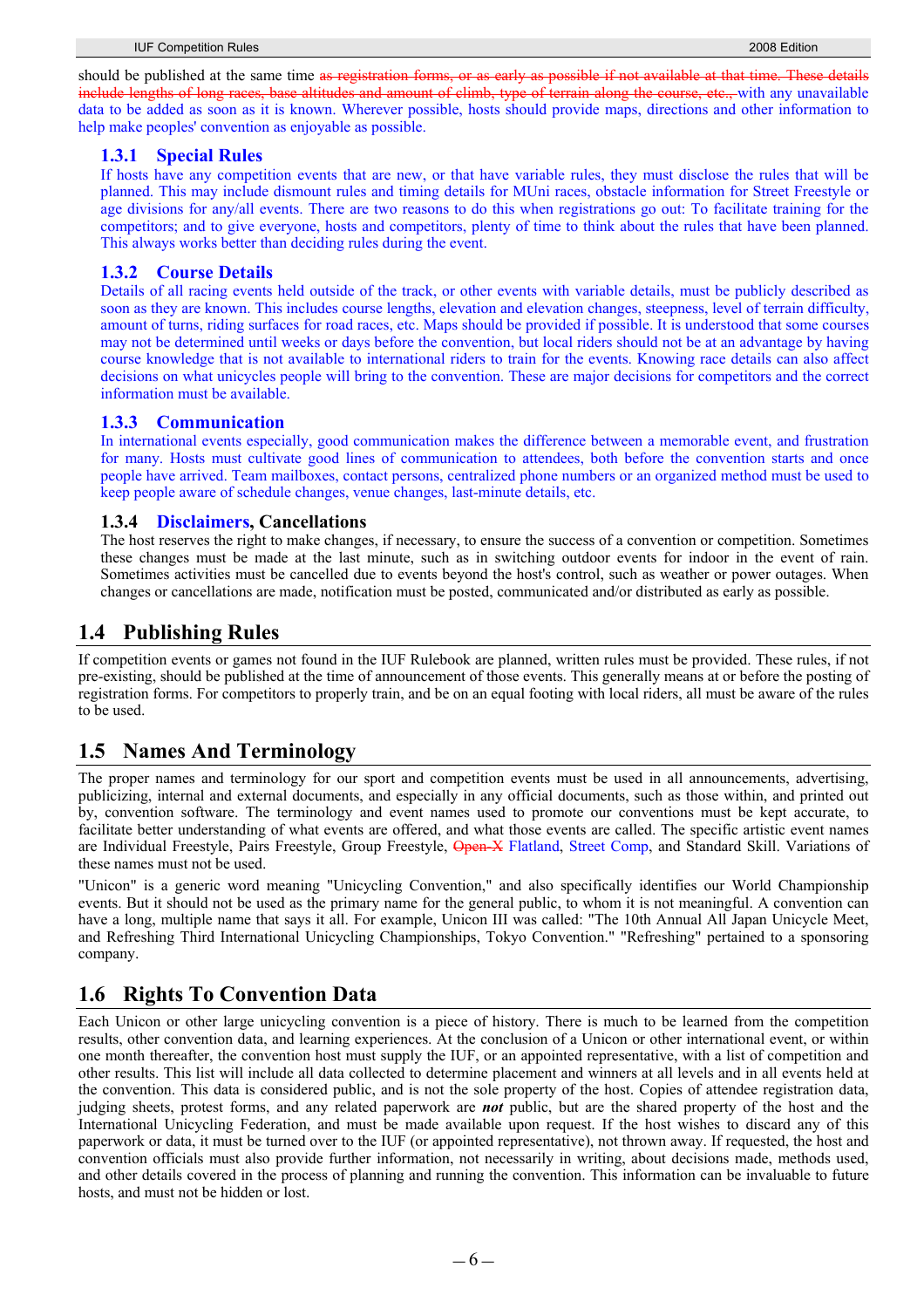should be published at the same time ~~as registration forms, or as early as possible if not available at that time. These details include lengths of long races, base altitudes and amount of climb, type of terrain along the course, etc.,~~ with any unavailable data to be added as soon as it is known. Wherever possible, hosts should provide maps, directions and other information to help make peoples' convention as enjoyable as possible.

### 1.3.1 Special Rules

If hosts have any competition events that are new, or that have variable rules, they must disclose the rules that will be planned. This may include dismount rules and timing details for MUni races, obstacle information for Street Freestyle or age divisions for any/all events. There are two reasons to do this when registrations go out: To facilitate training for the competitors; and to give everyone, hosts and competitors, plenty of time to think about the rules that have been planned. This always works better than deciding rules during the event.

### 1.3.2 Course Details

Details of all racing events held outside of the track, or other events with variable details, must be publicly described as soon as they are known. This includes course lengths, elevation and elevation changes, steepness, level of terrain difficulty, amount of turns, riding surfaces for road races, etc. Maps should be provided if possible. It is understood that some courses may not be determined until weeks or days before the convention, but local riders should not be at an advantage by having course knowledge that is not available to international riders to train for the events. Knowing race details can also affect decisions on what unicycles people will bring to the convention. These are major decisions for competitors and the correct information must be available.

### 1.3.3 Communication

In international events especially, good communication makes the difference between a memorable event, and frustration for many. Hosts must cultivate good lines of communication to attendees, both before the convention starts and once people have arrived. Team mailboxes, contact persons, centralized phone numbers or an organized method must be used to keep people aware of schedule changes, venue changes, last-minute details, etc.

### 1.3.4 Disclaimers, Cancellations

The host reserves the right to make changes, if necessary, to ensure the success of a convention or competition. Sometimes these changes must be made at the last minute, such as in switching outdoor events for indoor in the event of rain. Sometimes activities must be cancelled due to events beyond the host's control, such as weather or power outages. When changes or cancellations are made, notification must be posted, communicated and/or distributed as early as possible.

## 1.4 Publishing Rules

If competition events or games not found in the IUF Rulebook are planned, written rules must be provided. These rules, if not pre-existing, should be published at the time of announcement of those events. This generally means at or before the posting of registration forms. For competitors to properly train, and be on an equal footing with local riders, all must be aware of the rules to be used.

## 1.5 Names And Terminology

The proper names and terminology for our sport and competition events must be used in all announcements, advertising, publicizing, internal and external documents, and especially in any official documents, such as those within, and printed out by, convention software. The terminology and event names used to promote our conventions must be kept accurate, to facilitate better understanding of what events are offered, and what those events are called. The specific artistic event names are Individual Freestyle, Pairs Freestyle, Group Freestyle, ~~Open-X~~ Flatland, Street Comp, and Standard Skill. Variations of these names must not be used.

"Unicon" is a generic word meaning "Unicycling Convention," and also specifically identifies our World Championship events. But it should not be used as the primary name for the general public, to whom it is not meaningful. A convention can have a long, multiple name that says it all. For example, Unicon III was called: "The 10th Annual All Japan Unicycle Meet, and Refreshing Third International Unicycling Championships, Tokyo Convention." "Refreshing" pertained to a sponsoring company.

## 1.6 Rights To Convention Data

Each Unicon or other large unicycling convention is a piece of history. There is much to be learned from the competition results, other convention data, and learning experiences. At the conclusion of a Unicon or other international event, or within one month thereafter, the convention host must supply the IUF, or an appointed representative, with a list of competition and other results. This list will include all data collected to determine placement and winners at all levels and in all events held at the convention. This data is considered public, and is not the sole property of the host. Copies of attendee registration data, judging sheets, protest forms, and any related paperwork are ***not*** public, but are the shared property of the host and the International Unicycling Federation, and must be made available upon request. If the host wishes to discard any of this paperwork or data, it must be turned over to the IUF (or appointed representative), not thrown away. If requested, the host and convention officials must also provide further information, not necessarily in writing, about decisions made, methods used, and other details covered in the process of planning and running the convention. This information can be invaluable to future hosts, and must not be hidden or lost.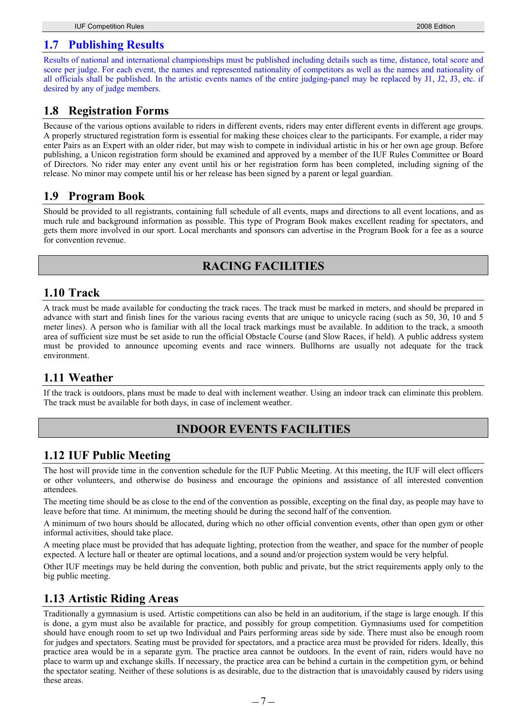## 1.7 Publishing Results

Results of national and international championships must be published including details such as time, distance, total score and score per judge. For each event, the names and represented nationality of competitors as well as the names and nationality of all officials shall be published. In the artistic events names of the entire judging-panel may be replaced by J1, J2, J3, etc. if desired by any of judge members.

## 1.8 Registration Forms

Because of the various options available to riders in different events, riders may enter different events in different age groups. A properly structured registration form is essential for making these choices clear to the participants. For example, a rider may enter Pairs as an Expert with an older rider, but may wish to compete in individual artistic in his or her own age group. Before publishing, a Unicon registration form should be examined and approved by a member of the IUF Rules Committee or Board of Directors. No rider may enter any event until his or her registration form has been completed, including signing of the release. No minor may compete until his or her release has been signed by a parent or legal guardian.

## 1.9 Program Book

Should be provided to all registrants, containing full schedule of all events, maps and directions to all event locations, and as much rule and background information as possible. This type of Program Book makes excellent reading for spectators, and gets them more involved in our sport. Local merchants and sponsors can advertise in the Program Book for a fee as a source for convention revenue.

# RACING FACILITIES

## 1.10 Track

A track must be made available for conducting the track races. The track must be marked in meters, and should be prepared in advance with start and finish lines for the various racing events that are unique to unicycle racing (such as 50, 30, 10 and 5 meter lines). A person who is familiar with all the local track markings must be available. In addition to the track, a smooth area of sufficient size must be set aside to run the official Obstacle Course (and Slow Races, if held). A public address system must be provided to announce upcoming events and race winners. Bullhorns are usually not adequate for the track environment.

## 1.11 Weather

If the track is outdoors, plans must be made to deal with inclement weather. Using an indoor track can eliminate this problem. The track must be available for both days, in case of inclement weather.

# INDOOR EVENTS FACILITIES

## 1.12 IUF Public Meeting

The host will provide time in the convention schedule for the IUF Public Meeting. At this meeting, the IUF will elect officers or other volunteers, and otherwise do business and encourage the opinions and assistance of all interested convention attendees.

The meeting time should be as close to the end of the convention as possible, excepting on the final day, as people may have to leave before that time. At minimum, the meeting should be during the second half of the convention.

A minimum of two hours should be allocated, during which no other official convention events, other than open gym or other informal activities, should take place.

A meeting place must be provided that has adequate lighting, protection from the weather, and space for the number of people expected. A lecture hall or theater are optimal locations, and a sound and/or projection system would be very helpful.

Other IUF meetings may be held during the convention, both public and private, but the strict requirements apply only to the big public meeting.

## 1.13 Artistic Riding Areas

Traditionally a gymnasium is used. Artistic competitions can also be held in an auditorium, if the stage is large enough. If this is done, a gym must also be available for practice, and possibly for group competition. Gymnasiums used for competition should have enough room to set up two Individual and Pairs performing areas side by side. There must also be enough room for judges and spectators. Seating must be provided for spectators, and a practice area must be provided for riders. Ideally, this practice area would be in a separate gym. The practice area cannot be outdoors. In the event of rain, riders would have no place to warm up and exchange skills. If necessary, the practice area can be behind a curtain in the competition gym, or behind the spectator seating. Neither of these solutions is as desirable, due to the distraction that is unavoidably caused by riders using these areas.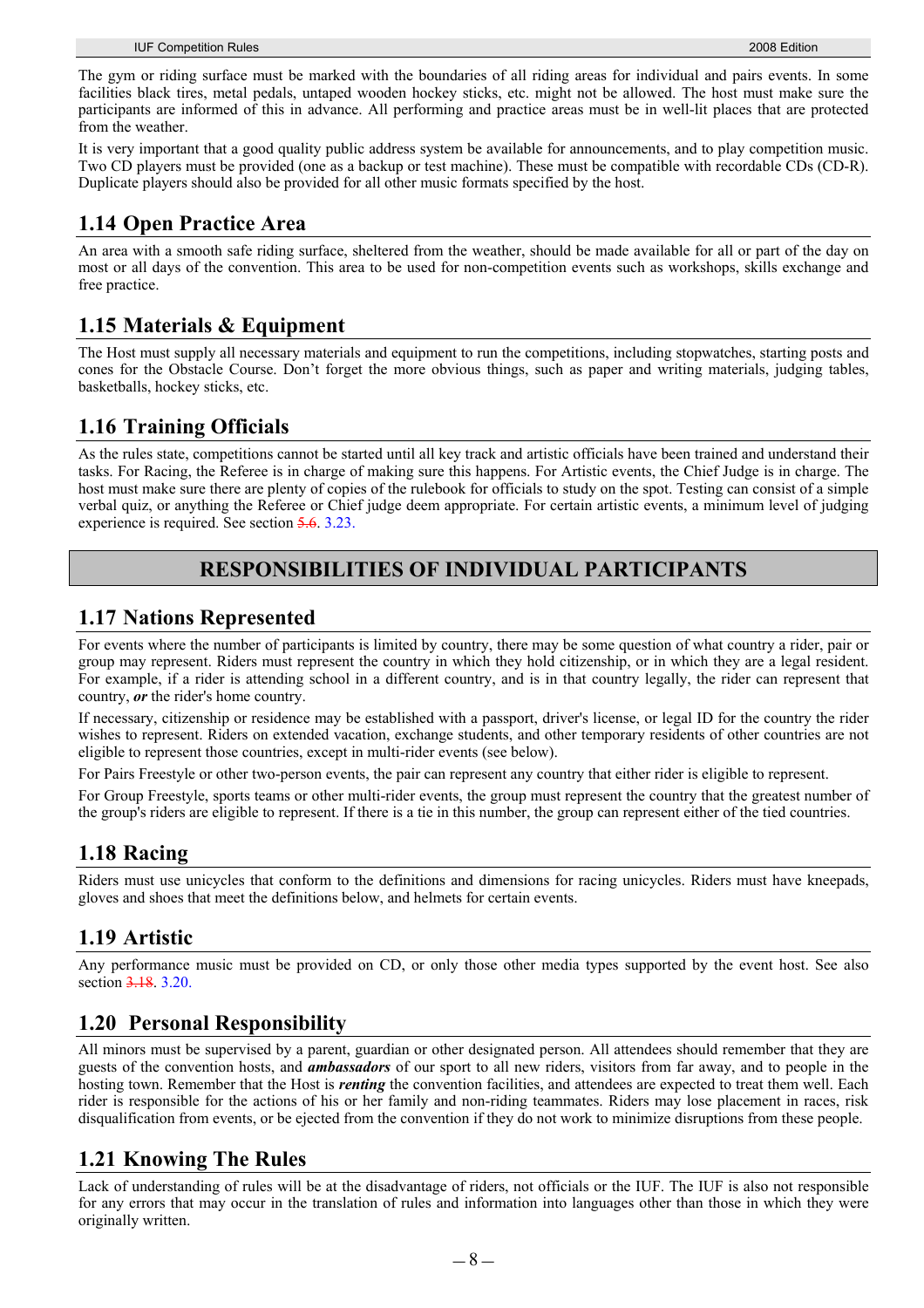The gym or riding surface must be marked with the boundaries of all riding areas for individual and pairs events. In some facilities black tires, metal pedals, untaped wooden hockey sticks, etc. might not be allowed. The host must make sure the participants are informed of this in advance. All performing and practice areas must be in well-lit places that are protected from the weather.

It is very important that a good quality public address system be available for announcements, and to play competition music. Two CD players must be provided (one as a backup or test machine). These must be compatible with recordable CDs (CD-R). Duplicate players should also be provided for all other music formats specified by the host.

## 1.14 Open Practice Area

An area with a smooth safe riding surface, sheltered from the weather, should be made available for all or part of the day on most or all days of the convention. This area to be used for non-competition events such as workshops, skills exchange and free practice.

## 1.15 Materials & Equipment

The Host must supply all necessary materials and equipment to run the competitions, including stopwatches, starting posts and cones for the Obstacle Course. Don't forget the more obvious things, such as paper and writing materials, judging tables, basketballs, hockey sticks, etc.

## 1.16 Training Officials

As the rules state, competitions cannot be started until all key track and artistic officials have been trained and understand their tasks. For Racing, the Referee is in charge of making sure this happens. For Artistic events, the Chief Judge is in charge. The host must make sure there are plenty of copies of the rulebook for officials to study on the spot. Testing can consist of a simple verbal quiz, or anything the Referee or Chief judge deem appropriate. For certain artistic events, a minimum level of judging experience is required. See section ~~5.6~~. 3.23.

# RESPONSIBILITIES OF INDIVIDUAL PARTICIPANTS

## 1.17 Nations Represented

For events where the number of participants is limited by country, there may be some question of what country a rider, pair or group may represent. Riders must represent the country in which they hold citizenship, or in which they are a legal resident. For example, if a rider is attending school in a different country, and is in that country legally, the rider can represent that country, ***or*** the rider's home country.

If necessary, citizenship or residence may be established with a passport, driver's license, or legal ID for the country the rider wishes to represent. Riders on extended vacation, exchange students, and other temporary residents of other countries are not eligible to represent those countries, except in multi-rider events (see below).

For Pairs Freestyle or other two-person events, the pair can represent any country that either rider is eligible to represent.

For Group Freestyle, sports teams or other multi-rider events, the group must represent the country that the greatest number of the group's riders are eligible to represent. If there is a tie in this number, the group can represent either of the tied countries.

## 1.18 Racing

Riders must use unicycles that conform to the definitions and dimensions for racing unicycles. Riders must have kneepads, gloves and shoes that meet the definitions below, and helmets for certain events.

## 1.19 Artistic

Any performance music must be provided on CD, or only those other media types supported by the event host. See also section ~~3.18~~. 3.20.

## 1.20 Personal Responsibility

All minors must be supervised by a parent, guardian or other designated person. All attendees should remember that they are guests of the convention hosts, and ***ambassadors*** of our sport to all new riders, visitors from far away, and to people in the hosting town. Remember that the Host is ***renting*** the convention facilities, and attendees are expected to treat them well. Each rider is responsible for the actions of his or her family and non-riding teammates. Riders may lose placement in races, risk disqualification from events, or be ejected from the convention if they do not work to minimize disruptions from these people.

## 1.21 Knowing The Rules

Lack of understanding of rules will be at the disadvantage of riders, not officials or the IUF. The IUF is also not responsible for any errors that may occur in the translation of rules and information into languages other than those in which they were originally written.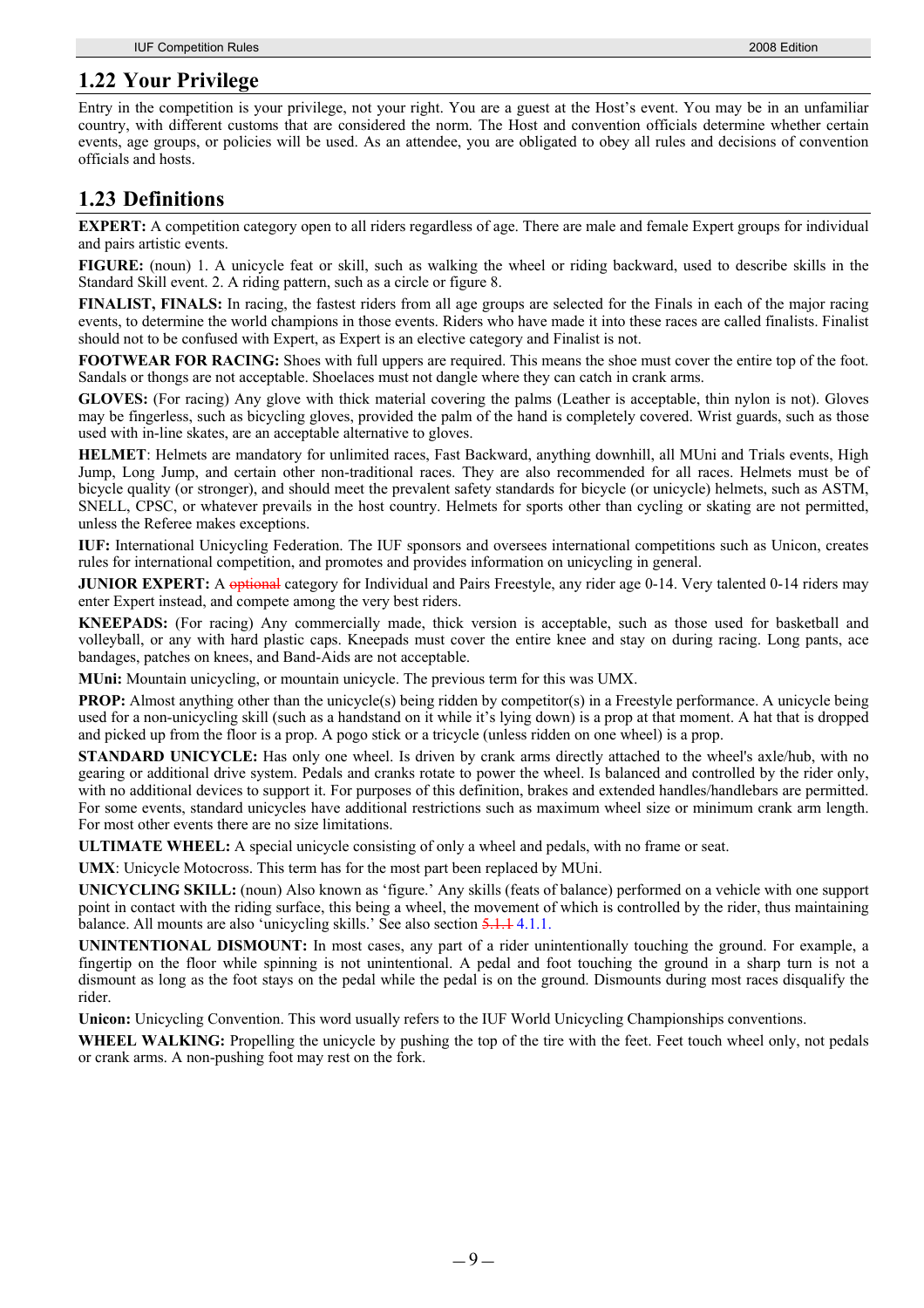## 1.22 Your Privilege

Entry in the competition is your privilege, not your right. You are a guest at the Host's event. You may be in an unfamiliar country, with different customs that are considered the norm. The Host and convention officials determine whether certain events, age groups, or policies will be used. As an attendee, you are obligated to obey all rules and decisions of convention officials and hosts.

## 1.23 Definitions

**EXPERT:** A competition category open to all riders regardless of age. There are male and female Expert groups for individual and pairs artistic events.

**FIGURE:** (noun) 1. A unicycle feat or skill, such as walking the wheel or riding backward, used to describe skills in the Standard Skill event. 2. A riding pattern, such as a circle or figure 8.

**FINALIST, FINALS:** In racing, the fastest riders from all age groups are selected for the Finals in each of the major racing events, to determine the world champions in those events. Riders who have made it into these races are called finalists. Finalist should not to be confused with Expert, as Expert is an elective category and Finalist is not.

**FOOTWEAR FOR RACING:** Shoes with full uppers are required. This means the shoe must cover the entire top of the foot. Sandals or thongs are not acceptable. Shoelaces must not dangle where they can catch in crank arms.

**GLOVES:** (For racing) Any glove with thick material covering the palms (Leather is acceptable, thin nylon is not). Gloves may be fingerless, such as bicycling gloves, provided the palm of the hand is completely covered. Wrist guards, such as those used with in-line skates, are an acceptable alternative to gloves.

**HELMET**: Helmets are mandatory for unlimited races, Fast Backward, anything downhill, all MUni and Trials events, High Jump, Long Jump, and certain other non-traditional races. They are also recommended for all races. Helmets must be of bicycle quality (or stronger), and should meet the prevalent safety standards for bicycle (or unicycle) helmets, such as ASTM, SNELL, CPSC, or whatever prevails in the host country. Helmets for sports other than cycling or skating are not permitted, unless the Referee makes exceptions.

**IUF:** International Unicycling Federation. The IUF sponsors and oversees international competitions such as Unicon, creates rules for international competition, and promotes and provides information on unicycling in general.

**JUNIOR EXPERT:** A ~~optional~~ category for Individual and Pairs Freestyle, any rider age 0-14. Very talented 0-14 riders may enter Expert instead, and compete among the very best riders.

**KNEEPADS:** (For racing) Any commercially made, thick version is acceptable, such as those used for basketball and volleyball, or any with hard plastic caps. Kneepads must cover the entire knee and stay on during racing. Long pants, ace bandages, patches on knees, and Band-Aids are not acceptable.

**MUni:** Mountain unicycling, or mountain unicycle. The previous term for this was UMX.

**PROP:** Almost anything other than the unicycle(s) being ridden by competitor(s) in a Freestyle performance. A unicycle being used for a non-unicycling skill (such as a handstand on it while it's lying down) is a prop at that moment. A hat that is dropped and picked up from the floor is a prop. A pogo stick or a tricycle (unless ridden on one wheel) is a prop.

**STANDARD UNICYCLE:** Has only one wheel. Is driven by crank arms directly attached to the wheel's axle/hub, with no gearing or additional drive system. Pedals and cranks rotate to power the wheel. Is balanced and controlled by the rider only, with no additional devices to support it. For purposes of this definition, brakes and extended handles/handlebars are permitted. For some events, standard unicycles have additional restrictions such as maximum wheel size or minimum crank arm length. For most other events there are no size limitations.

**ULTIMATE WHEEL:** A special unicycle consisting of only a wheel and pedals, with no frame or seat.

**UMX**: Unicycle Motocross. This term has for the most part been replaced by MUni.

**UNICYCLING SKILL:** (noun) Also known as 'figure.' Any skills (feats of balance) performed on a vehicle with one support point in contact with the riding surface, this being a wheel, the movement of which is controlled by the rider, thus maintaining balance. All mounts are also 'unicycling skills.' See also section ~~5.1.1~~ 4.1.1.

**UNINTENTIONAL DISMOUNT:** In most cases, any part of a rider unintentionally touching the ground. For example, a fingertip on the floor while spinning is not unintentional. A pedal and foot touching the ground in a sharp turn is not a dismount as long as the foot stays on the pedal while the pedal is on the ground. Dismounts during most races disqualify the rider.

**Unicon:** Unicycling Convention. This word usually refers to the IUF World Unicycling Championships conventions.

**WHEEL WALKING:** Propelling the unicycle by pushing the top of the tire with the feet. Feet touch wheel only, not pedals or crank arms. A non-pushing foot may rest on the fork.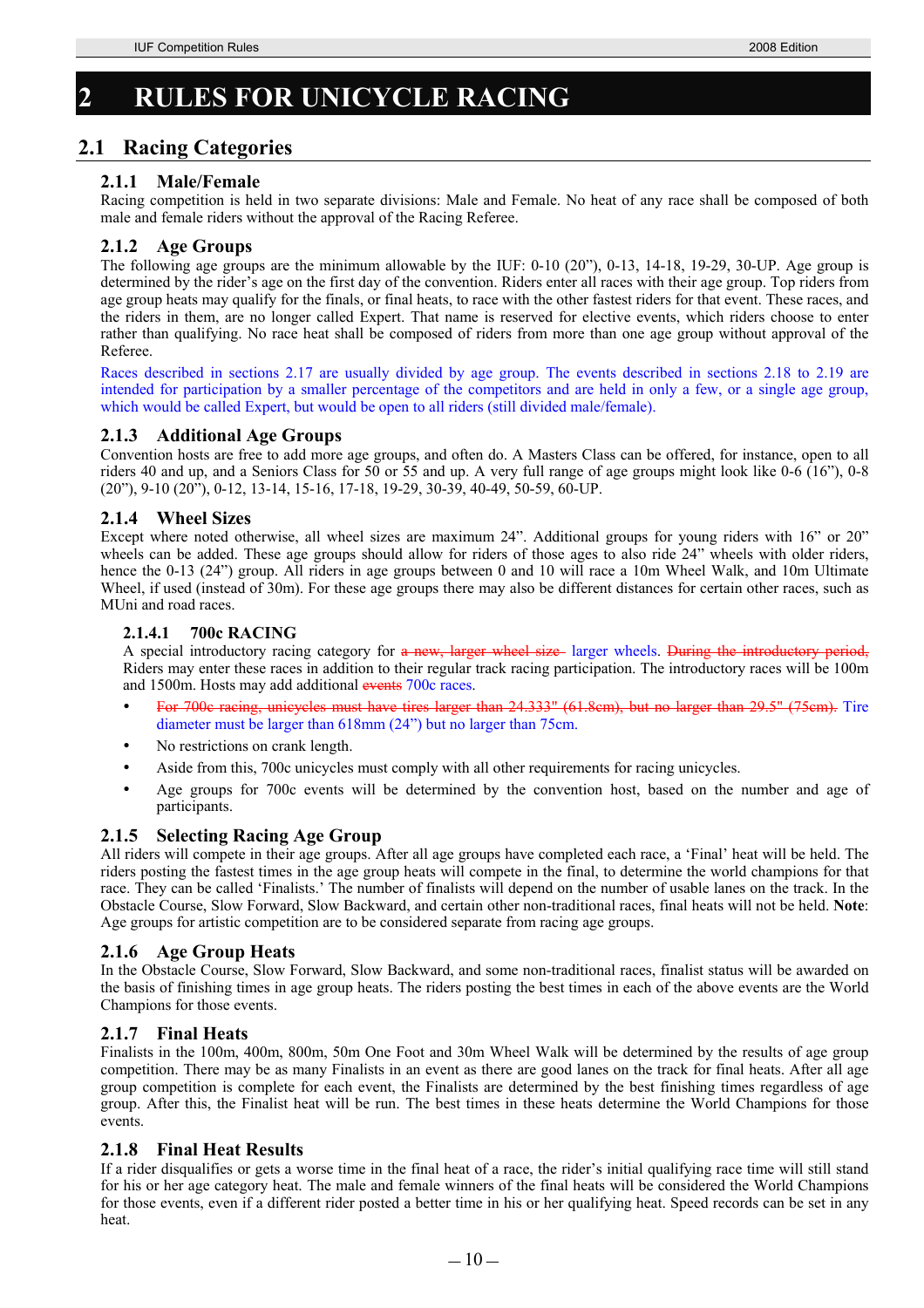# 2 RULES FOR UNICYCLE RACING

## 2.1 Racing Categories

### 2.1.1 Male/Female

Racing competition is held in two separate divisions: Male and Female. No heat of any race shall be composed of both male and female riders without the approval of the Racing Referee.

### 2.1.2 Age Groups

The following age groups are the minimum allowable by the IUF: 0-10 (20"), 0-13, 14-18, 19-29, 30-UP. Age group is determined by the rider's age on the first day of the convention. Riders enter all races with their age group. Top riders from age group heats may qualify for the finals, or final heats, to race with the other fastest riders for that event. These races, and the riders in them, are no longer called Expert. That name is reserved for elective events, which riders choose to enter rather than qualifying. No race heat shall be composed of riders from more than one age group without approval of the Referee.

Races described in sections 2.17 are usually divided by age group. The events described in sections 2.18 to 2.19 are intended for participation by a smaller percentage of the competitors and are held in only a few, or a single age group, which would be called Expert, but would be open to all riders (still divided male/female).

### 2.1.3 Additional Age Groups

Convention hosts are free to add more age groups, and often do. A Masters Class can be offered, for instance, open to all riders 40 and up, and a Seniors Class for 50 or 55 and up. A very full range of age groups might look like 0-6 (16"), 0-8 (20"), 9-10 (20"), 0-12, 13-14, 15-16, 17-18, 19-29, 30-39, 40-49, 50-59, 60-UP.

### 2.1.4 Wheel Sizes

Except where noted otherwise, all wheel sizes are maximum 24". Additional groups for young riders with 16" or 20" wheels can be added. These age groups should allow for riders of those ages to also ride 24" wheels with older riders, hence the 0-13 (24") group. All riders in age groups between 0 and 10 will race a 10m Wheel Walk, and 10m Ultimate Wheel, if used (instead of 30m). For these age groups there may also be different distances for certain other races, such as MUni and road races.

#### 2.1.4.1 700c RACING

A special introductory racing category for ~~a new, larger wheel size~~ larger wheels. ~~During the introductory period,~~ Riders may enter these races in addition to their regular track racing participation. The introductory races will be 100m and 1500m. Hosts may add additional ~~events~~ 700c races.

- ~~For 700c racing, unicycles must have tires larger than 24.333" (61.8cm), but no larger than 29.5" (75cm).~~ Tire diameter must be larger than 618mm (24") but no larger than 75cm.
- No restrictions on crank length.
- Aside from this, 700c unicycles must comply with all other requirements for racing unicycles.
- Age groups for 700c events will be determined by the convention host, based on the number and age of participants.

### 2.1.5 Selecting Racing Age Group

All riders will compete in their age groups. After all age groups have completed each race, a 'Final' heat will be held. The riders posting the fastest times in the age group heats will compete in the final, to determine the world champions for that race. They can be called 'Finalists.' The number of finalists will depend on the number of usable lanes on the track. In the Obstacle Course, Slow Forward, Slow Backward, and certain other non-traditional races, final heats will not be held. **Note**: Age groups for artistic competition are to be considered separate from racing age groups.

### 2.1.6 Age Group Heats

In the Obstacle Course, Slow Forward, Slow Backward, and some non-traditional races, finalist status will be awarded on the basis of finishing times in age group heats. The riders posting the best times in each of the above events are the World Champions for those events.

### 2.1.7 Final Heats

Finalists in the 100m, 400m, 800m, 50m One Foot and 30m Wheel Walk will be determined by the results of age group competition. There may be as many Finalists in an event as there are good lanes on the track for final heats. After all age group competition is complete for each event, the Finalists are determined by the best finishing times regardless of age group. After this, the Finalist heat will be run. The best times in these heats determine the World Champions for those events.

### 2.1.8 Final Heat Results

If a rider disqualifies or gets a worse time in the final heat of a race, the rider's initial qualifying race time will still stand for his or her age category heat. The male and female winners of the final heats will be considered the World Champions for those events, even if a different rider posted a better time in his or her qualifying heat. Speed records can be set in any heat.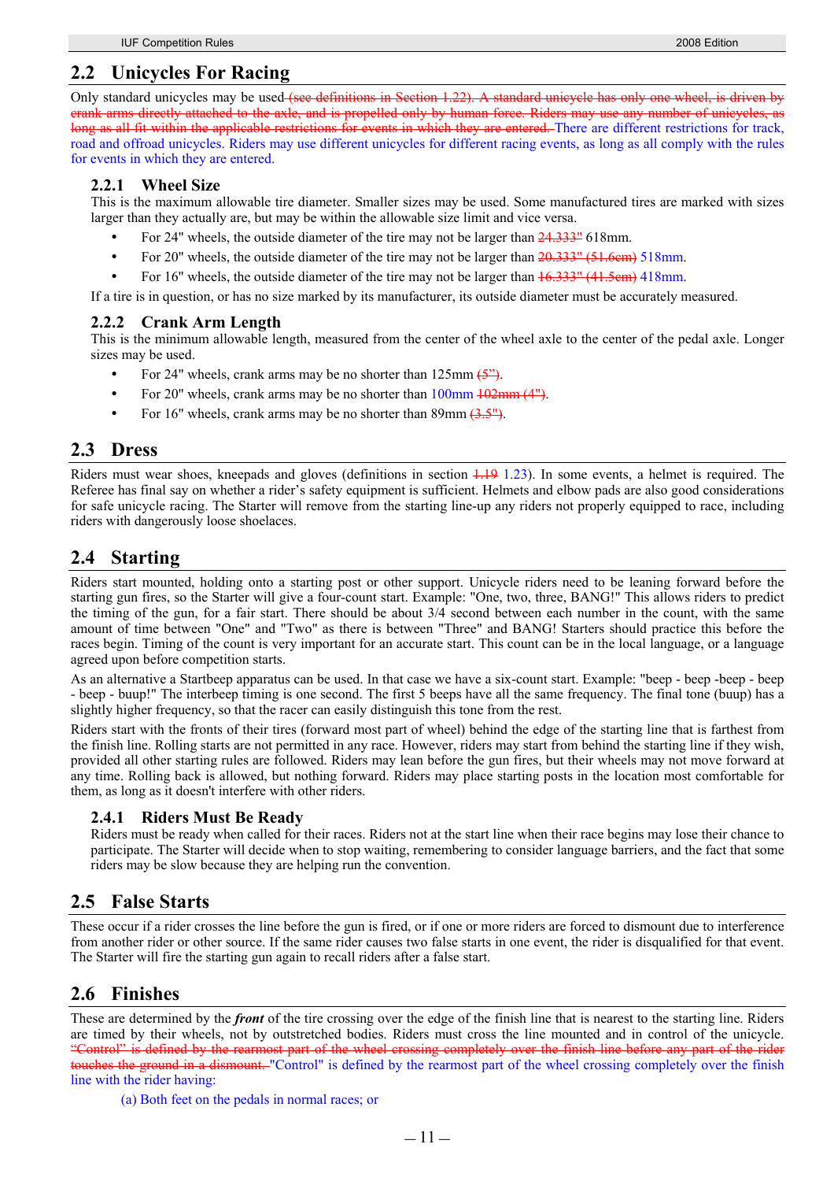## 2.2 Unicycles For Racing

Only standard unicycles may be used ~~(see definitions in Section 1.22). A standard unicycle has only one wheel, is driven by crank arms directly attached to the axle, and is propelled only by human force. Riders may use any number of unicycles, as long as all fit within the applicable restrictions for events in which they are entered.~~ There are different restrictions for track, road and offroad unicycles. Riders may use different unicycles for different racing events, as long as all comply with the rules for events in which they are entered.

### 2.2.1 Wheel Size

This is the maximum allowable tire diameter. Smaller sizes may be used. Some manufactured tires are marked with sizes larger than they actually are, but may be within the allowable size limit and vice versa.

- For 24" wheels, the outside diameter of the tire may not be larger than ~~24.333"~~ 618mm.
- For 20" wheels, the outside diameter of the tire may not be larger than ~~20.333" (51.6cm)~~ 518mm.
- For 16" wheels, the outside diameter of the tire may not be larger than ~~16.333" (41.5cm)~~ 418mm.

If a tire is in question, or has no size marked by its manufacturer, its outside diameter must be accurately measured.

### 2.2.2 Crank Arm Length

This is the minimum allowable length, measured from the center of the wheel axle to the center of the pedal axle. Longer sizes may be used.

- For 24" wheels, crank arms may be no shorter than 125mm ~~(5")~~.
- For 20" wheels, crank arms may be no shorter than 100mm ~~102mm (4")~~.
- For 16" wheels, crank arms may be no shorter than 89mm ~~(3.5")~~.

## 2.3 Dress

Riders must wear shoes, kneepads and gloves (definitions in section ~~1.19~~ 1.23). In some events, a helmet is required. The Referee has final say on whether a rider's safety equipment is sufficient. Helmets and elbow pads are also good considerations for safe unicycle racing. The Starter will remove from the starting line-up any riders not properly equipped to race, including riders with dangerously loose shoelaces.

## 2.4 Starting

Riders start mounted, holding onto a starting post or other support. Unicycle riders need to be leaning forward before the starting gun fires, so the Starter will give a four-count start. Example: "One, two, three, BANG!" This allows riders to predict the timing of the gun, for a fair start. There should be about 3/4 second between each number in the count, with the same amount of time between "One" and "Two" as there is between "Three" and BANG! Starters should practice this before the races begin. Timing of the count is very important for an accurate start. This count can be in the local language, or a language agreed upon before competition starts.

As an alternative a Startbeep apparatus can be used. In that case we have a six-count start. Example: "beep - beep -beep - beep - beep - buup!" The interbeep timing is one second. The first 5 beeps have all the same frequency. The final tone (buup) has a slightly higher frequency, so that the racer can easily distinguish this tone from the rest.

Riders start with the fronts of their tires (forward most part of wheel) behind the edge of the starting line that is farthest from the finish line. Rolling starts are not permitted in any race. However, riders may start from behind the starting line if they wish, provided all other starting rules are followed. Riders may lean before the gun fires, but their wheels may not move forward at any time. Rolling back is allowed, but nothing forward. Riders may place starting posts in the location most comfortable for them, as long as it doesn't interfere with other riders.

### 2.4.1 Riders Must Be Ready

Riders must be ready when called for their races. Riders not at the start line when their race begins may lose their chance to participate. The Starter will decide when to stop waiting, remembering to consider language barriers, and the fact that some riders may be slow because they are helping run the convention.

## 2.5 False Starts

These occur if a rider crosses the line before the gun is fired, or if one or more riders are forced to dismount due to interference from another rider or other source. If the same rider causes two false starts in one event, the rider is disqualified for that event. The Starter will fire the starting gun again to recall riders after a false start.

## 2.6 Finishes

These are determined by the ***front*** of the tire crossing over the edge of the finish line that is nearest to the starting line. Riders are timed by their wheels, not by outstretched bodies. Riders must cross the line mounted and in control of the unicycle. ~~"Control" is defined by the rearmost part of the wheel crossing completely over the finish line before any part of the rider touches the ground in a dismount.~~ "Control" is defined by the rearmost part of the wheel crossing completely over the finish line with the rider having:

(a) Both feet on the pedals in normal races; or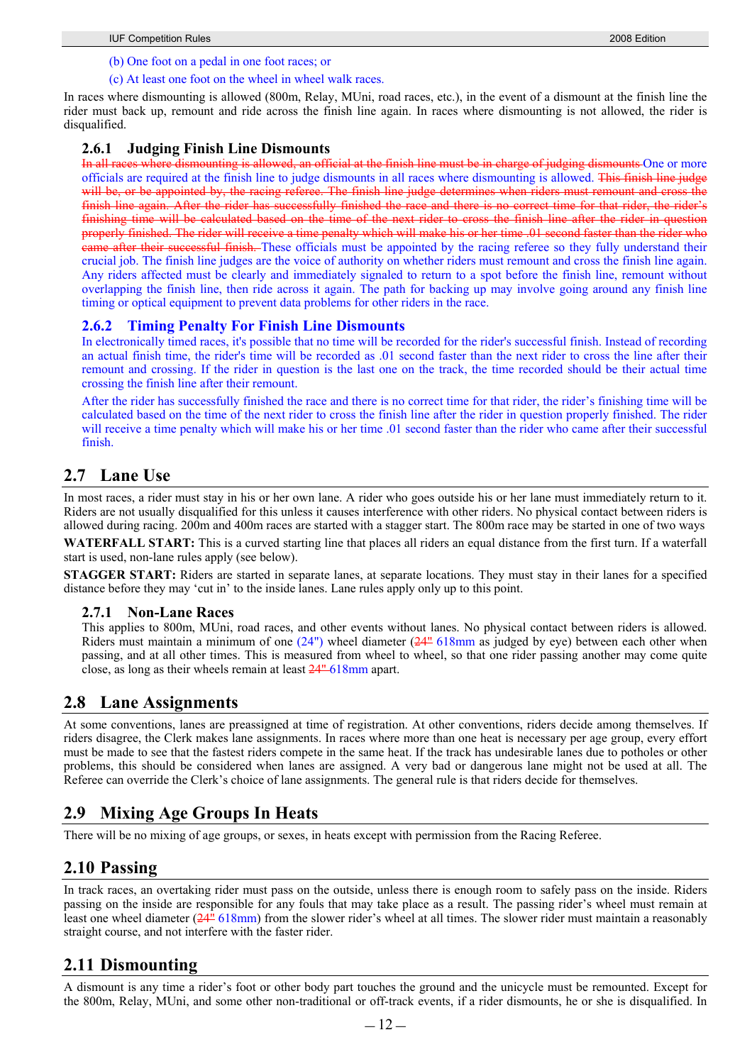(b) One foot on a pedal in one foot races; or

(c) At least one foot on the wheel in wheel walk races.

In races where dismounting is allowed (800m, Relay, MUni, road races, etc.), in the event of a dismount at the finish line the rider must back up, remount and ride across the finish line again. In races where dismounting is not allowed, the rider is disqualified.

### 2.6.1 Judging Finish Line Dismounts

~~In all races where dismounting is allowed, an official at the finish line must be in charge of judging dismounts~~ One or more officials are required at the finish line to judge dismounts in all races where dismounting is allowed. ~~This finish line judge will be, or be appointed by, the racing referee. The finish line judge determines when riders must remount and cross the finish line again. After the rider has successfully finished the race and there is no correct time for that rider, the rider's finishing time will be calculated based on the time of the next rider to cross the finish line after the rider in question properly finished. The rider will receive a time penalty which will make his or her time .01 second faster than the rider who came after their successful finish.~~ These officials must be appointed by the racing referee so they fully understand their crucial job. The finish line judges are the voice of authority on whether riders must remount and cross the finish line again. Any riders affected must be clearly and immediately signaled to return to a spot before the finish line, remount without overlapping the finish line, then ride across it again. The path for backing up may involve going around any finish line timing or optical equipment to prevent data problems for other riders in the race.

### 2.6.2 Timing Penalty For Finish Line Dismounts

In electronically timed races, it's possible that no time will be recorded for the rider's successful finish. Instead of recording an actual finish time, the rider's time will be recorded as .01 second faster than the next rider to cross the line after their remount and crossing. If the rider in question is the last one on the track, the time recorded should be their actual time crossing the finish line after their remount.

After the rider has successfully finished the race and there is no correct time for that rider, the rider's finishing time will be calculated based on the time of the next rider to cross the finish line after the rider in question properly finished. The rider will receive a time penalty which will make his or her time .01 second faster than the rider who came after their successful finish.

## 2.7 Lane Use

In most races, a rider must stay in his or her own lane. A rider who goes outside his or her lane must immediately return to it. Riders are not usually disqualified for this unless it causes interference with other riders. No physical contact between riders is allowed during racing. 200m and 400m races are started with a stagger start. The 800m race may be started in one of two ways

**WATERFALL START:** This is a curved starting line that places all riders an equal distance from the first turn. If a waterfall start is used, non-lane rules apply (see below).

**STAGGER START:** Riders are started in separate lanes, at separate locations. They must stay in their lanes for a specified distance before they may 'cut in' to the inside lanes. Lane rules apply only up to this point.

### 2.7.1 Non-Lane Races

This applies to 800m, MUni, road races, and other events without lanes. No physical contact between riders is allowed. Riders must maintain a minimum of one (24") wheel diameter (~~24"~~ 618mm as judged by eye) between each other when passing, and at all other times. This is measured from wheel to wheel, so that one rider passing another may come quite close, as long as their wheels remain at least ~~24"~~ 618mm apart.

## 2.8 Lane Assignments

At some conventions, lanes are preassigned at time of registration. At other conventions, riders decide among themselves. If riders disagree, the Clerk makes lane assignments. In races where more than one heat is necessary per age group, every effort must be made to see that the fastest riders compete in the same heat. If the track has undesirable lanes due to potholes or other problems, this should be considered when lanes are assigned. A very bad or dangerous lane might not be used at all. The Referee can override the Clerk's choice of lane assignments. The general rule is that riders decide for themselves.

## 2.9 Mixing Age Groups In Heats

There will be no mixing of age groups, or sexes, in heats except with permission from the Racing Referee.

## 2.10 Passing

In track races, an overtaking rider must pass on the outside, unless there is enough room to safely pass on the inside. Riders passing on the inside are responsible for any fouls that may take place as a result. The passing rider's wheel must remain at least one wheel diameter (~~24"~~ 618mm) from the slower rider's wheel at all times. The slower rider must maintain a reasonably straight course, and not interfere with the faster rider.

## 2.11 Dismounting

A dismount is any time a rider's foot or other body part touches the ground and the unicycle must be remounted. Except for the 800m, Relay, MUni, and some other non-traditional or off-track events, if a rider dismounts, he or she is disqualified. In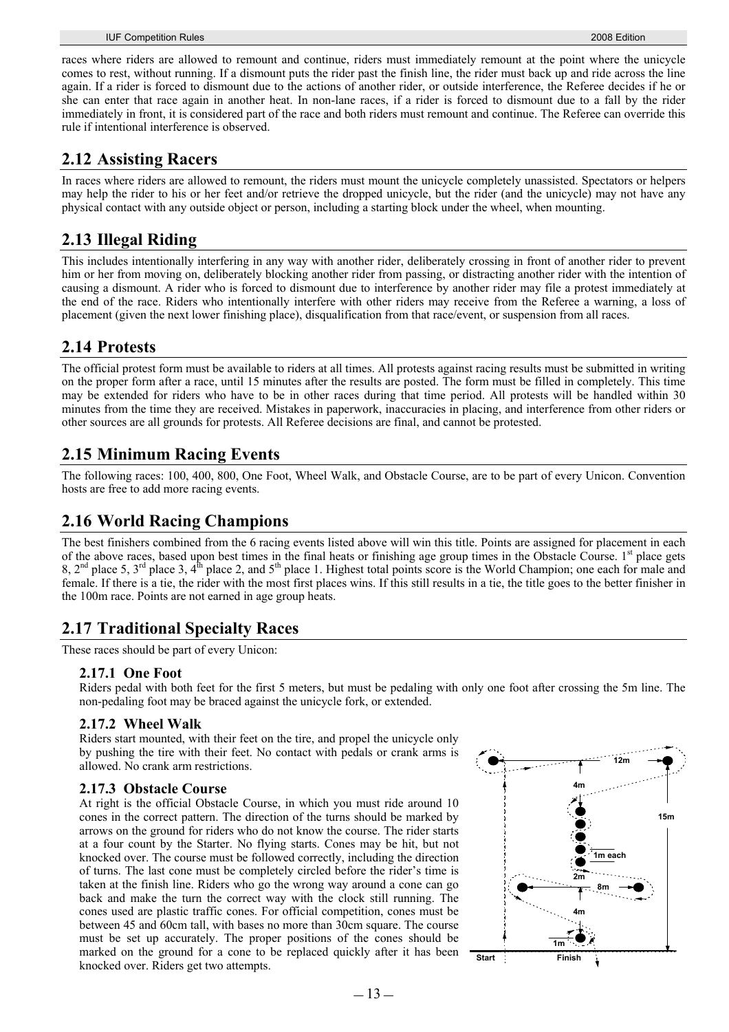races where riders are allowed to remount and continue, riders must immediately remount at the point where the unicycle comes to rest, without running. If a dismount puts the rider past the finish line, the rider must back up and ride across the line again. If a rider is forced to dismount due to the actions of another rider, or outside interference, the Referee decides if he or she can enter that race again in another heat. In non-lane races, if a rider is forced to dismount due to a fall by the rider immediately in front, it is considered part of the race and both riders must remount and continue. The Referee can override this rule if intentional interference is observed.

## 2.12 Assisting Racers

In races where riders are allowed to remount, the riders must mount the unicycle completely unassisted. Spectators or helpers may help the rider to his or her feet and/or retrieve the dropped unicycle, but the rider (and the unicycle) may not have any physical contact with any outside object or person, including a starting block under the wheel, when mounting.

## 2.13 Illegal Riding

This includes intentionally interfering in any way with another rider, deliberately crossing in front of another rider to prevent him or her from moving on, deliberately blocking another rider from passing, or distracting another rider with the intention of causing a dismount. A rider who is forced to dismount due to interference by another rider may file a protest immediately at the end of the race. Riders who intentionally interfere with other riders may receive from the Referee a warning, a loss of placement (given the next lower finishing place), disqualification from that race/event, or suspension from all races.

## 2.14 Protests

The official protest form must be available to riders at all times. All protests against racing results must be submitted in writing on the proper form after a race, until 15 minutes after the results are posted. The form must be filled in completely. This time may be extended for riders who have to be in other races during that time period. All protests will be handled within 30 minutes from the time they are received. Mistakes in paperwork, inaccuracies in placing, and interference from other riders or other sources are all grounds for protests. All Referee decisions are final, and cannot be protested.

## 2.15 Minimum Racing Events

The following races: 100, 400, 800, One Foot, Wheel Walk, and Obstacle Course, are to be part of every Unicon. Convention hosts are free to add more racing events.

## 2.16 World Racing Champions

The best finishers combined from the 6 racing events listed above will win this title. Points are assigned for placement in each of the above races, based upon best times in the final heats or finishing age group times in the Obstacle Course. 1st place gets 8, 2nd place 5, 3rd place 3, 4th place 2, and 5th place 1. Highest total points score is the World Champion; one each for male and female. If there is a tie, the rider with the most first places wins. If this still results in a tie, the title goes to the better finisher in the 100m race. Points are not earned in age group heats.

## 2.17 Traditional Specialty Races

These races should be part of every Unicon:

### 2.17.1 One Foot

Riders pedal with both feet for the first 5 meters, but must be pedaling with only one foot after crossing the 5m line. The non-pedaling foot may be braced against the unicycle fork, or extended.

### 2.17.2 Wheel Walk

Riders start mounted, with their feet on the tire, and propel the unicycle only by pushing the tire with their feet. No contact with pedals or crank arms is allowed. No crank arm restrictions.

### 2.17.3 Obstacle Course

At right is the official Obstacle Course, in which you must ride around 10 cones in the correct pattern. The direction of the turns should be marked by arrows on the ground for riders who do not know the course. The rider starts at a four count by the Starter. No flying starts. Cones may be hit, but not knocked over. The course must be followed correctly, including the direction of turns. The last cone must be completely circled before the rider's time is taken at the finish line. Riders who go the wrong way around a cone can go back and make the turn the correct way with the clock still running. The cones used are plastic traffic cones. For official competition, cones must be between 45 and 60cm tall, with bases no more than 30cm square. The course must be set up accurately. The proper positions of the cones should be marked on the ground for a cone to be replaced quickly after it has been knocked over. Riders get two attempts.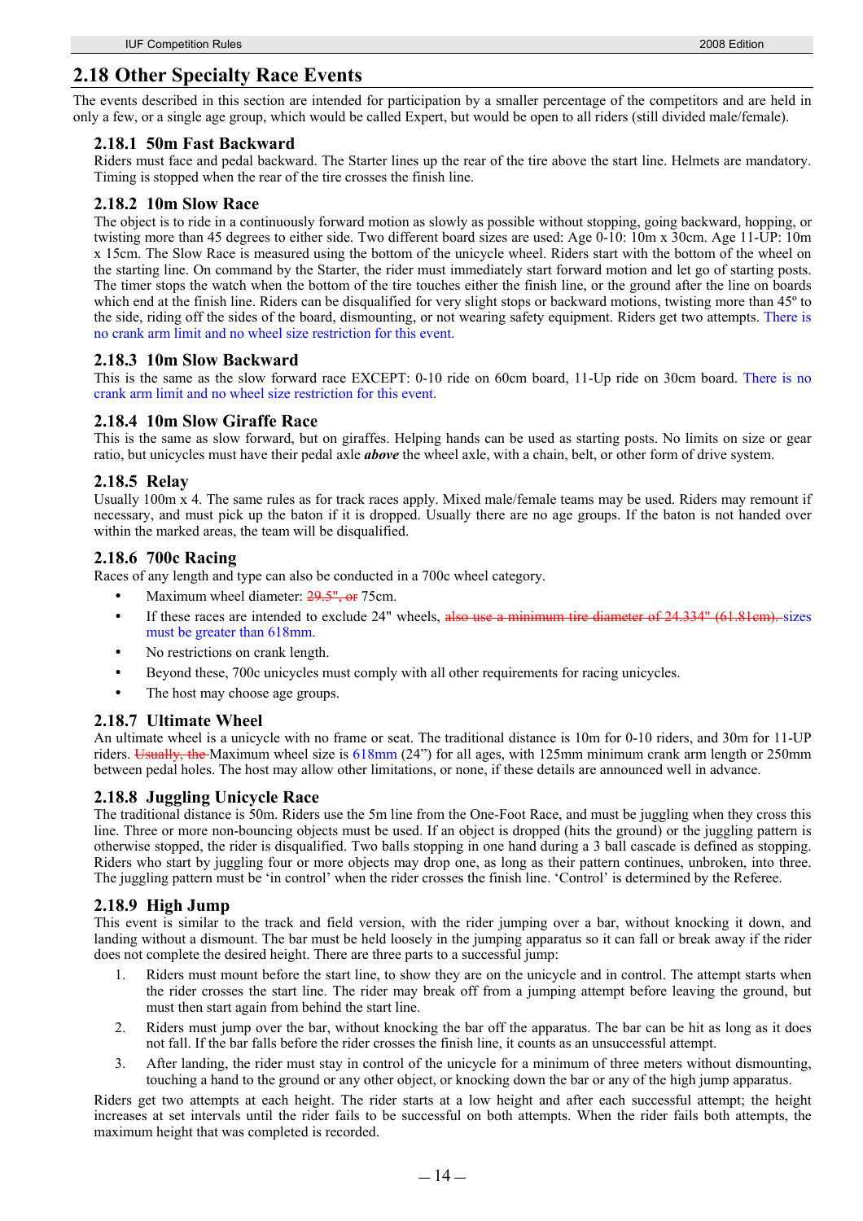## 2.18 Other Specialty Race Events

The events described in this section are intended for participation by a smaller percentage of the competitors and are held in only a few, or a single age group, which would be called Expert, but would be open to all riders (still divided male/female).

### 2.18.1 50m Fast Backward

Riders must face and pedal backward. The Starter lines up the rear of the tire above the start line. Helmets are mandatory. Timing is stopped when the rear of the tire crosses the finish line.

### 2.18.2 10m Slow Race

The object is to ride in a continuously forward motion as slowly as possible without stopping, going backward, hopping, or twisting more than 45 degrees to either side. Two different board sizes are used: Age 0-10: 10m x 30cm. Age 11-UP: 10m x 15cm. The Slow Race is measured using the bottom of the unicycle wheel. Riders start with the bottom of the wheel on the starting line. On command by the Starter, the rider must immediately start forward motion and let go of starting posts. The timer stops the watch when the bottom of the tire touches either the finish line, or the ground after the line on boards which end at the finish line. Riders can be disqualified for very slight stops or backward motions, twisting more than 45º to the side, riding off the sides of the board, dismounting, or not wearing safety equipment. Riders get two attempts. There is no crank arm limit and no wheel size restriction for this event.

### 2.18.3 10m Slow Backward

This is the same as the slow forward race EXCEPT: 0-10 ride on 60cm board, 11-Up ride on 30cm board. There is no crank arm limit and no wheel size restriction for this event.

### 2.18.4 10m Slow Giraffe Race

This is the same as slow forward, but on giraffes. Helping hands can be used as starting posts. No limits on size or gear ratio, but unicycles must have their pedal axle ***above*** the wheel axle, with a chain, belt, or other form of drive system.

### 2.18.5 Relay

Usually 100m x 4. The same rules as for track races apply. Mixed male/female teams may be used. Riders may remount if necessary, and must pick up the baton if it is dropped. Usually there are no age groups. If the baton is not handed over within the marked areas, the team will be disqualified.

### 2.18.6 700c Racing

Races of any length and type can also be conducted in a 700c wheel category.

- Maximum wheel diameter: ~~29.5", or~~ 75cm.
- If these races are intended to exclude 24" wheels, ~~also use a minimum tire diameter of 24.334" (61.81cm).~~ sizes must be greater than 618mm.
- No restrictions on crank length.
- Beyond these, 700c unicycles must comply with all other requirements for racing unicycles.
- The host may choose age groups.

### 2.18.7 Ultimate Wheel

An ultimate wheel is a unicycle with no frame or seat. The traditional distance is 10m for 0-10 riders, and 30m for 11-UP riders. ~~Usually, the~~ Maximum wheel size is 618mm (24") for all ages, with 125mm minimum crank arm length or 250mm between pedal holes. The host may allow other limitations, or none, if these details are announced well in advance.

### 2.18.8 Juggling Unicycle Race

The traditional distance is 50m. Riders use the 5m line from the One-Foot Race, and must be juggling when they cross this line. Three or more non-bouncing objects must be used. If an object is dropped (hits the ground) or the juggling pattern is otherwise stopped, the rider is disqualified. Two balls stopping in one hand during a 3 ball cascade is defined as stopping. Riders who start by juggling four or more objects may drop one, as long as their pattern continues, unbroken, into three. The juggling pattern must be 'in control' when the rider crosses the finish line. 'Control' is determined by the Referee.

### 2.18.9 High Jump

This event is similar to the track and field version, with the rider jumping over a bar, without knocking it down, and landing without a dismount. The bar must be held loosely in the jumping apparatus so it can fall or break away if the rider does not complete the desired height. There are three parts to a successful jump:

1. Riders must mount before the start line, to show they are on the unicycle and in control. The attempt starts when the rider crosses the start line. The rider may break off from a jumping attempt before leaving the ground, but must then start again from behind the start line.
2. Riders must jump over the bar, without knocking the bar off the apparatus. The bar can be hit as long as it does not fall. If the bar falls before the rider crosses the finish line, it counts as an unsuccessful attempt.
3. After landing, the rider must stay in control of the unicycle for a minimum of three meters without dismounting, touching a hand to the ground or any other object, or knocking down the bar or any of the high jump apparatus.

Riders get two attempts at each height. The rider starts at a low height and after each successful attempt; the height increases at set intervals until the rider fails to be successful on both attempts. When the rider fails both attempts, the maximum height that was completed is recorded.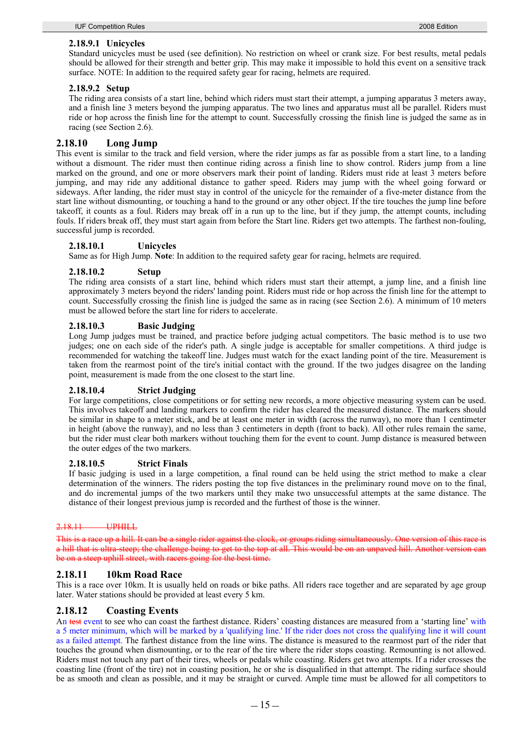#### 2.18.9.1 Unicycles

Standard unicycles must be used (see definition). No restriction on wheel or crank size. For best results, metal pedals should be allowed for their strength and better grip. This may make it impossible to hold this event on a sensitive track surface. NOTE: In addition to the required safety gear for racing, helmets are required.

#### 2.18.9.2 Setup

The riding area consists of a start line, behind which riders must start their attempt, a jumping apparatus 3 meters away, and a finish line 3 meters beyond the jumping apparatus. The two lines and apparatus must all be parallel. Riders must ride or hop across the finish line for the attempt to count. Successfully crossing the finish line is judged the same as in racing (see Section 2.6).

### 2.18.10 Long Jump

This event is similar to the track and field version, where the rider jumps as far as possible from a start line, to a landing without a dismount. The rider must then continue riding across a finish line to show control. Riders jump from a line marked on the ground, and one or more observers mark their point of landing. Riders must ride at least 3 meters before jumping, and may ride any additional distance to gather speed. Riders may jump with the wheel going forward or sideways. After landing, the rider must stay in control of the unicycle for the remainder of a five-meter distance from the start line without dismounting, or touching a hand to the ground or any other object. If the tire touches the jump line before takeoff, it counts as a foul. Riders may break off in a run up to the line, but if they jump, the attempt counts, including fouls. If riders break off, they must start again from before the Start line. Riders get two attempts. The farthest non-fouling, successful jump is recorded.

#### 2.18.10.1 Unicycles

Same as for High Jump. **Note**: In addition to the required safety gear for racing, helmets are required.

#### 2.18.10.2 Setup

The riding area consists of a start line, behind which riders must start their attempt, a jump line, and a finish line approximately 3 meters beyond the riders' landing point. Riders must ride or hop across the finish line for the attempt to count. Successfully crossing the finish line is judged the same as in racing (see Section 2.6). A minimum of 10 meters must be allowed before the start line for riders to accelerate.

#### 2.18.10.3 Basic Judging

Long Jump judges must be trained, and practice before judging actual competitors. The basic method is to use two judges; one on each side of the rider's path. A single judge is acceptable for smaller competitions. A third judge is recommended for watching the takeoff line. Judges must watch for the exact landing point of the tire. Measurement is taken from the rearmost point of the tire's initial contact with the ground. If the two judges disagree on the landing point, measurement is made from the one closest to the start line.

#### 2.18.10.4 Strict Judging

For large competitions, close competitions or for setting new records, a more objective measuring system can be used. This involves takeoff and landing markers to confirm the rider has cleared the measured distance. The markers should be similar in shape to a meter stick, and be at least one meter in width (across the runway), no more than 1 centimeter in height (above the runway), and no less than 3 centimeters in depth (front to back). All other rules remain the same, but the rider must clear both markers without touching them for the event to count. Jump distance is measured between the outer edges of the two markers.

#### 2.18.10.5 Strict Finals

If basic judging is used in a large competition, a final round can be held using the strict method to make a clear determination of the winners. The riders posting the top five distances in the preliminary round move on to the final, and do incremental jumps of the two markers until they make two unsuccessful attempts at the same distance. The distance of their longest previous jump is recorded and the furthest of those is the winner.

~~2.18.11 UPHILL~~

~~This is a race up a hill. It can be a single rider against the clock, or groups riding simultaneously. One version of this race is a hill that is ultra-steep; the challenge being to get to the top at all. This would be on an unpaved hill. Another version can be on a steep uphill street, with racers going for the best time.~~

### 2.18.11 10km Road Race

This is a race over 10km. It is usually held on roads or bike paths. All riders race together and are separated by age group later. Water stations should be provided at least every 5 km.

### 2.18.12 Coasting Events

An ~~test~~ event to see who can coast the farthest distance. Riders' coasting distances are measured from a 'starting line' with a 5 meter minimum, which will be marked by a 'qualifying line.' If the rider does not cross the qualifying line it will count as a failed attempt. The farthest distance from the line wins. The distance is measured to the rearmost part of the rider that touches the ground when dismounting, or to the rear of the tire where the rider stops coasting. Remounting is not allowed. Riders must not touch any part of their tires, wheels or pedals while coasting. Riders get two attempts. If a rider crosses the coasting line (front of the tire) not in coasting position, he or she is disqualified in that attempt. The riding surface should be as smooth and clean as possible, and it may be straight or curved. Ample time must be allowed for all competitors to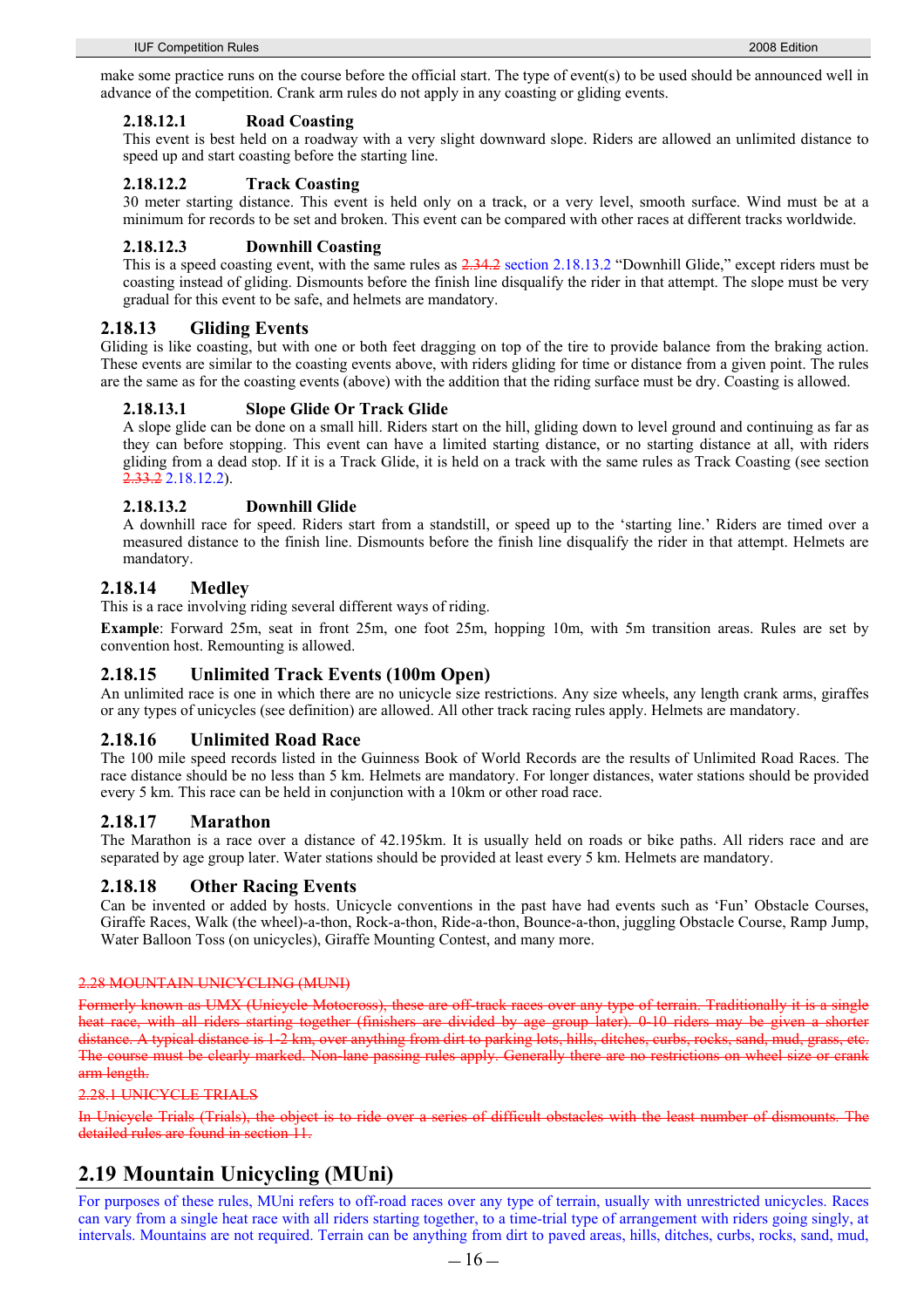make some practice runs on the course before the official start. The type of event(s) to be used should be announced well in advance of the competition. Crank arm rules do not apply in any coasting or gliding events.

#### 2.18.12.1 Road Coasting

This event is best held on a roadway with a very slight downward slope. Riders are allowed an unlimited distance to speed up and start coasting before the starting line.

#### 2.18.12.2 Track Coasting

30 meter starting distance. This event is held only on a track, or a very level, smooth surface. Wind must be at a minimum for records to be set and broken. This event can be compared with other races at different tracks worldwide.

#### 2.18.12.3 Downhill Coasting

This is a speed coasting event, with the same rules as ~~2.34.2~~ section 2.18.13.2 "Downhill Glide," except riders must be coasting instead of gliding. Dismounts before the finish line disqualify the rider in that attempt. The slope must be very gradual for this event to be safe, and helmets are mandatory.

### 2.18.13 Gliding Events

Gliding is like coasting, but with one or both feet dragging on top of the tire to provide balance from the braking action. These events are similar to the coasting events above, with riders gliding for time or distance from a given point. The rules are the same as for the coasting events (above) with the addition that the riding surface must be dry. Coasting is allowed.

#### 2.18.13.1 Slope Glide Or Track Glide

A slope glide can be done on a small hill. Riders start on the hill, gliding down to level ground and continuing as far as they can before stopping. This event can have a limited starting distance, or no starting distance at all, with riders gliding from a dead stop. If it is a Track Glide, it is held on a track with the same rules as Track Coasting (see section ~~2.33.2~~ 2.18.12.2).

#### 2.18.13.2 Downhill Glide

A downhill race for speed. Riders start from a standstill, or speed up to the 'starting line.' Riders are timed over a measured distance to the finish line. Dismounts before the finish line disqualify the rider in that attempt. Helmets are mandatory.

### 2.18.14 Medley

This is a race involving riding several different ways of riding.

**Example**: Forward 25m, seat in front 25m, one foot 25m, hopping 10m, with 5m transition areas. Rules are set by convention host. Remounting is allowed.

### 2.18.15 Unlimited Track Events (100m Open)

An unlimited race is one in which there are no unicycle size restrictions. Any size wheels, any length crank arms, giraffes or any types of unicycles (see definition) are allowed. All other track racing rules apply. Helmets are mandatory.

### 2.18.16 Unlimited Road Race

The 100 mile speed records listed in the Guinness Book of World Records are the results of Unlimited Road Races. The race distance should be no less than 5 km. Helmets are mandatory. For longer distances, water stations should be provided every 5 km. This race can be held in conjunction with a 10km or other road race.

### 2.18.17 Marathon

The Marathon is a race over a distance of 42.195km. It is usually held on roads or bike paths. All riders race and are separated by age group later. Water stations should be provided at least every 5 km. Helmets are mandatory.

### 2.18.18 Other Racing Events

Can be invented or added by hosts. Unicycle conventions in the past have had events such as 'Fun' Obstacle Courses, Giraffe Races, Walk (the wheel)-a-thon, Rock-a-thon, Ride-a-thon, Bounce-a-thon, juggling Obstacle Course, Ramp Jump, Water Balloon Toss (on unicycles), Giraffe Mounting Contest, and many more.

~~2.28 MOUNTAIN UNICYCLING (MUNI)~~

~~Formerly known as UMX (Unicycle Motocross), these are off-track races over any type of terrain. Traditionally it is a single heat race, with all riders starting together (finishers are divided by age group later). 0-10 riders may be given a shorter distance. A typical distance is 1-2 km, over anything from dirt to parking lots, hills, ditches, curbs, rocks, sand, mud, grass, etc. The course must be clearly marked. Non-lane passing rules apply. Generally there are no restrictions on wheel size or crank arm length.~~

~~2.28.1 UNICYCLE TRIALS~~

~~In Unicycle Trials (Trials), the object is to ride over a series of difficult obstacles with the least number of dismounts. The detailed rules are found in section 11.~~

## 2.19 Mountain Unicycling (MUni)

For purposes of these rules, MUni refers to off-road races over any type of terrain, usually with unrestricted unicycles. Races can vary from a single heat race with all riders starting together, to a time-trial type of arrangement with riders going singly, at intervals. Mountains are not required. Terrain can be anything from dirt to paved areas, hills, ditches, curbs, rocks, sand, mud,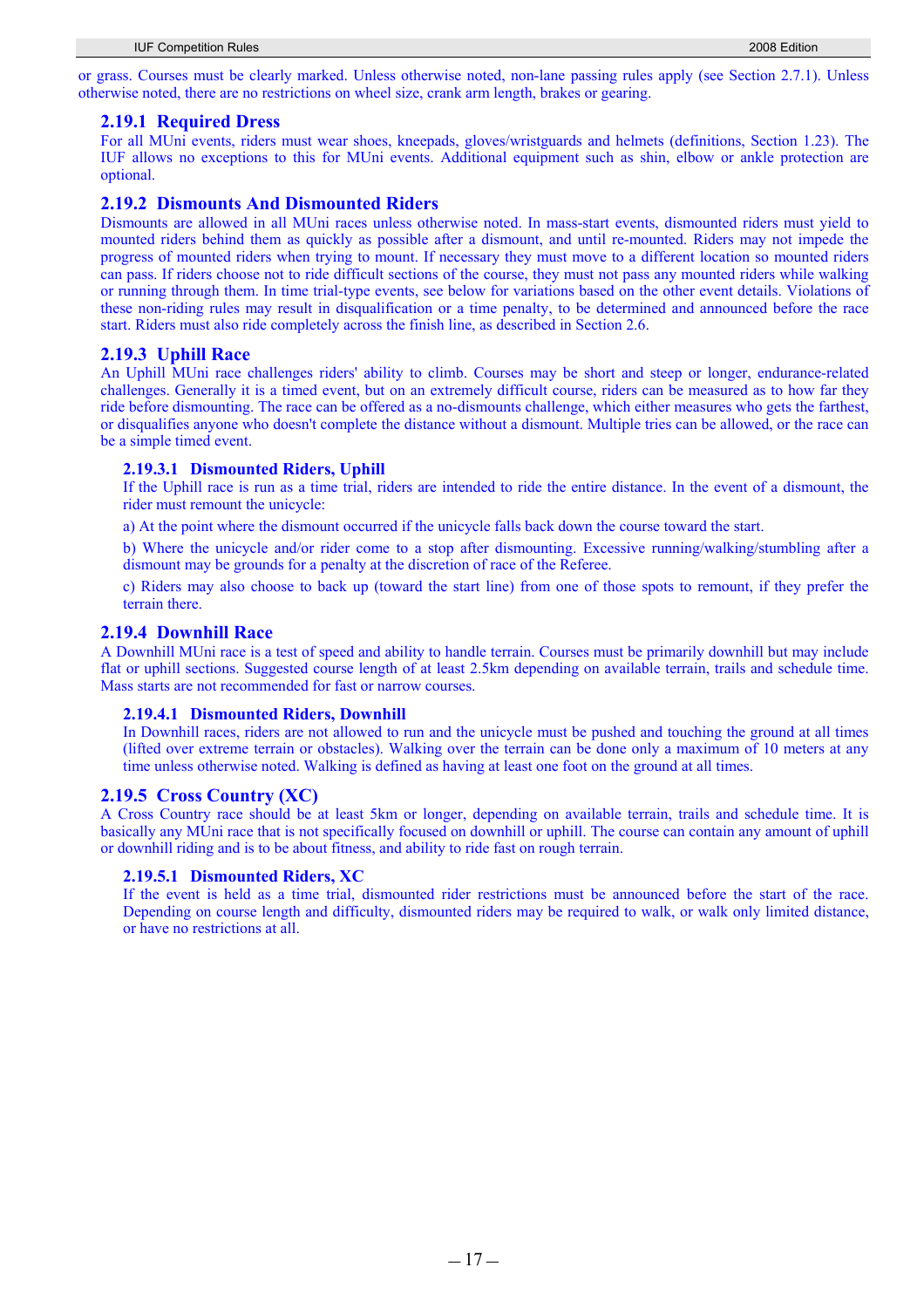or grass. Courses must be clearly marked. Unless otherwise noted, non-lane passing rules apply (see Section 2.7.1). Unless otherwise noted, there are no restrictions on wheel size, crank arm length, brakes or gearing.

### 2.19.1 Required Dress

For all MUni events, riders must wear shoes, kneepads, gloves/wristguards and helmets (definitions, Section 1.23). The IUF allows no exceptions to this for MUni events. Additional equipment such as shin, elbow or ankle protection are optional.

### 2.19.2 Dismounts And Dismounted Riders

Dismounts are allowed in all MUni races unless otherwise noted. In mass-start events, dismounted riders must yield to mounted riders behind them as quickly as possible after a dismount, and until re-mounted. Riders may not impede the progress of mounted riders when trying to mount. If necessary they must move to a different location so mounted riders can pass. If riders choose not to ride difficult sections of the course, they must not pass any mounted riders while walking or running through them. In time trial-type events, see below for variations based on the other event details. Violations of these non-riding rules may result in disqualification or a time penalty, to be determined and announced before the race start. Riders must also ride completely across the finish line, as described in Section 2.6.

### 2.19.3 Uphill Race

An Uphill MUni race challenges riders' ability to climb. Courses may be short and steep or longer, endurance-related challenges. Generally it is a timed event, but on an extremely difficult course, riders can be measured as to how far they ride before dismounting. The race can be offered as a no-dismounts challenge, which either measures who gets the farthest, or disqualifies anyone who doesn't complete the distance without a dismount. Multiple tries can be allowed, or the race can be a simple timed event.

#### 2.19.3.1 Dismounted Riders, Uphill

If the Uphill race is run as a time trial, riders are intended to ride the entire distance. In the event of a dismount, the rider must remount the unicycle:

a) At the point where the dismount occurred if the unicycle falls back down the course toward the start.

b) Where the unicycle and/or rider come to a stop after dismounting. Excessive running/walking/stumbling after a dismount may be grounds for a penalty at the discretion of race of the Referee.

c) Riders may also choose to back up (toward the start line) from one of those spots to remount, if they prefer the terrain there.

### 2.19.4 Downhill Race

A Downhill MUni race is a test of speed and ability to handle terrain. Courses must be primarily downhill but may include flat or uphill sections. Suggested course length of at least 2.5km depending on available terrain, trails and schedule time. Mass starts are not recommended for fast or narrow courses.

#### 2.19.4.1 Dismounted Riders, Downhill

In Downhill races, riders are not allowed to run and the unicycle must be pushed and touching the ground at all times (lifted over extreme terrain or obstacles). Walking over the terrain can be done only a maximum of 10 meters at any time unless otherwise noted. Walking is defined as having at least one foot on the ground at all times.

### 2.19.5 Cross Country (XC)

A Cross Country race should be at least 5km or longer, depending on available terrain, trails and schedule time. It is basically any MUni race that is not specifically focused on downhill or uphill. The course can contain any amount of uphill or downhill riding and is to be about fitness, and ability to ride fast on rough terrain.

#### 2.19.5.1 Dismounted Riders, XC

If the event is held as a time trial, dismounted rider restrictions must be announced before the start of the race. Depending on course length and difficulty, dismounted riders may be required to walk, or walk only limited distance, or have no restrictions at all.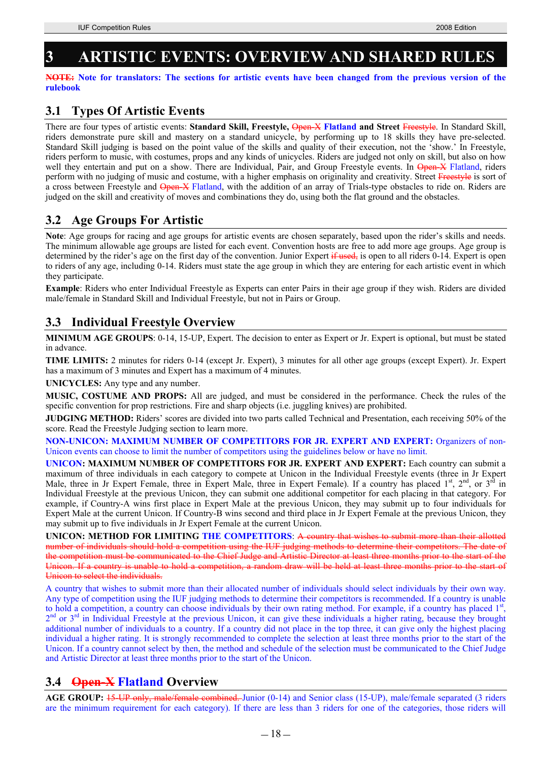# 3 ARTISTIC EVENTS: OVERVIEW AND SHARED RULES

**~~NOTE:~~ Note for translators: The sections for artistic events have been changed from the previous version of the rulebook**

## 3.1 Types Of Artistic Events

There are four types of artistic events: **Standard Skill, Freestyle, ~~Open-X~~ Flatland and Street** ~~Freestyle~~. In Standard Skill, riders demonstrate pure skill and mastery on a standard unicycle, by performing up to 18 skills they have pre-selected. Standard Skill judging is based on the point value of the skills and quality of their execution, not the 'show.' In Freestyle, riders perform to music, with costumes, props and any kinds of unicycles. Riders are judged not only on skill, but also on how well they entertain and put on a show. There are Individual, Pair, and Group Freestyle events. In ~~Open-X~~ Flatland, riders perform with no judging of music and costume, with a higher emphasis on originality and creativity. Street ~~Freestyle~~ is sort of a cross between Freestyle and ~~Open-X~~ Flatland, with the addition of an array of Trials-type obstacles to ride on. Riders are judged on the skill and creativity of moves and combinations they do, using both the flat ground and the obstacles.

## 3.2 Age Groups For Artistic

**Note**: Age groups for racing and age groups for artistic events are chosen separately, based upon the rider's skills and needs. The minimum allowable age groups are listed for each event. Convention hosts are free to add more age groups. Age group is determined by the rider's age on the first day of the convention. Junior Expert ~~if used,~~ is open to all riders 0-14. Expert is open to riders of any age, including 0-14. Riders must state the age group in which they are entering for each artistic event in which they participate.

**Example**: Riders who enter Individual Freestyle as Experts can enter Pairs in their age group if they wish. Riders are divided male/female in Standard Skill and Individual Freestyle, but not in Pairs or Group.

## 3.3 Individual Freestyle Overview

**MINIMUM AGE GROUPS**: 0-14, 15-UP, Expert. The decision to enter as Expert or Jr. Expert is optional, but must be stated in advance.

**TIME LIMITS:** 2 minutes for riders 0-14 (except Jr. Expert), 3 minutes for all other age groups (except Expert). Jr. Expert has a maximum of 3 minutes and Expert has a maximum of 4 minutes.

**UNICYCLES:** Any type and any number.

**MUSIC, COSTUME AND PROPS:** All are judged, and must be considered in the performance. Check the rules of the specific convention for prop restrictions. Fire and sharp objects (i.e. juggling knives) are prohibited.

**JUDGING METHOD:** Riders' scores are divided into two parts called Technical and Presentation, each receiving 50% of the score. Read the Freestyle Judging section to learn more.

**NON-UNICON: MAXIMUM NUMBER OF COMPETITORS FOR JR. EXPERT AND EXPERT:** Organizers of non-Unicon events can choose to limit the number of competitors using the guidelines below or have no limit.

**UNICON: MAXIMUM NUMBER OF COMPETITORS FOR JR. EXPERT AND EXPERT:** Each country can submit a maximum of three individuals in each category to compete at Unicon in the Individual Freestyle events (three in Jr Expert Male, three in Jr Expert Female, three in Expert Male, three in Expert Female). If a country has placed 1st, 2nd, or 3rd in Individual Freestyle at the previous Unicon, they can submit one additional competitor for each placing in that category. For example, if Country-A wins first place in Expert Male at the previous Unicon, they may submit up to four individuals for Expert Male at the current Unicon. If Country-B wins second and third place in Jr Expert Female at the previous Unicon, they may submit up to five individuals in Jr Expert Female at the current Unicon.

**UNICON: METHOD FOR LIMITING THE COMPETITORS**: ~~A country that wishes to submit more than their allotted number of individuals should hold a competition using the IUF judging methods to determine their competitors. The date of the competition must be communicated to the Chief Judge and Artistic Director at least three months prior to the start of the Unicon. If a country is unable to hold a competition, a random draw will be held at least three months prior to the start of Unicon to select the individuals.~~

A country that wishes to submit more than their allocated number of individuals should select individuals by their own way. Any type of competition using the IUF judging methods to determine their competitors is recommended. If a country is unable to hold a competition, a country can choose individuals by their own rating method. For example, if a country has placed 1st, 2nd or 3rd in Individual Freestyle at the previous Unicon, it can give these individuals a higher rating, because they brought additional number of individuals to a country. If a country did not place in the top three, it can give only the highest placing individual a higher rating. It is strongly recommended to complete the selection at least three months prior to the start of the Unicon. If a country cannot select by then, the method and schedule of the selection must be communicated to the Chief Judge and Artistic Director at least three months prior to the start of the Unicon.

## 3.4 ~~Open-X~~ Flatland Overview

**AGE GROUP:** ~~15-UP only, male/female combined.~~ Junior (0-14) and Senior class (15-UP), male/female separated (3 riders are the minimum requirement for each category). If there are less than 3 riders for one of the categories, those riders will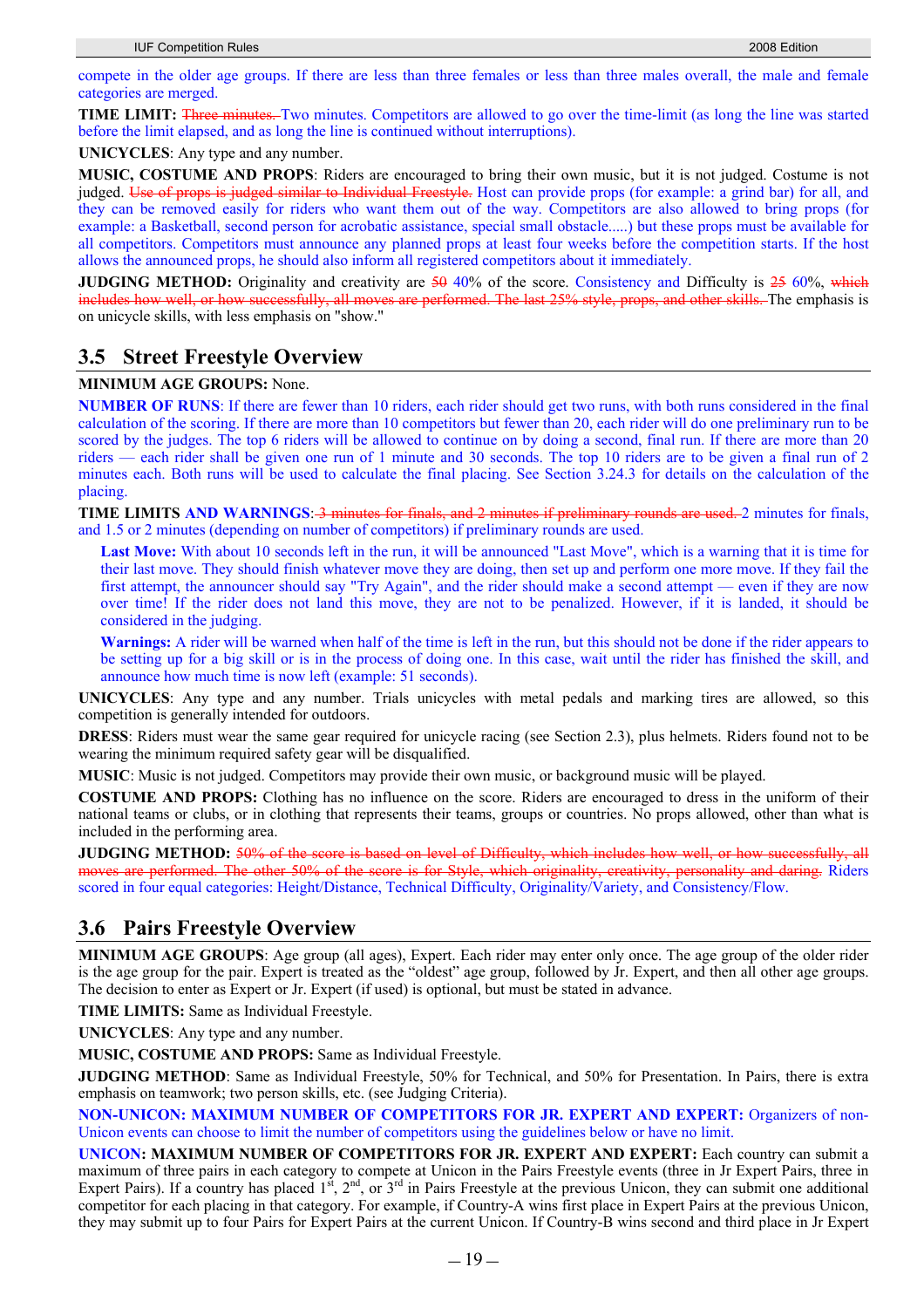compete in the older age groups. If there are less than three females or less than three males overall, the male and female categories are merged.

**TIME LIMIT:** ~~Three minutes.~~ Two minutes. Competitors are allowed to go over the time-limit (as long the line was started before the limit elapsed, and as long the line is continued without interruptions).

**UNICYCLES**: Any type and any number.

**MUSIC, COSTUME AND PROPS**: Riders are encouraged to bring their own music, but it is not judged. Costume is not judged. ~~Use of props is judged similar to Individual Freestyle.~~ Host can provide props (for example: a grind bar) for all, and they can be removed easily for riders who want them out of the way. Competitors are also allowed to bring props (for example: a Basketball, second person for acrobatic assistance, special small obstacle.....) but these props must be available for all competitors. Competitors must announce any planned props at least four weeks before the competition starts. If the host allows the announced props, he should also inform all registered competitors about it immediately.

**JUDGING METHOD:** Originality and creativity are ~~50~~ 40% of the score. Consistency and Difficulty is ~~25~~ 60%, ~~which includes how well, or how successfully, all moves are performed. The last 25% style, props, and other skills.~~ The emphasis is on unicycle skills, with less emphasis on "show."

## 3.5 Street Freestyle Overview

**MINIMUM AGE GROUPS:** None.

**NUMBER OF RUNS**: If there are fewer than 10 riders, each rider should get two runs, with both runs considered in the final calculation of the scoring. If there are more than 10 competitors but fewer than 20, each rider will do one preliminary run to be scored by the judges. The top 6 riders will be allowed to continue on by doing a second, final run. If there are more than 20 riders — each rider shall be given one run of 1 minute and 30 seconds. The top 10 riders are to be given a final run of 2 minutes each. Both runs will be used to calculate the final placing. See Section 3.24.3 for details on the calculation of the placing.

**TIME LIMITS AND WARNINGS**: ~~3 minutes for finals, and 2 minutes if preliminary rounds are used.~~ 2 minutes for finals, and 1.5 or 2 minutes (depending on number of competitors) if preliminary rounds are used.

> **Last Move:** With about 10 seconds left in the run, it will be announced "Last Move", which is a warning that it is time for their last move. They should finish whatever move they are doing, then set up and perform one more move. If they fail the first attempt, the announcer should say "Try Again", and the rider should make a second attempt — even if they are now over time! If the rider does not land this move, they are not to be penalized. However, if it is landed, it should be considered in the judging.
>
> **Warnings:** A rider will be warned when half of the time is left in the run, but this should not be done if the rider appears to be setting up for a big skill or is in the process of doing one. In this case, wait until the rider has finished the skill, and announce how much time is now left (example: 51 seconds).

**UNICYCLES**: Any type and any number. Trials unicycles with metal pedals and marking tires are allowed, so this competition is generally intended for outdoors.

**DRESS**: Riders must wear the same gear required for unicycle racing (see Section 2.3), plus helmets. Riders found not to be wearing the minimum required safety gear will be disqualified.

**MUSIC**: Music is not judged. Competitors may provide their own music, or background music will be played.

**COSTUME AND PROPS:** Clothing has no influence on the score. Riders are encouraged to dress in the uniform of their national teams or clubs, or in clothing that represents their teams, groups or countries. No props allowed, other than what is included in the performing area.

**JUDGING METHOD:** ~~50% of the score is based on level of Difficulty, which includes how well, or how successfully, all moves are performed. The other 50% of the score is for Style, which originality, creativity, personality and daring.~~ Riders scored in four equal categories: Height/Distance, Technical Difficulty, Originality/Variety, and Consistency/Flow.

## 3.6 Pairs Freestyle Overview

**MINIMUM AGE GROUPS**: Age group (all ages), Expert. Each rider may enter only once. The age group of the older rider is the age group for the pair. Expert is treated as the "oldest" age group, followed by Jr. Expert, and then all other age groups. The decision to enter as Expert or Jr. Expert (if used) is optional, but must be stated in advance.

**TIME LIMITS:** Same as Individual Freestyle.

**UNICYCLES**: Any type and any number.

**MUSIC, COSTUME AND PROPS:** Same as Individual Freestyle.

**JUDGING METHOD**: Same as Individual Freestyle, 50% for Technical, and 50% for Presentation. In Pairs, there is extra emphasis on teamwork; two person skills, etc. (see Judging Criteria).

**NON-UNICON: MAXIMUM NUMBER OF COMPETITORS FOR JR. EXPERT AND EXPERT:** Organizers of non-Unicon events can choose to limit the number of competitors using the guidelines below or have no limit.

**UNICON: MAXIMUM NUMBER OF COMPETITORS FOR JR. EXPERT AND EXPERT:** Each country can submit a maximum of three pairs in each category to compete at Unicon in the Pairs Freestyle events (three in Jr Expert Pairs, three in Expert Pairs). If a country has placed 1st, 2nd, or 3rd in Pairs Freestyle at the previous Unicon, they can submit one additional competitor for each placing in that category. For example, if Country-A wins first place in Expert Pairs at the previous Unicon, they may submit up to four Pairs for Expert Pairs at the current Unicon. If Country-B wins second and third place in Jr Expert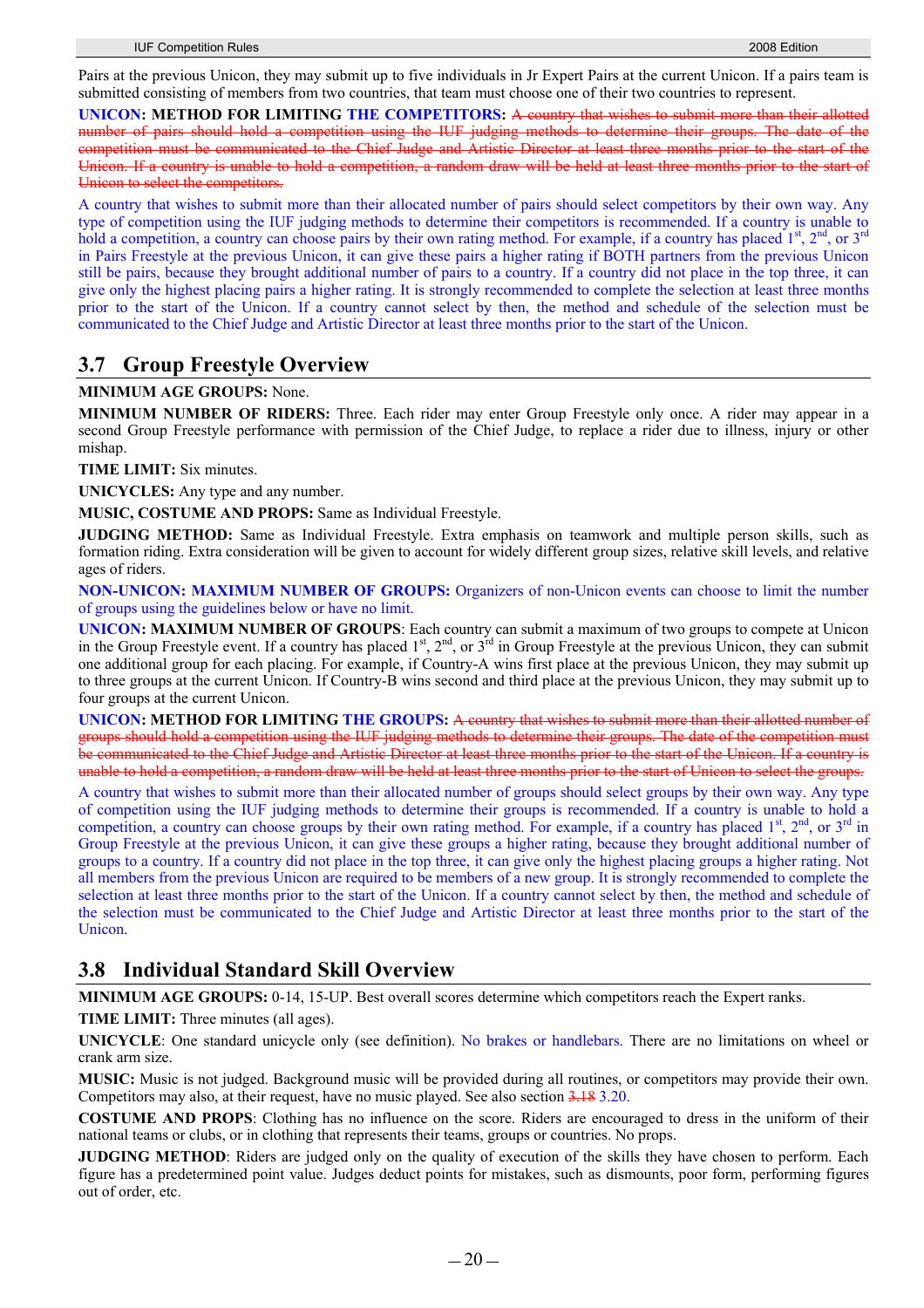Pairs at the previous Unicon, they may submit up to five individuals in Jr Expert Pairs at the current Unicon. If a pairs team is submitted consisting of members from two countries, that team must choose one of their two countries to represent.

**UNICON: METHOD FOR LIMITING THE COMPETITORS:** ~~A country that wishes to submit more than their allotted number of pairs should hold a competition using the IUF judging methods to determine their groups. The date of the competition must be communicated to the Chief Judge and Artistic Director at least three months prior to the start of the Unicon. If a country is unable to hold a competition, a random draw will be held at least three months prior to the start of Unicon to select the competitors.~~

A country that wishes to submit more than their allocated number of pairs should select competitors by their own way. Any type of competition using the IUF judging methods to determine their competitors is recommended. If a country is unable to hold a competition, a country can choose pairs by their own rating method. For example, if a country has placed 1st, 2nd, or 3rd in Pairs Freestyle at the previous Unicon, it can give these pairs a higher rating if BOTH partners from the previous Unicon still be pairs, because they brought additional number of pairs to a country. If a country did not place in the top three, it can give only the highest placing pairs a higher rating. It is strongly recommended to complete the selection at least three months prior to the start of the Unicon. If a country cannot select by then, the method and schedule of the selection must be communicated to the Chief Judge and Artistic Director at least three months prior to the start of the Unicon.

## 3.7 Group Freestyle Overview

**MINIMUM AGE GROUPS:** None.

**MINIMUM NUMBER OF RIDERS:** Three. Each rider may enter Group Freestyle only once. A rider may appear in a second Group Freestyle performance with permission of the Chief Judge, to replace a rider due to illness, injury or other mishap.

**TIME LIMIT:** Six minutes.

**UNICYCLES:** Any type and any number.

**MUSIC, COSTUME AND PROPS:** Same as Individual Freestyle.

**JUDGING METHOD:** Same as Individual Freestyle. Extra emphasis on teamwork and multiple person skills, such as formation riding. Extra consideration will be given to account for widely different group sizes, relative skill levels, and relative ages of riders.

**NON-UNICON: MAXIMUM NUMBER OF GROUPS:** Organizers of non-Unicon events can choose to limit the number of groups using the guidelines below or have no limit.

**UNICON: MAXIMUM NUMBER OF GROUPS**: Each country can submit a maximum of two groups to compete at Unicon in the Group Freestyle event. If a country has placed 1st, 2nd, or 3rd in Group Freestyle at the previous Unicon, they can submit one additional group for each placing. For example, if Country-A wins first place at the previous Unicon, they may submit up to three groups at the current Unicon. If Country-B wins second and third place at the previous Unicon, they may submit up to four groups at the current Unicon.

**UNICON: METHOD FOR LIMITING THE GROUPS:** ~~A country that wishes to submit more than their allotted number of groups should hold a competition using the IUF judging methods to determine their groups. The date of the competition must be communicated to the Chief Judge and Artistic Director at least three months prior to the start of the Unicon. If a country is unable to hold a competition, a random draw will be held at least three months prior to the start of Unicon to select the groups.~~

A country that wishes to submit more than their allocated number of groups should select groups by their own way. Any type of competition using the IUF judging methods to determine their groups is recommended. If a country is unable to hold a competition, a country can choose groups by their own rating method. For example, if a country has placed 1st, 2nd, or 3rd in Group Freestyle at the previous Unicon, it can give these groups a higher rating, because they brought additional number of groups to a country. If a country did not place in the top three, it can give only the highest placing groups a higher rating. Not all members from the previous Unicon are required to be members of a new group. It is strongly recommended to complete the selection at least three months prior to the start of the Unicon. If a country cannot select by then, the method and schedule of the selection must be communicated to the Chief Judge and Artistic Director at least three months prior to the start of the Unicon.

## 3.8 Individual Standard Skill Overview

**MINIMUM AGE GROUPS:** 0-14, 15-UP. Best overall scores determine which competitors reach the Expert ranks.

**TIME LIMIT:** Three minutes (all ages).

**UNICYCLE**: One standard unicycle only (see definition). No brakes or handlebars. There are no limitations on wheel or crank arm size.

**MUSIC:** Music is not judged. Background music will be provided during all routines, or competitors may provide their own. Competitors may also, at their request, have no music played. See also section ~~3.18~~ 3.20.

**COSTUME AND PROPS**: Clothing has no influence on the score. Riders are encouraged to dress in the uniform of their national teams or clubs, or in clothing that represents their teams, groups or countries. No props.

**JUDGING METHOD**: Riders are judged only on the quality of execution of the skills they have chosen to perform. Each figure has a predetermined point value. Judges deduct points for mistakes, such as dismounts, poor form, performing figures out of order, etc.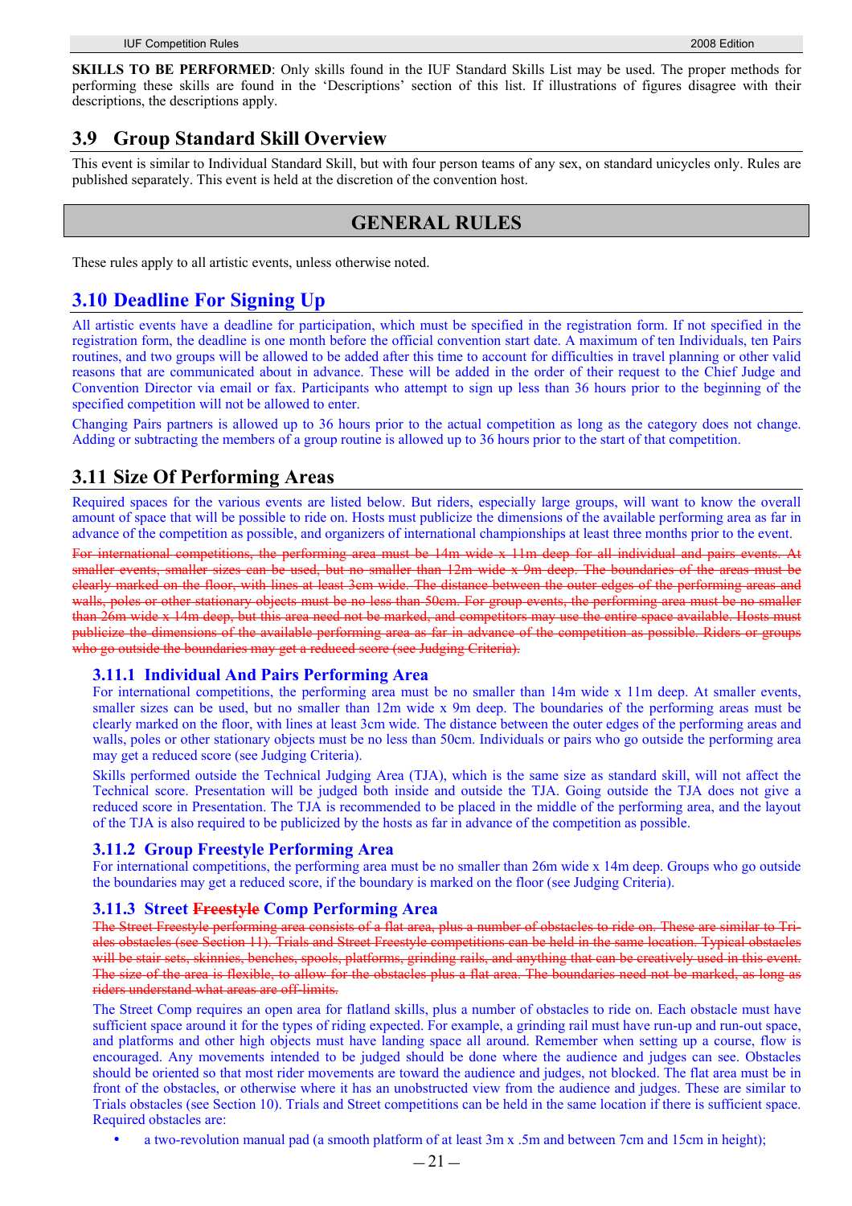**SKILLS TO BE PERFORMED**: Only skills found in the IUF Standard Skills List may be used. The proper methods for performing these skills are found in the 'Descriptions' section of this list. If illustrations of figures disagree with their descriptions, the descriptions apply.

## 3.9 Group Standard Skill Overview

This event is similar to Individual Standard Skill, but with four person teams of any sex, on standard unicycles only. Rules are published separately. This event is held at the discretion of the convention host.

# GENERAL RULES

These rules apply to all artistic events, unless otherwise noted.

## 3.10 Deadline For Signing Up

All artistic events have a deadline for participation, which must be specified in the registration form. If not specified in the registration form, the deadline is one month before the official convention start date. A maximum of ten Individuals, ten Pairs routines, and two groups will be allowed to be added after this time to account for difficulties in travel planning or other valid reasons that are communicated about in advance. These will be added in the order of their request to the Chief Judge and Convention Director via email or fax. Participants who attempt to sign up less than 36 hours prior to the beginning of the specified competition will not be allowed to enter.

Changing Pairs partners is allowed up to 36 hours prior to the actual competition as long as the category does not change. Adding or subtracting the members of a group routine is allowed up to 36 hours prior to the start of that competition.

## 3.11 Size Of Performing Areas

Required spaces for the various events are listed below. But riders, especially large groups, will want to know the overall amount of space that will be possible to ride on. Hosts must publicize the dimensions of the available performing area as far in advance of the competition as possible, and organizers of international championships at least three months prior to the event.

~~For international competitions, the performing area must be 14m wide x 11m deep for all individual and pairs events. At smaller events, smaller sizes can be used, but no smaller than 12m wide x 9m deep. The boundaries of the areas must be clearly marked on the floor, with lines at least 3cm wide. The distance between the outer edges of the performing areas and walls, poles or other stationary objects must be no less than 50cm. For group events, the performing area must be no smaller than 26m wide x 14m deep, but this area need not be marked, and competitors may use the entire space available. Hosts must publicize the dimensions of the available performing area as far in advance of the competition as possible. Riders or groups who go outside the boundaries may get a reduced score (see Judging Criteria).~~

### 3.11.1 Individual And Pairs Performing Area

For international competitions, the performing area must be no smaller than 14m wide x 11m deep. At smaller events, smaller sizes can be used, but no smaller than 12m wide x 9m deep. The boundaries of the performing areas must be clearly marked on the floor, with lines at least 3cm wide. The distance between the outer edges of the performing areas and walls, poles or other stationary objects must be no less than 50cm. Individuals or pairs who go outside the performing area may get a reduced score (see Judging Criteria).

Skills performed outside the Technical Judging Area (TJA), which is the same size as standard skill, will not affect the Technical score. Presentation will be judged both inside and outside the TJA. Going outside the TJA does not give a reduced score in Presentation. The TJA is recommended to be placed in the middle of the performing area, and the layout of the TJA is also required to be publicized by the hosts as far in advance of the competition as possible.

### 3.11.2 Group Freestyle Performing Area

For international competitions, the performing area must be no smaller than 26m wide x 14m deep. Groups who go outside the boundaries may get a reduced score, if the boundary is marked on the floor (see Judging Criteria).

### 3.11.3 Street ~~Freestyle~~ Comp Performing Area

~~The Street Freestyle performing area consists of a flat area, plus a number of obstacles to ride on. These are similar to Trials obstacles (see Section 11). Trials and Street Freestyle competitions can be held in the same location. Typical obstacles will be stair sets, skinnies, benches, spools, platforms, grinding rails, and anything that can be creatively used in this event. The size of the area is flexible, to allow for the obstacles plus a flat area. The boundaries need not be marked, as long as riders understand what areas are off-limits.~~

The Street Comp requires an open area for flatland skills, plus a number of obstacles to ride on. Each obstacle must have sufficient space around it for the types of riding expected. For example, a grinding rail must have run-up and run-out space, and platforms and other high objects must have landing space all around. Remember when setting up a course, flow is encouraged. Any movements intended to be judged should be done where the audience and judges can see. Obstacles should be oriented so that most rider movements are toward the audience and judges, not blocked. The flat area must be in front of the obstacles, or otherwise where it has an unobstructed view from the audience and judges. These are similar to Trials obstacles (see Section 10). Trials and Street competitions can be held in the same location if there is sufficient space. Required obstacles are:

- a two-revolution manual pad (a smooth platform of at least 3m x .5m and between 7cm and 15cm in height);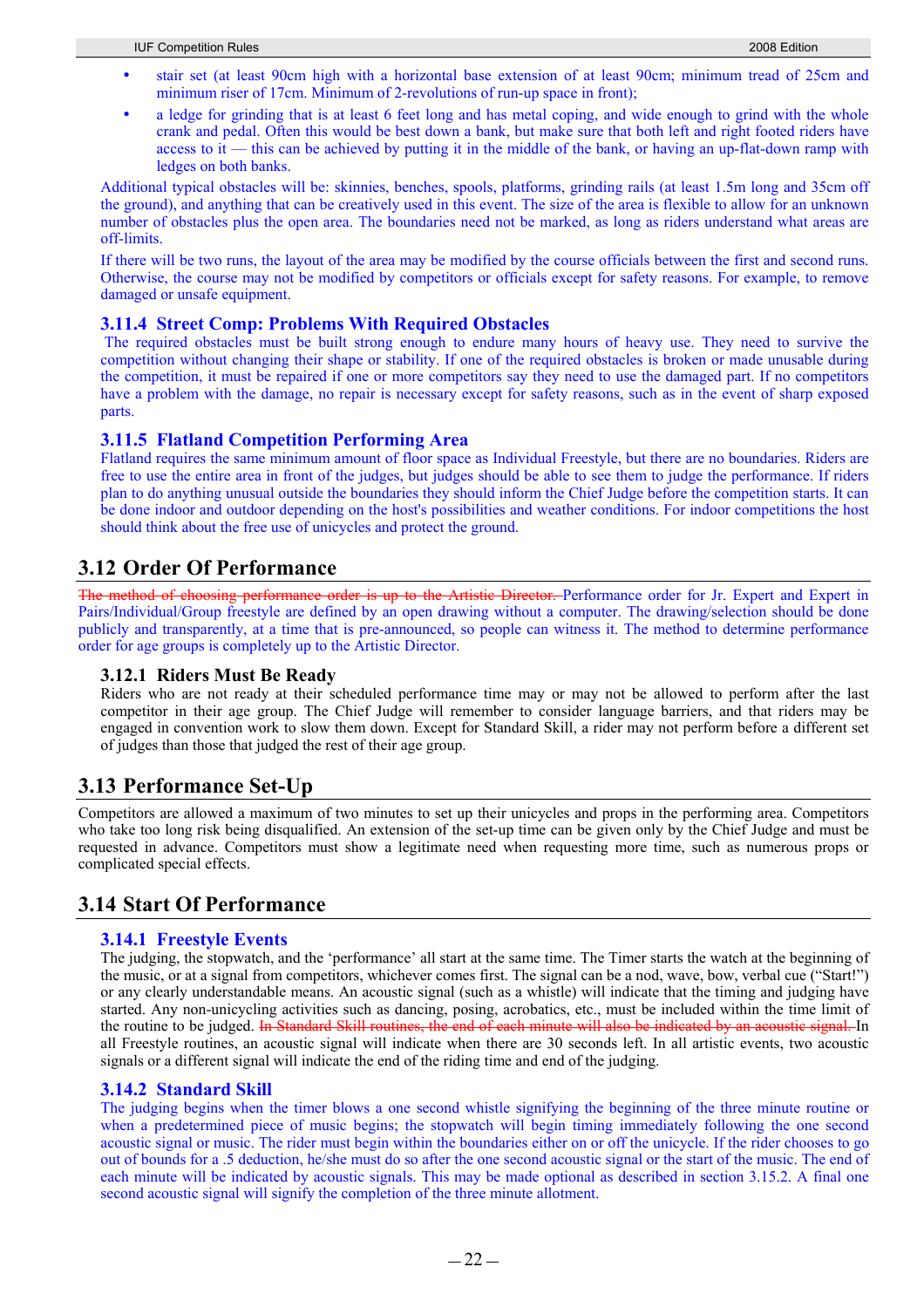- stair set (at least 90cm high with a horizontal base extension of at least 90cm; minimum tread of 25cm and minimum riser of 17cm. Minimum of 2-revolutions of run-up space in front);
- a ledge for grinding that is at least 6 feet long and has metal coping, and wide enough to grind with the whole crank and pedal. Often this would be best down a bank, but make sure that both left and right footed riders have access to it — this can be achieved by putting it in the middle of the bank, or having an up-flat-down ramp with ledges on both banks.

Additional typical obstacles will be: skinnies, benches, spools, platforms, grinding rails (at least 1.5m long and 35cm off the ground), and anything that can be creatively used in this event. The size of the area is flexible to allow for an unknown number of obstacles plus the open area. The boundaries need not be marked, as long as riders understand what areas are off-limits.

If there will be two runs, the layout of the area may be modified by the course officials between the first and second runs. Otherwise, the course may not be modified by competitors or officials except for safety reasons. For example, to remove damaged or unsafe equipment.

### 3.11.4 Street Comp: Problems With Required Obstacles

The required obstacles must be built strong enough to endure many hours of heavy use. They need to survive the competition without changing their shape or stability. If one of the required obstacles is broken or made unusable during the competition, it must be repaired if one or more competitors say they need to use the damaged part. If no competitors have a problem with the damage, no repair is necessary except for safety reasons, such as in the event of sharp exposed parts.

### 3.11.5 Flatland Competition Performing Area

Flatland requires the same minimum amount of floor space as Individual Freestyle, but there are no boundaries. Riders are free to use the entire area in front of the judges, but judges should be able to see them to judge the performance. If riders plan to do anything unusual outside the boundaries they should inform the Chief Judge before the competition starts. It can be done indoor and outdoor depending on the host's possibilities and weather conditions. For indoor competitions the host should think about the free use of unicycles and protect the ground.

## 3.12 Order Of Performance

~~The method of choosing performance order is up to the Artistic Director.~~ Performance order for Jr. Expert and Expert in Pairs/Individual/Group freestyle are defined by an open drawing without a computer. The drawing/selection should be done publicly and transparently, at a time that is pre-announced, so people can witness it. The method to determine performance order for age groups is completely up to the Artistic Director.

### 3.12.1 Riders Must Be Ready

Riders who are not ready at their scheduled performance time may or may not be allowed to perform after the last competitor in their age group. The Chief Judge will remember to consider language barriers, and that riders may be engaged in convention work to slow them down. Except for Standard Skill, a rider may not perform before a different set of judges than those that judged the rest of their age group.

## 3.13 Performance Set-Up

Competitors are allowed a maximum of two minutes to set up their unicycles and props in the performing area. Competitors who take too long risk being disqualified. An extension of the set-up time can be given only by the Chief Judge and must be requested in advance. Competitors must show a legitimate need when requesting more time, such as numerous props or complicated special effects.

## 3.14 Start Of Performance

### 3.14.1 Freestyle Events

The judging, the stopwatch, and the 'performance' all start at the same time. The Timer starts the watch at the beginning of the music, or at a signal from competitors, whichever comes first. The signal can be a nod, wave, bow, verbal cue ("Start!") or any clearly understandable means. An acoustic signal (such as a whistle) will indicate that the timing and judging have started. Any non-unicycling activities such as dancing, posing, acrobatics, etc., must be included within the time limit of the routine to be judged. ~~In Standard Skill routines, the end of each minute will also be indicated by an acoustic signal.~~ In all Freestyle routines, an acoustic signal will indicate when there are 30 seconds left. In all artistic events, two acoustic signals or a different signal will indicate the end of the riding time and end of the judging.

### 3.14.2 Standard Skill

The judging begins when the timer blows a one second whistle signifying the beginning of the three minute routine or when a predetermined piece of music begins; the stopwatch will begin timing immediately following the one second acoustic signal or music. The rider must begin within the boundaries either on or off the unicycle. If the rider chooses to go out of bounds for a .5 deduction, he/she must do so after the one second acoustic signal or the start of the music. The end of each minute will be indicated by acoustic signals. This may be made optional as described in section 3.15.2. A final one second acoustic signal will signify the completion of the three minute allotment.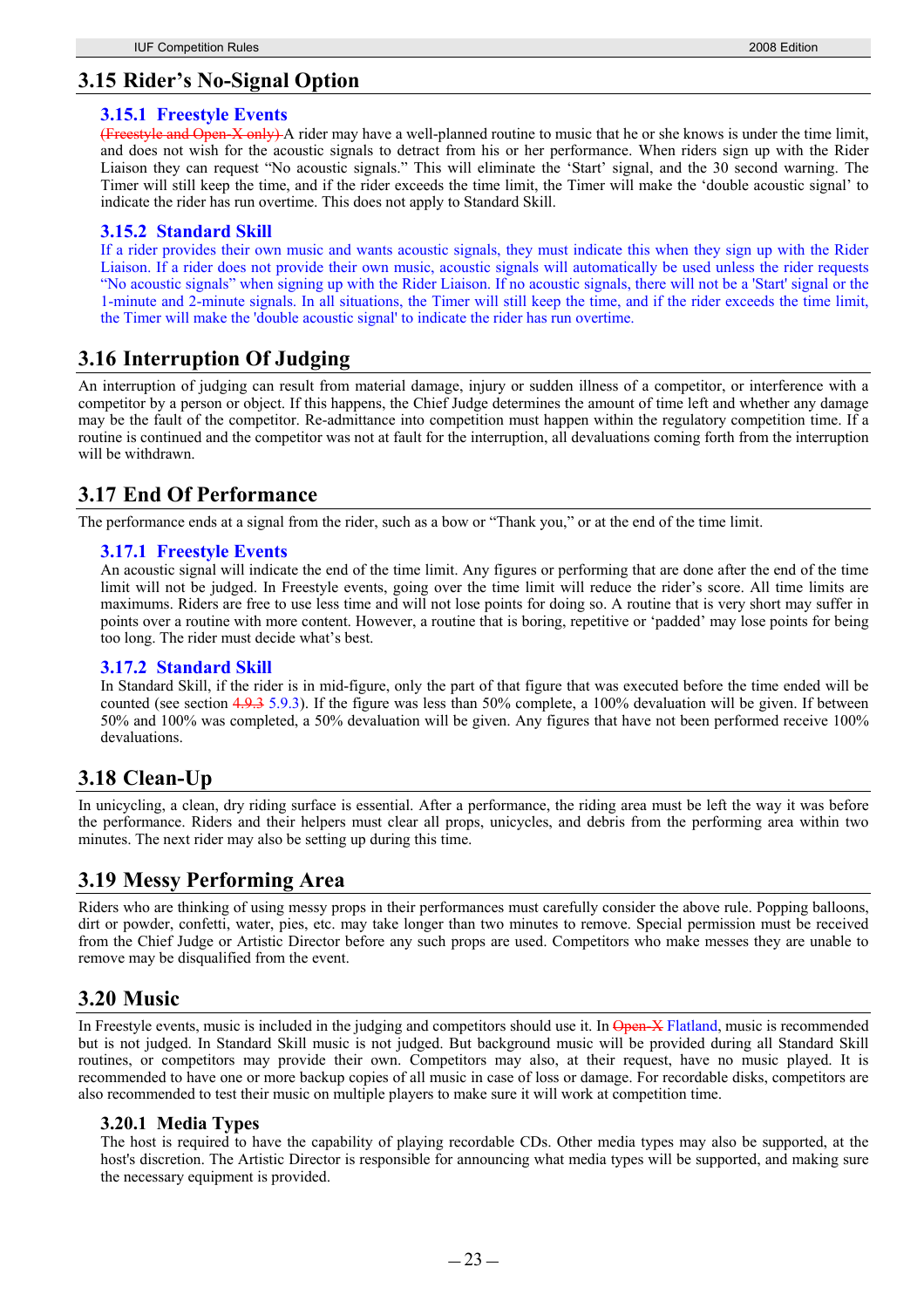## 3.15 Rider's No-Signal Option

### 3.15.1 Freestyle Events

~~(Freestyle and Open-X only)~~ A rider may have a well-planned routine to music that he or she knows is under the time limit, and does not wish for the acoustic signals to detract from his or her performance. When riders sign up with the Rider Liaison they can request "No acoustic signals." This will eliminate the 'Start' signal, and the 30 second warning. The Timer will still keep the time, and if the rider exceeds the time limit, the Timer will make the 'double acoustic signal' to indicate the rider has run overtime. This does not apply to Standard Skill.

### 3.15.2 Standard Skill

If a rider provides their own music and wants acoustic signals, they must indicate this when they sign up with the Rider Liaison. If a rider does not provide their own music, acoustic signals will automatically be used unless the rider requests "No acoustic signals" when signing up with the Rider Liaison. If no acoustic signals, there will not be a 'Start' signal or the 1-minute and 2-minute signals. In all situations, the Timer will still keep the time, and if the rider exceeds the time limit, the Timer will make the 'double acoustic signal' to indicate the rider has run overtime.

## 3.16 Interruption Of Judging

An interruption of judging can result from material damage, injury or sudden illness of a competitor, or interference with a competitor by a person or object. If this happens, the Chief Judge determines the amount of time left and whether any damage may be the fault of the competitor. Re-admittance into competition must happen within the regulatory competition time. If a routine is continued and the competitor was not at fault for the interruption, all devaluations coming forth from the interruption will be withdrawn.

## 3.17 End Of Performance

The performance ends at a signal from the rider, such as a bow or "Thank you," or at the end of the time limit.

### 3.17.1 Freestyle Events

An acoustic signal will indicate the end of the time limit. Any figures or performing that are done after the end of the time limit will not be judged. In Freestyle events, going over the time limit will reduce the rider's score. All time limits are maximums. Riders are free to use less time and will not lose points for doing so. A routine that is very short may suffer in points over a routine with more content. However, a routine that is boring, repetitive or 'padded' may lose points for being too long. The rider must decide what's best.

### 3.17.2 Standard Skill

In Standard Skill, if the rider is in mid-figure, only the part of that figure that was executed before the time ended will be counted (see section ~~4.9.3~~ 5.9.3). If the figure was less than 50% complete, a 100% devaluation will be given. If between 50% and 100% was completed, a 50% devaluation will be given. Any figures that have not been performed receive 100% devaluations.

## 3.18 Clean-Up

In unicycling, a clean, dry riding surface is essential. After a performance, the riding area must be left the way it was before the performance. Riders and their helpers must clear all props, unicycles, and debris from the performing area within two minutes. The next rider may also be setting up during this time.

## 3.19 Messy Performing Area

Riders who are thinking of using messy props in their performances must carefully consider the above rule. Popping balloons, dirt or powder, confetti, water, pies, etc. may take longer than two minutes to remove. Special permission must be received from the Chief Judge or Artistic Director before any such props are used. Competitors who make messes they are unable to remove may be disqualified from the event.

## 3.20 Music

In Freestyle events, music is included in the judging and competitors should use it. In ~~Open-X~~ Flatland, music is recommended but is not judged. In Standard Skill music is not judged. But background music will be provided during all Standard Skill routines, or competitors may provide their own. Competitors may also, at their request, have no music played. It is recommended to have one or more backup copies of all music in case of loss or damage. For recordable disks, competitors are also recommended to test their music on multiple players to make sure it will work at competition time.

### 3.20.1 Media Types

The host is required to have the capability of playing recordable CDs. Other media types may also be supported, at the host's discretion. The Artistic Director is responsible for announcing what media types will be supported, and making sure the necessary equipment is provided.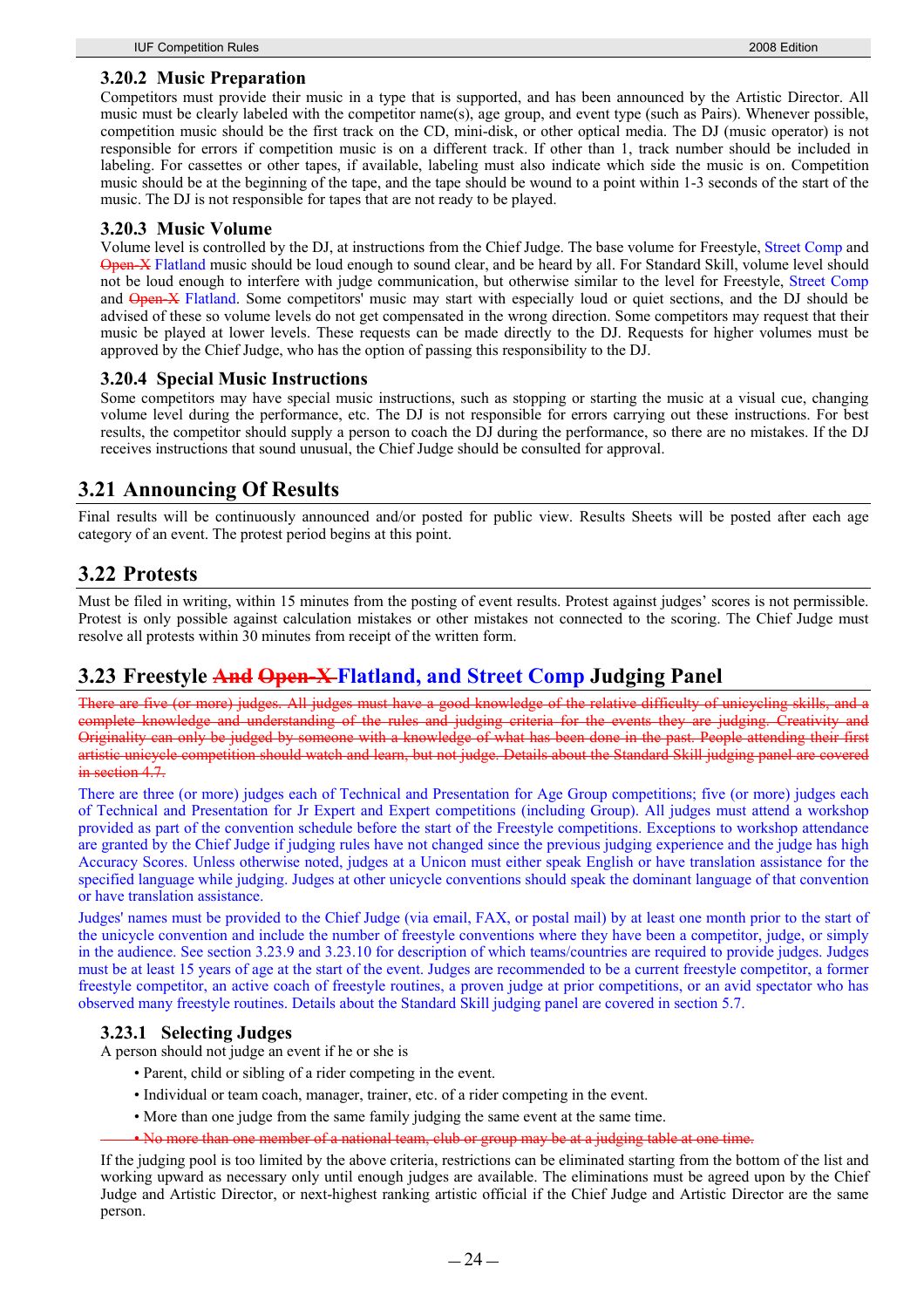### 3.20.2 Music Preparation

Competitors must provide their music in a type that is supported, and has been announced by the Artistic Director. All music must be clearly labeled with the competitor name(s), age group, and event type (such as Pairs). Whenever possible, competition music should be the first track on the CD, mini-disk, or other optical media. The DJ (music operator) is not responsible for errors if competition music is on a different track. If other than 1, track number should be included in labeling. For cassettes or other tapes, if available, labeling must also indicate which side the music is on. Competition music should be at the beginning of the tape, and the tape should be wound to a point within 1-3 seconds of the start of the music. The DJ is not responsible for tapes that are not ready to be played.

### 3.20.3 Music Volume

Volume level is controlled by the DJ, at instructions from the Chief Judge. The base volume for Freestyle, Street Comp and ~~Open-X~~ Flatland music should be loud enough to sound clear, and be heard by all. For Standard Skill, volume level should not be loud enough to interfere with judge communication, but otherwise similar to the level for Freestyle, Street Comp and ~~Open-X~~ Flatland. Some competitors' music may start with especially loud or quiet sections, and the DJ should be advised of these so volume levels do not get compensated in the wrong direction. Some competitors may request that their music be played at lower levels. These requests can be made directly to the DJ. Requests for higher volumes must be approved by the Chief Judge, who has the option of passing this responsibility to the DJ.

### 3.20.4 Special Music Instructions

Some competitors may have special music instructions, such as stopping or starting the music at a visual cue, changing volume level during the performance, etc. The DJ is not responsible for errors carrying out these instructions. For best results, the competitor should supply a person to coach the DJ during the performance, so there are no mistakes. If the DJ receives instructions that sound unusual, the Chief Judge should be consulted for approval.

## 3.21 Announcing Of Results

Final results will be continuously announced and/or posted for public view. Results Sheets will be posted after each age category of an event. The protest period begins at this point.

## 3.22 Protests

Must be filed in writing, within 15 minutes from the posting of event results. Protest against judges' scores is not permissible. Protest is only possible against calculation mistakes or other mistakes not connected to the scoring. The Chief Judge must resolve all protests within 30 minutes from receipt of the written form.

## 3.23 Freestyle ~~And~~ ~~Open-X~~ Flatland, and Street Comp Judging Panel

~~There are five (or more) judges. All judges must have a good knowledge of the relative difficulty of unicycling skills, and a complete knowledge and understanding of the rules and judging criteria for the events they are judging. Creativity and Originality can only be judged by someone with a knowledge of what has been done in the past. People attending their first artistic unicycle competition should watch and learn, but not judge. Details about the Standard Skill judging panel are covered in section 4.7.~~

There are three (or more) judges each of Technical and Presentation for Age Group competitions; five (or more) judges each of Technical and Presentation for Jr Expert and Expert competitions (including Group). All judges must attend a workshop provided as part of the convention schedule before the start of the Freestyle competitions. Exceptions to workshop attendance are granted by the Chief Judge if judging rules have not changed since the previous judging experience and the judge has high Accuracy Scores. Unless otherwise noted, judges at a Unicon must either speak English or have translation assistance for the specified language while judging. Judges at other unicycle conventions should speak the dominant language of that convention or have translation assistance.

Judges' names must be provided to the Chief Judge (via email, FAX, or postal mail) by at least one month prior to the start of the unicycle convention and include the number of freestyle conventions where they have been a competitor, judge, or simply in the audience. See section 3.23.9 and 3.23.10 for description of which teams/countries are required to provide judges. Judges must be at least 15 years of age at the start of the event. Judges are recommended to be a current freestyle competitor, a former freestyle competitor, an active coach of freestyle routines, a proven judge at prior competitions, or an avid spectator who has observed many freestyle routines. Details about the Standard Skill judging panel are covered in section 5.7.

### 3.23.1 Selecting Judges

A person should not judge an event if he or she is

- Parent, child or sibling of a rider competing in the event.
- Individual or team coach, manager, trainer, etc. of a rider competing in the event.
- More than one judge from the same family judging the same event at the same time.
- ~~No more than one member of a national team, club or group may be at a judging table at one time.~~

If the judging pool is too limited by the above criteria, restrictions can be eliminated starting from the bottom of the list and working upward as necessary only until enough judges are available. The eliminations must be agreed upon by the Chief Judge and Artistic Director, or next-highest ranking artistic official if the Chief Judge and Artistic Director are the same person.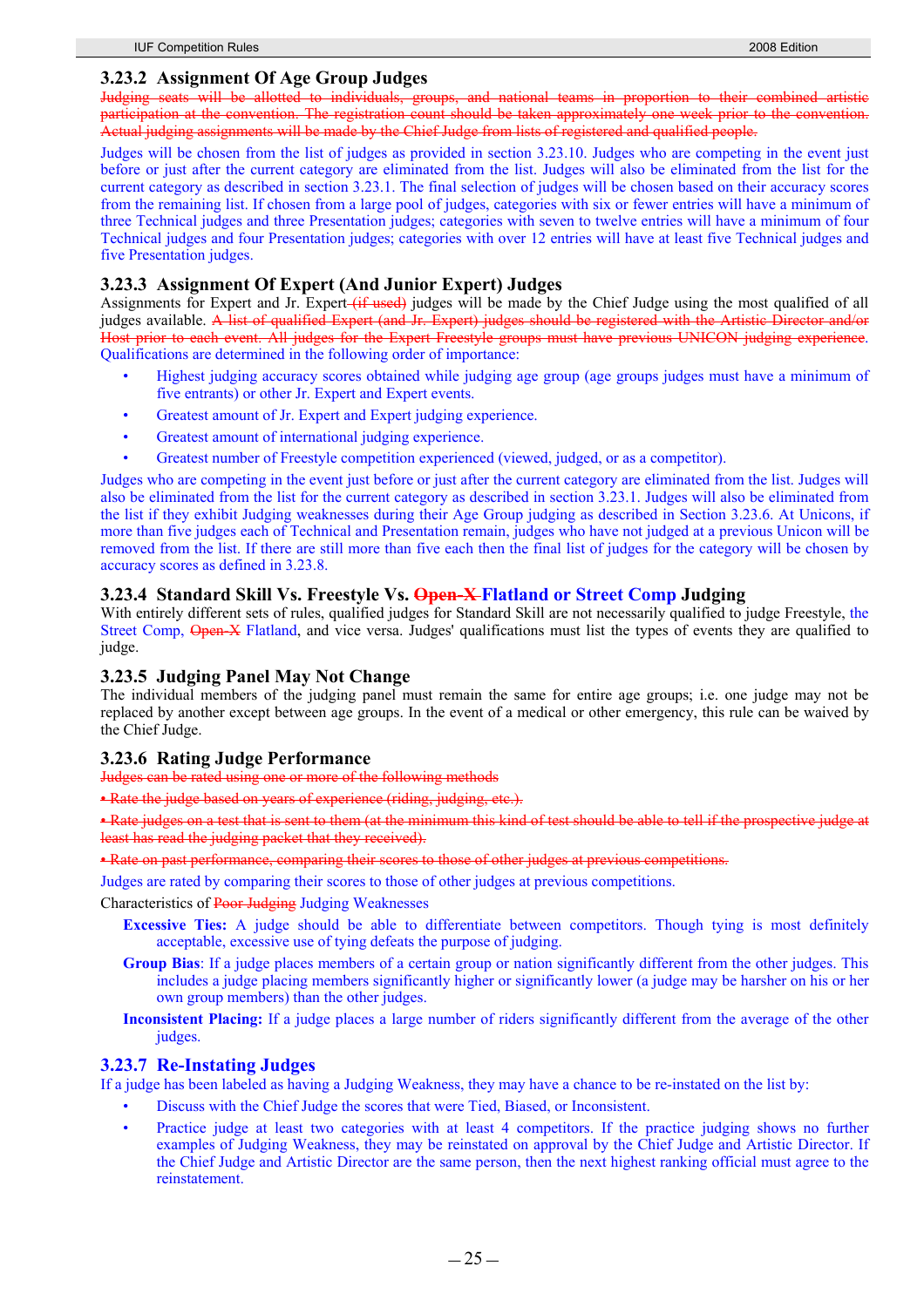### 3.23.2 Assignment Of Age Group Judges

~~Judging seats will be allotted to individuals, groups, and national teams in proportion to their combined artistic participation at the convention. The registration count should be taken approximately one week prior to the convention. Actual judging assignments will be made by the Chief Judge from lists of registered and qualified people.~~

Judges will be chosen from the list of judges as provided in section 3.23.10. Judges who are competing in the event just before or just after the current category are eliminated from the list. Judges will also be eliminated from the list for the current category as described in section 3.23.1. The final selection of judges will be chosen based on their accuracy scores from the remaining list. If chosen from a large pool of judges, categories with six or fewer entries will have a minimum of three Technical judges and three Presentation judges; categories with seven to twelve entries will have a minimum of four Technical judges and four Presentation judges; categories with over 12 entries will have at least five Technical judges and five Presentation judges.

### 3.23.3 Assignment Of Expert (And Junior Expert) Judges

Assignments for Expert and Jr. Expert ~~(if used)~~ judges will be made by the Chief Judge using the most qualified of all judges available. ~~A list of qualified Expert (and Jr. Expert) judges should be registered with the Artistic Director and/or Host prior to each event. All judges for the Expert Freestyle groups must have previous UNICON judging experience.~~ Qualifications are determined in the following order of importance:

- Highest judging accuracy scores obtained while judging age group (age groups judges must have a minimum of five entrants) or other Jr. Expert and Expert events.
- Greatest amount of Jr. Expert and Expert judging experience.
- Greatest amount of international judging experience.
- Greatest number of Freestyle competition experienced (viewed, judged, or as a competitor).

Judges who are competing in the event just before or just after the current category are eliminated from the list. Judges will also be eliminated from the list for the current category as described in section 3.23.1. Judges will also be eliminated from the list if they exhibit Judging weaknesses during their Age Group judging as described in Section 3.23.6. At Unicons, if more than five judges each of Technical and Presentation remain, judges who have not judged at a previous Unicon will be removed from the list. If there are still more than five each then the final list of judges for the category will be chosen by accuracy scores as defined in 3.23.8.

### 3.23.4 Standard Skill Vs. Freestyle Vs. ~~Open-X~~ Flatland or Street Comp Judging

With entirely different sets of rules, qualified judges for Standard Skill are not necessarily qualified to judge Freestyle, the Street Comp, ~~Open-X~~ Flatland, and vice versa. Judges' qualifications must list the types of events they are qualified to judge.

### 3.23.5 Judging Panel May Not Change

The individual members of the judging panel must remain the same for entire age groups; i.e. one judge may not be replaced by another except between age groups. In the event of a medical or other emergency, this rule can be waived by the Chief Judge.

### 3.23.6 Rating Judge Performance

~~Judges can be rated using one or more of the following methods~~

~~• Rate the judge based on years of experience (riding, judging, etc.).~~

~~• Rate judges on a test that is sent to them (at the minimum this kind of test should be able to tell if the prospective judge at least has read the judging packet that they received).~~

~~• Rate on past performance, comparing their scores to those of other judges at previous competitions.~~

Judges are rated by comparing their scores to those of other judges at previous competitions.

Characteristics of ~~Poor Judging~~ Judging Weaknesses

**Excessive Ties:** A judge should be able to differentiate between competitors. Though tying is most definitely acceptable, excessive use of tying defeats the purpose of judging.

**Group Bias**: If a judge places members of a certain group or nation significantly different from the other judges. This includes a judge placing members significantly higher or significantly lower (a judge may be harsher on his or her own group members) than the other judges.

**Inconsistent Placing:** If a judge places a large number of riders significantly different from the average of the other judges.

### 3.23.7 Re-Instating Judges

If a judge has been labeled as having a Judging Weakness, they may have a chance to be re-instated on the list by:

- Discuss with the Chief Judge the scores that were Tied, Biased, or Inconsistent.
- Practice judge at least two categories with at least 4 competitors. If the practice judging shows no further examples of Judging Weakness, they may be reinstated on approval by the Chief Judge and Artistic Director. If the Chief Judge and Artistic Director are the same person, then the next highest ranking official must agree to the reinstatement.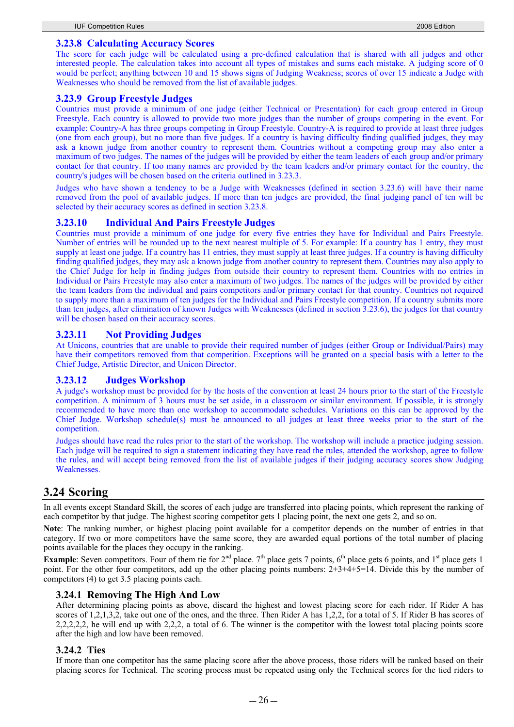### 3.23.8 Calculating Accuracy Scores

The score for each judge will be calculated using a pre-defined calculation that is shared with all judges and other interested people. The calculation takes into account all types of mistakes and sums each mistake. A judging score of 0 would be perfect; anything between 10 and 15 shows signs of Judging Weakness; scores of over 15 indicate a Judge with Weaknesses who should be removed from the list of available judges.

### 3.23.9 Group Freestyle Judges

Countries must provide a minimum of one judge (either Technical or Presentation) for each group entered in Group Freestyle. Each country is allowed to provide two more judges than the number of groups competing in the event. For example: Country-A has three groups competing in Group Freestyle. Country-A is required to provide at least three judges (one from each group), but no more than five judges. If a country is having difficulty finding qualified judges, they may ask a known judge from another country to represent them. Countries without a competing group may also enter a maximum of two judges. The names of the judges will be provided by either the team leaders of each group and/or primary contact for that country. If too many names are provided by the team leaders and/or primary contact for the country, the country's judges will be chosen based on the criteria outlined in 3.23.3.

Judges who have shown a tendency to be a Judge with Weaknesses (defined in section 3.23.6) will have their name removed from the pool of available judges. If more than ten judges are provided, the final judging panel of ten will be selected by their accuracy scores as defined in section 3.23.8.

### 3.23.10 Individual And Pairs Freestyle Judges

Countries must provide a minimum of one judge for every five entries they have for Individual and Pairs Freestyle. Number of entries will be rounded up to the next nearest multiple of 5. For example: If a country has 1 entry, they must supply at least one judge. If a country has 11 entries, they must supply at least three judges. If a country is having difficulty finding qualified judges, they may ask a known judge from another country to represent them. Countries may also apply to the Chief Judge for help in finding judges from outside their country to represent them. Countries with no entries in Individual or Pairs Freestyle may also enter a maximum of two judges. The names of the judges will be provided by either the team leaders from the individual and pairs competitors and/or primary contact for that country. Countries not required to supply more than a maximum of ten judges for the Individual and Pairs Freestyle competition. If a country submits more than ten judges, after elimination of known Judges with Weaknesses (defined in section 3.23.6), the judges for that country will be chosen based on their accuracy scores.

### 3.23.11 Not Providing Judges

At Unicons, countries that are unable to provide their required number of judges (either Group or Individual/Pairs) may have their competitors removed from that competition. Exceptions will be granted on a special basis with a letter to the Chief Judge, Artistic Director, and Unicon Director.

### 3.23.12 Judges Workshop

A judge's workshop must be provided for by the hosts of the convention at least 24 hours prior to the start of the Freestyle competition. A minimum of 3 hours must be set aside, in a classroom or similar environment. If possible, it is strongly recommended to have more than one workshop to accommodate schedules. Variations on this can be approved by the Chief Judge. Workshop schedule(s) must be announced to all judges at least three weeks prior to the start of the competition.

Judges should have read the rules prior to the start of the workshop. The workshop will include a practice judging session. Each judge will be required to sign a statement indicating they have read the rules, attended the workshop, agree to follow the rules, and will accept being removed from the list of available judges if their judging accuracy scores show Judging Weaknesses.

## 3.24 Scoring

In all events except Standard Skill, the scores of each judge are transferred into placing points, which represent the ranking of each competitor by that judge. The highest scoring competitor gets 1 placing point, the next one gets 2, and so on.

**Note**: The ranking number, or highest placing point available for a competitor depends on the number of entries in that category. If two or more competitors have the same score, they are awarded equal portions of the total number of placing points available for the places they occupy in the ranking.

**Example**: Seven competitors. Four of them tie for 2nd place. 7th place gets 7 points, 6th place gets 6 points, and 1st place gets 1 point. For the other four competitors, add up the other placing points numbers: 2+3+4+5=14. Divide this by the number of competitors (4) to get 3.5 placing points each.

### 3.24.1 Removing The High And Low

After determining placing points as above, discard the highest and lowest placing score for each rider. If Rider A has scores of 1,2,1,3,2, take out one of the ones, and the three. Then Rider A has 1,2,2, for a total of 5. If Rider B has scores of 2,2,2,2,2, he will end up with 2,2,2, a total of 6. The winner is the competitor with the lowest total placing points score after the high and low have been removed.

### 3.24.2 Ties

If more than one competitor has the same placing score after the above process, those riders will be ranked based on their placing scores for Technical. The scoring process must be repeated using only the Technical scores for the tied riders to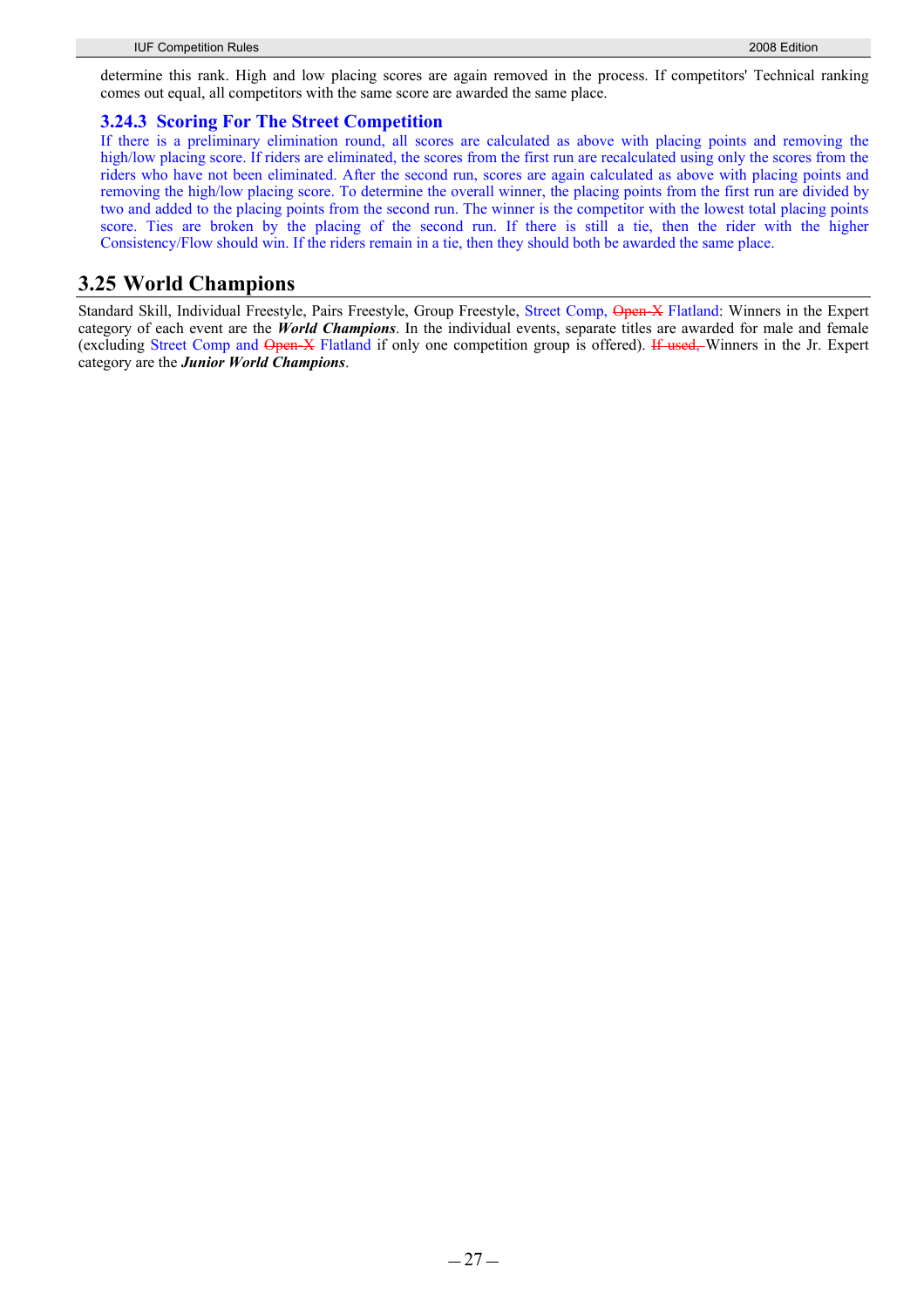determine this rank. High and low placing scores are again removed in the process. If competitors' Technical ranking comes out equal, all competitors with the same score are awarded the same place.

### 3.24.3 Scoring For The Street Competition

If there is a preliminary elimination round, all scores are calculated as above with placing points and removing the high/low placing score. If riders are eliminated, the scores from the first run are recalculated using only the scores from the riders who have not been eliminated. After the second run, scores are again calculated as above with placing points and removing the high/low placing score. To determine the overall winner, the placing points from the first run are divided by two and added to the placing points from the second run. The winner is the competitor with the lowest total placing points score. Ties are broken by the placing of the second run. If there is still a tie, then the rider with the higher Consistency/Flow should win. If the riders remain in a tie, then they should both be awarded the same place.

## 3.25 World Champions

Standard Skill, Individual Freestyle, Pairs Freestyle, Group Freestyle, Street Comp, ~~Open-X~~ Flatland: Winners in the Expert category of each event are the ***World Champions***. In the individual events, separate titles are awarded for male and female (excluding Street Comp and ~~Open-X~~ Flatland if only one competition group is offered). ~~If used,~~ Winners in the Jr. Expert category are the ***Junior World Champions***.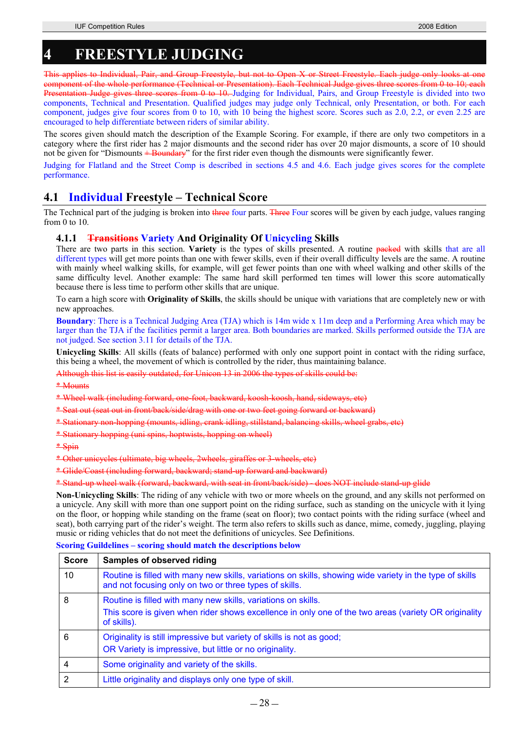# 4 FREESTYLE JUDGING

~~This applies to Individual, Pair, and Group Freestyle, but not to Open X or Street Freestyle. Each judge only looks at one component of the whole performance (Technical or Presentation). Each Technical Judge gives three scores from 0 to 10; each Presentation Judge gives three scores from 0 to 10.~~ Judging for Individual, Pairs, and Group Freestyle is divided into two components, Technical and Presentation. Qualified judges may judge only Technical, only Presentation, or both. For each component, judges give four scores from 0 to 10, with 10 being the highest score. Scores such as 2.0, 2.2, or even 2.25 are encouraged to help differentiate between riders of similar ability.

The scores given should match the description of the Example Scoring. For example, if there are only two competitors in a category where the first rider has 2 major dismounts and the second rider has over 20 major dismounts, a score of 10 should not be given for "Dismounts ~~+ Boundary~~" for the first rider even though the dismounts were significantly fewer.

Judging for Flatland and the Street Comp is described in sections 4.5 and 4.6. Each judge gives scores for the complete performance.

## 4.1 Individual Freestyle – Technical Score

The Technical part of the judging is broken into ~~three~~ four parts. ~~Three~~ Four scores will be given by each judge, values ranging from 0 to 10.

### 4.1.1 ~~Transitions~~ Variety And Originality Of Unicycling Skills

There are two parts in this section. **Variety** is the types of skills presented. A routine ~~packed~~ with skills that are all different types will get more points than one with fewer skills, even if their overall difficulty levels are the same. A routine with mainly wheel walking skills, for example, will get fewer points than one with wheel walking and other skills of the same difficulty level. Another example: The same hard skill performed ten times will lower this score automatically because there is less time to perform other skills that are unique.

To earn a high score with **Originality of Skills**, the skills should be unique with variations that are completely new or with new approaches.

**Boundary**: There is a Technical Judging Area (TJA) which is 14m wide x 11m deep and a Performing Area which may be larger than the TJA if the facilities permit a larger area. Both boundaries are marked. Skills performed outside the TJA are not judged. See section 3.11 for details of the TJA.

**Unicycling Skills**: All skills (feats of balance) performed with only one support point in contact with the riding surface, this being a wheel, the movement of which is controlled by the rider, thus maintaining balance.

~~Although this list is easily outdated, for Unicon 13 in 2006 the types of skills could be:~~

~~* Mounts~~

~~* Wheel walk (including forward, one-foot, backward, koosh-koosh, hand, sideways, etc)~~

~~* Seat out (seat out in front/back/side/drag with one or two feet going forward or backward)~~

~~* Stationary non-hopping (mounts, idling, crank idling, stillstand, balancing skills, wheel grabs, etc)~~

~~* Stationary hopping (uni spins, hoptwists, hopping on wheel)~~

~~* Spin~~

~~* Other unicycles (ultimate, big wheels, 2wheels, giraffes or 3-wheels, etc)~~

~~* Glide/Coast (including forward, backward; stand-up forward and backward)~~

~~* Stand-up wheel walk (forward, backward, with seat in front/back/side) - does NOT include stand-up glide~~

**Non-Unicycling Skills**: The riding of any vehicle with two or more wheels on the ground, and any skills not performed on a unicycle. Any skill with more than one support point on the riding surface, such as standing on the unicycle with it lying on the floor, or hopping while standing on the frame (seat on floor); two contact points with the riding surface (wheel and seat), both carrying part of the rider's weight. The term also refers to skills such as dance, mime, comedy, juggling, playing music or riding vehicles that do not meet the definitions of unicycles. See Definitions.

**Scoring Guildelines – scoring should match the descriptions below**

| Score | Samples of observed riding |
|---|---|
| 10 | Routine is filled with many new skills, variations on skills, showing wide variety in the type of skills and not focusing only on two or three types of skills. |
| 8 | Routine is filled with many new skills, variations on skills.<br>This score is given when rider shows excellence in only one of the two areas (variety OR originality of skills). |
| 6 | Originality is still impressive but variety of skills is not as good;<br>OR Variety is impressive, but little or no originality. |
| 4 | Some originality and variety of the skills. |
| 2 | Little originality and displays only one type of skill. |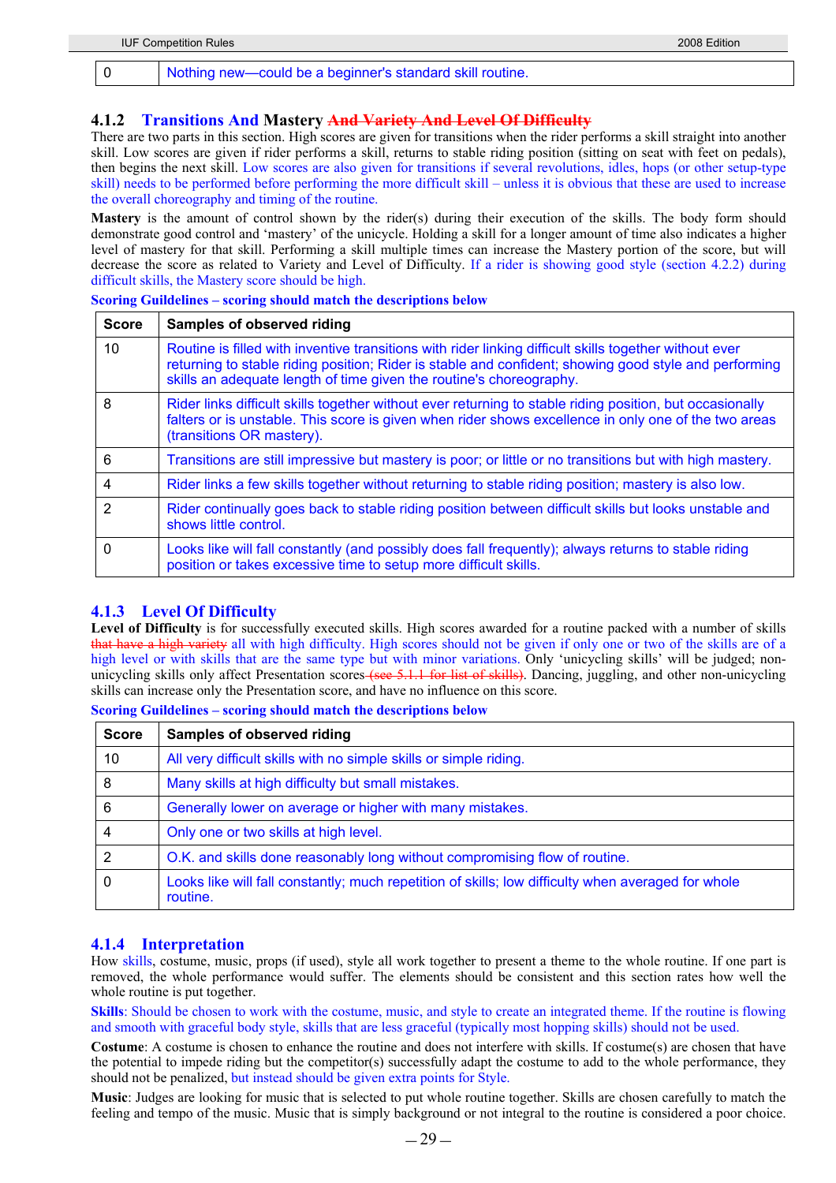| 0 | Nothing new—could be a beginner's standard skill routine. |
|---|---|

### 4.1.2 Transitions And Mastery ~~And Variety And Level Of Difficulty~~

There are two parts in this section. High scores are given for transitions when the rider performs a skill straight into another skill. Low scores are given if rider performs a skill, returns to stable riding position (sitting on seat with feet on pedals), then begins the next skill. Low scores are also given for transitions if several revolutions, idles, hops (or other setup-type skill) needs to be performed before performing the more difficult skill – unless it is obvious that these are used to increase the overall choreography and timing of the routine.

**Mastery** is the amount of control shown by the rider(s) during their execution of the skills. The body form should demonstrate good control and 'mastery' of the unicycle. Holding a skill for a longer amount of time also indicates a higher level of mastery for that skill. Performing a skill multiple times can increase the Mastery portion of the score, but will decrease the score as related to Variety and Level of Difficulty. If a rider is showing good style (section 4.2.2) during difficult skills, the Mastery score should be high.

**Scoring Guildelines – scoring should match the descriptions below**

| Score | Samples of observed riding |
|---|---|
| 10 | Routine is filled with inventive transitions with rider linking difficult skills together without ever returning to stable riding position; Rider is stable and confident; showing good style and performing skills an adequate length of time given the routine's choreography. |
| 8 | Rider links difficult skills together without ever returning to stable riding position, but occasionally falters or is unstable. This score is given when rider shows excellence in only one of the two areas (transitions OR mastery). |
| 6 | Transitions are still impressive but mastery is poor; or little or no transitions but with high mastery. |
| 4 | Rider links a few skills together without returning to stable riding position; mastery is also low. |
| 2 | Rider continually goes back to stable riding position between difficult skills but looks unstable and shows little control. |
| 0 | Looks like will fall constantly (and possibly does fall frequently); always returns to stable riding position or takes excessive time to setup more difficult skills. |

### 4.1.3 Level Of Difficulty

**Level of Difficulty** is for successfully executed skills. High scores awarded for a routine packed with a number of skills ~~that have a high variety~~ all with high difficulty. High scores should not be given if only one or two of the skills are of a high level or with skills that are the same type but with minor variations. Only 'unicycling skills' will be judged; non-unicycling skills only affect Presentation scores ~~(see 5.1.1 for list of skills)~~. Dancing, juggling, and other non-unicycling skills can increase only the Presentation score, and have no influence on this score.

**Scoring Guildelines – scoring should match the descriptions below**

| Score | Samples of observed riding |
|---|---|
| 10 | All very difficult skills with no simple skills or simple riding. |
| 8 | Many skills at high difficulty but small mistakes. |
| 6 | Generally lower on average or higher with many mistakes. |
| 4 | Only one or two skills at high level. |
| 2 | O.K. and skills done reasonably long without compromising flow of routine. |
| 0 | Looks like will fall constantly; much repetition of skills; low difficulty when averaged for whole routine. |

### 4.1.4 Interpretation

How skills, costume, music, props (if used), style all work together to present a theme to the whole routine. If one part is removed, the whole performance would suffer. The elements should be consistent and this section rates how well the whole routine is put together.

**Skills**: Should be chosen to work with the costume, music, and style to create an integrated theme. If the routine is flowing and smooth with graceful body style, skills that are less graceful (typically most hopping skills) should not be used.

**Costume**: A costume is chosen to enhance the routine and does not interfere with skills. If costume(s) are chosen that have the potential to impede riding but the competitor(s) successfully adapt the costume to add to the whole performance, they should not be penalized, but instead should be given extra points for Style.

**Music**: Judges are looking for music that is selected to put whole routine together. Skills are chosen carefully to match the feeling and tempo of the music. Music that is simply background or not integral to the routine is considered a poor choice.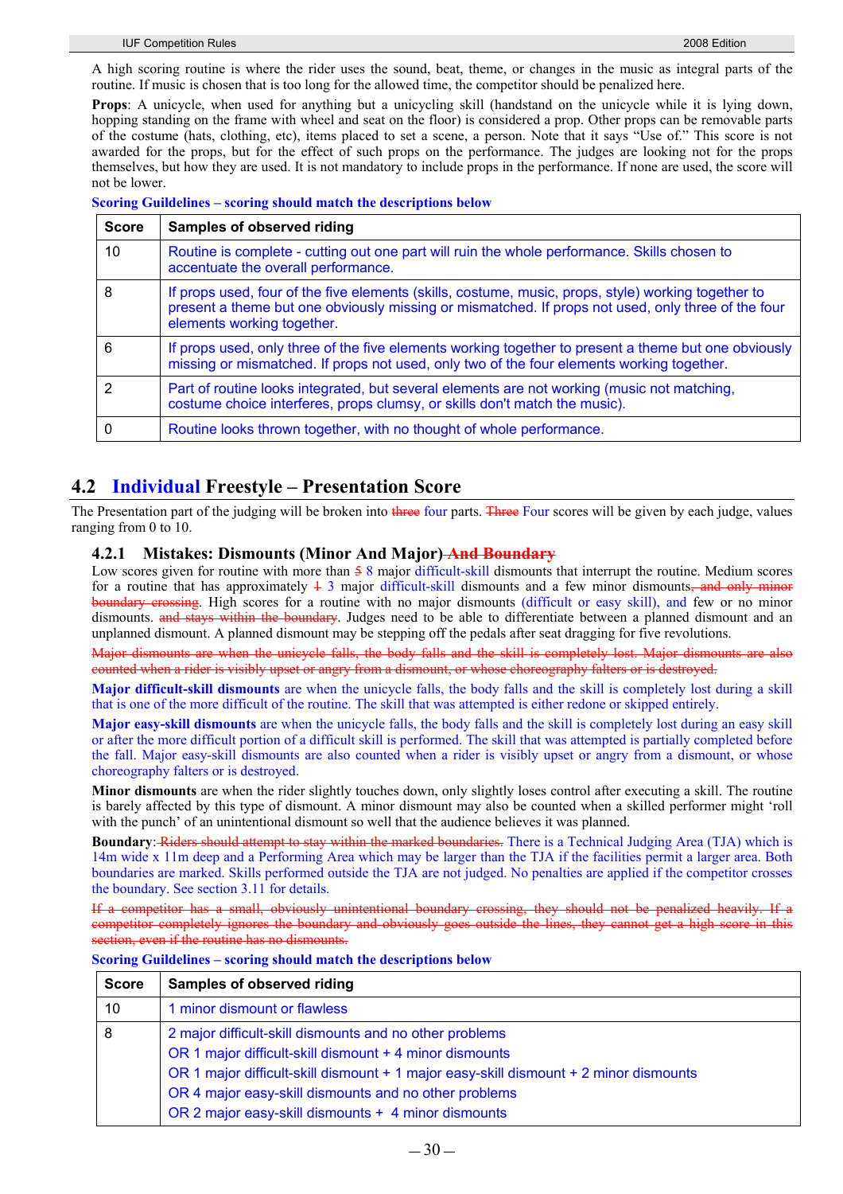A high scoring routine is where the rider uses the sound, beat, theme, or changes in the music as integral parts of the routine. If music is chosen that is too long for the allowed time, the competitor should be penalized here.

**Props**: A unicycle, when used for anything but a unicycling skill (handstand on the unicycle while it is lying down, hopping standing on the frame with wheel and seat on the floor) is considered a prop. Other props can be removable parts of the costume (hats, clothing, etc), items placed to set a scene, a person. Note that it says "Use of." This score is not awarded for the props, but for the effect of such props on the performance. The judges are looking not for the props themselves, but how they are used. It is not mandatory to include props in the performance. If none are used, the score will not be lower.

**Scoring Guildelines – scoring should match the descriptions below**

| Score | Samples of observed riding |
|---|---|
| 10 | Routine is complete - cutting out one part will ruin the whole performance. Skills chosen to accentuate the overall performance. |
| 8 | If props used, four of the five elements (skills, costume, music, props, style) working together to present a theme but one obviously missing or mismatched. If props not used, only three of the four elements working together. |
| 6 | If props used, only three of the five elements working together to present a theme but one obviously missing or mismatched. If props not used, only two of the four elements working together. |
| 2 | Part of routine looks integrated, but several elements are not working (music not matching, costume choice interferes, props clumsy, or skills don't match the music). |
| 0 | Routine looks thrown together, with no thought of whole performance. |

## 4.2 Individual Freestyle – Presentation Score

The Presentation part of the judging will be broken into ~~three~~ four parts. ~~Three~~ Four scores will be given by each judge, values ranging from 0 to 10.

### 4.2.1 Mistakes: Dismounts (Minor And Major) ~~And Boundary~~

Low scores given for routine with more than ~~5~~ 8 major difficult-skill dismounts that interrupt the routine. Medium scores for a routine that has approximately ~~1~~ 3 major difficult-skill dismounts and a few minor dismounts~~, and only minor boundary crossing~~. High scores for a routine with no major dismounts (difficult or easy skill), and few or no minor dismounts. ~~and stays within the boundary~~. Judges need to be able to differentiate between a planned dismount and an unplanned dismount. A planned dismount may be stepping off the pedals after seat dragging for five revolutions.

~~Major dismounts are when the unicycle falls, the body falls and the skill is completely lost. Major dismounts are also counted when a rider is visibly upset or angry from a dismount, or whose choreography falters or is destroyed.~~

**Major difficult-skill dismounts** are when the unicycle falls, the body falls and the skill is completely lost during a skill that is one of the more difficult of the routine. The skill that was attempted is either redone or skipped entirely.

**Major easy-skill dismounts** are when the unicycle falls, the body falls and the skill is completely lost during an easy skill or after the more difficult portion of a difficult skill is performed. The skill that was attempted is partially completed before the fall. Major easy-skill dismounts are also counted when a rider is visibly upset or angry from a dismount, or whose choreography falters or is destroyed.

**Minor dismounts** are when the rider slightly touches down, only slightly loses control after executing a skill. The routine is barely affected by this type of dismount. A minor dismount may also be counted when a skilled performer might 'roll with the punch' of an unintentional dismount so well that the audience believes it was planned.

**Boundary**: ~~Riders should attempt to stay within the marked boundaries.~~ There is a Technical Judging Area (TJA) which is 14m wide x 11m deep and a Performing Area which may be larger than the TJA if the facilities permit a larger area. Both boundaries are marked. Skills performed outside the TJA are not judged. No penalties are applied if the competitor crosses the boundary. See section 3.11 for details.

~~If a competitor has a small, obviously unintentional boundary crossing, they should not be penalized heavily. If a competitor completely ignores the boundary and obviously goes outside the lines, they cannot get a high score in this section, even if the routine has no dismounts.~~

**Scoring Guildelines – scoring should match the descriptions below**

| Score | Samples of observed riding |
|---|---|
| 10 | 1 minor dismount or flawless |
| 8 | 2 major difficult-skill dismounts and no other problems<br>OR 1 major difficult-skill dismount + 4 minor dismounts<br>OR 1 major difficult-skill dismount + 1 major easy-skill dismount + 2 minor dismounts<br>OR 4 major easy-skill dismounts and no other problems<br>OR 2 major easy-skill dismounts + 4 minor dismounts |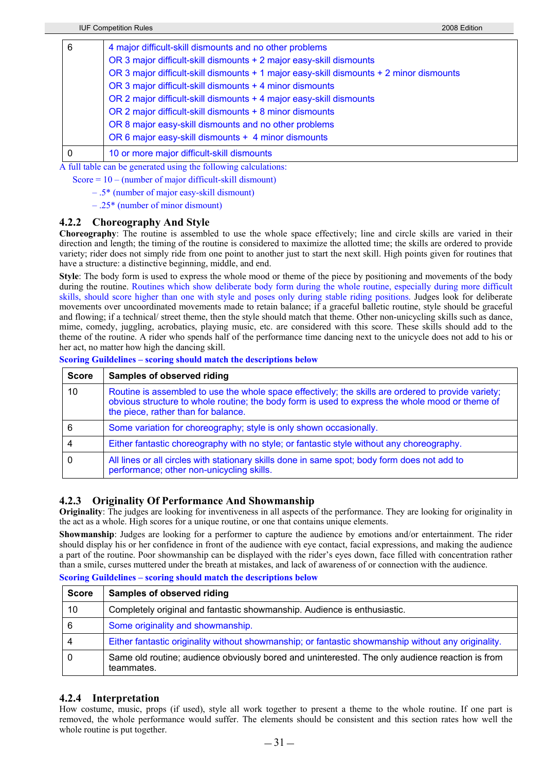| | |
|---|---|
| 6 | 4 major difficult-skill dismounts and no other problems<br>OR 3 major difficult-skill dismounts + 2 major easy-skill dismounts<br>OR 3 major difficult-skill dismounts + 1 major easy-skill dismounts + 2 minor dismounts<br>OR 3 major difficult-skill dismounts + 4 minor dismounts<br>OR 2 major difficult-skill dismounts + 4 major easy-skill dismounts<br>OR 2 major difficult-skill dismounts + 8 minor dismounts<br>OR 8 major easy-skill dismounts and no other problems<br>OR 6 major easy-skill dismounts + 4 minor dismounts |
| 0 | 10 or more major difficult-skill dismounts |

A full table can be generated using the following calculations:

Score = 10 – (number of major difficult-skill dismount)
– .5* (number of major easy-skill dismount)
– .25* (number of minor dismount)

### 4.2.2 Choreography And Style

**Choreography**: The routine is assembled to use the whole space effectively; line and circle skills are varied in their direction and length; the timing of the routine is considered to maximize the allotted time; the skills are ordered to provide variety; rider does not simply ride from one point to another just to start the next skill. High points given for routines that have a structure: a distinctive beginning, middle, and end.

**Style**: The body form is used to express the whole mood or theme of the piece by positioning and movements of the body during the routine. Routines which show deliberate body form during the whole routine, especially during more difficult skills, should score higher than one with style and poses only during stable riding positions. Judges look for deliberate movements over uncoordinated movements made to retain balance; if a graceful balletic routine, style should be graceful and flowing; if a technical/ street theme, then the style should match that theme. Other non-unicycling skills such as dance, mime, comedy, juggling, acrobatics, playing music, etc. are considered with this score. These skills should add to the theme of the routine. A rider who spends half of the performance time dancing next to the unicycle does not add to his or her act, no matter how high the dancing skill.

**Scoring Guildelines – scoring should match the descriptions below**

| Score | Samples of observed riding |
|---|---|
| 10 | Routine is assembled to use the whole space effectively; the skills are ordered to provide variety; obvious structure to whole routine; the body form is used to express the whole mood or theme of the piece, rather than for balance. |
| 6 | Some variation for choreography; style is only shown occasionally. |
| 4 | Either fantastic choreography with no style; or fantastic style without any choreography. |
| 0 | All lines or all circles with stationary skills done in same spot; body form does not add to performance; other non-unicycling skills. |

### 4.2.3 Originality Of Performance And Showmanship

**Originality**: The judges are looking for inventiveness in all aspects of the performance. They are looking for originality in the act as a whole. High scores for a unique routine, or one that contains unique elements.

**Showmanship**: Judges are looking for a performer to capture the audience by emotions and/or entertainment. The rider should display his or her confidence in front of the audience with eye contact, facial expressions, and making the audience a part of the routine. Poor showmanship can be displayed with the rider's eyes down, face filled with concentration rather than a smile, curses muttered under the breath at mistakes, and lack of awareness of or connection with the audience.

**Scoring Guildelines – scoring should match the descriptions below**

| Score | Samples of observed riding |
|---|---|
| 10 | Completely original and fantastic showmanship. Audience is enthusiastic. |
| 6 | Some originality and showmanship. |
| 4 | Either fantastic originality without showmanship; or fantastic showmanship without any originality. |
| 0 | Same old routine; audience obviously bored and uninterested. The only audience reaction is from teammates. |

### 4.2.4 Interpretation

How costume, music, props (if used), style all work together to present a theme to the whole routine. If one part is removed, the whole performance would suffer. The elements should be consistent and this section rates how well the whole routine is put together.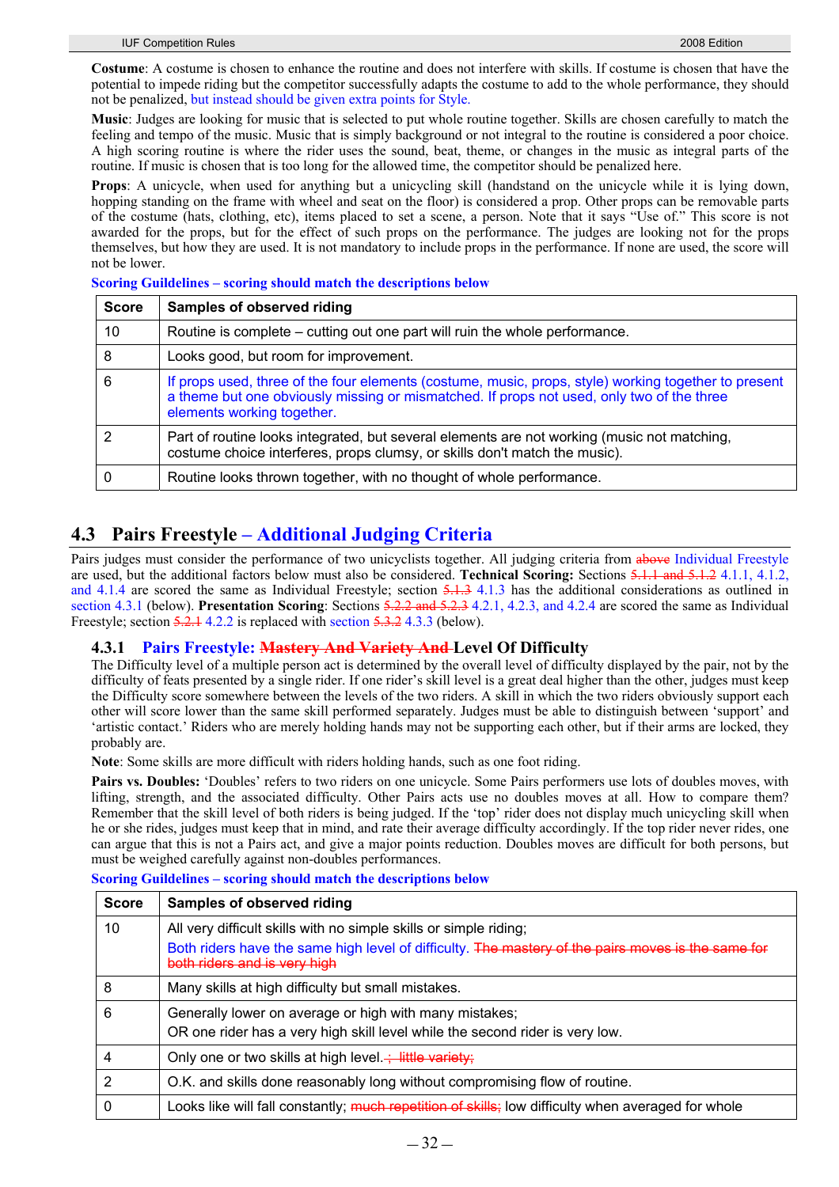**Costume**: A costume is chosen to enhance the routine and does not interfere with skills. If costume is chosen that have the potential to impede riding but the competitor successfully adapts the costume to add to the whole performance, they should not be penalized, but instead should be given extra points for Style.

**Music**: Judges are looking for music that is selected to put whole routine together. Skills are chosen carefully to match the feeling and tempo of the music. Music that is simply background or not integral to the routine is considered a poor choice. A high scoring routine is where the rider uses the sound, beat, theme, or changes in the music as integral parts of the routine. If music is chosen that is too long for the allowed time, the competitor should be penalized here.

**Props**: A unicycle, when used for anything but a unicycling skill (handstand on the unicycle while it is lying down, hopping standing on the frame with wheel and seat on the floor) is considered a prop. Other props can be removable parts of the costume (hats, clothing, etc), items placed to set a scene, a person. Note that it says "Use of." This score is not awarded for the props, but for the effect of such props on the performance. The judges are looking not for the props themselves, but how they are used. It is not mandatory to include props in the performance. If none are used, the score will not be lower.

**Scoring Guildelines – scoring should match the descriptions below**

| Score | Samples of observed riding |
|---|---|
| 10 | Routine is complete – cutting out one part will ruin the whole performance. |
| 8 | Looks good, but room for improvement. |
| 6 | If props used, three of the four elements (costume, music, props, style) working together to present a theme but one obviously missing or mismatched. If props not used, only two of the three elements working together. |
| 2 | Part of routine looks integrated, but several elements are not working (music not matching, costume choice interferes, props clumsy, or skills don't match the music). |
| 0 | Routine looks thrown together, with no thought of whole performance. |

## 4.3 Pairs Freestyle – Additional Judging Criteria

Pairs judges must consider the performance of two unicyclists together. All judging criteria from ~~above~~ Individual Freestyle are used, but the additional factors below must also be considered. **Technical Scoring:** Sections ~~5.1.1 and 5.1.2~~ 4.1.1, 4.1.2, and 4.1.4 are scored the same as Individual Freestyle; section ~~5.1.3~~ 4.1.3 has the additional considerations as outlined in section 4.3.1 (below). **Presentation Scoring**: Sections ~~5.2.2 and 5.2.3~~ 4.2.1, 4.2.3, and 4.2.4 are scored the same as Individual Freestyle; section ~~5.2.1~~ 4.2.2 is replaced with section ~~5.3.2~~ 4.3.3 (below).

### 4.3.1 Pairs Freestyle: ~~Mastery And Variety And~~ Level Of Difficulty

The Difficulty level of a multiple person act is determined by the overall level of difficulty displayed by the pair, not by the difficulty of feats presented by a single rider. If one rider's skill level is a great deal higher than the other, judges must keep the Difficulty score somewhere between the levels of the two riders. A skill in which the two riders obviously support each other will score lower than the same skill performed separately. Judges must be able to distinguish between 'support' and 'artistic contact.' Riders who are merely holding hands may not be supporting each other, but if their arms are locked, they probably are.

**Note**: Some skills are more difficult with riders holding hands, such as one foot riding.

**Pairs vs. Doubles:** 'Doubles' refers to two riders on one unicycle. Some Pairs performers use lots of doubles moves, with lifting, strength, and the associated difficulty. Other Pairs acts use no doubles moves at all. How to compare them? Remember that the skill level of both riders is being judged. If the 'top' rider does not display much unicycling skill when he or she rides, judges must keep that in mind, and rate their average difficulty accordingly. If the top rider never rides, one can argue that this is not a Pairs act, and give a major points reduction. Doubles moves are difficult for both persons, but must be weighed carefully against non-doubles performances.

**Scoring Guildelines – scoring should match the descriptions below**

| Score | Samples of observed riding |
|---|---|
| 10 | All very difficult skills with no simple skills or simple riding;<br>Both riders have the same high level of difficulty. ~~The mastery of the pairs moves is the same for both riders and is very high~~ |
| 8 | Many skills at high difficulty but small mistakes. |
| 6 | Generally lower on average or high with many mistakes;<br>OR one rider has a very high skill level while the second rider is very low. |
| 4 | Only one or two skills at high level. ~~; little variety;~~ |
| 2 | O.K. and skills done reasonably long without compromising flow of routine. |
| 0 | Looks like will fall constantly; ~~much repetition of skills;~~ low difficulty when averaged for whole |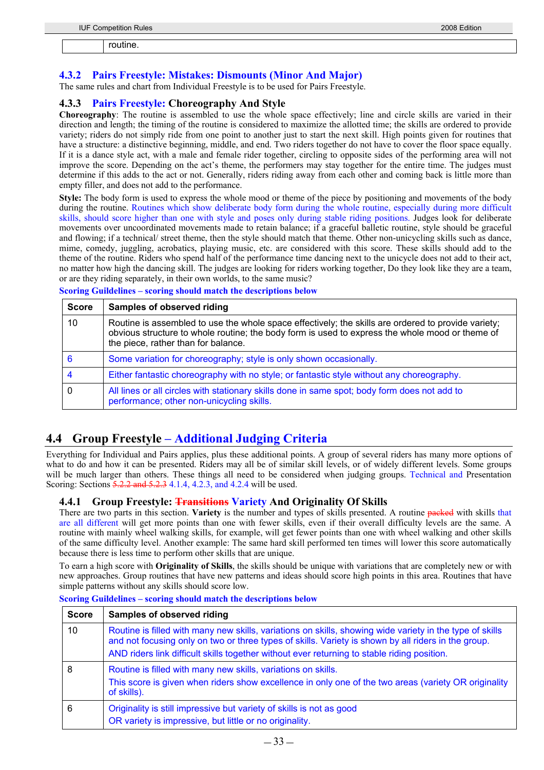| | routine. |
|---|---|

### 4.3.2 Pairs Freestyle: Mistakes: Dismounts (Minor And Major)

The same rules and chart from Individual Freestyle is to be used for Pairs Freestyle.

### 4.3.3 Pairs Freestyle: Choreography And Style

**Choreography**: The routine is assembled to use the whole space effectively; line and circle skills are varied in their direction and length; the timing of the routine is considered to maximize the allotted time; the skills are ordered to provide variety; riders do not simply ride from one point to another just to start the next skill. High points given for routines that have a structure: a distinctive beginning, middle, and end. Two riders together do not have to cover the floor space equally. If it is a dance style act, with a male and female rider together, circling to opposite sides of the performing area will not improve the score. Depending on the act's theme, the performers may stay together for the entire time. The judges must determine if this adds to the act or not. Generally, riders riding away from each other and coming back is little more than empty filler, and does not add to the performance.

**Style:** The body form is used to express the whole mood or theme of the piece by positioning and movements of the body during the routine. Routines which show deliberate body form during the whole routine, especially during more difficult skills, should score higher than one with style and poses only during stable riding positions. Judges look for deliberate movements over uncoordinated movements made to retain balance; if a graceful balletic routine, style should be graceful and flowing; if a technical/ street theme, then the style should match that theme. Other non-unicycling skills such as dance, mime, comedy, juggling, acrobatics, playing music, etc. are considered with this score. These skills should add to the theme of the routine. Riders who spend half of the performance time dancing next to the unicycle does not add to their act, no matter how high the dancing skill. The judges are looking for riders working together, Do they look like they are a team, or are they riding separately, in their own worlds, to the same music?

**Scoring Guildelines – scoring should match the descriptions below**

| Score | Samples of observed riding |
|---|---|
| 10 | Routine is assembled to use the whole space effectively; the skills are ordered to provide variety; obvious structure to whole routine; the body form is used to express the whole mood or theme of the piece, rather than for balance. |
| 6 | Some variation for choreography; style is only shown occasionally. |
| 4 | Either fantastic choreography with no style; or fantastic style without any choreography. |
| 0 | All lines or all circles with stationary skills done in same spot; body form does not add to performance; other non-unicycling skills. |

## 4.4 Group Freestyle – Additional Judging Criteria

Everything for Individual and Pairs applies, plus these additional points. A group of several riders has many more options of what to do and how it can be presented. Riders may all be of similar skill levels, or of widely different levels. Some groups will be much larger than others. These things all need to be considered when judging groups. Technical and Presentation Scoring: Sections ~~5.2.2 and 5.2.3~~ 4.1.4, 4.2.3, and 4.2.4 will be used.

### 4.4.1 Group Freestyle: ~~Transitions~~ Variety And Originality Of Skills

There are two parts in this section. **Variety** is the number and types of skills presented. A routine ~~packed~~ with skills that are all different will get more points than one with fewer skills, even if their overall difficulty levels are the same. A routine with mainly wheel walking skills, for example, will get fewer points than one with wheel walking and other skills of the same difficulty level. Another example: The same hard skill performed ten times will lower this score automatically because there is less time to perform other skills that are unique.

To earn a high score with **Originality of Skills**, the skills should be unique with variations that are completely new or with new approaches. Group routines that have new patterns and ideas should score high points in this area. Routines that have simple patterns without any skills should score low.

**Scoring Guildelines – scoring should match the descriptions below**

| Score | Samples of observed riding |
|---|---|
| 10 | Routine is filled with many new skills, variations on skills, showing wide variety in the type of skills and not focusing only on two or three types of skills. Variety is shown by all riders in the group.<br>AND riders link difficult skills together without ever returning to stable riding position. |
| 8 | Routine is filled with many new skills, variations on skills.<br>This score is given when riders show excellence in only one of the two areas (variety OR originality of skills). |
| 6 | Originality is still impressive but variety of skills is not as good<br>OR variety is impressive, but little or no originality. |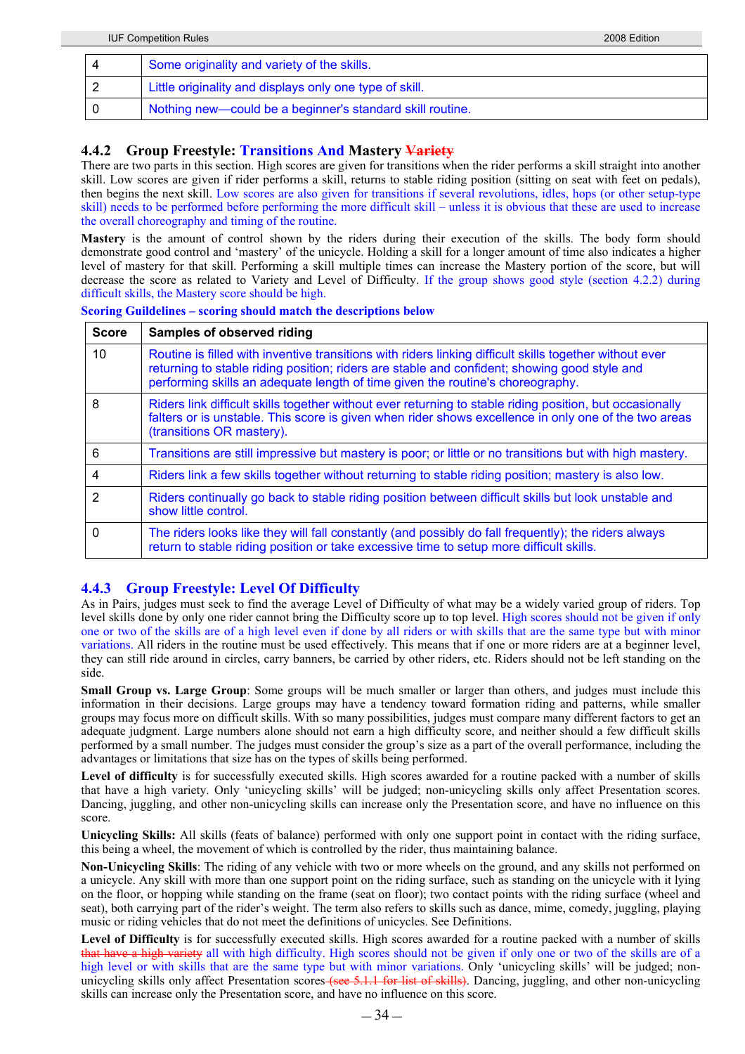| | |
|---|---|
| 4 | Some originality and variety of the skills. |
| 2 | Little originality and displays only one type of skill. |
| 0 | Nothing new—could be a beginner's standard skill routine. |

### 4.4.2 Group Freestyle: Transitions And Mastery ~~Variety~~

There are two parts in this section. High scores are given for transitions when the rider performs a skill straight into another skill. Low scores are given if rider performs a skill, returns to stable riding position (sitting on seat with feet on pedals), then begins the next skill. Low scores are also given for transitions if several revolutions, idles, hops (or other setup-type skill) needs to be performed before performing the more difficult skill – unless it is obvious that these are used to increase the overall choreography and timing of the routine.

**Mastery** is the amount of control shown by the riders during their execution of the skills. The body form should demonstrate good control and 'mastery' of the unicycle. Holding a skill for a longer amount of time also indicates a higher level of mastery for that skill. Performing a skill multiple times can increase the Mastery portion of the score, but will decrease the score as related to Variety and Level of Difficulty. If the group shows good style (section 4.2.2) during difficult skills, the Mastery score should be high.

**Scoring Guildelines – scoring should match the descriptions below**

| Score | Samples of observed riding |
|---|---|
| 10 | Routine is filled with inventive transitions with riders linking difficult skills together without ever returning to stable riding position; riders are stable and confident; showing good style and performing skills an adequate length of time given the routine's choreography. |
| 8 | Riders link difficult skills together without ever returning to stable riding position, but occasionally falters or is unstable. This score is given when rider shows excellence in only one of the two areas (transitions OR mastery). |
| 6 | Transitions are still impressive but mastery is poor; or little or no transitions but with high mastery. |
| 4 | Riders link a few skills together without returning to stable riding position; mastery is also low. |
| 2 | Riders continually go back to stable riding position between difficult skills but look unstable and show little control. |
| 0 | The riders looks like they will fall constantly (and possibly do fall frequently); the riders always return to stable riding position or take excessive time to setup more difficult skills. |

### 4.4.3 Group Freestyle: Level Of Difficulty

As in Pairs, judges must seek to find the average Level of Difficulty of what may be a widely varied group of riders. Top level skills done by only one rider cannot bring the Difficulty score up to top level. High scores should not be given if only one or two of the skills are of a high level even if done by all riders or with skills that are the same type but with minor variations. All riders in the routine must be used effectively. This means that if one or more riders are at a beginner level, they can still ride around in circles, carry banners, be carried by other riders, etc. Riders should not be left standing on the side.

**Small Group vs. Large Group**: Some groups will be much smaller or larger than others, and judges must include this information in their decisions. Large groups may have a tendency toward formation riding and patterns, while smaller groups may focus more on difficult skills. With so many possibilities, judges must compare many different factors to get an adequate judgment. Large numbers alone should not earn a high difficulty score, and neither should a few difficult skills performed by a small number. The judges must consider the group's size as a part of the overall performance, including the advantages or limitations that size has on the types of skills being performed.

**Level of difficulty** is for successfully executed skills. High scores awarded for a routine packed with a number of skills that have a high variety. Only 'unicycling skills' will be judged; non-unicycling skills only affect Presentation scores. Dancing, juggling, and other non-unicycling skills can increase only the Presentation score, and have no influence on this score.

**Unicycling Skills:** All skills (feats of balance) performed with only one support point in contact with the riding surface, this being a wheel, the movement of which is controlled by the rider, thus maintaining balance.

**Non-Unicycling Skills**: The riding of any vehicle with two or more wheels on the ground, and any skills not performed on a unicycle. Any skill with more than one support point on the riding surface, such as standing on the unicycle with it lying on the floor, or hopping while standing on the frame (seat on floor); two contact points with the riding surface (wheel and seat), both carrying part of the rider's weight. The term also refers to skills such as dance, mime, comedy, juggling, playing music or riding vehicles that do not meet the definitions of unicycles. See Definitions.

**Level of Difficulty** is for successfully executed skills. High scores awarded for a routine packed with a number of skills ~~that have a high variety~~ all with high difficulty. High scores should not be given if only one or two of the skills are of a high level or with skills that are the same type but with minor variations. Only 'unicycling skills' will be judged; non-unicycling skills only affect Presentation scores ~~(see 5.1.1 for list of skills)~~. Dancing, juggling, and other non-unicycling skills can increase only the Presentation score, and have no influence on this score.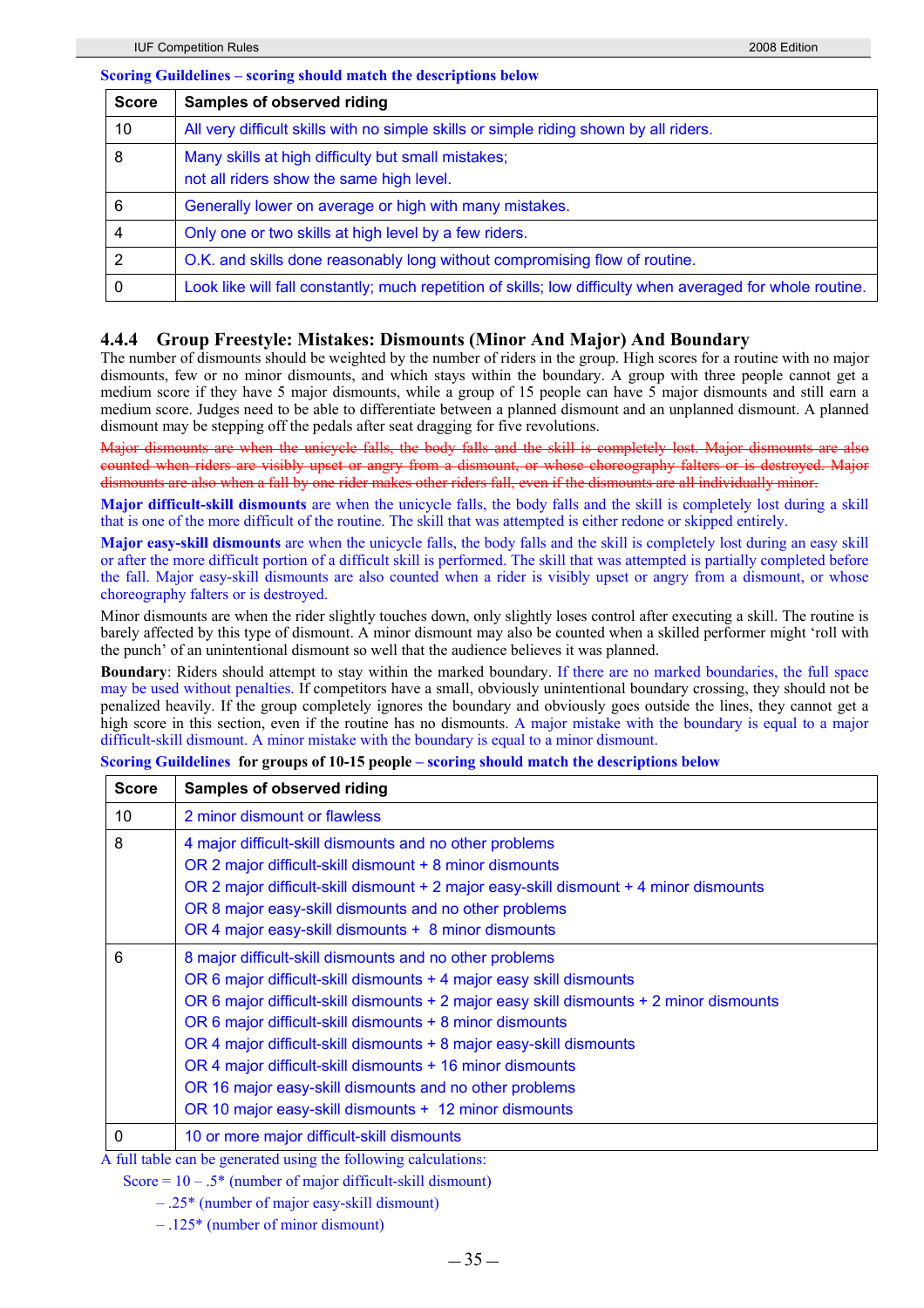**Scoring Guildelines – scoring should match the descriptions below**

| Score | Samples of observed riding |
| --- | --- |
| 10 | All very difficult skills with no simple skills or simple riding shown by all riders. |
| 8 | Many skills at high difficulty but small mistakes; not all riders show the same high level. |
| 6 | Generally lower on average or high with many mistakes. |
| 4 | Only one or two skills at high level by a few riders. |
| 2 | O.K. and skills done reasonably long without compromising flow of routine. |
| 0 | Look like will fall constantly; much repetition of skills; low difficulty when averaged for whole routine. |

### 4.4.4 Group Freestyle: Mistakes: Dismounts (Minor And Major) And Boundary

The number of dismounts should be weighted by the number of riders in the group. High scores for a routine with no major dismounts, few or no minor dismounts, and which stays within the boundary. A group with three people cannot get a medium score if they have 5 major dismounts, while a group of 15 people can have 5 major dismounts and still earn a medium score. Judges need to be able to differentiate between a planned dismount and an unplanned dismount. A planned dismount may be stepping off the pedals after seat dragging for five revolutions.

~~Major dismounts are when the unicycle falls, the body falls and the skill is completely lost. Major dismounts are also counted when riders are visibly upset or angry from a dismount, or whose choreography falters or is destroyed. Major dismounts are also when a fall by one rider makes other riders fall, even if the dismounts are all individually minor.~~

**Major difficult-skill dismounts** are when the unicycle falls, the body falls and the skill is completely lost during a skill that is one of the more difficult of the routine. The skill that was attempted is either redone or skipped entirely.

**Major easy-skill dismounts** are when the unicycle falls, the body falls and the skill is completely lost during an easy skill or after the more difficult portion of a difficult skill is performed. The skill that was attempted is partially completed before the fall. Major easy-skill dismounts are also counted when a rider is visibly upset or angry from a dismount, or whose choreography falters or is destroyed.

Minor dismounts are when the rider slightly touches down, only slightly loses control after executing a skill. The routine is barely affected by this type of dismount. A minor dismount may also be counted when a skilled performer might 'roll with the punch' of an unintentional dismount so well that the audience believes it was planned.

**Boundary**: Riders should attempt to stay within the marked boundary. If there are no marked boundaries, the full space may be used without penalties. If competitors have a small, obviously unintentional boundary crossing, they should not be penalized heavily. If the group completely ignores the boundary and obviously goes outside the lines, they cannot get a high score in this section, even if the routine has no dismounts. A major mistake with the boundary is equal to a major difficult-skill dismount. A minor mistake with the boundary is equal to a minor dismount.

**Scoring Guildelines for groups of 10-15 people – scoring should match the descriptions below**

| Score | Samples of observed riding |
| --- | --- |
| 10 | 2 minor dismount or flawless |
| 8 | 4 major difficult-skill dismounts and no other problems<br>OR 2 major difficult-skill dismount + 8 minor dismounts<br>OR 2 major difficult-skill dismount + 2 major easy-skill dismount + 4 minor dismounts<br>OR 8 major easy-skill dismounts and no other problems<br>OR 4 major easy-skill dismounts + 8 minor dismounts |
| 6 | 8 major difficult-skill dismounts and no other problems<br>OR 6 major difficult-skill dismounts + 4 major easy skill dismounts<br>OR 6 major difficult-skill dismounts + 2 major easy skill dismounts + 2 minor dismounts<br>OR 6 major difficult-skill dismounts + 8 minor dismounts<br>OR 4 major difficult-skill dismounts + 8 major easy-skill dismounts<br>OR 4 major difficult-skill dismounts + 16 minor dismounts<br>OR 16 major easy-skill dismounts and no other problems<br>OR 10 major easy-skill dismounts + 12 minor dismounts |
| 0 | 10 or more major difficult-skill dismounts |

A full table can be generated using the following calculations:

Score = 10 – .5* (number of major difficult-skill dismount)
– .25* (number of major easy-skill dismount)
– .125* (number of minor dismount)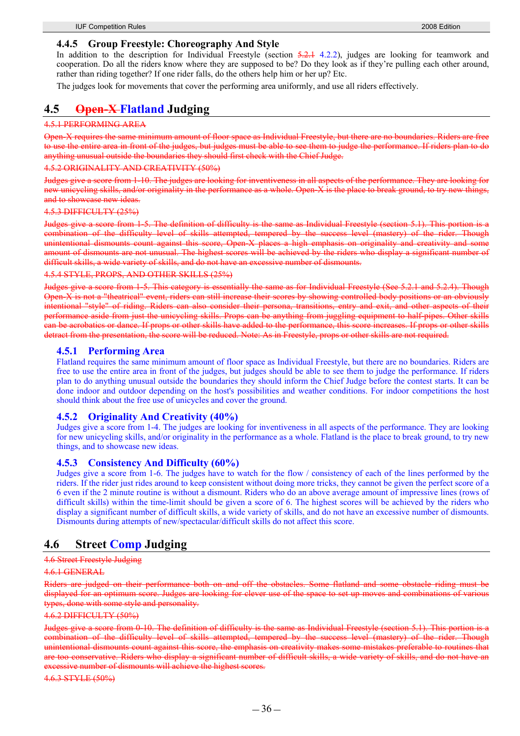### 4.4.5 Group Freestyle: Choreography And Style

In addition to the description for Individual Freestyle (section ~~5.2.1~~ 4.2.2), judges are looking for teamwork and cooperation. Do all the riders know where they are supposed to be? Do they look as if they're pulling each other around, rather than riding together? If one rider falls, do the others help him or her up? Etc.

The judges look for movements that cover the performing area uniformly, and use all riders effectively.

## 4.5 ~~Open-X~~ Flatland Judging

~~4.5.1 PERFORMING AREA~~

~~Open-X requires the same minimum amount of floor space as Individual Freestyle, but there are no boundaries. Riders are free to use the entire area in front of the judges, but judges must be able to see them to judge the performance. If riders plan to do anything unusual outside the boundaries they should first check with the Chief Judge.~~

~~4.5.2 ORIGINALITY AND CREATIVITY (50%)~~

~~Judges give a score from 1-10. The judges are looking for inventiveness in all aspects of the performance. They are looking for new unicycling skills, and/or originality in the performance as a whole. Open-X is the place to break ground, to try new things, and to showcase new ideas.~~

~~4.5.3 DIFFICULTY (25%)~~

~~Judges give a score from 1-5. The definition of difficulty is the same as Individual Freestyle (section 5.1). This portion is a combination of the difficulty level of skills attempted, tempered by the success level (mastery) of the rider. Though unintentional dismounts count against this score, Open-X places a high emphasis on originality and creativity and some amount of dismounts are not unusual. The highest scores will be achieved by the riders who display a significant number of difficult skills, a wide variety of skills, and do not have an excessive number of dismounts.~~

~~4.5.4 STYLE, PROPS, AND OTHER SKILLS (25%)~~

~~Judges give a score from 1-5. This category is essentially the same as for Individual Freestyle (See 5.2.1 and 5.2.4). Though Open-X is not a "theatrical" event, riders can still increase their scores by showing controlled body positions or an obviously intentional "style" of riding. Riders can also consider their persona, transitions, entry and exit, and other aspects of their performance aside from just the unicycling skills. Props can be anything from juggling equipment to half-pipes. Other skills can be acrobatics or dance. If props or other skills have added to the performance, this score increases. If props or other skills detract from the presentation, the score will be reduced. Note: As in Freestyle, props or other skills are not required.~~

### 4.5.1 Performing Area

Flatland requires the same minimum amount of floor space as Individual Freestyle, but there are no boundaries. Riders are free to use the entire area in front of the judges, but judges should be able to see them to judge the performance. If riders plan to do anything unusual outside the boundaries they should inform the Chief Judge before the contest starts. It can be done indoor and outdoor depending on the host's possibilities and weather conditions. For indoor competitions the host should think about the free use of unicycles and cover the ground.

### 4.5.2 Originality And Creativity (40%)

Judges give a score from 1-4. The judges are looking for inventiveness in all aspects of the performance. They are looking for new unicycling skills, and/or originality in the performance as a whole. Flatland is the place to break ground, to try new things, and to showcase new ideas.

### 4.5.3 Consistency And Difficulty (60%)

Judges give a score from 1-6. The judges have to watch for the flow / consistency of each of the lines performed by the riders. If the rider just rides around to keep consistent without doing more tricks, they cannot be given the perfect score of a 6 even if the 2 minute routine is without a dismount. Riders who do an above average amount of impressive lines (rows of difficult skills) within the time-limit should be given a score of 6. The highest scores will be achieved by the riders who display a significant number of difficult skills, a wide variety of skills, and do not have an excessive number of dismounts. Dismounts during attempts of new/spectacular/difficult skills do not affect this score.

## 4.6 Street Comp Judging

~~4.6 Street Freestyle Judging~~

~~4.6.1 GENERAL~~

~~Riders are judged on their performance both on and off the obstacles. Some flatland and some obstacle riding must be displayed for an optimum score. Judges are looking for clever use of the space to set up moves and combinations of various types, done with some style and personality.~~

~~4.6.2 DIFFICULTY (50%)~~

~~Judges give a score from 0-10. The definition of difficulty is the same as Individual Freestyle (section 5.1). This portion is a combination of the difficulty level of skills attempted, tempered by the success level (mastery) of the rider. Though unintentional dismounts count against this score, the emphasis on creativity makes some mistakes preferable to routines that are too conservative. Riders who display a significant number of difficult skills, a wide variety of skills, and do not have an excessive number of dismounts will achieve the highest scores.~~

~~4.6.3 STYLE (50%)~~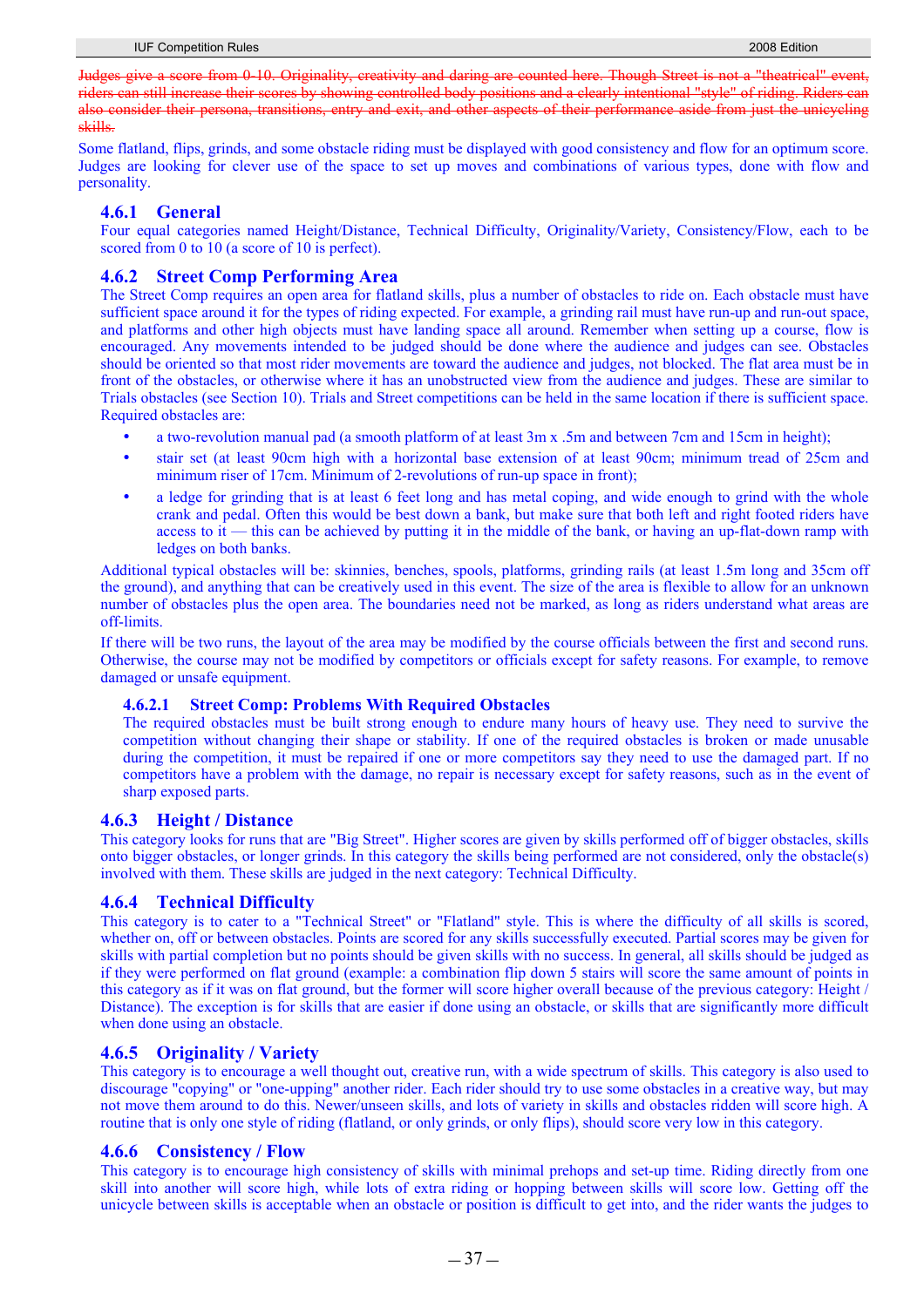~~Judges give a score from 0-10. Originality, creativity and daring are counted here. Though Street is not a "theatrical" event, riders can still increase their scores by showing controlled body positions and a clearly intentional "style" of riding. Riders can also consider their persona, transitions, entry and exit, and other aspects of their performance aside from just the unicycling skills.~~

Some flatland, flips, grinds, and some obstacle riding must be displayed with good consistency and flow for an optimum score. Judges are looking for clever use of the space to set up moves and combinations of various types, done with flow and personality.

### 4.6.1 General

Four equal categories named Height/Distance, Technical Difficulty, Originality/Variety, Consistency/Flow, each to be scored from 0 to 10 (a score of 10 is perfect).

### 4.6.2 Street Comp Performing Area

The Street Comp requires an open area for flatland skills, plus a number of obstacles to ride on. Each obstacle must have sufficient space around it for the types of riding expected. For example, a grinding rail must have run-up and run-out space, and platforms and other high objects must have landing space all around. Remember when setting up a course, flow is encouraged. Any movements intended to be judged should be done where the audience and judges can see. Obstacles should be oriented so that most rider movements are toward the audience and judges, not blocked. The flat area must be in front of the obstacles, or otherwise where it has an unobstructed view from the audience and judges. These are similar to Trials obstacles (see Section 10). Trials and Street competitions can be held in the same location if there is sufficient space. Required obstacles are:

- a two-revolution manual pad (a smooth platform of at least 3m x .5m and between 7cm and 15cm in height);
- stair set (at least 90cm high with a horizontal base extension of at least 90cm; minimum tread of 25cm and minimum riser of 17cm. Minimum of 2-revolutions of run-up space in front);
- a ledge for grinding that is at least 6 feet long and has metal coping, and wide enough to grind with the whole crank and pedal. Often this would be best down a bank, but make sure that both left and right footed riders have access to it — this can be achieved by putting it in the middle of the bank, or having an up-flat-down ramp with ledges on both banks.

Additional typical obstacles will be: skinnies, benches, spools, platforms, grinding rails (at least 1.5m long and 35cm off the ground), and anything that can be creatively used in this event. The size of the area is flexible to allow for an unknown number of obstacles plus the open area. The boundaries need not be marked, as long as riders understand what areas are off-limits.

If there will be two runs, the layout of the area may be modified by the course officials between the first and second runs. Otherwise, the course may not be modified by competitors or officials except for safety reasons. For example, to remove damaged or unsafe equipment.

#### 4.6.2.1 Street Comp: Problems With Required Obstacles

The required obstacles must be built strong enough to endure many hours of heavy use. They need to survive the competition without changing their shape or stability. If one of the required obstacles is broken or made unusable during the competition, it must be repaired if one or more competitors say they need to use the damaged part. If no competitors have a problem with the damage, no repair is necessary except for safety reasons, such as in the event of sharp exposed parts.

### 4.6.3 Height / Distance

This category looks for runs that are "Big Street". Higher scores are given by skills performed off of bigger obstacles, skills onto bigger obstacles, or longer grinds. In this category the skills being performed are not considered, only the obstacle(s) involved with them. These skills are judged in the next category: Technical Difficulty.

### 4.6.4 Technical Difficulty

This category is to cater to a "Technical Street" or "Flatland" style. This is where the difficulty of all skills is scored, whether on, off or between obstacles. Points are scored for any skills successfully executed. Partial scores may be given for skills with partial completion but no points should be given skills with no success. In general, all skills should be judged as if they were performed on flat ground (example: a combination flip down 5 stairs will score the same amount of points in this category as if it was on flat ground, but the former will score higher overall because of the previous category: Height / Distance). The exception is for skills that are easier if done using an obstacle, or skills that are significantly more difficult when done using an obstacle.

### 4.6.5 Originality / Variety

This category is to encourage a well thought out, creative run, with a wide spectrum of skills. This category is also used to discourage "copying" or "one-upping" another rider. Each rider should try to use some obstacles in a creative way, but may not move them around to do this. Newer/unseen skills, and lots of variety in skills and obstacles ridden will score high. A routine that is only one style of riding (flatland, or only grinds, or only flips), should score very low in this category.

### 4.6.6 Consistency / Flow

This category is to encourage high consistency of skills with minimal prehops and set-up time. Riding directly from one skill into another will score high, while lots of extra riding or hopping between skills will score low. Getting off the unicycle between skills is acceptable when an obstacle or position is difficult to get into, and the rider wants the judges to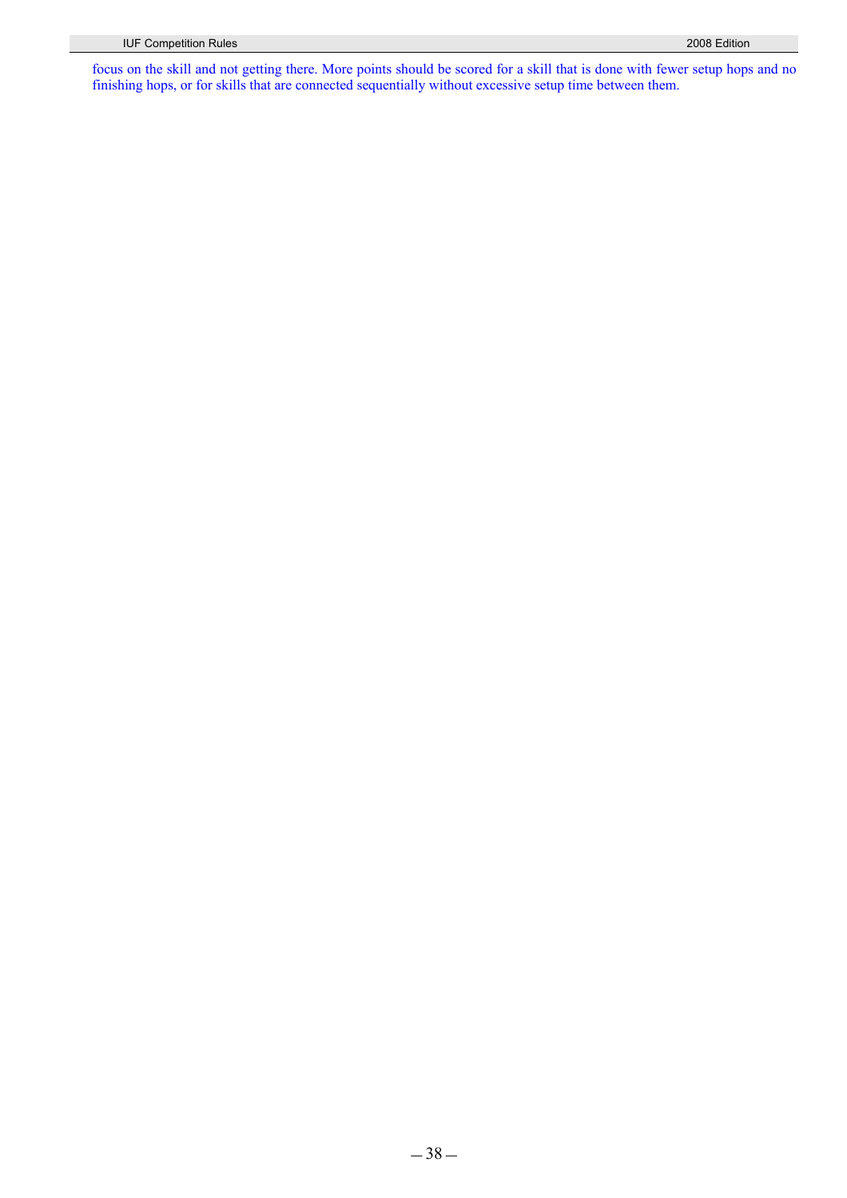focus on the skill and not getting there. More points should be scored for a skill that is done with fewer setup hops and no finishing hops, or for skills that are connected sequentially without excessive setup time between them.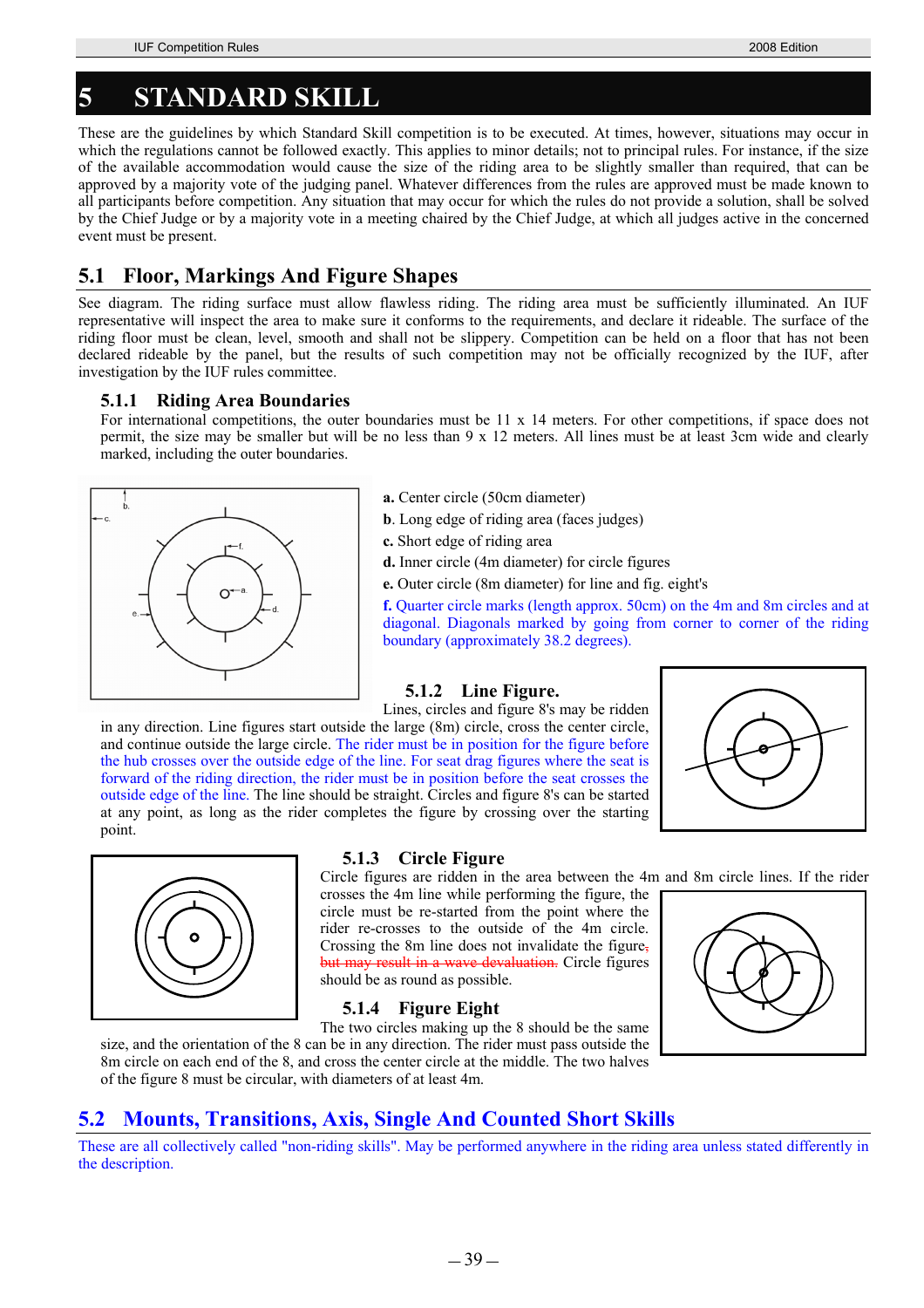# 5 STANDARD SKILL

These are the guidelines by which Standard Skill competition is to be executed. At times, however, situations may occur in which the regulations cannot be followed exactly. This applies to minor details; not to principal rules. For instance, if the size of the available accommodation would cause the size of the riding area to be slightly smaller than required, that can be approved by a majority vote of the judging panel. Whatever differences from the rules are approved must be made known to all participants before competition. Any situation that may occur for which the rules do not provide a solution, shall be solved by the Chief Judge or by a majority vote in a meeting chaired by the Chief Judge, at which all judges active in the concerned event must be present.

## 5.1 Floor, Markings And Figure Shapes

See diagram. The riding surface must allow flawless riding. The riding area must be sufficiently illuminated. An IUF representative will inspect the area to make sure it conforms to the requirements, and declare it rideable. The surface of the riding floor must be clean, level, smooth and shall not be slippery. Competition can be held on a floor that has not been declared rideable by the panel, but the results of such competition may not be officially recognized by the IUF, after investigation by the IUF rules committee.

### 5.1.1 Riding Area Boundaries

For international competitions, the outer boundaries must be 11 x 14 meters. For other competitions, if space does not permit, the size may be smaller but will be no less than 9 x 12 meters. All lines must be at least 3cm wide and clearly marked, including the outer boundaries.

**a.** Center circle (50cm diameter)

**b**. Long edge of riding area (faces judges)

**c.** Short edge of riding area

**d.** Inner circle (4m diameter) for circle figures

**e.** Outer circle (8m diameter) for line and fig. eight's

**f.** Quarter circle marks (length approx. 50cm) on the 4m and 8m circles and at diagonal. Diagonals marked by going from corner to corner of the riding boundary (approximately 38.2 degrees).

### 5.1.2 Line Figure.

Lines, circles and figure 8's may be ridden in any direction. Line figures start outside the large (8m) circle, cross the center circle, and continue outside the large circle. The rider must be in position for the figure before the hub crosses over the outside edge of the line. For seat drag figures where the seat is forward of the riding direction, the rider must be in position before the seat crosses the outside edge of the line. The line should be straight. Circles and figure 8's can be started at any point, as long as the rider completes the figure by crossing over the starting point.

### 5.1.3 Circle Figure

Circle figures are ridden in the area between the 4m and 8m circle lines. If the rider crosses the 4m line while performing the figure, the circle must be re-started from the point where the rider re-crosses to the outside of the 4m circle. Crossing the 8m line does not invalidate the figure~~, but may result in a wave devaluation.~~ Circle figures should be as round as possible.

### 5.1.4 Figure Eight

The two circles making up the 8 should be the same size, and the orientation of the 8 can be in any direction. The rider must pass outside the 8m circle on each end of the 8, and cross the center circle at the middle. The two halves of the figure 8 must be circular, with diameters of at least 4m.

## 5.2 Mounts, Transitions, Axis, Single And Counted Short Skills

These are all collectively called "non-riding skills". May be performed anywhere in the riding area unless stated differently in the description.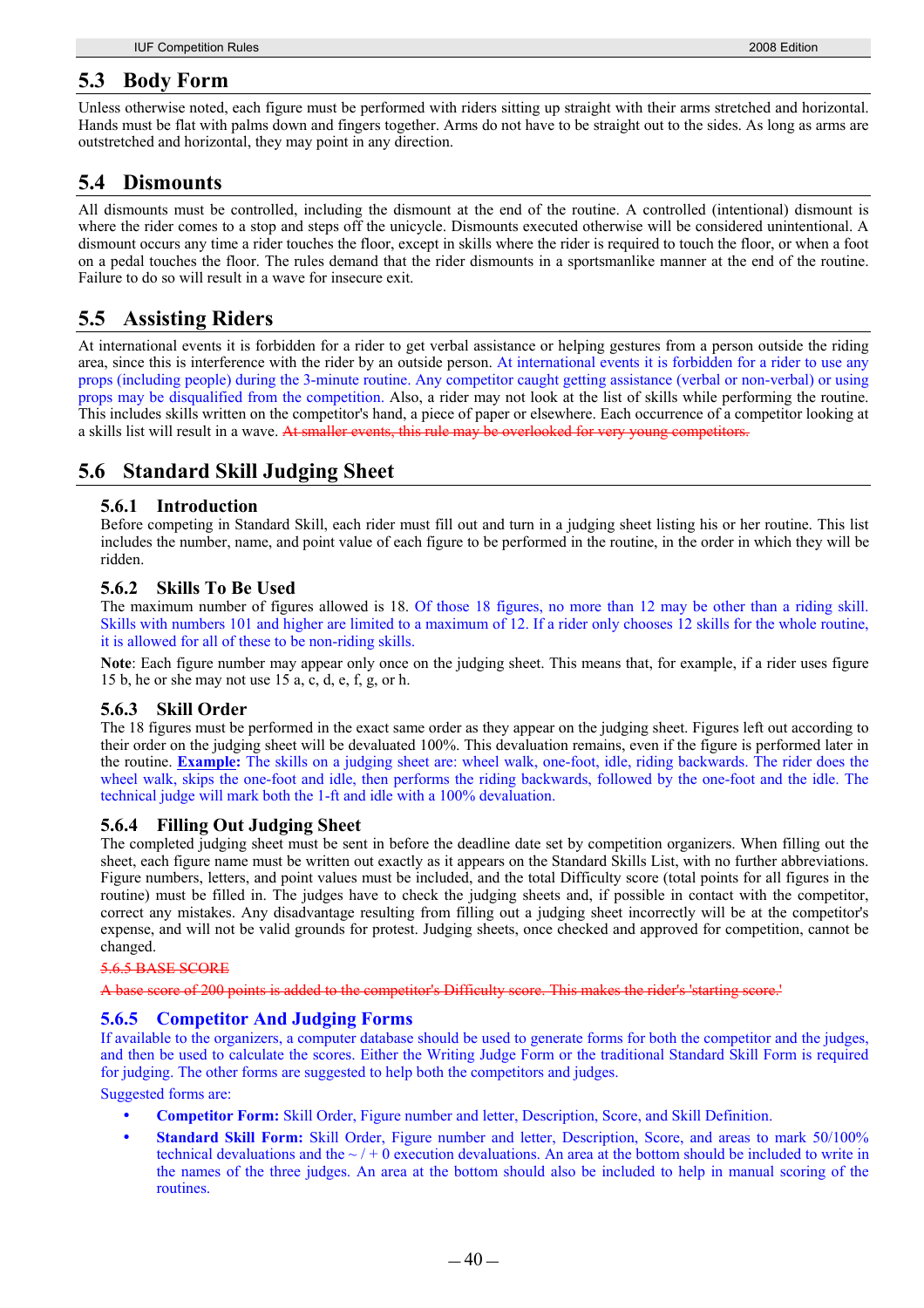## 5.3 Body Form

Unless otherwise noted, each figure must be performed with riders sitting up straight with their arms stretched and horizontal. Hands must be flat with palms down and fingers together. Arms do not have to be straight out to the sides. As long as arms are outstretched and horizontal, they may point in any direction.

## 5.4 Dismounts

All dismounts must be controlled, including the dismount at the end of the routine. A controlled (intentional) dismount is where the rider comes to a stop and steps off the unicycle. Dismounts executed otherwise will be considered unintentional. A dismount occurs any time a rider touches the floor, except in skills where the rider is required to touch the floor, or when a foot on a pedal touches the floor. The rules demand that the rider dismounts in a sportsmanlike manner at the end of the routine. Failure to do so will result in a wave for insecure exit.

## 5.5 Assisting Riders

At international events it is forbidden for a rider to get verbal assistance or helping gestures from a person outside the riding area, since this is interference with the rider by an outside person. At international events it is forbidden for a rider to use any props (including people) during the 3-minute routine. Any competitor caught getting assistance (verbal or non-verbal) or using props may be disqualified from the competition. Also, a rider may not look at the list of skills while performing the routine. This includes skills written on the competitor's hand, a piece of paper or elsewhere. Each occurrence of a competitor looking at a skills list will result in a wave. ~~At smaller events, this rule may be overlooked for very young competitors.~~

## 5.6 Standard Skill Judging Sheet

### 5.6.1 Introduction

Before competing in Standard Skill, each rider must fill out and turn in a judging sheet listing his or her routine. This list includes the number, name, and point value of each figure to be performed in the routine, in the order in which they will be ridden.

### 5.6.2 Skills To Be Used

The maximum number of figures allowed is 18. Of those 18 figures, no more than 12 may be other than a riding skill. Skills with numbers 101 and higher are limited to a maximum of 12. If a rider only chooses 12 skills for the whole routine, it is allowed for all of these to be non-riding skills.

**Note**: Each figure number may appear only once on the judging sheet. This means that, for example, if a rider uses figure 15 b, he or she may not use 15 a, c, d, e, f, g, or h.

### 5.6.3 Skill Order

The 18 figures must be performed in the exact same order as they appear on the judging sheet. Figures left out according to their order on the judging sheet will be devaluated 100%. This devaluation remains, even if the figure is performed later in the routine. **Example:** The skills on a judging sheet are: wheel walk, one-foot, idle, riding backwards. The rider does the wheel walk, skips the one-foot and idle, then performs the riding backwards, followed by the one-foot and the idle. The technical judge will mark both the 1-ft and idle with a 100% devaluation.

### 5.6.4 Filling Out Judging Sheet

The completed judging sheet must be sent in before the deadline date set by competition organizers. When filling out the sheet, each figure name must be written out exactly as it appears on the Standard Skills List, with no further abbreviations. Figure numbers, letters, and point values must be included, and the total Difficulty score (total points for all figures in the routine) must be filled in. The judges have to check the judging sheets and, if possible in contact with the competitor, correct any mistakes. Any disadvantage resulting from filling out a judging sheet incorrectly will be at the competitor's expense, and will not be valid grounds for protest. Judging sheets, once checked and approved for competition, cannot be changed.

~~5.6.5 BASE SCORE~~

~~A base score of 200 points is added to the competitor's Difficulty score. This makes the rider's 'starting score.'~~

### 5.6.5 Competitor And Judging Forms

If available to the organizers, a computer database should be used to generate forms for both the competitor and the judges, and then be used to calculate the scores. Either the Writing Judge Form or the traditional Standard Skill Form is required for judging. The other forms are suggested to help both the competitors and judges.

Suggested forms are:

- **Competitor Form:** Skill Order, Figure number and letter, Description, Score, and Skill Definition.
- **Standard Skill Form:** Skill Order, Figure number and letter, Description, Score, and areas to mark 50/100% technical devaluations and the ~ / + 0 execution devaluations. An area at the bottom should be included to write in the names of the three judges. An area at the bottom should also be included to help in manual scoring of the routines.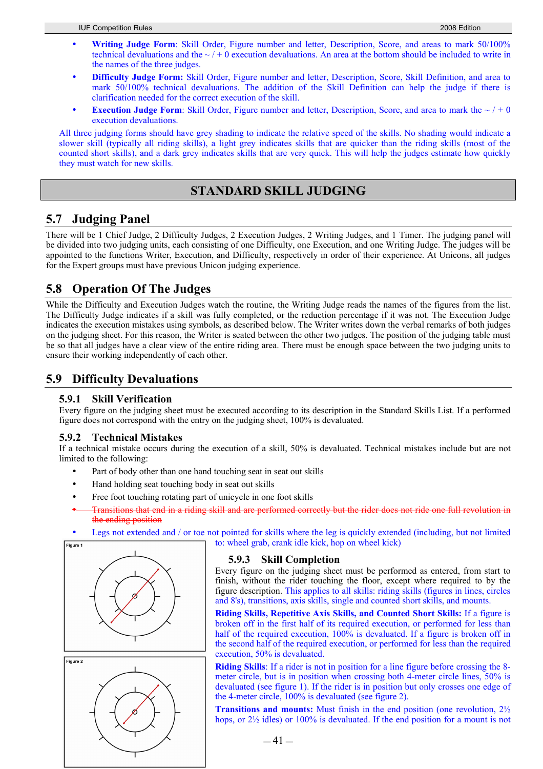- **Writing Judge Form**: Skill Order, Figure number and letter, Description, Score, and areas to mark 50/100% technical devaluations and the ~ / + 0 execution devaluations. An area at the bottom should be included to write in the names of the three judges.
- **Difficulty Judge Form:** Skill Order, Figure number and letter, Description, Score, Skill Definition, and area to mark 50/100% technical devaluations. The addition of the Skill Definition can help the judge if there is clarification needed for the correct execution of the skill.
- **Execution Judge Form**: Skill Order, Figure number and letter, Description, Score, and area to mark the ~ / + 0 execution devaluations.

All three judging forms should have grey shading to indicate the relative speed of the skills. No shading would indicate a slower skill (typically all riding skills), a light grey indicates skills that are quicker than the riding skills (most of the counted short skills), and a dark grey indicates skills that are very quick. This will help the judges estimate how quickly they must watch for new skills.

# STANDARD SKILL JUDGING

## 5.7 Judging Panel

There will be 1 Chief Judge, 2 Difficulty Judges, 2 Execution Judges, 2 Writing Judges, and 1 Timer. The judging panel will be divided into two judging units, each consisting of one Difficulty, one Execution, and one Writing Judge. The judges will be appointed to the functions Writer, Execution, and Difficulty, respectively in order of their experience. At Unicons, all judges for the Expert groups must have previous Unicon judging experience.

## 5.8 Operation Of The Judges

While the Difficulty and Execution Judges watch the routine, the Writing Judge reads the names of the figures from the list. The Difficulty Judge indicates if a skill was fully completed, or the reduction percentage if it was not. The Execution Judge indicates the execution mistakes using symbols, as described below. The Writer writes down the verbal remarks of both judges on the judging sheet. For this reason, the Writer is seated between the other two judges. The position of the judging table must be so that all judges have a clear view of the entire riding area. There must be enough space between the two judging units to ensure their working independently of each other.

## 5.9 Difficulty Devaluations

### 5.9.1 Skill Verification

Every figure on the judging sheet must be executed according to its description in the Standard Skills List. If a performed figure does not correspond with the entry on the judging sheet, 100% is devaluated.

### 5.9.2 Technical Mistakes

If a technical mistake occurs during the execution of a skill, 50% is devaluated. Technical mistakes include but are not limited to the following:

- Part of body other than one hand touching seat in seat out skills
- Hand holding seat touching body in seat out skills
- Free foot touching rotating part of unicycle in one foot skills
- ~~Transitions that end in a riding skill and are performed correctly but the rider does not ride one full revolution in the ending position~~
- Legs not extended and / or toe not pointed for skills where the leg is quickly extended (including, but not limited to: wheel grab, crank idle kick, hop on wheel kick)

Figure 1

Figure 2

### 5.9.3 Skill Completion

Every figure on the judging sheet must be performed as entered, from start to finish, without the rider touching the floor, except where required to by the figure description. This applies to all skills: riding skills (figures in lines, circles and 8's), transitions, axis skills, single and counted short skills, and mounts.

**Riding Skills, Repetitive Axis Skills, and Counted Short Skills:** If a figure is broken off in the first half of its required execution, or performed for less than half of the required execution, 100% is devaluated. If a figure is broken off in the second half of the required execution, or performed for less than the required execution, 50% is devaluated.

**Riding Skills**: If a rider is not in position for a line figure before crossing the 8-meter circle, but is in position when crossing both 4-meter circle lines, 50% is devaluated (see figure 1). If the rider is in position but only crosses one edge of the 4-meter circle, 100% is devaluated (see figure 2).

**Transitions and mounts:** Must finish in the end position (one revolution, 2½ hops, or 2½ idles) or 100% is devaluated. If the end position for a mount is not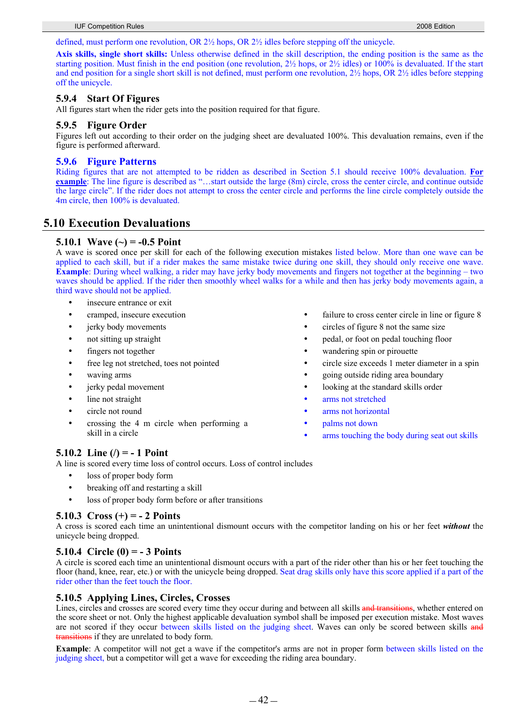defined, must perform one revolution, OR 2½ hops, OR 2½ idles before stepping off the unicycle.

**Axis skills, single short skills:** Unless otherwise defined in the skill description, the ending position is the same as the starting position. Must finish in the end position (one revolution, 2½ hops, or 2½ idles) or 100% is devaluated. If the start and end position for a single short skill is not defined, must perform one revolution, 2½ hops, OR 2½ idles before stepping off the unicycle.

### 5.9.4 Start Of Figures

All figures start when the rider gets into the position required for that figure.

### 5.9.5 Figure Order

Figures left out according to their order on the judging sheet are devaluated 100%. This devaluation remains, even if the figure is performed afterward.

### 5.9.6 Figure Patterns

Riding figures that are not attempted to be ridden as described in Section 5.1 should receive 100% devaluation. **For example**: The line figure is described as "…start outside the large (8m) circle, cross the center circle, and continue outside the large circle". If the rider does not attempt to cross the center circle and performs the line circle completely outside the 4m circle, then 100% is devaluated.

## 5.10 Execution Devaluations

### 5.10.1 Wave (~) = -0.5 Point

A wave is scored once per skill for each of the following execution mistakes listed below. More than one wave can be applied to each skill, but if a rider makes the same mistake twice during one skill, they should only receive one wave. **Example**: During wheel walking, a rider may have jerky body movements and fingers not together at the beginning – two waves should be applied. If the rider then smoothly wheel walks for a while and then has jerky body movements again, a third wave should not be applied.

- insecure entrance or exit
- cramped, insecure execution
- jerky body movements
- not sitting up straight
- fingers not together
- free leg not stretched, toes not pointed
- waving arms
- jerky pedal movement
- line not straight
- circle not round
- crossing the 4 m circle when performing a skill in a circle
- failure to cross center circle in line or figure 8
- circles of figure 8 not the same size
- pedal, or foot on pedal touching floor
- wandering spin or pirouette
- circle size exceeds 1 meter diameter in a spin
- going outside riding area boundary
- looking at the standard skills order
- arms not stretched
- arms not horizontal
- palms not down
- arms touching the body during seat out skills

### 5.10.2 Line (/) = - 1 Point

A line is scored every time loss of control occurs. Loss of control includes

- loss of proper body form
- breaking off and restarting a skill
- loss of proper body form before or after transitions

### 5.10.3 Cross (+) = - 2 Points

A cross is scored each time an unintentional dismount occurs with the competitor landing on his or her feet ***without*** the unicycle being dropped.

### 5.10.4 Circle (0) = - 3 Points

A circle is scored each time an unintentional dismount occurs with a part of the rider other than his or her feet touching the floor (hand, knee, rear, etc.) or with the unicycle being dropped. Seat drag skills only have this score applied if a part of the rider other than the feet touch the floor.

### 5.10.5 Applying Lines, Circles, Crosses

Lines, circles and crosses are scored every time they occur during and between all skills ~~and transitions~~, whether entered on the score sheet or not. Only the highest applicable devaluation symbol shall be imposed per execution mistake. Most waves are not scored if they occur between skills listed on the judging sheet. Waves can only be scored between skills ~~and transitions~~ if they are unrelated to body form.

**Example**: A competitor will not get a wave if the competitor's arms are not in proper form between skills listed on the judging sheet, but a competitor will get a wave for exceeding the riding area boundary.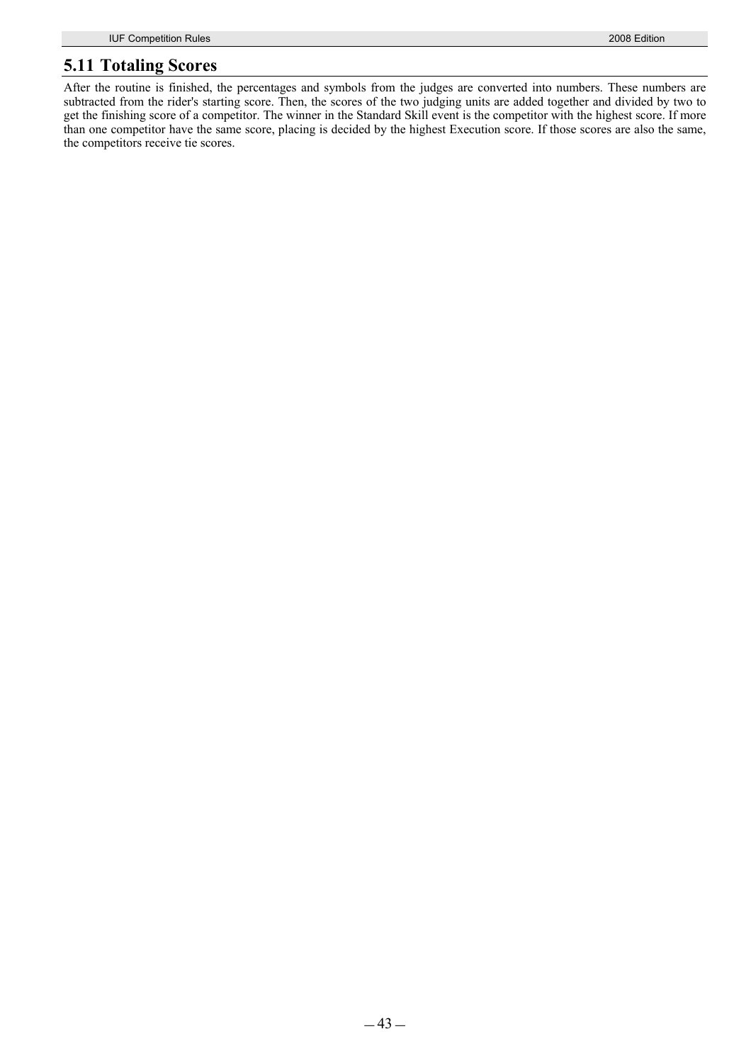## 5.11 Totaling Scores

After the routine is finished, the percentages and symbols from the judges are converted into numbers. These numbers are subtracted from the rider's starting score. Then, the scores of the two judging units are added together and divided by two to get the finishing score of a competitor. The winner in the Standard Skill event is the competitor with the highest score. If more than one competitor have the same score, placing is decided by the highest Execution score. If those scores are also the same, the competitors receive tie scores.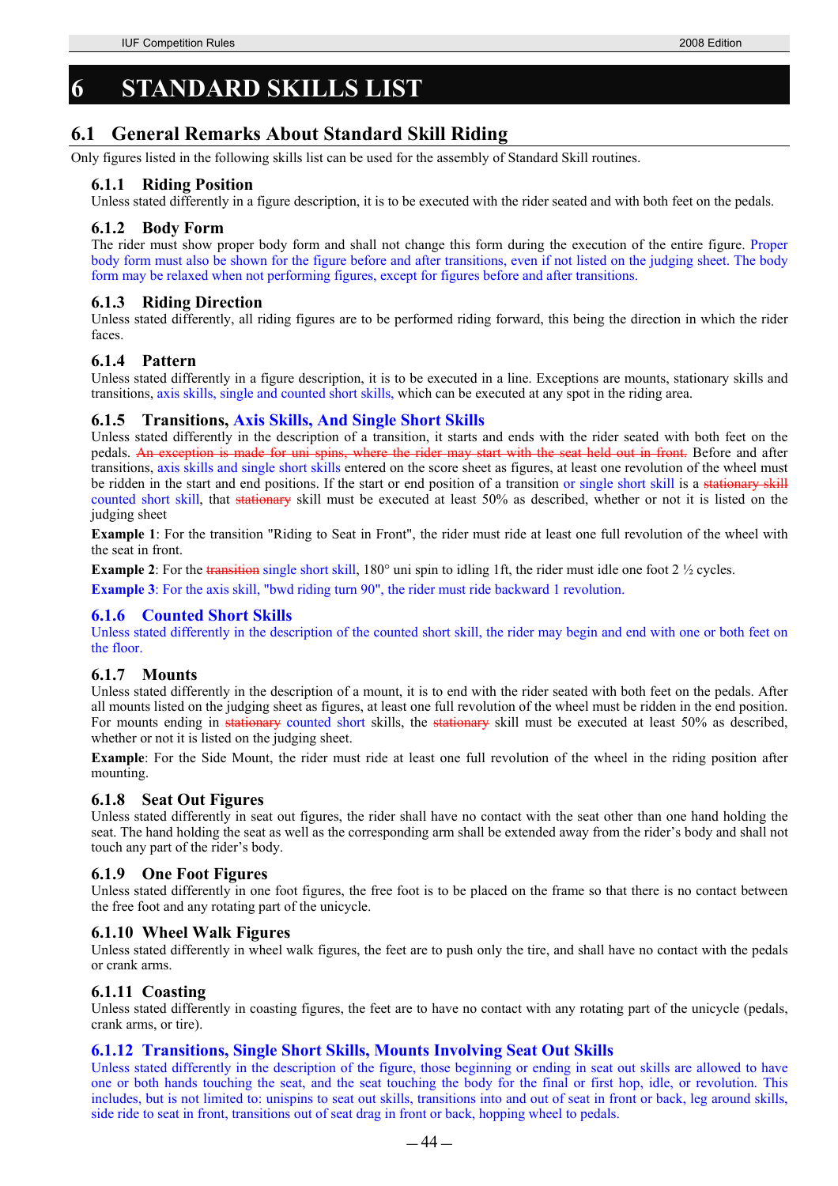# 6 STANDARD SKILLS LIST

## 6.1 General Remarks About Standard Skill Riding

Only figures listed in the following skills list can be used for the assembly of Standard Skill routines.

### 6.1.1 Riding Position

Unless stated differently in a figure description, it is to be executed with the rider seated and with both feet on the pedals.

### 6.1.2 Body Form

The rider must show proper body form and shall not change this form during the execution of the entire figure. Proper body form must also be shown for the figure before and after transitions, even if not listed on the judging sheet. The body form may be relaxed when not performing figures, except for figures before and after transitions.

### 6.1.3 Riding Direction

Unless stated differently, all riding figures are to be performed riding forward, this being the direction in which the rider faces.

### 6.1.4 Pattern

Unless stated differently in a figure description, it is to be executed in a line. Exceptions are mounts, stationary skills and transitions, axis skills, single and counted short skills, which can be executed at any spot in the riding area.

### 6.1.5 Transitions, Axis Skills, And Single Short Skills

Unless stated differently in the description of a transition, it starts and ends with the rider seated with both feet on the pedals. ~~An exception is made for uni spins, where the rider may start with the seat held out in front.~~ Before and after transitions, axis skills and single short skills entered on the score sheet as figures, at least one revolution of the wheel must be ridden in the start and end positions. If the start or end position of a transition or single short skill is a ~~stationary skill~~ counted short skill, that ~~stationary~~ skill must be executed at least 50% as described, whether or not it is listed on the judging sheet

**Example 1**: For the transition "Riding to Seat in Front", the rider must ride at least one full revolution of the wheel with the seat in front.

**Example 2**: For the ~~transition~~ single short skill, 180° uni spin to idling 1ft, the rider must idle one foot 2 ½ cycles.

**Example 3**: For the axis skill, "bwd riding turn 90", the rider must ride backward 1 revolution.

### 6.1.6 Counted Short Skills

Unless stated differently in the description of the counted short skill, the rider may begin and end with one or both feet on the floor.

### 6.1.7 Mounts

Unless stated differently in the description of a mount, it is to end with the rider seated with both feet on the pedals. After all mounts listed on the judging sheet as figures, at least one full revolution of the wheel must be ridden in the end position. For mounts ending in ~~stationary~~ counted short skills, the ~~stationary~~ skill must be executed at least 50% as described, whether or not it is listed on the judging sheet.

**Example**: For the Side Mount, the rider must ride at least one full revolution of the wheel in the riding position after mounting.

### 6.1.8 Seat Out Figures

Unless stated differently in seat out figures, the rider shall have no contact with the seat other than one hand holding the seat. The hand holding the seat as well as the corresponding arm shall be extended away from the rider's body and shall not touch any part of the rider's body.

### 6.1.9 One Foot Figures

Unless stated differently in one foot figures, the free foot is to be placed on the frame so that there is no contact between the free foot and any rotating part of the unicycle.

### 6.1.10 Wheel Walk Figures

Unless stated differently in wheel walk figures, the feet are to push only the tire, and shall have no contact with the pedals or crank arms.

### 6.1.11 Coasting

Unless stated differently in coasting figures, the feet are to have no contact with any rotating part of the unicycle (pedals, crank arms, or tire).

### 6.1.12 Transitions, Single Short Skills, Mounts Involving Seat Out Skills

Unless stated differently in the description of the figure, those beginning or ending in seat out skills are allowed to have one or both hands touching the seat, and the seat touching the body for the final or first hop, idle, or revolution. This includes, but is not limited to: unispins to seat out skills, transitions into and out of seat in front or back, leg around skills, side ride to seat in front, transitions out of seat drag in front or back, hopping wheel to pedals.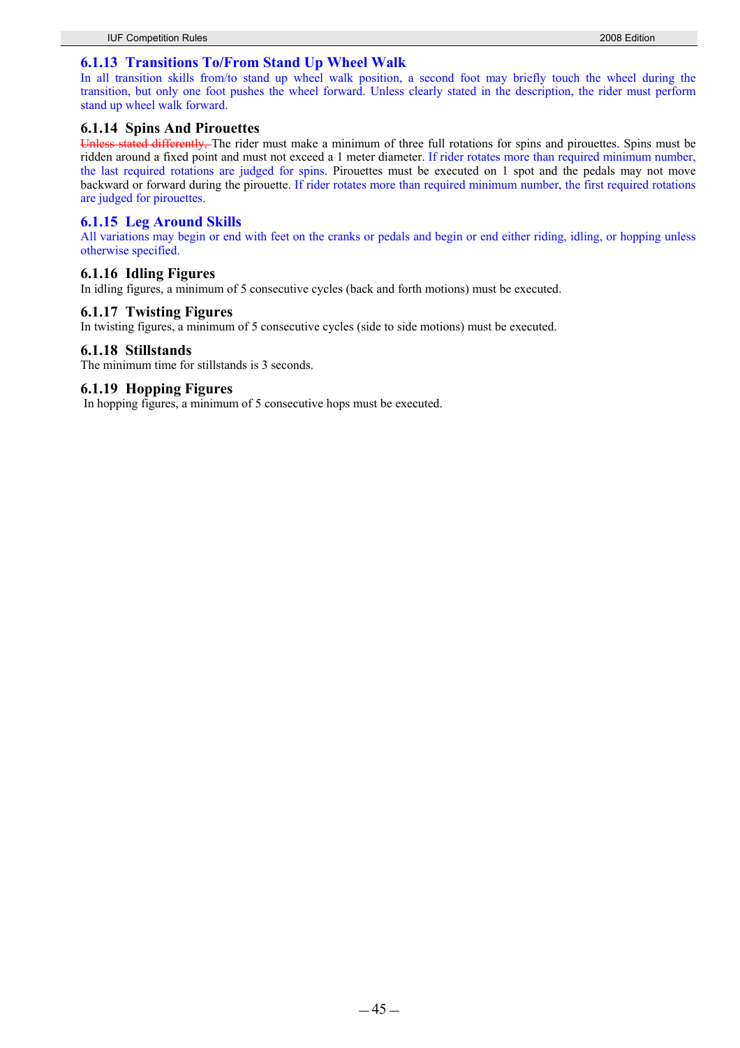### 6.1.13 Transitions To/From Stand Up Wheel Walk

In all transition skills from/to stand up wheel walk position, a second foot may briefly touch the wheel during the transition, but only one foot pushes the wheel forward. Unless clearly stated in the description, the rider must perform stand up wheel walk forward.

### 6.1.14 Spins And Pirouettes

~~Unless stated differently,~~ The rider must make a minimum of three full rotations for spins and pirouettes. Spins must be ridden around a fixed point and must not exceed a 1 meter diameter. If rider rotates more than required minimum number, the last required rotations are judged for spins. Pirouettes must be executed on 1 spot and the pedals may not move backward or forward during the pirouette. If rider rotates more than required minimum number, the first required rotations are judged for pirouettes.

### 6.1.15 Leg Around Skills

All variations may begin or end with feet on the cranks or pedals and begin or end either riding, idling, or hopping unless otherwise specified.

### 6.1.16 Idling Figures

In idling figures, a minimum of 5 consecutive cycles (back and forth motions) must be executed.

### 6.1.17 Twisting Figures

In twisting figures, a minimum of 5 consecutive cycles (side to side motions) must be executed.

### 6.1.18 Stillstands

The minimum time for stillstands is 3 seconds.

### 6.1.19 Hopping Figures

In hopping figures, a minimum of 5 consecutive hops must be executed.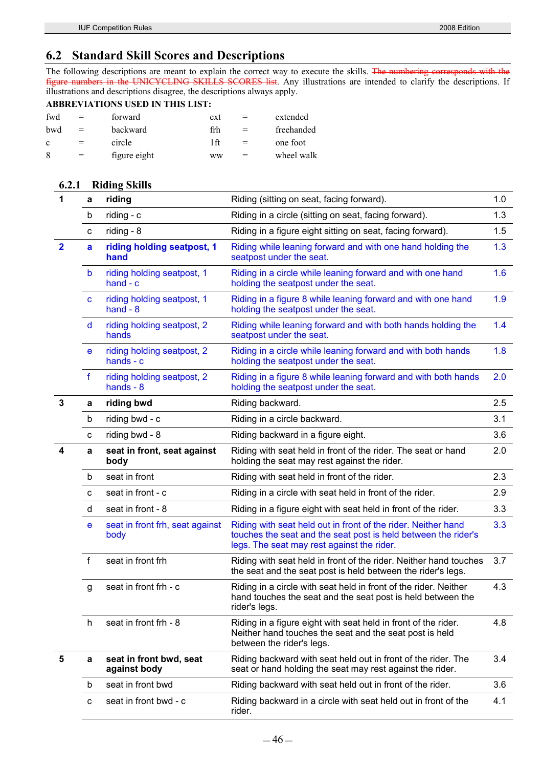## 6.2 Standard Skill Scores and Descriptions

The following descriptions are meant to explain the correct way to execute the skills. ~~The numbering corresponds with the figure numbers in the UNICYCLING SKILLS SCORES list~~. Any illustrations are intended to clarify the descriptions. If illustrations and descriptions disagree, the descriptions always apply.

**ABBREVIATIONS USED IN THIS LIST:**

| | | | | | |
|---|---|---|---|---|---|
| fwd | = | forward | ext | = | extended |
| bwd | = | backward | frh | = | freehanded |
| c | = | circle | 1ft | = | one foot |
| 8 | = | figure eight | ww | = | wheel walk |

### 6.2.1 Riding Skills

| | | | | |
|---|---|---|---|---|
| **1** | **a** | **riding** | Riding (sitting on seat, facing forward). | 1.0 |
| | b | riding - c | Riding in a circle (sitting on seat, facing forward). | 1.3 |
| | c | riding - 8 | Riding in a figure eight sitting on seat, facing forward). | 1.5 |
| **2** | **a** | **riding holding seatpost, 1 hand** | Riding while leaning forward and with one hand holding the seatpost under the seat. | 1.3 |
| | b | riding holding seatpost, 1 hand - c | Riding in a circle while leaning forward and with one hand holding the seatpost under the seat. | 1.6 |
| | c | riding holding seatpost, 1 hand - 8 | Riding in a figure 8 while leaning forward and with one hand holding the seatpost under the seat. | 1.9 |
| | d | riding holding seatpost, 2 hands | Riding while leaning forward and with both hands holding the seatpost under the seat. | 1.4 |
| | e | riding holding seatpost, 2 hands - c | Riding in a circle while leaning forward and with both hands holding the seatpost under the seat. | 1.8 |
| | f | riding holding seatpost, 2 hands - 8 | Riding in a figure 8 while leaning forward and with both hands holding the seatpost under the seat. | 2.0 |
| **3** | **a** | **riding bwd** | Riding backward. | 2.5 |
| | b | riding bwd - c | Riding in a circle backward. | 3.1 |
| | c | riding bwd - 8 | Riding backward in a figure eight. | 3.6 |
| **4** | **a** | **seat in front, seat against body** | Riding with seat held in front of the rider. The seat or hand holding the seat may rest against the rider. | 2.0 |
| | b | seat in front | Riding with seat held in front of the rider. | 2.3 |
| | c | seat in front - c | Riding in a circle with seat held in front of the rider. | 2.9 |
| | d | seat in front - 8 | Riding in a figure eight with seat held in front of the rider. | 3.3 |
| | e | seat in front frh, seat against body | Riding with seat held out in front of the rider. Neither hand touches the seat and the seat post is held between the rider's legs. The seat may rest against the rider. | 3.3 |
| | f | seat in front frh | Riding with seat held in front of the rider. Neither hand touches the seat and the seat post is held between the rider's legs. | 3.7 |
| | g | seat in front frh - c | Riding in a circle with seat held in front of the rider. Neither hand touches the seat and the seat post is held between the rider's legs. | 4.3 |
| | h | seat in front frh - 8 | Riding in a figure eight with seat held in front of the rider. Neither hand touches the seat and the seat post is held between the rider's legs. | 4.8 |
| **5** | **a** | **seat in front bwd, seat against body** | Riding backward with seat held out in front of the rider. The seat or hand holding the seat may rest against the rider. | 3.4 |
| | b | seat in front bwd | Riding backward with seat held out in front of the rider. | 3.6 |
| | c | seat in front bwd - c | Riding backward in a circle with seat held out in front of the rider. | 4.1 |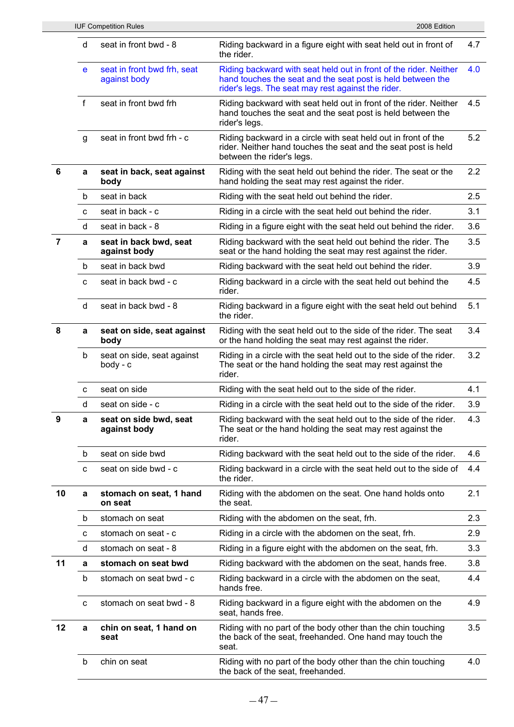|  |  |  |  |  |
|---|---|---|---|---|
|  | d | seat in front bwd - 8 | Riding backward in a figure eight with seat held out in front of the rider. | 4.7 |
|  | e | seat in front bwd frh, seat against body | Riding backward with seat held out in front of the rider. Neither hand touches the seat and the seat post is held between the rider's legs. The seat may rest against the rider. | 4.0 |
|  | f | seat in front bwd frh | Riding backward with seat held out in front of the rider. Neither hand touches the seat and the seat post is held between the rider's legs. | 4.5 |
|  | g | seat in front bwd frh - c | Riding backward in a circle with seat held out in front of the rider. Neither hand touches the seat and the seat post is held between the rider's legs. | 5.2 |
| **6** | **a** | **seat in back, seat against body** | Riding with the seat held out behind the rider. The seat or the hand holding the seat may rest against the rider. | 2.2 |
|  | b | seat in back | Riding with the seat held out behind the rider. | 2.5 |
|  | c | seat in back - c | Riding in a circle with the seat held out behind the rider. | 3.1 |
|  | d | seat in back - 8 | Riding in a figure eight with the seat held out behind the rider. | 3.6 |
| **7** | **a** | **seat in back bwd, seat against body** | Riding backward with the seat held out behind the rider. The seat or the hand holding the seat may rest against the rider. | 3.5 |
|  | b | seat in back bwd | Riding backward with the seat held out behind the rider. | 3.9 |
|  | c | seat in back bwd - c | Riding backward in a circle with the seat held out behind the rider. | 4.5 |
|  | d | seat in back bwd - 8 | Riding backward in a figure eight with the seat held out behind the rider. | 5.1 |
| **8** | **a** | **seat on side, seat against body** | Riding with the seat held out to the side of the rider. The seat or the hand holding the seat may rest against the rider. | 3.4 |
|  | b | seat on side, seat against body - c | Riding in a circle with the seat held out to the side of the rider. The seat or the hand holding the seat may rest against the rider. | 3.2 |
|  | c | seat on side | Riding with the seat held out to the side of the rider. | 4.1 |
|  | d | seat on side - c | Riding in a circle with the seat held out to the side of the rider. | 3.9 |
| **9** | **a** | **seat on side bwd, seat against body** | Riding backward with the seat held out to the side of the rider. The seat or the hand holding the seat may rest against the rider. | 4.3 |
|  | b | seat on side bwd | Riding backward with the seat held out to the side of the rider. | 4.6 |
|  | c | seat on side bwd - c | Riding backward in a circle with the seat held out to the side of the rider. | 4.4 |
| **10** | **a** | **stomach on seat, 1 hand on seat** | Riding with the abdomen on the seat. One hand holds onto the seat. | 2.1 |
|  | b | stomach on seat | Riding with the abdomen on the seat, frh. | 2.3 |
|  | c | stomach on seat - c | Riding in a circle with the abdomen on the seat, frh. | 2.9 |
|  | d | stomach on seat - 8 | Riding in a figure eight with the abdomen on the seat, frh. | 3.3 |
| **11** | **a** | **stomach on seat bwd** | Riding backward with the abdomen on the seat, hands free. | 3.8 |
|  | b | stomach on seat bwd - c | Riding backward in a circle with the abdomen on the seat, hands free. | 4.4 |
|  | c | stomach on seat bwd - 8 | Riding backward in a figure eight with the abdomen on the seat, hands free. | 4.9 |
| **12** | **a** | **chin on seat, 1 hand on seat** | Riding with no part of the body other than the chin touching the back of the seat, freehanded. One hand may touch the seat. | 3.5 |
|  | b | chin on seat | Riding with no part of the body other than the chin touching the back of the seat, freehanded. | 4.0 |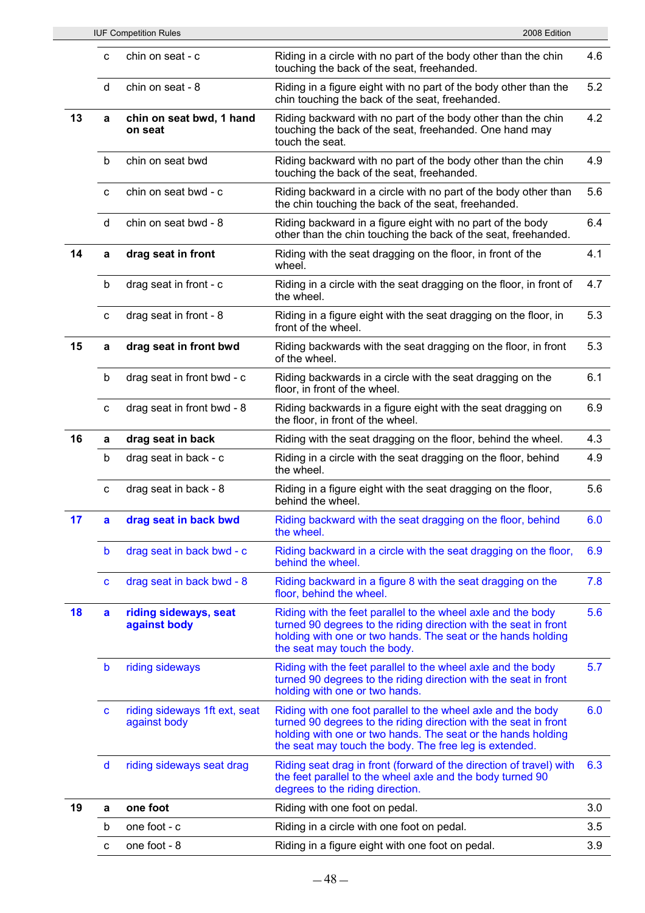| | | | | |
|---|---|---|---|---|
| | c | chin on seat - c | Riding in a circle with no part of the body other than the chin touching the back of the seat, freehanded. | 4.6 |
| | d | chin on seat - 8 | Riding in a figure eight with no part of the body other than the chin touching the back of the seat, freehanded. | 5.2 |
| **13** | **a** | **chin on seat bwd, 1 hand on seat** | Riding backward with no part of the body other than the chin touching the back of the seat, freehanded. One hand may touch the seat. | 4.2 |
| | b | chin on seat bwd | Riding backward with no part of the body other than the chin touching the back of the seat, freehanded. | 4.9 |
| | c | chin on seat bwd - c | Riding backward in a circle with no part of the body other than the chin touching the back of the seat, freehanded. | 5.6 |
| | d | chin on seat bwd - 8 | Riding backward in a figure eight with no part of the body other than the chin touching the back of the seat, freehanded. | 6.4 |
| **14** | **a** | **drag seat in front** | Riding with the seat dragging on the floor, in front of the wheel. | 4.1 |
| | b | drag seat in front - c | Riding in a circle with the seat dragging on the floor, in front of the wheel. | 4.7 |
| | c | drag seat in front - 8 | Riding in a figure eight with the seat dragging on the floor, in front of the wheel. | 5.3 |
| **15** | **a** | **drag seat in front bwd** | Riding backwards with the seat dragging on the floor, in front of the wheel. | 5.3 |
| | b | drag seat in front bwd - c | Riding backwards in a circle with the seat dragging on the floor, in front of the wheel. | 6.1 |
| | c | drag seat in front bwd - 8 | Riding backwards in a figure eight with the seat dragging on the floor, in front of the wheel. | 6.9 |
| **16** | **a** | **drag seat in back** | Riding with the seat dragging on the floor, behind the wheel. | 4.3 |
| | b | drag seat in back - c | Riding in a circle with the seat dragging on the floor, behind the wheel. | 4.9 |
| | c | drag seat in back - 8 | Riding in a figure eight with the seat dragging on the floor, behind the wheel. | 5.6 |
| **17** | **a** | **drag seat in back bwd** | Riding backward with the seat dragging on the floor, behind the wheel. | 6.0 |
| | b | drag seat in back bwd - c | Riding backward in a circle with the seat dragging on the floor, behind the wheel. | 6.9 |
| | c | drag seat in back bwd - 8 | Riding backward in a figure 8 with the seat dragging on the floor, behind the wheel. | 7.8 |
| **18** | **a** | **riding sideways, seat against body** | Riding with the feet parallel to the wheel axle and the body turned 90 degrees to the riding direction with the seat in front holding with one or two hands. The seat or the hands holding the seat may touch the body. | 5.6 |
| | b | riding sideways | Riding with the feet parallel to the wheel axle and the body turned 90 degrees to the riding direction with the seat in front holding with one or two hands. | 5.7 |
| | c | riding sideways 1ft ext, seat against body | Riding with one foot parallel to the wheel axle and the body turned 90 degrees to the riding direction with the seat in front holding with one or two hands. The seat or the hands holding the seat may touch the body. The free leg is extended. | 6.0 |
| | d | riding sideways seat drag | Riding seat drag in front (forward of the direction of travel) with the feet parallel to the wheel axle and the body turned 90 degrees to the riding direction. | 6.3 |
| **19** | **a** | **one foot** | Riding with one foot on pedal. | 3.0 |
| | b | one foot - c | Riding in a circle with one foot on pedal. | 3.5 |
| | c | one foot - 8 | Riding in a figure eight with one foot on pedal. | 3.9 |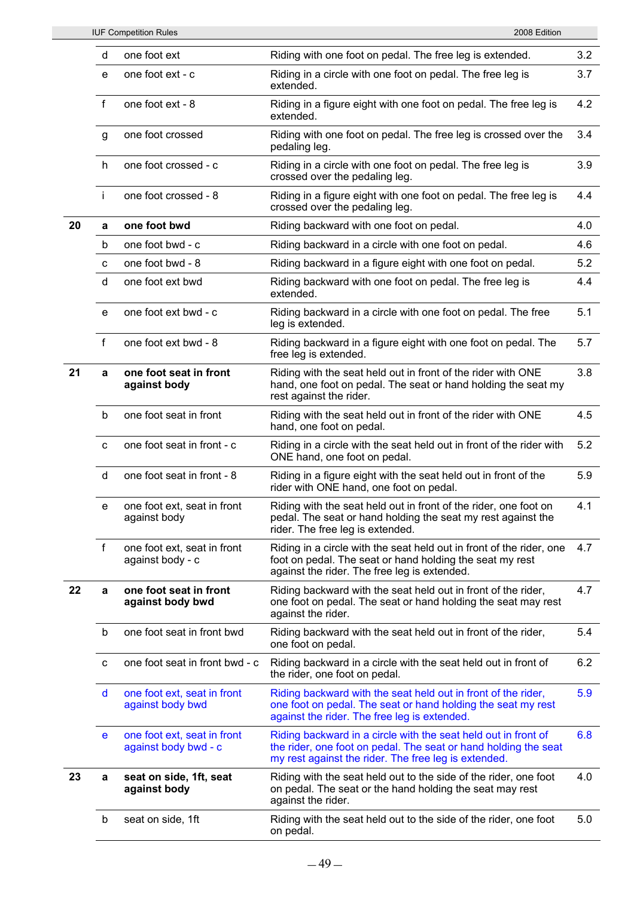| | | | | |
|---|---|---|---|---|
| | d | one foot ext | Riding with one foot on pedal. The free leg is extended. | 3.2 |
| | e | one foot ext - c | Riding in a circle with one foot on pedal. The free leg is extended. | 3.7 |
| | f | one foot ext - 8 | Riding in a figure eight with one foot on pedal. The free leg is extended. | 4.2 |
| | g | one foot crossed | Riding with one foot on pedal. The free leg is crossed over the pedaling leg. | 3.4 |
| | h | one foot crossed - c | Riding in a circle with one foot on pedal. The free leg is crossed over the pedaling leg. | 3.9 |
| | i | one foot crossed - 8 | Riding in a figure eight with one foot on pedal. The free leg is crossed over the pedaling leg. | 4.4 |
| **20** | **a** | **one foot bwd** | Riding backward with one foot on pedal. | 4.0 |
| | b | one foot bwd - c | Riding backward in a circle with one foot on pedal. | 4.6 |
| | c | one foot bwd - 8 | Riding backward in a figure eight with one foot on pedal. | 5.2 |
| | d | one foot ext bwd | Riding backward with one foot on pedal. The free leg is extended. | 4.4 |
| | e | one foot ext bwd - c | Riding backward in a circle with one foot on pedal. The free leg is extended. | 5.1 |
| | f | one foot ext bwd - 8 | Riding backward in a figure eight with one foot on pedal. The free leg is extended. | 5.7 |
| **21** | **a** | **one foot seat in front against body** | Riding with the seat held out in front of the rider with ONE hand, one foot on pedal. The seat or hand holding the seat my rest against the rider. | 3.8 |
| | b | one foot seat in front | Riding with the seat held out in front of the rider with ONE hand, one foot on pedal. | 4.5 |
| | c | one foot seat in front - c | Riding in a circle with the seat held out in front of the rider with ONE hand, one foot on pedal. | 5.2 |
| | d | one foot seat in front - 8 | Riding in a figure eight with the seat held out in front of the rider with ONE hand, one foot on pedal. | 5.9 |
| | e | one foot ext, seat in front against body | Riding with the seat held out in front of the rider, one foot on pedal. The seat or hand holding the seat my rest against the rider. The free leg is extended. | 4.1 |
| | f | one foot ext, seat in front against body - c | Riding in a circle with the seat held out in front of the rider, one foot on pedal. The seat or hand holding the seat my rest against the rider. The free leg is extended. | 4.7 |
| **22** | **a** | **one foot seat in front against body bwd** | Riding backward with the seat held out in front of the rider, one foot on pedal. The seat or hand holding the seat may rest against the rider. | 4.7 |
| | b | one foot seat in front bwd | Riding backward with the seat held out in front of the rider, one foot on pedal. | 5.4 |
| | c | one foot seat in front bwd - c | Riding backward in a circle with the seat held out in front of the rider, one foot on pedal. | 6.2 |
| | d | one foot ext, seat in front against body bwd | Riding backward with the seat held out in front of the rider, one foot on pedal. The seat or hand holding the seat my rest against the rider. The free leg is extended. | 5.9 |
| | e | one foot ext, seat in front against body bwd - c | Riding backward in a circle with the seat held out in front of the rider, one foot on pedal. The seat or hand holding the seat my rest against the rider. The free leg is extended. | 6.8 |
| **23** | **a** | **seat on side, 1ft, seat against body** | Riding with the seat held out to the side of the rider, one foot on pedal. The seat or the hand holding the seat may rest against the rider. | 4.0 |
| | b | seat on side, 1ft | Riding with the seat held out to the side of the rider, one foot on pedal. | 5.0 |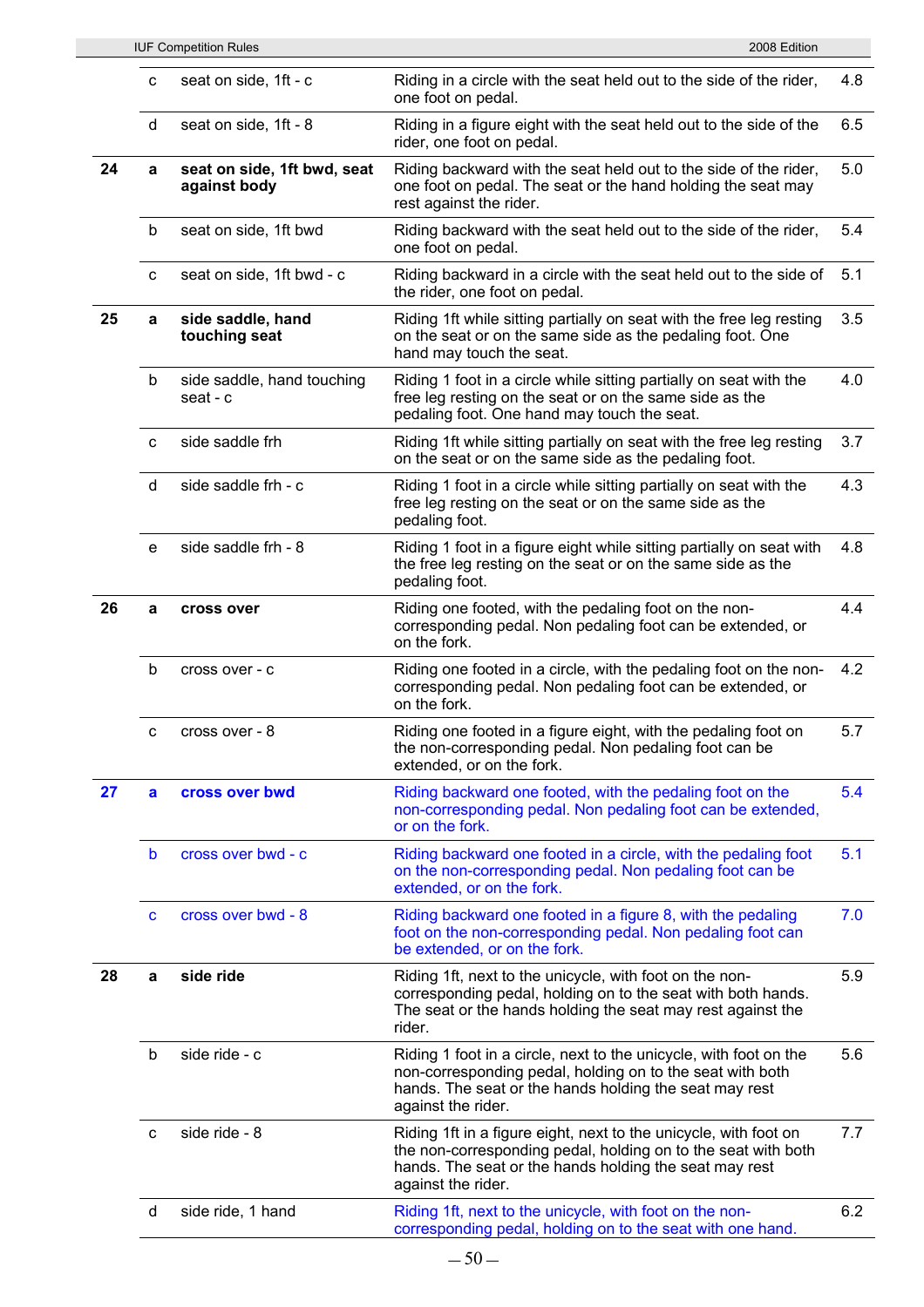| | | | | |
|---|---|---|---|---|
| | c | seat on side, 1ft - c | Riding in a circle with the seat held out to the side of the rider, one foot on pedal. | 4.8 |
| | d | seat on side, 1ft - 8 | Riding in a figure eight with the seat held out to the side of the rider, one foot on pedal. | 6.5 |
| **24** | **a** | **seat on side, 1ft bwd, seat against body** | Riding backward with the seat held out to the side of the rider, one foot on pedal. The seat or the hand holding the seat may rest against the rider. | 5.0 |
| | b | seat on side, 1ft bwd | Riding backward with the seat held out to the side of the rider, one foot on pedal. | 5.4 |
| | c | seat on side, 1ft bwd - c | Riding backward in a circle with the seat held out to the side of the rider, one foot on pedal. | 5.1 |
| **25** | **a** | **side saddle, hand touching seat** | Riding 1ft while sitting partially on seat with the free leg resting on the seat or on the same side as the pedaling foot. One hand may touch the seat. | 3.5 |
| | b | side saddle, hand touching seat - c | Riding 1 foot in a circle while sitting partially on seat with the free leg resting on the seat or on the same side as the pedaling foot. One hand may touch the seat. | 4.0 |
| | c | side saddle frh | Riding 1ft while sitting partially on seat with the free leg resting on the seat or on the same side as the pedaling foot. | 3.7 |
| | d | side saddle frh - c | Riding 1 foot in a circle while sitting partially on seat with the free leg resting on the seat or on the same side as the pedaling foot. | 4.3 |
| | e | side saddle frh - 8 | Riding 1 foot in a figure eight while sitting partially on seat with the free leg resting on the seat or on the same side as the pedaling foot. | 4.8 |
| **26** | **a** | **cross over** | Riding one footed, with the pedaling foot on the non-corresponding pedal. Non pedaling foot can be extended, or on the fork. | 4.4 |
| | b | cross over - c | Riding one footed in a circle, with the pedaling foot on the non-corresponding pedal. Non pedaling foot can be extended, or on the fork. | 4.2 |
| | c | cross over - 8 | Riding one footed in a figure eight, with the pedaling foot on the non-corresponding pedal. Non pedaling foot can be extended, or on the fork. | 5.7 |
| **27** | **a** | **cross over bwd** | Riding backward one footed, with the pedaling foot on the non-corresponding pedal. Non pedaling foot can be extended, or on the fork. | 5.4 |
| | b | cross over bwd - c | Riding backward one footed in a circle, with the pedaling foot on the non-corresponding pedal. Non pedaling foot can be extended, or on the fork. | 5.1 |
| | c | cross over bwd - 8 | Riding backward one footed in a figure 8, with the pedaling foot on the non-corresponding pedal. Non pedaling foot can be extended, or on the fork. | 7.0 |
| **28** | **a** | **side ride** | Riding 1ft, next to the unicycle, with foot on the non-corresponding pedal, holding on to the seat with both hands. The seat or the hands holding the seat may rest against the rider. | 5.9 |
| | b | side ride - c | Riding 1 foot in a circle, next to the unicycle, with foot on the non-corresponding pedal, holding on to the seat with both hands. The seat or the hands holding the seat may rest against the rider. | 5.6 |
| | c | side ride - 8 | Riding 1ft in a figure eight, next to the unicycle, with foot on the non-corresponding pedal, holding on to the seat with both hands. The seat or the hands holding the seat may rest against the rider. | 7.7 |
| | d | side ride, 1 hand | Riding 1ft, next to the unicycle, with foot on the non-corresponding pedal, holding on to the seat with one hand. | 6.2 |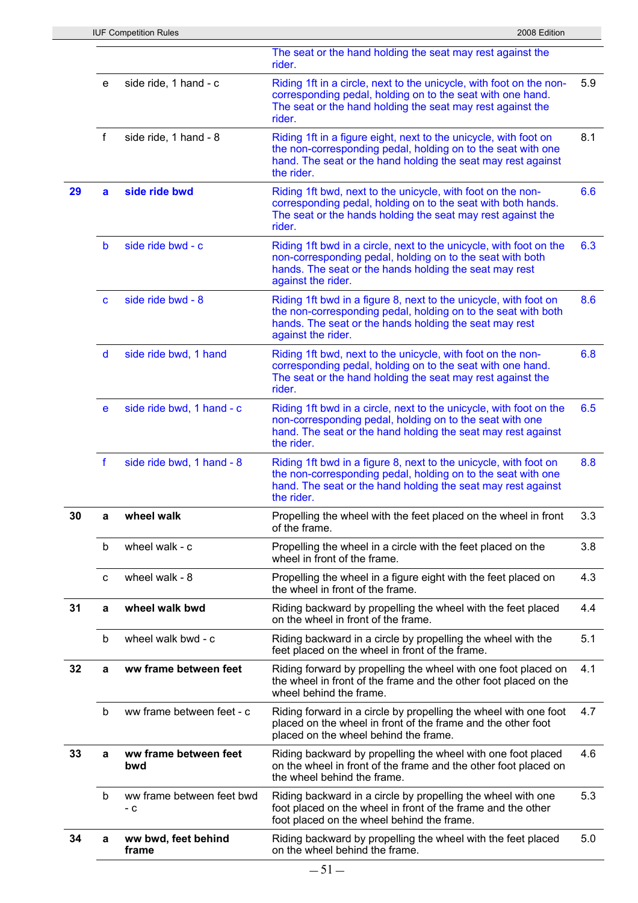| | | | | |
|---|---|---|---|---|
| | | | The seat or the hand holding the seat may rest against the rider. | |
| | e | side ride, 1 hand - c | Riding 1ft in a circle, next to the unicycle, with foot on the non-corresponding pedal, holding on to the seat with one hand. The seat or the hand holding the seat may rest against the rider. | 5.9 |
| | f | side ride, 1 hand - 8 | Riding 1ft in a figure eight, next to the unicycle, with foot on the non-corresponding pedal, holding on to the seat with one hand. The seat or the hand holding the seat may rest against the rider. | 8.1 |
| **29** | **a** | **side ride bwd** | Riding 1ft bwd, next to the unicycle, with foot on the non-corresponding pedal, holding on to the seat with both hands. The seat or the hands holding the seat may rest against the rider. | 6.6 |
| | b | side ride bwd - c | Riding 1ft bwd in a circle, next to the unicycle, with foot on the non-corresponding pedal, holding on to the seat with both hands. The seat or the hands holding the seat may rest against the rider. | 6.3 |
| | c | side ride bwd - 8 | Riding 1ft bwd in a figure 8, next to the unicycle, with foot on the non-corresponding pedal, holding on to the seat with both hands. The seat or the hands holding the seat may rest against the rider. | 8.6 |
| | d | side ride bwd, 1 hand | Riding 1ft bwd, next to the unicycle, with foot on the non-corresponding pedal, holding on to the seat with one hand. The seat or the hand holding the seat may rest against the rider. | 6.8 |
| | e | side ride bwd, 1 hand - c | Riding 1ft bwd in a circle, next to the unicycle, with foot on the non-corresponding pedal, holding on to the seat with one hand. The seat or the hand holding the seat may rest against the rider. | 6.5 |
| | f | side ride bwd, 1 hand - 8 | Riding 1ft bwd in a figure 8, next to the unicycle, with foot on the non-corresponding pedal, holding on to the seat with one hand. The seat or the hand holding the seat may rest against the rider. | 8.8 |
| **30** | **a** | **wheel walk** | Propelling the wheel with the feet placed on the wheel in front of the frame. | 3.3 |
| | b | wheel walk - c | Propelling the wheel in a circle with the feet placed on the wheel in front of the frame. | 3.8 |
| | c | wheel walk - 8 | Propelling the wheel in a figure eight with the feet placed on the wheel in front of the frame. | 4.3 |
| **31** | **a** | **wheel walk bwd** | Riding backward by propelling the wheel with the feet placed on the wheel in front of the frame. | 4.4 |
| | b | wheel walk bwd - c | Riding backward in a circle by propelling the wheel with the feet placed on the wheel in front of the frame. | 5.1 |
| **32** | **a** | **ww frame between feet** | Riding forward by propelling the wheel with one foot placed on the wheel in front of the frame and the other foot placed on the wheel behind the frame. | 4.1 |
| | b | ww frame between feet - c | Riding forward in a circle by propelling the wheel with one foot placed on the wheel in front of the frame and the other foot placed on the wheel behind the frame. | 4.7 |
| **33** | **a** | **ww frame between feet bwd** | Riding backward by propelling the wheel with one foot placed on the wheel in front of the frame and the other foot placed on the wheel behind the frame. | 4.6 |
| | b | ww frame between feet bwd - c | Riding backward in a circle by propelling the wheel with one foot placed on the wheel in front of the frame and the other foot placed on the wheel behind the frame. | 5.3 |
| **34** | **a** | **ww bwd, feet behind frame** | Riding backward by propelling the wheel with the feet placed on the wheel behind the frame. | 5.0 |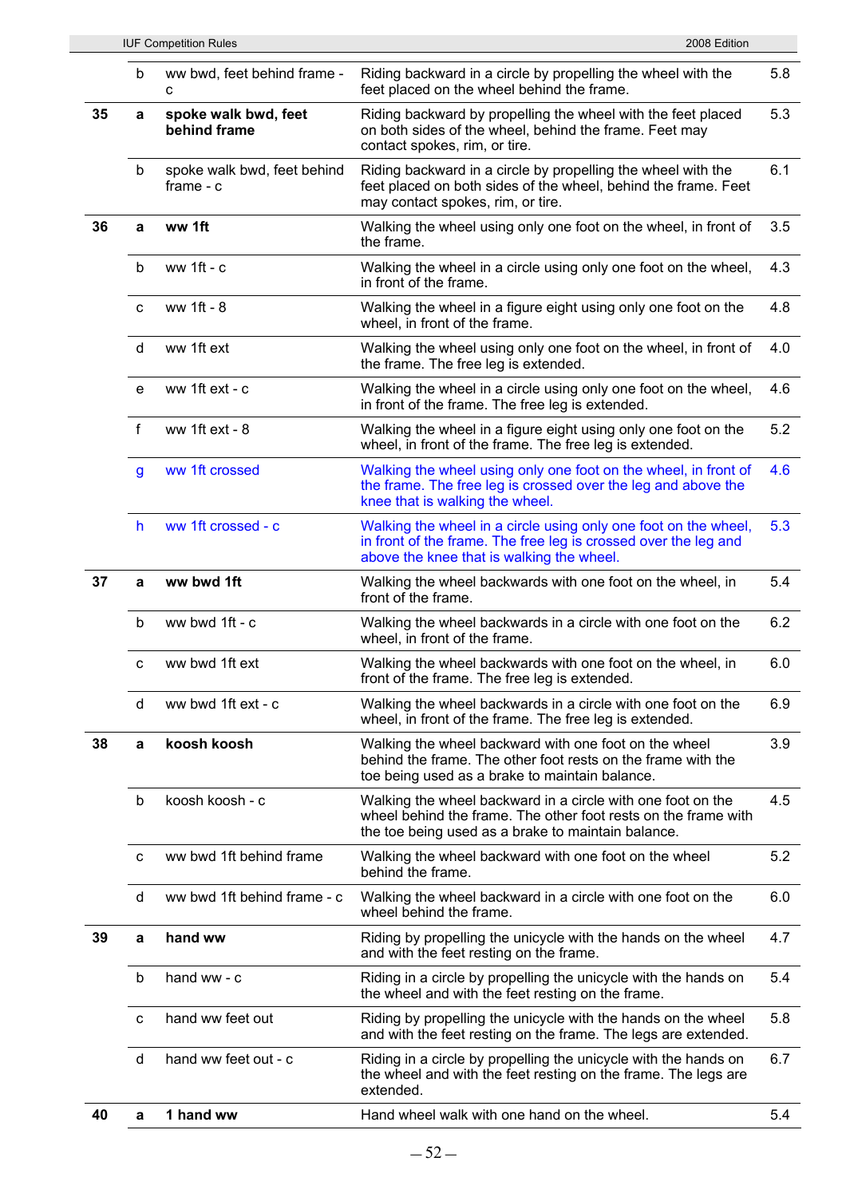| | | | | |
|---|---|---|---|---|
| | b | ww bwd, feet behind frame - c | Riding backward in a circle by propelling the wheel with the feet placed on the wheel behind the frame. | 5.8 |
| **35** | **a** | **spoke walk bwd, feet behind frame** | Riding backward by propelling the wheel with the feet placed on both sides of the wheel, behind the frame. Feet may contact spokes, rim, or tire. | 5.3 |
| | b | spoke walk bwd, feet behind frame - c | Riding backward in a circle by propelling the wheel with the feet placed on both sides of the wheel, behind the frame. Feet may contact spokes, rim, or tire. | 6.1 |
| **36** | **a** | **ww 1ft** | Walking the wheel using only one foot on the wheel, in front of the frame. | 3.5 |
| | b | ww 1ft - c | Walking the wheel in a circle using only one foot on the wheel, in front of the frame. | 4.3 |
| | c | ww 1ft - 8 | Walking the wheel in a figure eight using only one foot on the wheel, in front of the frame. | 4.8 |
| | d | ww 1ft ext | Walking the wheel using only one foot on the wheel, in front of the frame. The free leg is extended. | 4.0 |
| | e | ww 1ft ext - c | Walking the wheel in a circle using only one foot on the wheel, in front of the frame. The free leg is extended. | 4.6 |
| | f | ww 1ft ext - 8 | Walking the wheel in a figure eight using only one foot on the wheel, in front of the frame. The free leg is extended. | 5.2 |
| | g | ww 1ft crossed | Walking the wheel using only one foot on the wheel, in front of the frame. The free leg is crossed over the leg and above the knee that is walking the wheel. | 4.6 |
| | h | ww 1ft crossed - c | Walking the wheel in a circle using only one foot on the wheel, in front of the frame. The free leg is crossed over the leg and above the knee that is walking the wheel. | 5.3 |
| **37** | **a** | **ww bwd 1ft** | Walking the wheel backwards with one foot on the wheel, in front of the frame. | 5.4 |
| | b | ww bwd 1ft - c | Walking the wheel backwards in a circle with one foot on the wheel, in front of the frame. | 6.2 |
| | c | ww bwd 1ft ext | Walking the wheel backwards with one foot on the wheel, in front of the frame. The free leg is extended. | 6.0 |
| | d | ww bwd 1ft ext - c | Walking the wheel backwards in a circle with one foot on the wheel, in front of the frame. The free leg is extended. | 6.9 |
| **38** | **a** | **koosh koosh** | Walking the wheel backward with one foot on the wheel behind the frame. The other foot rests on the frame with the toe being used as a brake to maintain balance. | 3.9 |
| | b | koosh koosh - c | Walking the wheel backward in a circle with one foot on the wheel behind the frame. The other foot rests on the frame with the toe being used as a brake to maintain balance. | 4.5 |
| | c | ww bwd 1ft behind frame | Walking the wheel backward with one foot on the wheel behind the frame. | 5.2 |
| | d | ww bwd 1ft behind frame - c | Walking the wheel backward in a circle with one foot on the wheel behind the frame. | 6.0 |
| **39** | **a** | **hand ww** | Riding by propelling the unicycle with the hands on the wheel and with the feet resting on the frame. | 4.7 |
| | b | hand ww - c | Riding in a circle by propelling the unicycle with the hands on the wheel and with the feet resting on the frame. | 5.4 |
| | c | hand ww feet out | Riding by propelling the unicycle with the hands on the wheel and with the feet resting on the frame. The legs are extended. | 5.8 |
| | d | hand ww feet out - c | Riding in a circle by propelling the unicycle with the hands on the wheel and with the feet resting on the frame. The legs are extended. | 6.7 |
| **40** | **a** | **1 hand ww** | Hand wheel walk with one hand on the wheel. | 5.4 |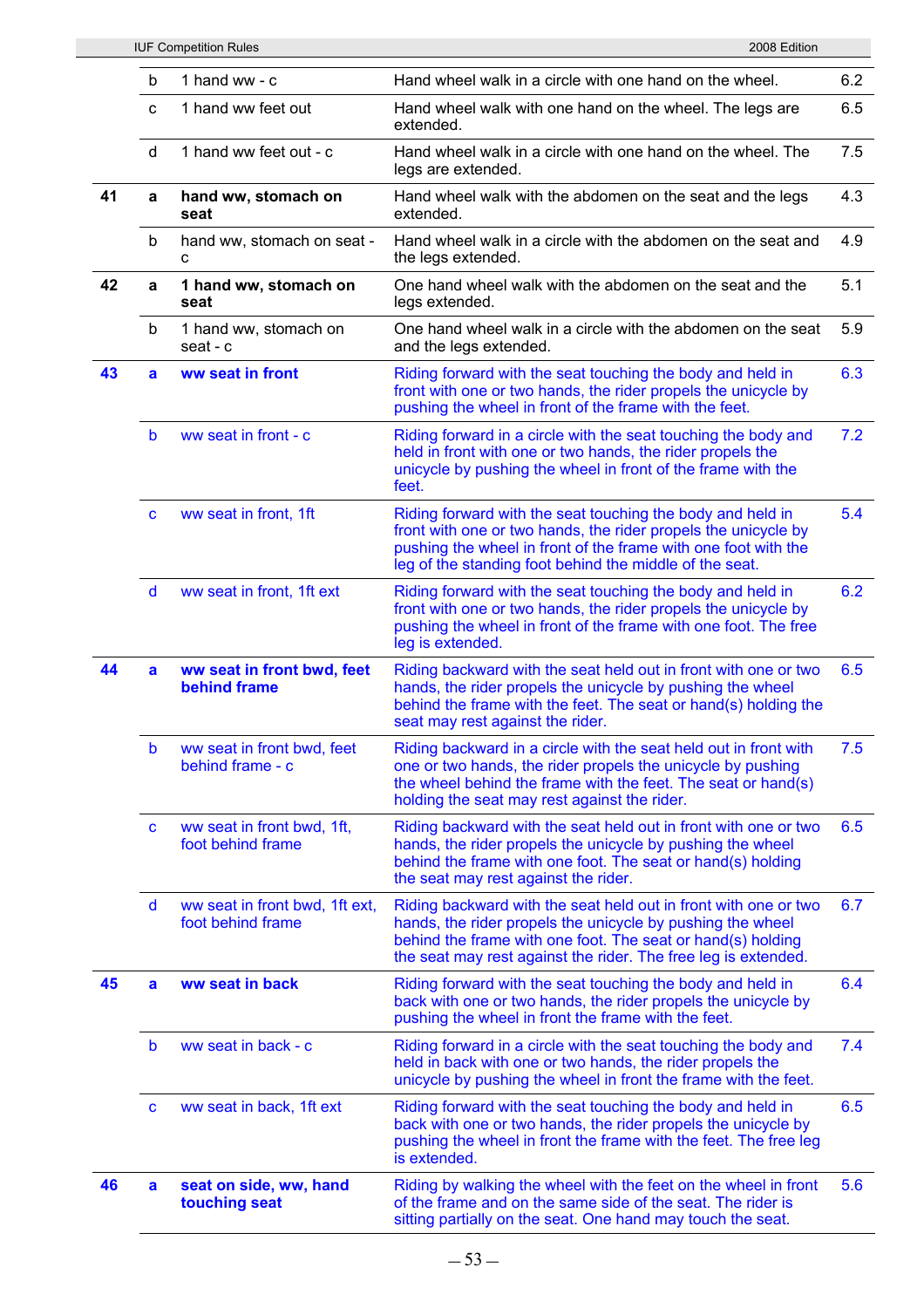| | | | | |
|---|---|---|---|---|
| | b | 1 hand ww - c | Hand wheel walk in a circle with one hand on the wheel. | 6.2 |
| | c | 1 hand ww feet out | Hand wheel walk with one hand on the wheel. The legs are extended. | 6.5 |
| | d | 1 hand ww feet out - c | Hand wheel walk in a circle with one hand on the wheel. The legs are extended. | 7.5 |
| **41** | **a** | **hand ww, stomach on seat** | Hand wheel walk with the abdomen on the seat and the legs extended. | 4.3 |
| | b | hand ww, stomach on seat - c | Hand wheel walk in a circle with the abdomen on the seat and the legs extended. | 4.9 |
| **42** | **a** | **1 hand ww, stomach on seat** | One hand wheel walk with the abdomen on the seat and the legs extended. | 5.1 |
| | b | 1 hand ww, stomach on seat - c | One hand wheel walk in a circle with the abdomen on the seat and the legs extended. | 5.9 |
| **43** | **a** | **ww seat in front** | Riding forward with the seat touching the body and held in front with one or two hands, the rider propels the unicycle by pushing the wheel in front of the frame with the feet. | 6.3 |
| | b | ww seat in front - c | Riding forward in a circle with the seat touching the body and held in front with one or two hands, the rider propels the unicycle by pushing the wheel in front of the frame with the feet. | 7.2 |
| | c | ww seat in front, 1ft | Riding forward with the seat touching the body and held in front with one or two hands, the rider propels the unicycle by pushing the wheel in front of the frame with one foot with the leg of the standing foot behind the middle of the seat. | 5.4 |
| | d | ww seat in front, 1ft ext | Riding forward with the seat touching the body and held in front with one or two hands, the rider propels the unicycle by pushing the wheel in front of the frame with one foot. The free leg is extended. | 6.2 |
| **44** | **a** | **ww seat in front bwd, feet behind frame** | Riding backward with the seat held out in front with one or two hands, the rider propels the unicycle by pushing the wheel behind the frame with the feet. The seat or hand(s) holding the seat may rest against the rider. | 6.5 |
| | b | ww seat in front bwd, feet behind frame - c | Riding backward in a circle with the seat held out in front with one or two hands, the rider propels the unicycle by pushing the wheel behind the frame with the feet. The seat or hand(s) holding the seat may rest against the rider. | 7.5 |
| | c | ww seat in front bwd, 1ft, foot behind frame | Riding backward with the seat held out in front with one or two hands, the rider propels the unicycle by pushing the wheel behind the frame with one foot. The seat or hand(s) holding the seat may rest against the rider. | 6.5 |
| | d | ww seat in front bwd, 1ft ext, foot behind frame | Riding backward with the seat held out in front with one or two hands, the rider propels the unicycle by pushing the wheel behind the frame with one foot. The seat or hand(s) holding the seat may rest against the rider. The free leg is extended. | 6.7 |
| **45** | **a** | **ww seat in back** | Riding forward with the seat touching the body and held in back with one or two hands, the rider propels the unicycle by pushing the wheel in front the frame with the feet. | 6.4 |
| | b | ww seat in back - c | Riding forward in a circle with the seat touching the body and held in back with one or two hands, the rider propels the unicycle by pushing the wheel in front the frame with the feet. | 7.4 |
| | c | ww seat in back, 1ft ext | Riding forward with the seat touching the body and held in back with one or two hands, the rider propels the unicycle by pushing the wheel in front the frame with the feet. The free leg is extended. | 6.5 |
| **46** | **a** | **seat on side, ww, hand touching seat** | Riding by walking the wheel with the feet on the wheel in front of the frame and on the same side of the seat. The rider is sitting partially on the seat. One hand may touch the seat. | 5.6 |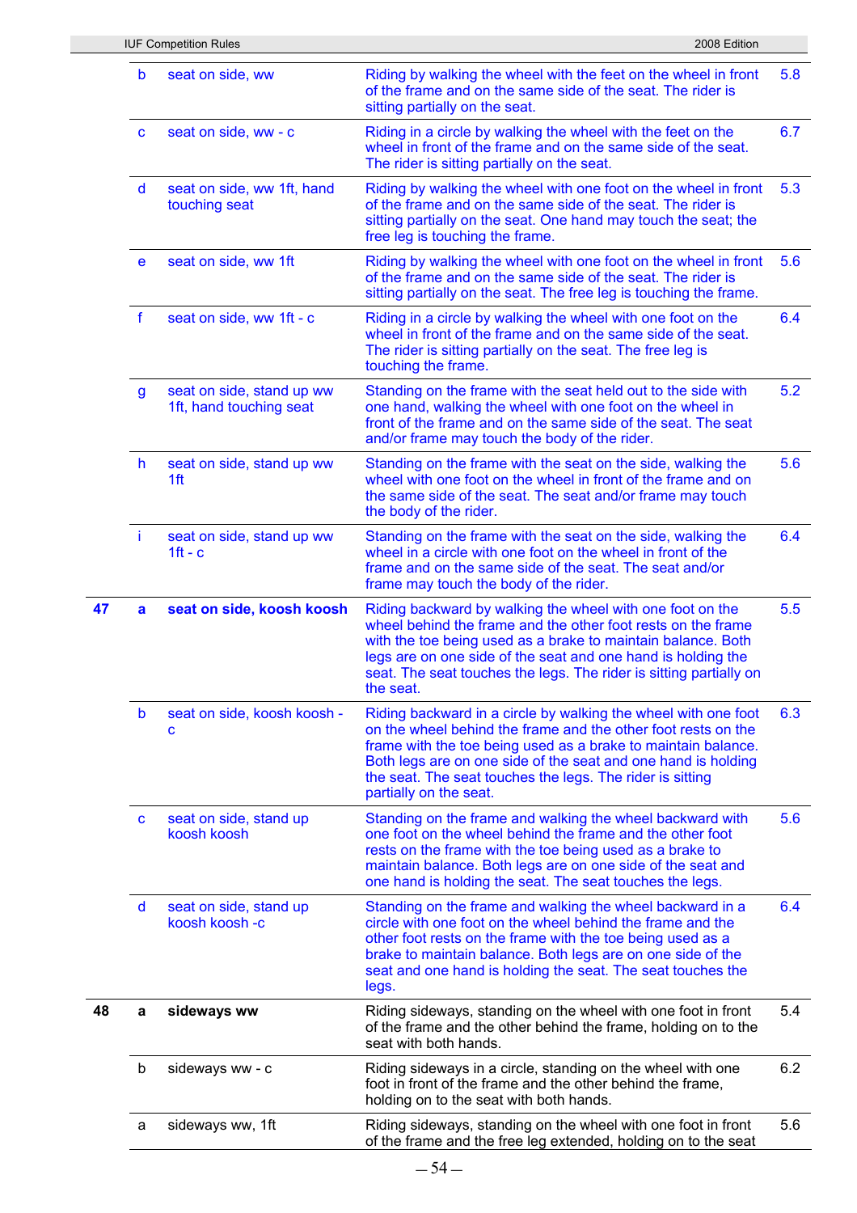|  |  |  |  |  |
|---|---|---|---|---|
|  | b | seat on side, ww | Riding by walking the wheel with the feet on the wheel in front of the frame and on the same side of the seat. The rider is sitting partially on the seat. | 5.8 |
|  | c | seat on side, ww - c | Riding in a circle by walking the wheel with the feet on the wheel in front of the frame and on the same side of the seat. The rider is sitting partially on the seat. | 6.7 |
|  | d | seat on side, ww 1ft, hand touching seat | Riding by walking the wheel with one foot on the wheel in front of the frame and on the same side of the seat. The rider is sitting partially on the seat. One hand may touch the seat; the free leg is touching the frame. | 5.3 |
|  | e | seat on side, ww 1ft | Riding by walking the wheel with one foot on the wheel in front of the frame and on the same side of the seat. The rider is sitting partially on the seat. The free leg is touching the frame. | 5.6 |
|  | f | seat on side, ww 1ft - c | Riding in a circle by walking the wheel with one foot on the wheel in front of the frame and on the same side of the seat. The rider is sitting partially on the seat. The free leg is touching the frame. | 6.4 |
|  | g | seat on side, stand up ww 1ft, hand touching seat | Standing on the frame with the seat held out to the side with one hand, walking the wheel with one foot on the wheel in front of the frame and on the same side of the seat. The seat and/or frame may touch the body of the rider. | 5.2 |
|  | h | seat on side, stand up ww 1ft | Standing on the frame with the seat on the side, walking the wheel with one foot on the wheel in front of the frame and on the same side of the seat. The seat and/or frame may touch the body of the rider. | 5.6 |
|  | i | seat on side, stand up ww 1ft - c | Standing on the frame with the seat on the side, walking the wheel in a circle with one foot on the wheel in front of the frame and on the same side of the seat. The seat and/or frame may touch the body of the rider. | 6.4 |
| **47** | **a** | **seat on side, koosh koosh** | Riding backward by walking the wheel with one foot on the wheel behind the frame and the other foot rests on the frame with the toe being used as a brake to maintain balance. Both legs are on one side of the seat and one hand is holding the seat. The seat touches the legs. The rider is sitting partially on the seat. | 5.5 |
|  | b | seat on side, koosh koosh - c | Riding backward in a circle by walking the wheel with one foot on the wheel behind the frame and the other foot rests on the frame with the toe being used as a brake to maintain balance. Both legs are on one side of the seat and one hand is holding the seat. The seat touches the legs. The rider is sitting partially on the seat. | 6.3 |
|  | c | seat on side, stand up koosh koosh | Standing on the frame and walking the wheel backward with one foot on the wheel behind the frame and the other foot rests on the frame with the toe being used as a brake to maintain balance. Both legs are on one side of the seat and one hand is holding the seat. The seat touches the legs. | 5.6 |
|  | d | seat on side, stand up koosh koosh -c | Standing on the frame and walking the wheel backward in a circle with one foot on the wheel behind the frame and the other foot rests on the frame with the toe being used as a brake to maintain balance. Both legs are on one side of the seat and one hand is holding the seat. The seat touches the legs. | 6.4 |
| **48** | **a** | **sideways ww** | Riding sideways, standing on the wheel with one foot in front of the frame and the other behind the frame, holding on to the seat with both hands. | 5.4 |
|  | b | sideways ww - c | Riding sideways in a circle, standing on the wheel with one foot in front of the frame and the other behind the frame, holding on to the seat with both hands. | 6.2 |
|  | a | sideways ww, 1ft | Riding sideways, standing on the wheel with one foot in front of the frame and the free leg extended, holding on to the seat | 5.6 |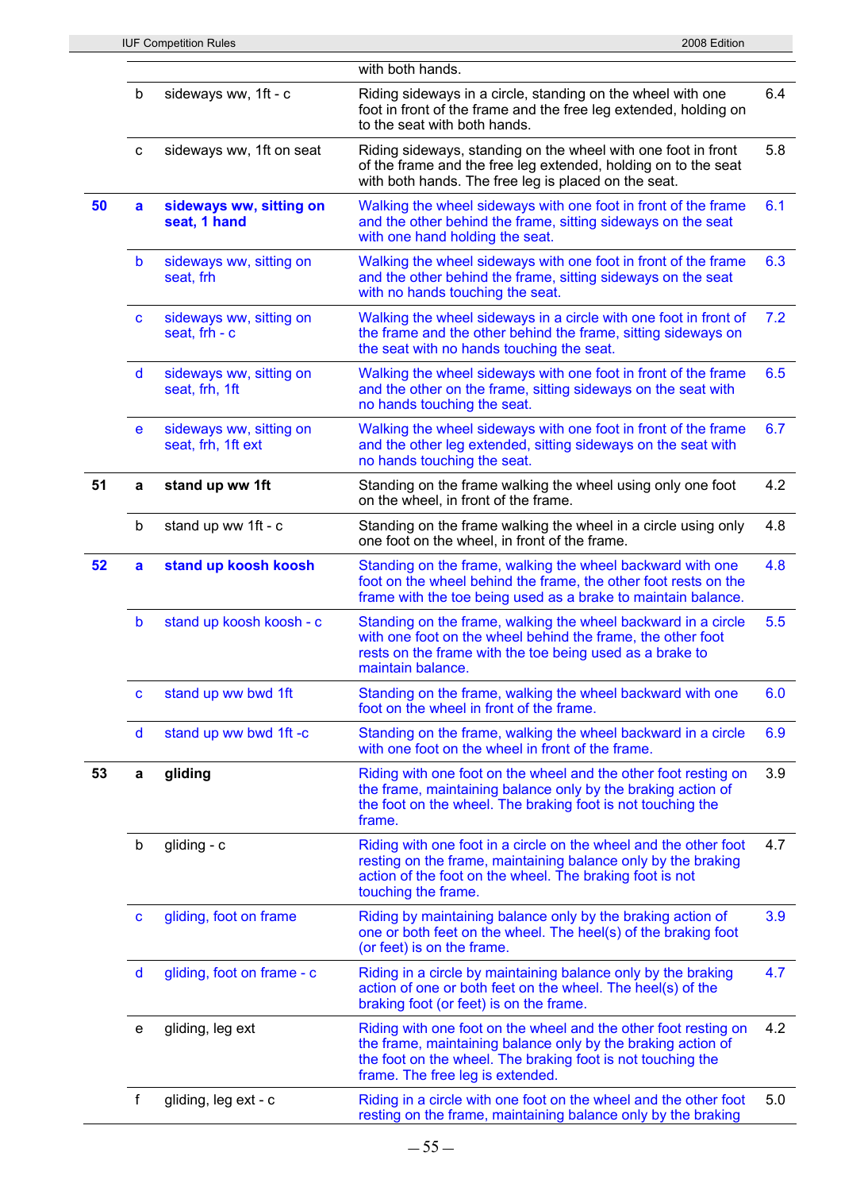| | | | | |
|---|---|---|---|---|
| | | | with both hands. | |
| | b | sideways ww, 1ft - c | Riding sideways in a circle, standing on the wheel with one foot in front of the frame and the free leg extended, holding on to the seat with both hands. | 6.4 |
| | c | sideways ww, 1ft on seat | Riding sideways, standing on the wheel with one foot in front of the frame and the free leg extended, holding on to the seat with both hands. The free leg is placed on the seat. | 5.8 |
| **50** | **a** | **sideways ww, sitting on seat, 1 hand** | Walking the wheel sideways with one foot in front of the frame and the other behind the frame, sitting sideways on the seat with one hand holding the seat. | 6.1 |
| | b | sideways ww, sitting on seat, frh | Walking the wheel sideways with one foot in front of the frame and the other behind the frame, sitting sideways on the seat with no hands touching the seat. | 6.3 |
| | c | sideways ww, sitting on seat, frh - c | Walking the wheel sideways in a circle with one foot in front of the frame and the other behind the frame, sitting sideways on the seat with no hands touching the seat. | 7.2 |
| | d | sideways ww, sitting on seat, frh, 1ft | Walking the wheel sideways with one foot in front of the frame and the other on the frame, sitting sideways on the seat with no hands touching the seat. | 6.5 |
| | e | sideways ww, sitting on seat, frh, 1ft ext | Walking the wheel sideways with one foot in front of the frame and the other leg extended, sitting sideways on the seat with no hands touching the seat. | 6.7 |
| **51** | **a** | **stand up ww 1ft** | Standing on the frame walking the wheel using only one foot on the wheel, in front of the frame. | 4.2 |
| | b | stand up ww 1ft - c | Standing on the frame walking the wheel in a circle using only one foot on the wheel, in front of the frame. | 4.8 |
| **52** | **a** | **stand up koosh koosh** | Standing on the frame, walking the wheel backward with one foot on the wheel behind the frame, the other foot rests on the frame with the toe being used as a brake to maintain balance. | 4.8 |
| | b | stand up koosh koosh - c | Standing on the frame, walking the wheel backward in a circle with one foot on the wheel behind the frame, the other foot rests on the frame with the toe being used as a brake to maintain balance. | 5.5 |
| | c | stand up ww bwd 1ft | Standing on the frame, walking the wheel backward with one foot on the wheel in front of the frame. | 6.0 |
| | d | stand up ww bwd 1ft -c | Standing on the frame, walking the wheel backward in a circle with one foot on the wheel in front of the frame. | 6.9 |
| **53** | **a** | **gliding** | Riding with one foot on the wheel and the other foot resting on the frame, maintaining balance only by the braking action of the foot on the wheel. The braking foot is not touching the frame. | 3.9 |
| | b | gliding - c | Riding with one foot in a circle on the wheel and the other foot resting on the frame, maintaining balance only by the braking action of the foot on the wheel. The braking foot is not touching the frame. | 4.7 |
| | c | gliding, foot on frame | Riding by maintaining balance only by the braking action of one or both feet on the wheel. The heel(s) of the braking foot (or feet) is on the frame. | 3.9 |
| | d | gliding, foot on frame - c | Riding in a circle by maintaining balance only by the braking action of one or both feet on the wheel. The heel(s) of the braking foot (or feet) is on the frame. | 4.7 |
| | e | gliding, leg ext | Riding with one foot on the wheel and the other foot resting on the frame, maintaining balance only by the braking action of the foot on the wheel. The braking foot is not touching the frame. The free leg is extended. | 4.2 |
| | f | gliding, leg ext - c | Riding in a circle with one foot on the wheel and the other foot resting on the frame, maintaining balance only by the braking | 5.0 |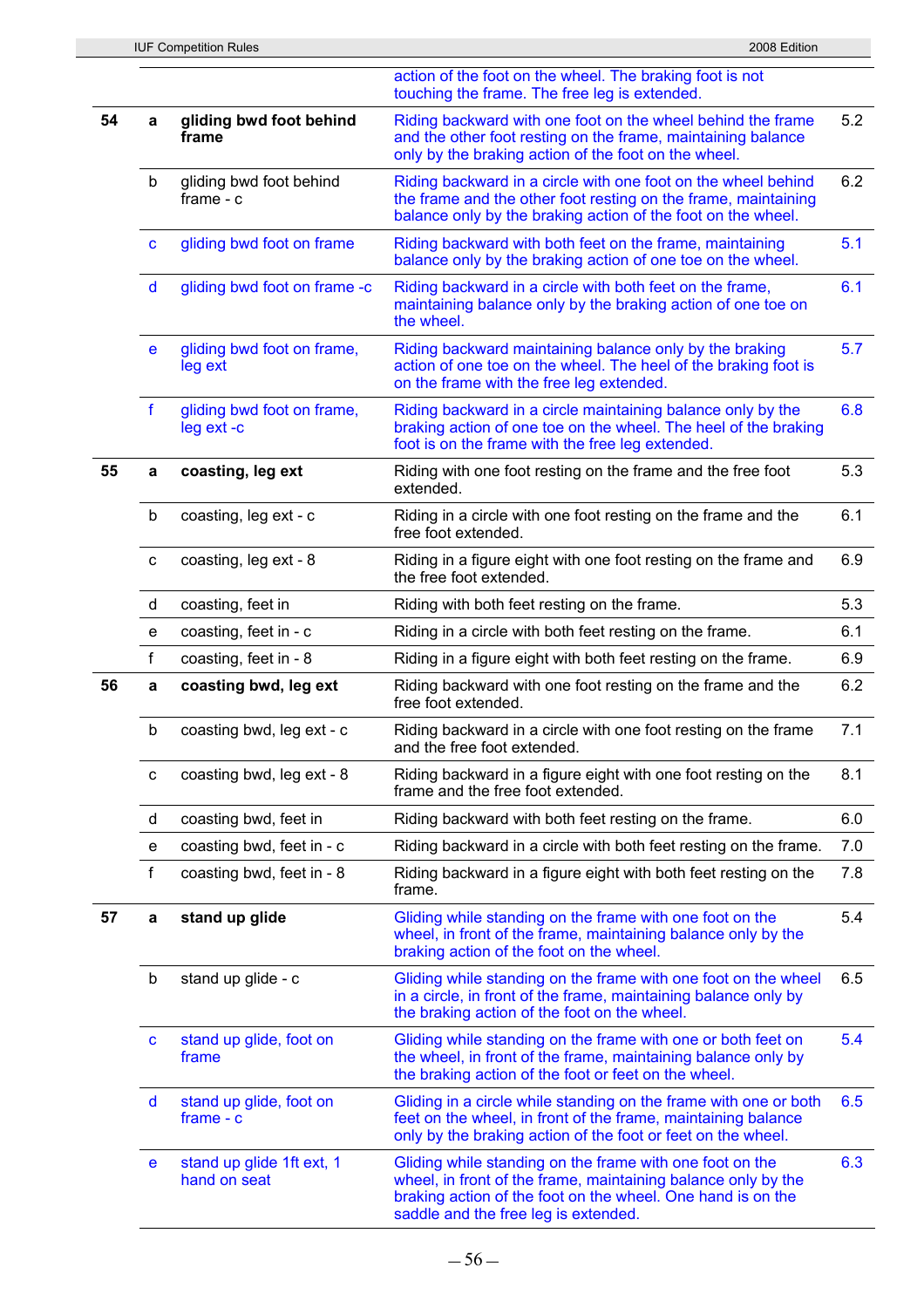| | | | | |
|---|---|---|---|---|
| | | | action of the foot on the wheel. The braking foot is not touching the frame. The free leg is extended. | |
| **54** | **a** | **gliding bwd foot behind frame** | Riding backward with one foot on the wheel behind the frame and the other foot resting on the frame, maintaining balance only by the braking action of the foot on the wheel. | 5.2 |
| | b | gliding bwd foot behind frame - c | Riding backward in a circle with one foot on the wheel behind the frame and the other foot resting on the frame, maintaining balance only by the braking action of the foot on the wheel. | 6.2 |
| | c | gliding bwd foot on frame | Riding backward with both feet on the frame, maintaining balance only by the braking action of one toe on the wheel. | 5.1 |
| | d | gliding bwd foot on frame -c | Riding backward in a circle with both feet on the frame, maintaining balance only by the braking action of one toe on the wheel. | 6.1 |
| | e | gliding bwd foot on frame, leg ext | Riding backward maintaining balance only by the braking action of one toe on the wheel. The heel of the braking foot is on the frame with the free leg extended. | 5.7 |
| | f | gliding bwd foot on frame, leg ext -c | Riding backward in a circle maintaining balance only by the braking action of one toe on the wheel. The heel of the braking foot is on the frame with the free leg extended. | 6.8 |
| **55** | **a** | **coasting, leg ext** | Riding with one foot resting on the frame and the free foot extended. | 5.3 |
| | b | coasting, leg ext - c | Riding in a circle with one foot resting on the frame and the free foot extended. | 6.1 |
| | c | coasting, leg ext - 8 | Riding in a figure eight with one foot resting on the frame and the free foot extended. | 6.9 |
| | d | coasting, feet in | Riding with both feet resting on the frame. | 5.3 |
| | e | coasting, feet in - c | Riding in a circle with both feet resting on the frame. | 6.1 |
| | f | coasting, feet in - 8 | Riding in a figure eight with both feet resting on the frame. | 6.9 |
| **56** | **a** | **coasting bwd, leg ext** | Riding backward with one foot resting on the frame and the free foot extended. | 6.2 |
| | b | coasting bwd, leg ext - c | Riding backward in a circle with one foot resting on the frame and the free foot extended. | 7.1 |
| | c | coasting bwd, leg ext - 8 | Riding backward in a figure eight with one foot resting on the frame and the free foot extended. | 8.1 |
| | d | coasting bwd, feet in | Riding backward with both feet resting on the frame. | 6.0 |
| | e | coasting bwd, feet in - c | Riding backward in a circle with both feet resting on the frame. | 7.0 |
| | f | coasting bwd, feet in - 8 | Riding backward in a figure eight with both feet resting on the frame. | 7.8 |
| **57** | **a** | **stand up glide** | Gliding while standing on the frame with one foot on the wheel, in front of the frame, maintaining balance only by the braking action of the foot on the wheel. | 5.4 |
| | b | stand up glide - c | Gliding while standing on the frame with one foot on the wheel in a circle, in front of the frame, maintaining balance only by the braking action of the foot on the wheel. | 6.5 |
| | c | stand up glide, foot on frame | Gliding while standing on the frame with one or both feet on the wheel, in front of the frame, maintaining balance only by the braking action of the foot or feet on the wheel. | 5.4 |
| | d | stand up glide, foot on frame - c | Gliding in a circle while standing on the frame with one or both feet on the wheel, in front of the frame, maintaining balance only by the braking action of the foot or feet on the wheel. | 6.5 |
| | e | stand up glide 1ft ext, 1 hand on seat | Gliding while standing on the frame with one foot on the wheel, in front of the frame, maintaining balance only by the braking action of the foot on the wheel. One hand is on the saddle and the free leg is extended. | 6.3 |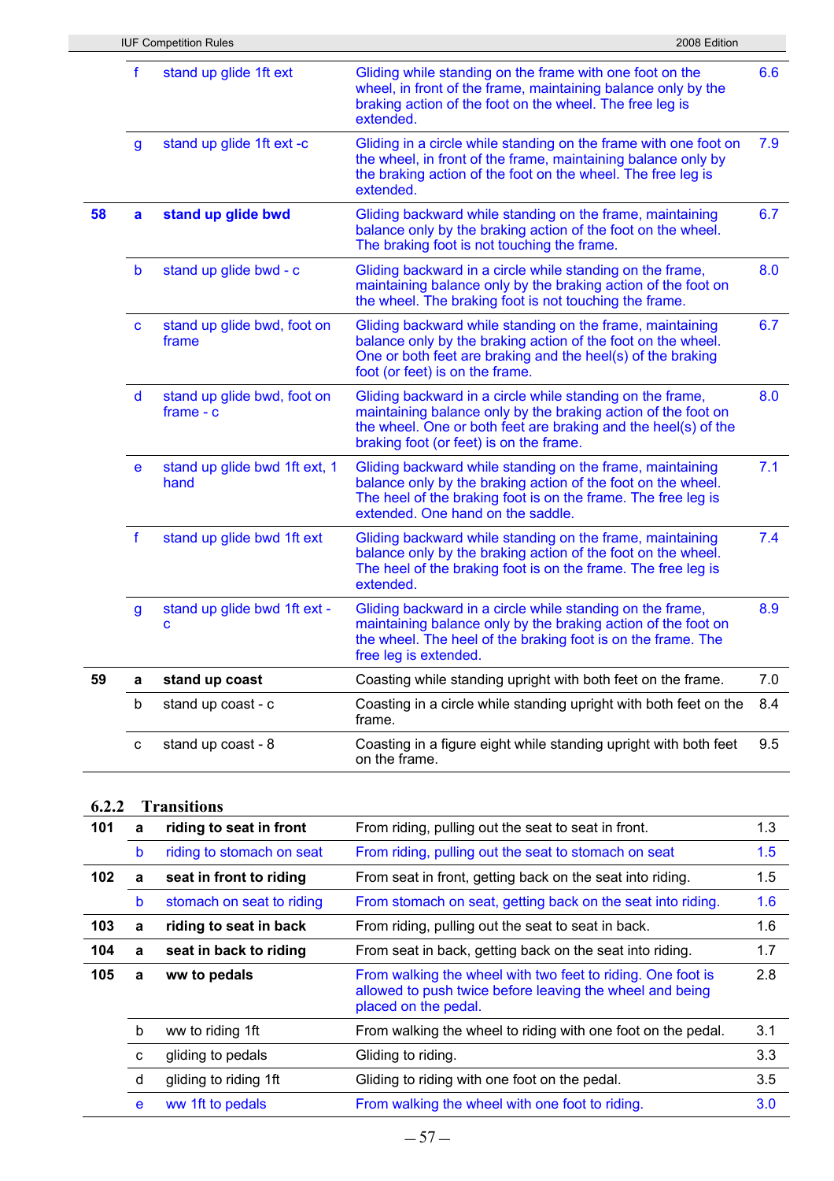| | | | | |
|---|---|---|---|---|
| | f | stand up glide 1ft ext | Gliding while standing on the frame with one foot on the wheel, in front of the frame, maintaining balance only by the braking action of the foot on the wheel. The free leg is extended. | 6.6 |
| | g | stand up glide 1ft ext -c | Gliding in a circle while standing on the frame with one foot on the wheel, in front of the frame, maintaining balance only by the braking action of the foot on the wheel. The free leg is extended. | 7.9 |
| **58** | **a** | **stand up glide bwd** | Gliding backward while standing on the frame, maintaining balance only by the braking action of the foot on the wheel. The braking foot is not touching the frame. | 6.7 |
| | b | stand up glide bwd - c | Gliding backward in a circle while standing on the frame, maintaining balance only by the braking action of the foot on the wheel. The braking foot is not touching the frame. | 8.0 |
| | c | stand up glide bwd, foot on frame | Gliding backward while standing on the frame, maintaining balance only by the braking action of the foot on the wheel. One or both feet are braking and the heel(s) of the braking foot (or feet) is on the frame. | 6.7 |
| | d | stand up glide bwd, foot on frame - c | Gliding backward in a circle while standing on the frame, maintaining balance only by the braking action of the foot on the wheel. One or both feet are braking and the heel(s) of the braking foot (or feet) is on the frame. | 8.0 |
| | e | stand up glide bwd 1ft ext, 1 hand | Gliding backward while standing on the frame, maintaining balance only by the braking action of the foot on the wheel. The heel of the braking foot is on the frame. The free leg is extended. One hand on the saddle. | 7.1 |
| | f | stand up glide bwd 1ft ext | Gliding backward while standing on the frame, maintaining balance only by the braking action of the foot on the wheel. The heel of the braking foot is on the frame. The free leg is extended. | 7.4 |
| | g | stand up glide bwd 1ft ext - c | Gliding backward in a circle while standing on the frame, maintaining balance only by the braking action of the foot on the wheel. The heel of the braking foot is on the frame. The free leg is extended. | 8.9 |
| **59** | **a** | **stand up coast** | Coasting while standing upright with both feet on the frame. | 7.0 |
| | b | stand up coast - c | Coasting in a circle while standing upright with both feet on the frame. | 8.4 |
| | c | stand up coast - 8 | Coasting in a figure eight while standing upright with both feet on the frame. | 9.5 |

### 6.2.2 Transitions

| | | | | |
|---|---|---|---|---|
| **101** | **a** | **riding to seat in front** | From riding, pulling out the seat to seat in front. | 1.3 |
| | b | riding to stomach on seat | From riding, pulling out the seat to stomach on seat | 1.5 |
| **102** | **a** | **seat in front to riding** | From seat in front, getting back on the seat into riding. | 1.5 |
| | b | stomach on seat to riding | From stomach on seat, getting back on the seat into riding. | 1.6 |
| **103** | **a** | **riding to seat in back** | From riding, pulling out the seat to seat in back. | 1.6 |
| **104** | **a** | **seat in back to riding** | From seat in back, getting back on the seat into riding. | 1.7 |
| **105** | **a** | **ww to pedals** | From walking the wheel with two feet to riding. One foot is allowed to push twice before leaving the wheel and being placed on the pedal. | 2.8 |
| | b | ww to riding 1ft | From walking the wheel to riding with one foot on the pedal. | 3.1 |
| | c | gliding to pedals | Gliding to riding. | 3.3 |
| | d | gliding to riding 1ft | Gliding to riding with one foot on the pedal. | 3.5 |
| | e | ww 1ft to pedals | From walking the wheel with one foot to riding. | 3.0 |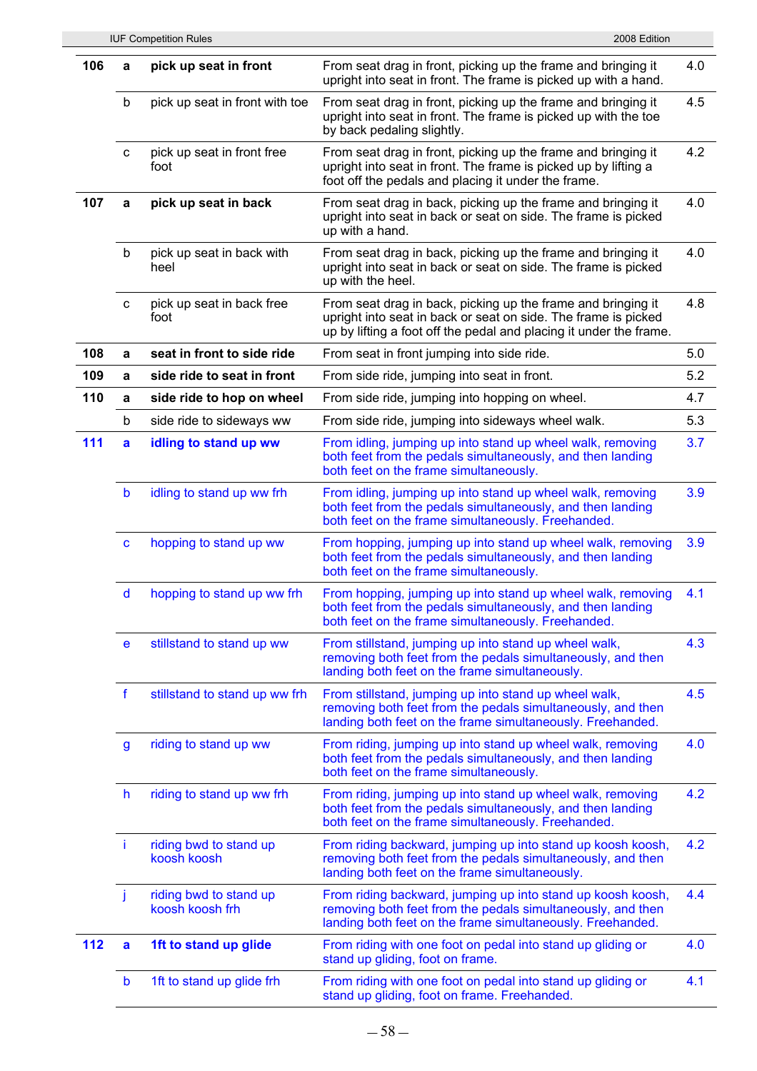| | | | | |
|---|---|---|---|---|
| **106** | **a** | **pick up seat in front** | From seat drag in front, picking up the frame and bringing it upright into seat in front. The frame is picked up with a hand. | 4.0 |
| | b | pick up seat in front with toe | From seat drag in front, picking up the frame and bringing it upright into seat in front. The frame is picked up with the toe by back pedaling slightly. | 4.5 |
| | c | pick up seat in front free foot | From seat drag in front, picking up the frame and bringing it upright into seat in front. The frame is picked up by lifting a foot off the pedals and placing it under the frame. | 4.2 |
| **107** | **a** | **pick up seat in back** | From seat drag in back, picking up the frame and bringing it upright into seat in back or seat on side. The frame is picked up with a hand. | 4.0 |
| | b | pick up seat in back with heel | From seat drag in back, picking up the frame and bringing it upright into seat in back or seat on side. The frame is picked up with the heel. | 4.0 |
| | c | pick up seat in back free foot | From seat drag in back, picking up the frame and bringing it upright into seat in back or seat on side. The frame is picked up by lifting a foot off the pedal and placing it under the frame. | 4.8 |
| **108** | **a** | **seat in front to side ride** | From seat in front jumping into side ride. | 5.0 |
| **109** | **a** | **side ride to seat in front** | From side ride, jumping into seat in front. | 5.2 |
| **110** | **a** | **side ride to hop on wheel** | From side ride, jumping into hopping on wheel. | 4.7 |
| | b | side ride to sideways ww | From side ride, jumping into sideways wheel walk. | 5.3 |
| **111** | **a** | **idling to stand up ww** | From idling, jumping up into stand up wheel walk, removing both feet from the pedals simultaneously, and then landing both feet on the frame simultaneously. | 3.7 |
| | b | idling to stand up ww frh | From idling, jumping up into stand up wheel walk, removing both feet from the pedals simultaneously, and then landing both feet on the frame simultaneously. Freehanded. | 3.9 |
| | c | hopping to stand up ww | From hopping, jumping up into stand up wheel walk, removing both feet from the pedals simultaneously, and then landing both feet on the frame simultaneously. | 3.9 |
| | d | hopping to stand up ww frh | From hopping, jumping up into stand up wheel walk, removing both feet from the pedals simultaneously, and then landing both feet on the frame simultaneously. Freehanded. | 4.1 |
| | e | stillstand to stand up ww | From stillstand, jumping up into stand up wheel walk, removing both feet from the pedals simultaneously, and then landing both feet on the frame simultaneously. | 4.3 |
| | f | stillstand to stand up ww frh | From stillstand, jumping up into stand up wheel walk, removing both feet from the pedals simultaneously, and then landing both feet on the frame simultaneously. Freehanded. | 4.5 |
| | g | riding to stand up ww | From riding, jumping up into stand up wheel walk, removing both feet from the pedals simultaneously, and then landing both feet on the frame simultaneously. | 4.0 |
| | h | riding to stand up ww frh | From riding, jumping up into stand up wheel walk, removing both feet from the pedals simultaneously, and then landing both feet on the frame simultaneously. Freehanded. | 4.2 |
| | i | riding bwd to stand up koosh koosh | From riding backward, jumping up into stand up koosh koosh, removing both feet from the pedals simultaneously, and then landing both feet on the frame simultaneously. | 4.2 |
| | j | riding bwd to stand up koosh koosh frh | From riding backward, jumping up into stand up koosh koosh, removing both feet from the pedals simultaneously, and then landing both feet on the frame simultaneously. Freehanded. | 4.4 |
| **112** | **a** | **1ft to stand up glide** | From riding with one foot on pedal into stand up gliding or stand up gliding, foot on frame. | 4.0 |
| | b | 1ft to stand up glide frh | From riding with one foot on pedal into stand up gliding or stand up gliding, foot on frame. Freehanded. | 4.1 |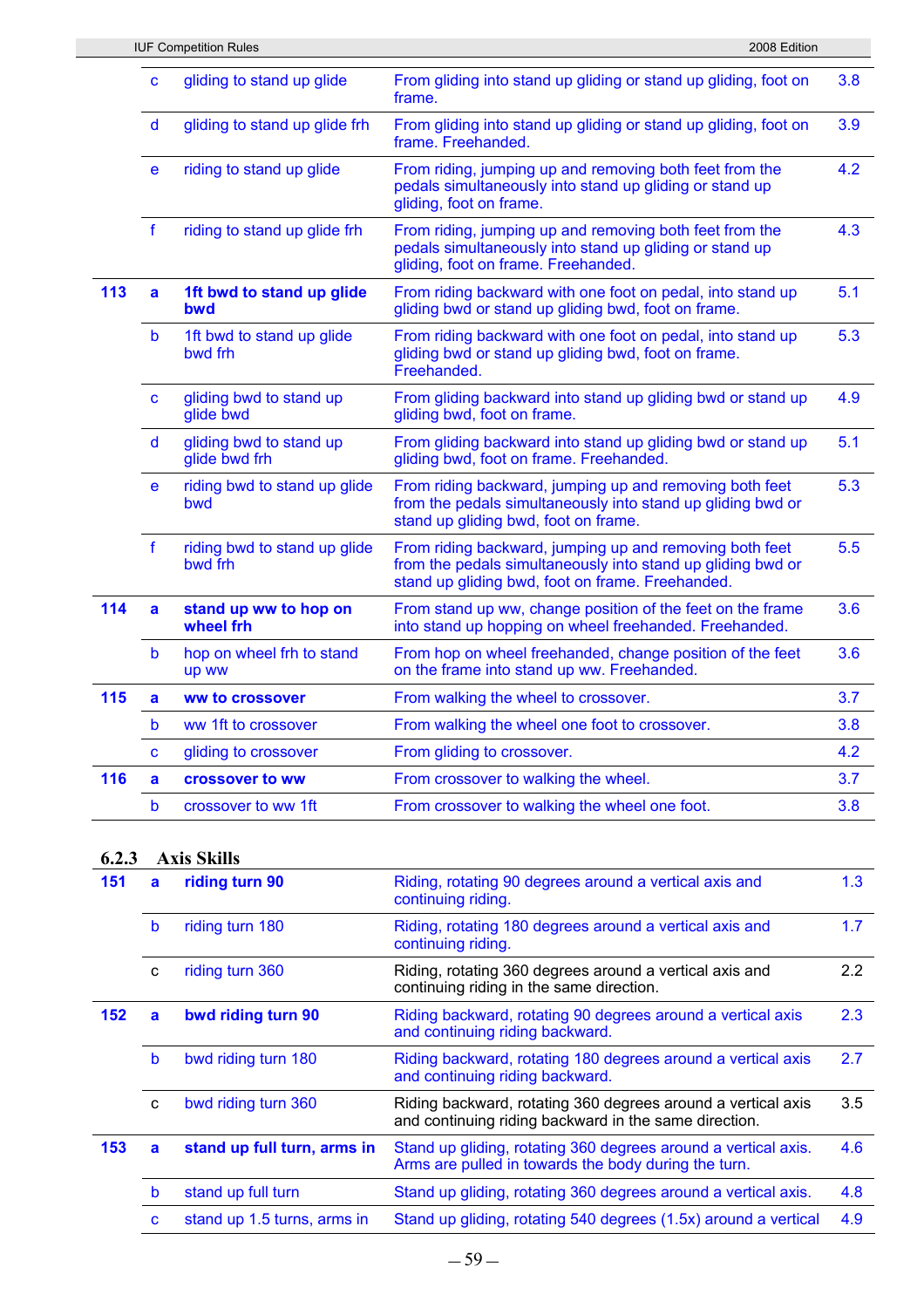| | | | | |
|---|---|---|---|---|
| | c | gliding to stand up glide | From gliding into stand up gliding or stand up gliding, foot on frame. | 3.8 |
| | d | gliding to stand up glide frh | From gliding into stand up gliding or stand up gliding, foot on frame. Freehanded. | 3.9 |
| | e | riding to stand up glide | From riding, jumping up and removing both feet from the pedals simultaneously into stand up gliding or stand up gliding, foot on frame. | 4.2 |
| | f | riding to stand up glide frh | From riding, jumping up and removing both feet from the pedals simultaneously into stand up gliding or stand up gliding, foot on frame. Freehanded. | 4.3 |
| **113** | **a** | **1ft bwd to stand up glide bwd** | From riding backward with one foot on pedal, into stand up gliding bwd or stand up gliding bwd, foot on frame. | 5.1 |
| | b | 1ft bwd to stand up glide bwd frh | From riding backward with one foot on pedal, into stand up gliding bwd or stand up gliding bwd, foot on frame. Freehanded. | 5.3 |
| | c | gliding bwd to stand up glide bwd | From gliding backward into stand up gliding bwd or stand up gliding bwd, foot on frame. | 4.9 |
| | d | gliding bwd to stand up glide bwd frh | From gliding backward into stand up gliding bwd or stand up gliding bwd, foot on frame. Freehanded. | 5.1 |
| | e | riding bwd to stand up glide bwd | From riding backward, jumping up and removing both feet from the pedals simultaneously into stand up gliding bwd or stand up gliding bwd, foot on frame. | 5.3 |
| | f | riding bwd to stand up glide bwd frh | From riding backward, jumping up and removing both feet from the pedals simultaneously into stand up gliding bwd or stand up gliding bwd, foot on frame. Freehanded. | 5.5 |
| **114** | **a** | **stand up ww to hop on wheel frh** | From stand up ww, change position of the feet on the frame into stand up hopping on wheel freehanded. Freehanded. | 3.6 |
| | b | hop on wheel frh to stand up ww | From hop on wheel freehanded, change position of the feet on the frame into stand up ww. Freehanded. | 3.6 |
| **115** | **a** | **ww to crossover** | From walking the wheel to crossover. | 3.7 |
| | b | ww 1ft to crossover | From walking the wheel one foot to crossover. | 3.8 |
| | c | gliding to crossover | From gliding to crossover. | 4.2 |
| **116** | **a** | **crossover to ww** | From crossover to walking the wheel. | 3.7 |
| | b | crossover to ww 1ft | From crossover to walking the wheel one foot. | 3.8 |

### 6.2.3 Axis Skills

| | | | | |
|---|---|---|---|---|
| **151** | **a** | **riding turn 90** | Riding, rotating 90 degrees around a vertical axis and continuing riding. | 1.3 |
| | b | riding turn 180 | Riding, rotating 180 degrees around a vertical axis and continuing riding. | 1.7 |
| | c | riding turn 360 | Riding, rotating 360 degrees around a vertical axis and continuing riding in the same direction. | 2.2 |
| **152** | **a** | **bwd riding turn 90** | Riding backward, rotating 90 degrees around a vertical axis and continuing riding backward. | 2.3 |
| | b | bwd riding turn 180 | Riding backward, rotating 180 degrees around a vertical axis and continuing riding backward. | 2.7 |
| | c | bwd riding turn 360 | Riding backward, rotating 360 degrees around a vertical axis and continuing riding backward in the same direction. | 3.5 |
| **153** | **a** | **stand up full turn, arms in** | Stand up gliding, rotating 360 degrees around a vertical axis. Arms are pulled in towards the body during the turn. | 4.6 |
| | b | stand up full turn | Stand up gliding, rotating 360 degrees around a vertical axis. | 4.8 |
| | c | stand up 1.5 turns, arms in | Stand up gliding, rotating 540 degrees (1.5x) around a vertical | 4.9 |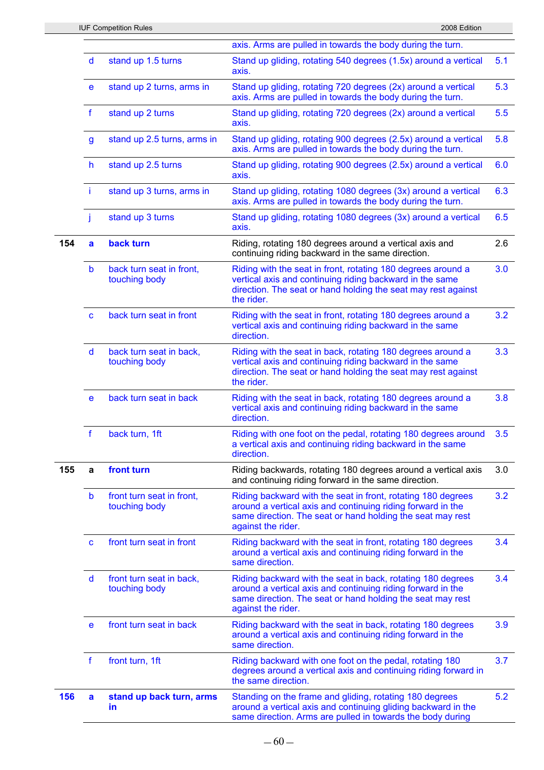|  |  |  |  |  |
|---|---|---|---|---|
|  |  |  | axis. Arms are pulled in towards the body during the turn. |  |
|  | d | stand up 1.5 turns | Stand up gliding, rotating 540 degrees (1.5x) around a vertical axis. | 5.1 |
|  | e | stand up 2 turns, arms in | Stand up gliding, rotating 720 degrees (2x) around a vertical axis. Arms are pulled in towards the body during the turn. | 5.3 |
|  | f | stand up 2 turns | Stand up gliding, rotating 720 degrees (2x) around a vertical axis. | 5.5 |
|  | g | stand up 2.5 turns, arms in | Stand up gliding, rotating 900 degrees (2.5x) around a vertical axis. Arms are pulled in towards the body during the turn. | 5.8 |
|  | h | stand up 2.5 turns | Stand up gliding, rotating 900 degrees (2.5x) around a vertical axis. | 6.0 |
|  | i | stand up 3 turns, arms in | Stand up gliding, rotating 1080 degrees (3x) around a vertical axis. Arms are pulled in towards the body during the turn. | 6.3 |
|  | j | stand up 3 turns | Stand up gliding, rotating 1080 degrees (3x) around a vertical axis. | 6.5 |
| **154** | **a** | **back turn** | Riding, rotating 180 degrees around a vertical axis and continuing riding backward in the same direction. | 2.6 |
|  | b | back turn seat in front, touching body | Riding with the seat in front, rotating 180 degrees around a vertical axis and continuing riding backward in the same direction. The seat or hand holding the seat may rest against the rider. | 3.0 |
|  | c | back turn seat in front | Riding with the seat in front, rotating 180 degrees around a vertical axis and continuing riding backward in the same direction. | 3.2 |
|  | d | back turn seat in back, touching body | Riding with the seat in back, rotating 180 degrees around a vertical axis and continuing riding backward in the same direction. The seat or hand holding the seat may rest against the rider. | 3.3 |
|  | e | back turn seat in back | Riding with the seat in back, rotating 180 degrees around a vertical axis and continuing riding backward in the same direction. | 3.8 |
|  | f | back turn, 1ft | Riding with one foot on the pedal, rotating 180 degrees around a vertical axis and continuing riding backward in the same direction. | 3.5 |
| **155** | **a** | **front turn** | Riding backwards, rotating 180 degrees around a vertical axis and continuing riding forward in the same direction. | 3.0 |
|  | b | front turn seat in front, touching body | Riding backward with the seat in front, rotating 180 degrees around a vertical axis and continuing riding forward in the same direction. The seat or hand holding the seat may rest against the rider. | 3.2 |
|  | c | front turn seat in front | Riding backward with the seat in front, rotating 180 degrees around a vertical axis and continuing riding forward in the same direction. | 3.4 |
|  | d | front turn seat in back, touching body | Riding backward with the seat in back, rotating 180 degrees around a vertical axis and continuing riding forward in the same direction. The seat or hand holding the seat may rest against the rider. | 3.4 |
|  | e | front turn seat in back | Riding backward with the seat in back, rotating 180 degrees around a vertical axis and continuing riding forward in the same direction. | 3.9 |
|  | f | front turn, 1ft | Riding backward with one foot on the pedal, rotating 180 degrees around a vertical axis and continuing riding forward in the same direction. | 3.7 |
| **156** | **a** | **stand up back turn, arms in** | Standing on the frame and gliding, rotating 180 degrees around a vertical axis and continuing gliding backward in the same direction. Arms are pulled in towards the body during | 5.2 |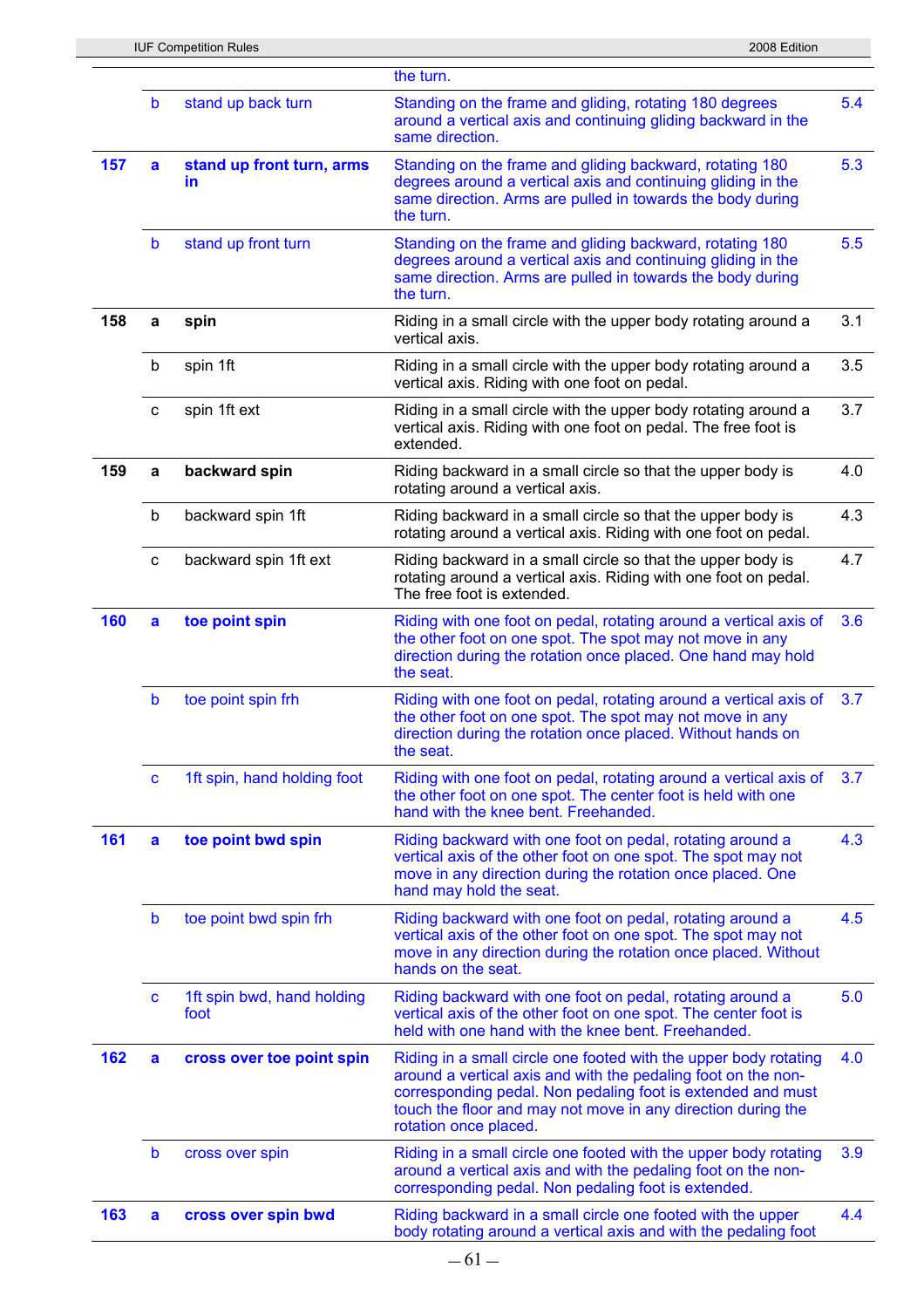| | | | | |
|---|---|---|---|---|
| | | | the turn. | |
| | b | stand up back turn | Standing on the frame and gliding, rotating 180 degrees around a vertical axis and continuing gliding backward in the same direction. | 5.4 |
| **157** | **a** | **stand up front turn, arms in** | Standing on the frame and gliding backward, rotating 180 degrees around a vertical axis and continuing gliding in the same direction. Arms are pulled in towards the body during the turn. | 5.3 |
| | b | stand up front turn | Standing on the frame and gliding backward, rotating 180 degrees around a vertical axis and continuing gliding in the same direction. Arms are pulled in towards the body during the turn. | 5.5 |
| **158** | **a** | **spin** | Riding in a small circle with the upper body rotating around a vertical axis. | 3.1 |
| | b | spin 1ft | Riding in a small circle with the upper body rotating around a vertical axis. Riding with one foot on pedal. | 3.5 |
| | c | spin 1ft ext | Riding in a small circle with the upper body rotating around a vertical axis. Riding with one foot on pedal. The free foot is extended. | 3.7 |
| **159** | **a** | **backward spin** | Riding backward in a small circle so that the upper body is rotating around a vertical axis. | 4.0 |
| | b | backward spin 1ft | Riding backward in a small circle so that the upper body is rotating around a vertical axis. Riding with one foot on pedal. | 4.3 |
| | c | backward spin 1ft ext | Riding backward in a small circle so that the upper body is rotating around a vertical axis. Riding with one foot on pedal. The free foot is extended. | 4.7 |
| **160** | **a** | **toe point spin** | Riding with one foot on pedal, rotating around a vertical axis of the other foot on one spot. The spot may not move in any direction during the rotation once placed. One hand may hold the seat. | 3.6 |
| | b | toe point spin frh | Riding with one foot on pedal, rotating around a vertical axis of the other foot on one spot. The spot may not move in any direction during the rotation once placed. Without hands on the seat. | 3.7 |
| | c | 1ft spin, hand holding foot | Riding with one foot on pedal, rotating around a vertical axis of the other foot on one spot. The center foot is held with one hand with the knee bent. Freehanded. | 3.7 |
| **161** | **a** | **toe point bwd spin** | Riding backward with one foot on pedal, rotating around a vertical axis of the other foot on one spot. The spot may not move in any direction during the rotation once placed. One hand may hold the seat. | 4.3 |
| | b | toe point bwd spin frh | Riding backward with one foot on pedal, rotating around a vertical axis of the other foot on one spot. The spot may not move in any direction during the rotation once placed. Without hands on the seat. | 4.5 |
| | c | 1ft spin bwd, hand holding foot | Riding backward with one foot on pedal, rotating around a vertical axis of the other foot on one spot. The center foot is held with one hand with the knee bent. Freehanded. | 5.0 |
| **162** | **a** | **cross over toe point spin** | Riding in a small circle one footed with the upper body rotating around a vertical axis and with the pedaling foot on the non-corresponding pedal. Non pedaling foot is extended and must touch the floor and may not move in any direction during the rotation once placed. | 4.0 |
| | b | cross over spin | Riding in a small circle one footed with the upper body rotating around a vertical axis and with the pedaling foot on the non-corresponding pedal. Non pedaling foot is extended. | 3.9 |
| **163** | **a** | **cross over spin bwd** | Riding backward in a small circle one footed with the upper body rotating around a vertical axis and with the pedaling foot | 4.4 |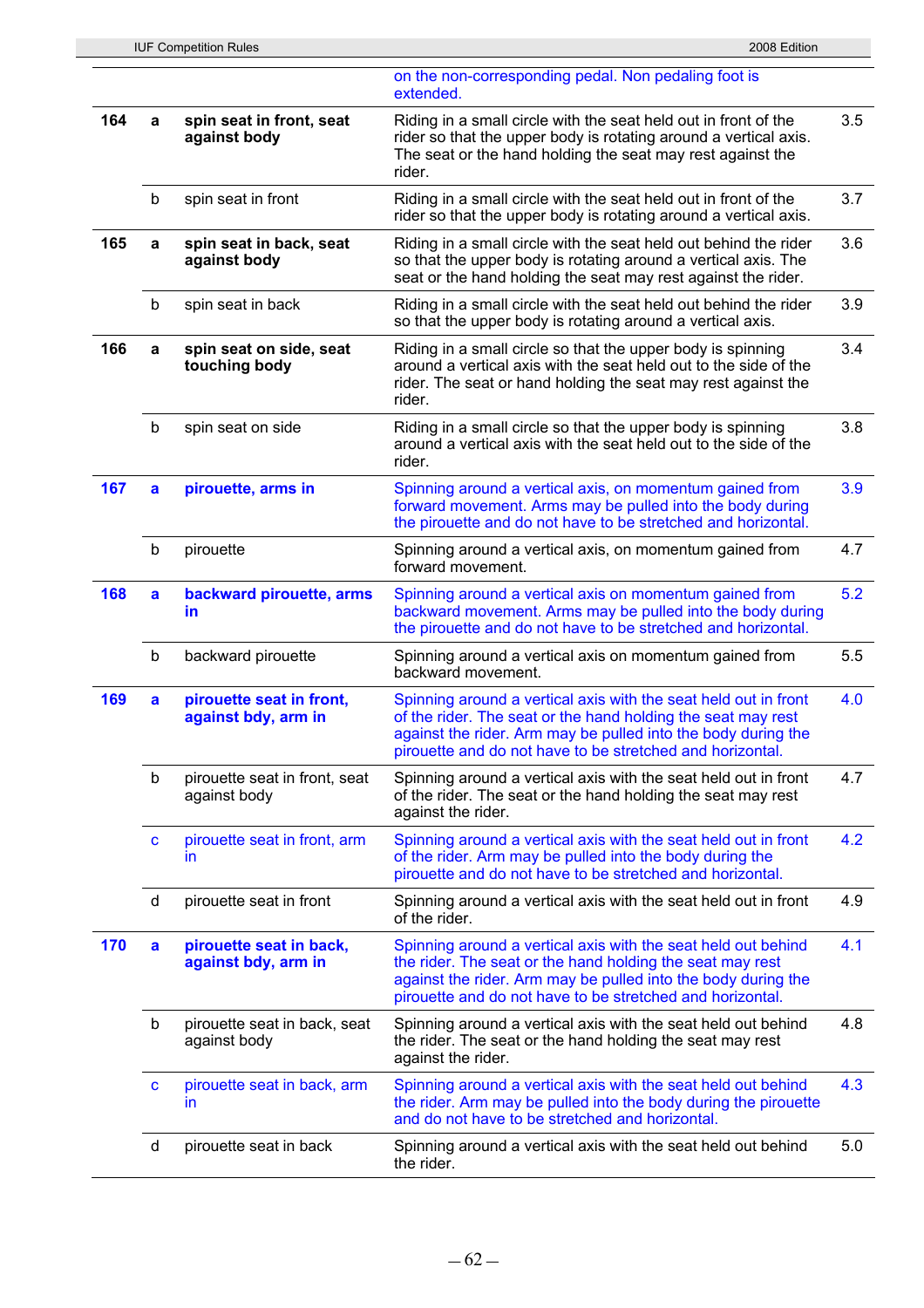| | | | | |
|---|---|---|---|---|
| | | | on the non-corresponding pedal. Non pedaling foot is extended. | |
| **164** | **a** | **spin seat in front, seat against body** | Riding in a small circle with the seat held out in front of the rider so that the upper body is rotating around a vertical axis. The seat or the hand holding the seat may rest against the rider. | 3.5 |
| | b | spin seat in front | Riding in a small circle with the seat held out in front of the rider so that the upper body is rotating around a vertical axis. | 3.7 |
| **165** | **a** | **spin seat in back, seat against body** | Riding in a small circle with the seat held out behind the rider so that the upper body is rotating around a vertical axis. The seat or the hand holding the seat may rest against the rider. | 3.6 |
| | b | spin seat in back | Riding in a small circle with the seat held out behind the rider so that the upper body is rotating around a vertical axis. | 3.9 |
| **166** | **a** | **spin seat on side, seat touching body** | Riding in a small circle so that the upper body is spinning around a vertical axis with the seat held out to the side of the rider. The seat or hand holding the seat may rest against the rider. | 3.4 |
| | b | spin seat on side | Riding in a small circle so that the upper body is spinning around a vertical axis with the seat held out to the side of the rider. | 3.8 |
| **167** | **a** | **pirouette, arms in** | Spinning around a vertical axis, on momentum gained from forward movement. Arms may be pulled into the body during the pirouette and do not have to be stretched and horizontal. | 3.9 |
| | b | pirouette | Spinning around a vertical axis, on momentum gained from forward movement. | 4.7 |
| **168** | **a** | **backward pirouette, arms in** | Spinning around a vertical axis on momentum gained from backward movement. Arms may be pulled into the body during the pirouette and do not have to be stretched and horizontal. | 5.2 |
| | b | backward pirouette | Spinning around a vertical axis on momentum gained from backward movement. | 5.5 |
| **169** | **a** | **pirouette seat in front, against bdy, arm in** | Spinning around a vertical axis with the seat held out in front of the rider. The seat or the hand holding the seat may rest against the rider. Arm may be pulled into the body during the pirouette and do not have to be stretched and horizontal. | 4.0 |
| | b | pirouette seat in front, seat against body | Spinning around a vertical axis with the seat held out in front of the rider. The seat or the hand holding the seat may rest against the rider. | 4.7 |
| | c | pirouette seat in front, arm in | Spinning around a vertical axis with the seat held out in front of the rider. Arm may be pulled into the body during the pirouette and do not have to be stretched and horizontal. | 4.2 |
| | d | pirouette seat in front | Spinning around a vertical axis with the seat held out in front of the rider. | 4.9 |
| **170** | **a** | **pirouette seat in back, against bdy, arm in** | Spinning around a vertical axis with the seat held out behind the rider. The seat or the hand holding the seat may rest against the rider. Arm may be pulled into the body during the pirouette and do not have to be stretched and horizontal. | 4.1 |
| | b | pirouette seat in back, seat against body | Spinning around a vertical axis with the seat held out behind the rider. The seat or the hand holding the seat may rest against the rider. | 4.8 |
| | c | pirouette seat in back, arm in | Spinning around a vertical axis with the seat held out behind the rider. Arm may be pulled into the body during the pirouette and do not have to be stretched and horizontal. | 4.3 |
| | d | pirouette seat in back | Spinning around a vertical axis with the seat held out behind the rider. | 5.0 |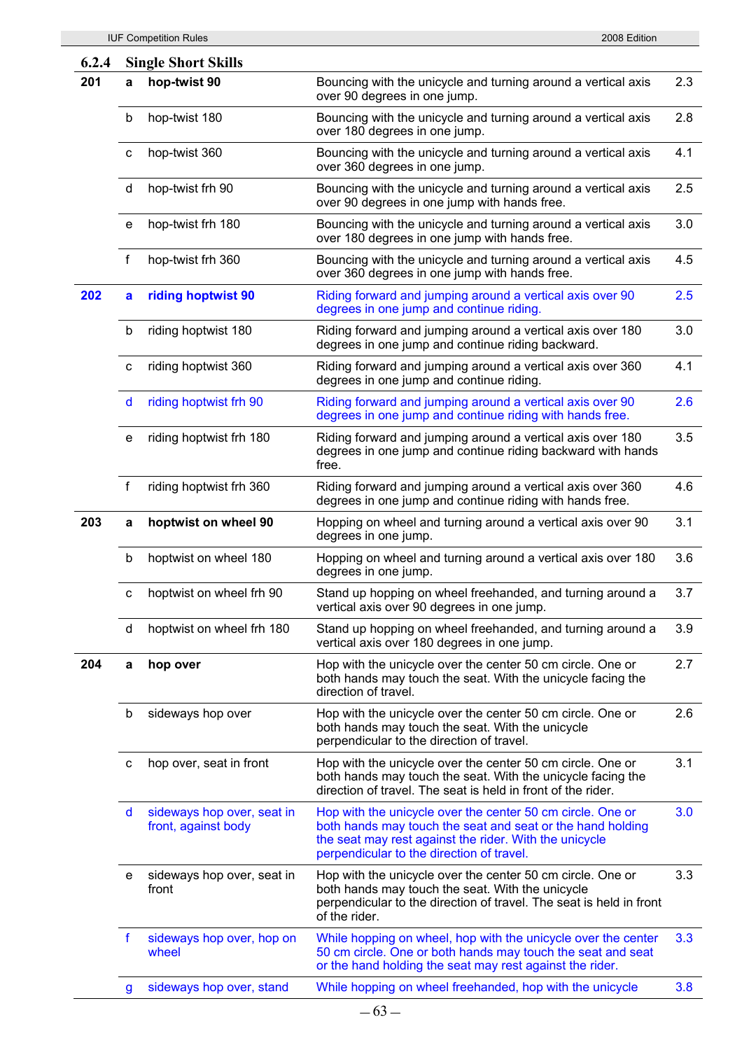### 6.2.4 Single Short Skills

| | | | | |
|---|---|---|---|---|
| **201** | **a** | **hop-twist 90** | Bouncing with the unicycle and turning around a vertical axis over 90 degrees in one jump. | 2.3 |
| | b | hop-twist 180 | Bouncing with the unicycle and turning around a vertical axis over 180 degrees in one jump. | 2.8 |
| | c | hop-twist 360 | Bouncing with the unicycle and turning around a vertical axis over 360 degrees in one jump. | 4.1 |
| | d | hop-twist frh 90 | Bouncing with the unicycle and turning around a vertical axis over 90 degrees in one jump with hands free. | 2.5 |
| | e | hop-twist frh 180 | Bouncing with the unicycle and turning around a vertical axis over 180 degrees in one jump with hands free. | 3.0 |
| | f | hop-twist frh 360 | Bouncing with the unicycle and turning around a vertical axis over 360 degrees in one jump with hands free. | 4.5 |
| **202** | **a** | **riding hoptwist 90** | Riding forward and jumping around a vertical axis over 90 degrees in one jump and continue riding. | 2.5 |
| | b | riding hoptwist 180 | Riding forward and jumping around a vertical axis over 180 degrees in one jump and continue riding backward. | 3.0 |
| | c | riding hoptwist 360 | Riding forward and jumping around a vertical axis over 360 degrees in one jump and continue riding. | 4.1 |
| | d | riding hoptwist frh 90 | Riding forward and jumping around a vertical axis over 90 degrees in one jump and continue riding with hands free. | 2.6 |
| | e | riding hoptwist frh 180 | Riding forward and jumping around a vertical axis over 180 degrees in one jump and continue riding backward with hands free. | 3.5 |
| | f | riding hoptwist frh 360 | Riding forward and jumping around a vertical axis over 360 degrees in one jump and continue riding with hands free. | 4.6 |
| **203** | **a** | **hoptwist on wheel 90** | Hopping on wheel and turning around a vertical axis over 90 degrees in one jump. | 3.1 |
| | b | hoptwist on wheel 180 | Hopping on wheel and turning around a vertical axis over 180 degrees in one jump. | 3.6 |
| | c | hoptwist on wheel frh 90 | Stand up hopping on wheel freehanded, and turning around a vertical axis over 90 degrees in one jump. | 3.7 |
| | d | hoptwist on wheel frh 180 | Stand up hopping on wheel freehanded, and turning around a vertical axis over 180 degrees in one jump. | 3.9 |
| **204** | **a** | **hop over** | Hop with the unicycle over the center 50 cm circle. One or both hands may touch the seat. With the unicycle facing the direction of travel. | 2.7 |
| | b | sideways hop over | Hop with the unicycle over the center 50 cm circle. One or both hands may touch the seat. With the unicycle perpendicular to the direction of travel. | 2.6 |
| | c | hop over, seat in front | Hop with the unicycle over the center 50 cm circle. One or both hands may touch the seat. With the unicycle facing the direction of travel. The seat is held in front of the rider. | 3.1 |
| | d | sideways hop over, seat in front, against body | Hop with the unicycle over the center 50 cm circle. One or both hands may touch the seat and seat or the hand holding the seat may rest against the rider. With the unicycle perpendicular to the direction of travel. | 3.0 |
| | e | sideways hop over, seat in front | Hop with the unicycle over the center 50 cm circle. One or both hands may touch the seat. With the unicycle perpendicular to the direction of travel. The seat is held in front of the rider. | 3.3 |
| | f | sideways hop over, hop on wheel | While hopping on wheel, hop with the unicycle over the center 50 cm circle. One or both hands may touch the seat and seat or the hand holding the seat may rest against the rider. | 3.3 |
| | g | sideways hop over, stand | While hopping on wheel freehanded, hop with the unicycle | 3.8 |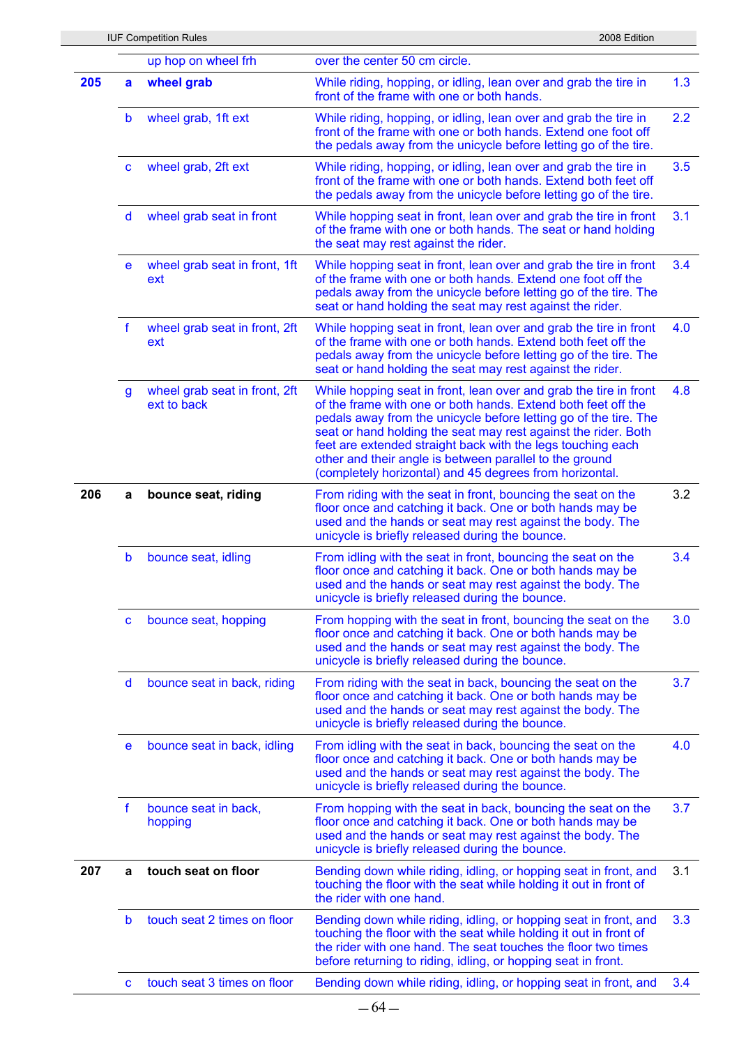| | | | | |
|---|---|---|---|---|
| | | up hop on wheel frh | over the center 50 cm circle. | |
| **205** | **a** | **wheel grab** | While riding, hopping, or idling, lean over and grab the tire in front of the frame with one or both hands. | 1.3 |
| | b | wheel grab, 1ft ext | While riding, hopping, or idling, lean over and grab the tire in front of the frame with one or both hands. Extend one foot off the pedals away from the unicycle before letting go of the tire. | 2.2 |
| | c | wheel grab, 2ft ext | While riding, hopping, or idling, lean over and grab the tire in front of the frame with one or both hands. Extend both feet off the pedals away from the unicycle before letting go of the tire. | 3.5 |
| | d | wheel grab seat in front | While hopping seat in front, lean over and grab the tire in front of the frame with one or both hands. The seat or hand holding the seat may rest against the rider. | 3.1 |
| | e | wheel grab seat in front, 1ft ext | While hopping seat in front, lean over and grab the tire in front of the frame with one or both hands. Extend one foot off the pedals away from the unicycle before letting go of the tire. The seat or hand holding the seat may rest against the rider. | 3.4 |
| | f | wheel grab seat in front, 2ft ext | While hopping seat in front, lean over and grab the tire in front of the frame with one or both hands. Extend both feet off the pedals away from the unicycle before letting go of the tire. The seat or hand holding the seat may rest against the rider. | 4.0 |
| | g | wheel grab seat in front, 2ft ext to back | While hopping seat in front, lean over and grab the tire in front of the frame with one or both hands. Extend both feet off the pedals away from the unicycle before letting go of the tire. The seat or hand holding the seat may rest against the rider. Both feet are extended straight back with the legs touching each other and their angle is between parallel to the ground (completely horizontal) and 45 degrees from horizontal. | 4.8 |
| **206** | **a** | **bounce seat, riding** | From riding with the seat in front, bouncing the seat on the floor once and catching it back. One or both hands may be used and the hands or seat may rest against the body. The unicycle is briefly released during the bounce. | 3.2 |
| | b | bounce seat, idling | From idling with the seat in front, bouncing the seat on the floor once and catching it back. One or both hands may be used and the hands or seat may rest against the body. The unicycle is briefly released during the bounce. | 3.4 |
| | c | bounce seat, hopping | From hopping with the seat in front, bouncing the seat on the floor once and catching it back. One or both hands may be used and the hands or seat may rest against the body. The unicycle is briefly released during the bounce. | 3.0 |
| | d | bounce seat in back, riding | From riding with the seat in back, bouncing the seat on the floor once and catching it back. One or both hands may be used and the hands or seat may rest against the body. The unicycle is briefly released during the bounce. | 3.7 |
| | e | bounce seat in back, idling | From idling with the seat in back, bouncing the seat on the floor once and catching it back. One or both hands may be used and the hands or seat may rest against the body. The unicycle is briefly released during the bounce. | 4.0 |
| | f | bounce seat in back, hopping | From hopping with the seat in back, bouncing the seat on the floor once and catching it back. One or both hands may be used and the hands or seat may rest against the body. The unicycle is briefly released during the bounce. | 3.7 |
| **207** | **a** | **touch seat on floor** | Bending down while riding, idling, or hopping seat in front, and touching the floor with the seat while holding it out in front of the rider with one hand. | 3.1 |
| | b | touch seat 2 times on floor | Bending down while riding, idling, or hopping seat in front, and touching the floor with the seat while holding it out in front of the rider with one hand. The seat touches the floor two times before returning to riding, idling, or hopping seat in front. | 3.3 |
| | c | touch seat 3 times on floor | Bending down while riding, idling, or hopping seat in front, and | 3.4 |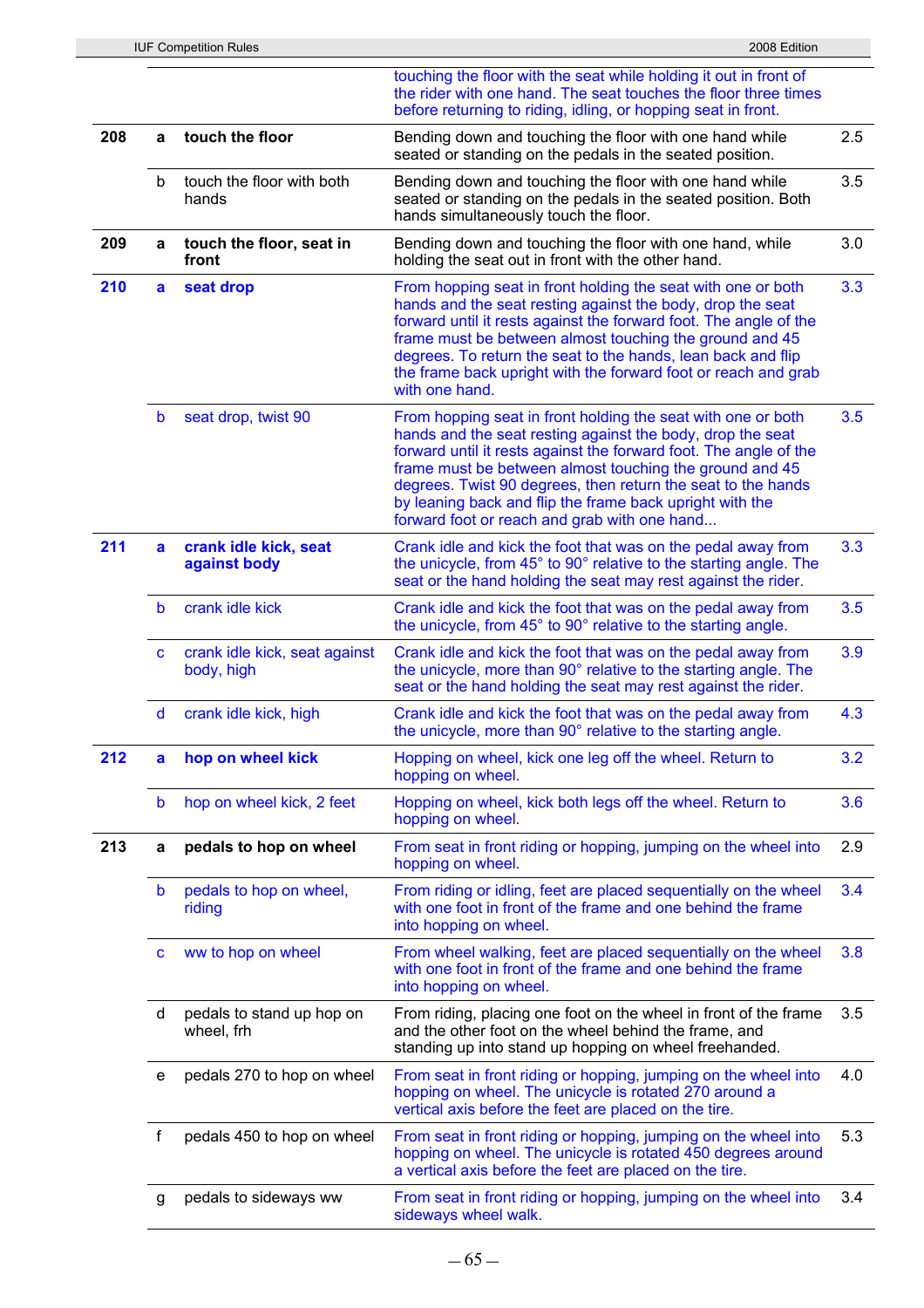| | | | | |
|---|---|---|---|---|
| | | | touching the floor with the seat while holding it out in front of the rider with one hand. The seat touches the floor three times before returning to riding, idling, or hopping seat in front. | |
| **208** | **a** | **touch the floor** | Bending down and touching the floor with one hand while seated or standing on the pedals in the seated position. | 2.5 |
| | b | touch the floor with both hands | Bending down and touching the floor with one hand while seated or standing on the pedals in the seated position. Both hands simultaneously touch the floor. | 3.5 |
| **209** | **a** | **touch the floor, seat in front** | Bending down and touching the floor with one hand, while holding the seat out in front with the other hand. | 3.0 |
| **210** | **a** | **seat drop** | From hopping seat in front holding the seat with one or both hands and the seat resting against the body, drop the seat forward until it rests against the forward foot. The angle of the frame must be between almost touching the ground and 45 degrees. To return the seat to the hands, lean back and flip the frame back upright with the forward foot or reach and grab with one hand. | 3.3 |
| | b | seat drop, twist 90 | From hopping seat in front holding the seat with one or both hands and the seat resting against the body, drop the seat forward until it rests against the forward foot. The angle of the frame must be between almost touching the ground and 45 degrees. Twist 90 degrees, then return the seat to the hands by leaning back and flip the frame back upright with the forward foot or reach and grab with one hand... | 3.5 |
| **211** | **a** | **crank idle kick, seat against body** | Crank idle and kick the foot that was on the pedal away from the unicycle, from 45° to 90° relative to the starting angle. The seat or the hand holding the seat may rest against the rider. | 3.3 |
| | b | crank idle kick | Crank idle and kick the foot that was on the pedal away from the unicycle, from 45° to 90° relative to the starting angle. | 3.5 |
| | c | crank idle kick, seat against body, high | Crank idle and kick the foot that was on the pedal away from the unicycle, more than 90° relative to the starting angle. The seat or the hand holding the seat may rest against the rider. | 3.9 |
| | d | crank idle kick, high | Crank idle and kick the foot that was on the pedal away from the unicycle, more than 90° relative to the starting angle. | 4.3 |
| **212** | **a** | **hop on wheel kick** | Hopping on wheel, kick one leg off the wheel. Return to hopping on wheel. | 3.2 |
| | b | hop on wheel kick, 2 feet | Hopping on wheel, kick both legs off the wheel. Return to hopping on wheel. | 3.6 |
| **213** | **a** | **pedals to hop on wheel** | From seat in front riding or hopping, jumping on the wheel into hopping on wheel. | 2.9 |
| | b | pedals to hop on wheel, riding | From riding or idling, feet are placed sequentially on the wheel with one foot in front of the frame and one behind the frame into hopping on wheel. | 3.4 |
| | c | ww to hop on wheel | From wheel walking, feet are placed sequentially on the wheel with one foot in front of the frame and one behind the frame into hopping on wheel. | 3.8 |
| | d | pedals to stand up hop on wheel, frh | From riding, placing one foot on the wheel in front of the frame and the other foot on the wheel behind the frame, and standing up into stand up hopping on wheel freehanded. | 3.5 |
| | e | pedals 270 to hop on wheel | From seat in front riding or hopping, jumping on the wheel into hopping on wheel. The unicycle is rotated 270 around a vertical axis before the feet are placed on the tire. | 4.0 |
| | f | pedals 450 to hop on wheel | From seat in front riding or hopping, jumping on the wheel into hopping on wheel. The unicycle is rotated 450 degrees around a vertical axis before the feet are placed on the tire. | 5.3 |
| | g | pedals to sideways ww | From seat in front riding or hopping, jumping on the wheel into sideways wheel walk. | 3.4 |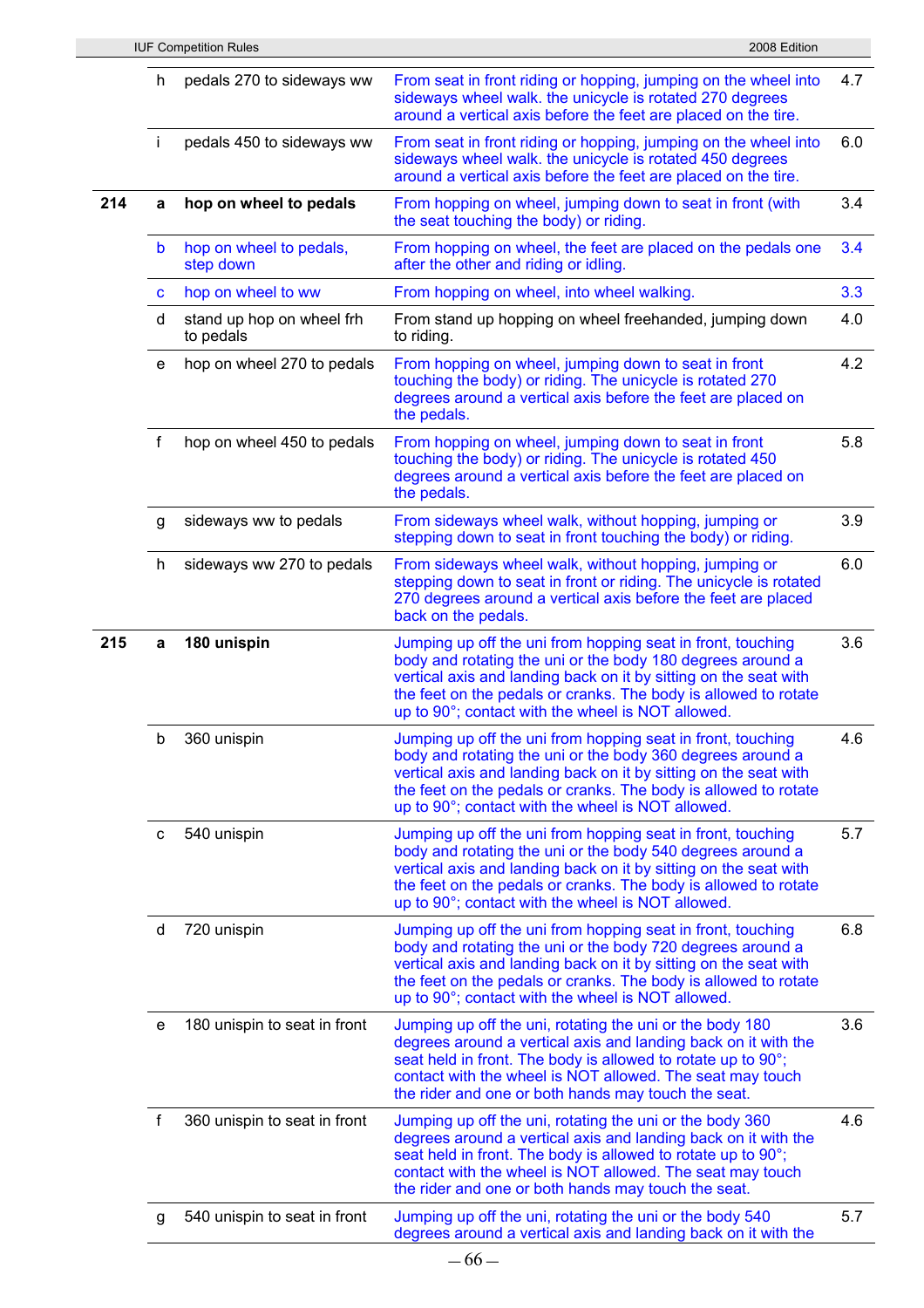| | | | | |
|---|---|---|---|---|
| | h | pedals 270 to sideways ww | From seat in front riding or hopping, jumping on the wheel into sideways wheel walk. the unicycle is rotated 270 degrees around a vertical axis before the feet are placed on the tire. | 4.7 |
| | i | pedals 450 to sideways ww | From seat in front riding or hopping, jumping on the wheel into sideways wheel walk. the unicycle is rotated 450 degrees around a vertical axis before the feet are placed on the tire. | 6.0 |
| **214** | **a** | **hop on wheel to pedals** | From hopping on wheel, jumping down to seat in front (with the seat touching the body) or riding. | 3.4 |
| | b | hop on wheel to pedals, step down | From hopping on wheel, the feet are placed on the pedals one after the other and riding or idling. | 3.4 |
| | c | hop on wheel to ww | From hopping on wheel, into wheel walking. | 3.3 |
| | d | stand up hop on wheel frh to pedals | From stand up hopping on wheel freehanded, jumping down to riding. | 4.0 |
| | e | hop on wheel 270 to pedals | From hopping on wheel, jumping down to seat in front touching the body) or riding. The unicycle is rotated 270 degrees around a vertical axis before the feet are placed on the pedals. | 4.2 |
| | f | hop on wheel 450 to pedals | From hopping on wheel, jumping down to seat in front touching the body) or riding. The unicycle is rotated 450 degrees around a vertical axis before the feet are placed on the pedals. | 5.8 |
| | g | sideways ww to pedals | From sideways wheel walk, without hopping, jumping or stepping down to seat in front touching the body) or riding. | 3.9 |
| | h | sideways ww 270 to pedals | From sideways wheel walk, without hopping, jumping or stepping down to seat in front or riding. The unicycle is rotated 270 degrees around a vertical axis before the feet are placed back on the pedals. | 6.0 |
| **215** | **a** | **180 unispin** | Jumping up off the uni from hopping seat in front, touching body and rotating the uni or the body 180 degrees around a vertical axis and landing back on it by sitting on the seat with the feet on the pedals or cranks. The body is allowed to rotate up to 90°; contact with the wheel is NOT allowed. | 3.6 |
| | b | 360 unispin | Jumping up off the uni from hopping seat in front, touching body and rotating the uni or the body 360 degrees around a vertical axis and landing back on it by sitting on the seat with the feet on the pedals or cranks. The body is allowed to rotate up to 90°; contact with the wheel is NOT allowed. | 4.6 |
| | c | 540 unispin | Jumping up off the uni from hopping seat in front, touching body and rotating the uni or the body 540 degrees around a vertical axis and landing back on it by sitting on the seat with the feet on the pedals or cranks. The body is allowed to rotate up to 90°; contact with the wheel is NOT allowed. | 5.7 |
| | d | 720 unispin | Jumping up off the uni from hopping seat in front, touching body and rotating the uni or the body 720 degrees around a vertical axis and landing back on it by sitting on the seat with the feet on the pedals or cranks. The body is allowed to rotate up to 90°; contact with the wheel is NOT allowed. | 6.8 |
| | e | 180 unispin to seat in front | Jumping up off the uni, rotating the uni or the body 180 degrees around a vertical axis and landing back on it with the seat held in front. The body is allowed to rotate up to 90°; contact with the wheel is NOT allowed. The seat may touch the rider and one or both hands may touch the seat. | 3.6 |
| | f | 360 unispin to seat in front | Jumping up off the uni, rotating the uni or the body 360 degrees around a vertical axis and landing back on it with the seat held in front. The body is allowed to rotate up to 90°; contact with the wheel is NOT allowed. The seat may touch the rider and one or both hands may touch the seat. | 4.6 |
| | g | 540 unispin to seat in front | Jumping up off the uni, rotating the uni or the body 540 degrees around a vertical axis and landing back on it with the | 5.7 |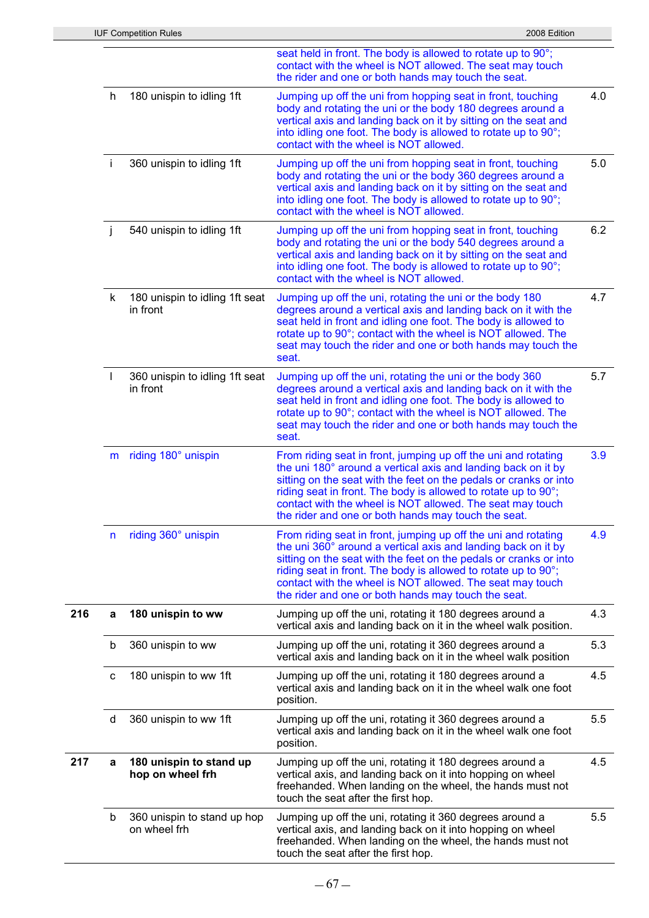| | | | | |
|---|---|---|---|---|
| | | | seat held in front. The body is allowed to rotate up to 90°; contact with the wheel is NOT allowed. The seat may touch the rider and one or both hands may touch the seat. | |
| | h | 180 unispin to idling 1ft | Jumping up off the uni from hopping seat in front, touching body and rotating the uni or the body 180 degrees around a vertical axis and landing back on it by sitting on the seat and into idling one foot. The body is allowed to rotate up to 90°; contact with the wheel is NOT allowed. | 4.0 |
| | i | 360 unispin to idling 1ft | Jumping up off the uni from hopping seat in front, touching body and rotating the uni or the body 360 degrees around a vertical axis and landing back on it by sitting on the seat and into idling one foot. The body is allowed to rotate up to 90°; contact with the wheel is NOT allowed. | 5.0 |
| | j | 540 unispin to idling 1ft | Jumping up off the uni from hopping seat in front, touching body and rotating the uni or the body 540 degrees around a vertical axis and landing back on it by sitting on the seat and into idling one foot. The body is allowed to rotate up to 90°; contact with the wheel is NOT allowed. | 6.2 |
| | k | 180 unispin to idling 1ft seat in front | Jumping up off the uni, rotating the uni or the body 180 degrees around a vertical axis and landing back on it with the seat held in front and idling one foot. The body is allowed to rotate up to 90°; contact with the wheel is NOT allowed. The seat may touch the rider and one or both hands may touch the seat. | 4.7 |
| | l | 360 unispin to idling 1ft seat in front | Jumping up off the uni, rotating the uni or the body 360 degrees around a vertical axis and landing back on it with the seat held in front and idling one foot. The body is allowed to rotate up to 90°; contact with the wheel is NOT allowed. The seat may touch the rider and one or both hands may touch the seat. | 5.7 |
| | m | riding 180° unispin | From riding seat in front, jumping up off the uni and rotating the uni 180° around a vertical axis and landing back on it by sitting on the seat with the feet on the pedals or cranks or into riding seat in front. The body is allowed to rotate up to 90°; contact with the wheel is NOT allowed. The seat may touch the rider and one or both hands may touch the seat. | 3.9 |
| | n | riding 360° unispin | From riding seat in front, jumping up off the uni and rotating the uni 360° around a vertical axis and landing back on it by sitting on the seat with the feet on the pedals or cranks or into riding seat in front. The body is allowed to rotate up to 90°; contact with the wheel is NOT allowed. The seat may touch the rider and one or both hands may touch the seat. | 4.9 |
| **216** | **a** | **180 unispin to ww** | Jumping up off the uni, rotating it 180 degrees around a vertical axis and landing back on it in the wheel walk position. | 4.3 |
| | b | 360 unispin to ww | Jumping up off the uni, rotating it 360 degrees around a vertical axis and landing back on it in the wheel walk position | 5.3 |
| | c | 180 unispin to ww 1ft | Jumping up off the uni, rotating it 180 degrees around a vertical axis and landing back on it in the wheel walk one foot position. | 4.5 |
| | d | 360 unispin to ww 1ft | Jumping up off the uni, rotating it 360 degrees around a vertical axis and landing back on it in the wheel walk one foot position. | 5.5 |
| **217** | **a** | **180 unispin to stand up hop on wheel frh** | Jumping up off the uni, rotating it 180 degrees around a vertical axis, and landing back on it into hopping on wheel freehanded. When landing on the wheel, the hands must not touch the seat after the first hop. | 4.5 |
| | b | 360 unispin to stand up hop on wheel frh | Jumping up off the uni, rotating it 360 degrees around a vertical axis, and landing back on it into hopping on wheel freehanded. When landing on the wheel, the hands must not touch the seat after the first hop. | 5.5 |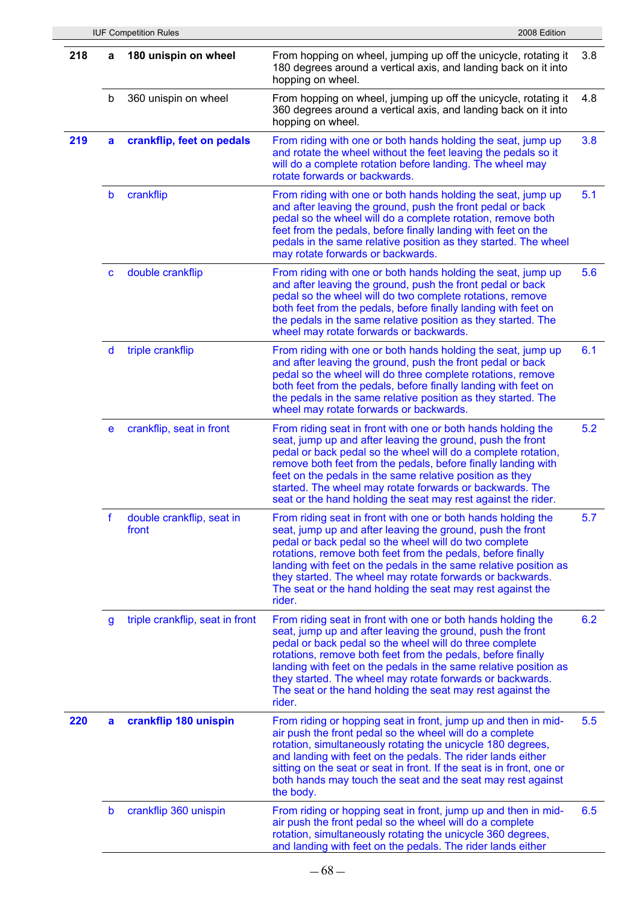| | | | | |
|---|---|---|---|---|
| **218** | **a** | **180 unispin on wheel** | From hopping on wheel, jumping up off the unicycle, rotating it 180 degrees around a vertical axis, and landing back on it into hopping on wheel. | 3.8 |
| | b | 360 unispin on wheel | From hopping on wheel, jumping up off the unicycle, rotating it 360 degrees around a vertical axis, and landing back on it into hopping on wheel. | 4.8 |
| **219** | **a** | **crankflip, feet on pedals** | From riding with one or both hands holding the seat, jump up and rotate the wheel without the feet leaving the pedals so it will do a complete rotation before landing. The wheel may rotate forwards or backwards. | 3.8 |
| | b | crankflip | From riding with one or both hands holding the seat, jump up and after leaving the ground, push the front pedal or back pedal so the wheel will do a complete rotation, remove both feet from the pedals, before finally landing with feet on the pedals in the same relative position as they started. The wheel may rotate forwards or backwards. | 5.1 |
| | c | double crankflip | From riding with one or both hands holding the seat, jump up and after leaving the ground, push the front pedal or back pedal so the wheel will do two complete rotations, remove both feet from the pedals, before finally landing with feet on the pedals in the same relative position as they started. The wheel may rotate forwards or backwards. | 5.6 |
| | d | triple crankflip | From riding with one or both hands holding the seat, jump up and after leaving the ground, push the front pedal or back pedal so the wheel will do three complete rotations, remove both feet from the pedals, before finally landing with feet on the pedals in the same relative position as they started. The wheel may rotate forwards or backwards. | 6.1 |
| | e | crankflip, seat in front | From riding seat in front with one or both hands holding the seat, jump up and after leaving the ground, push the front pedal or back pedal so the wheel will do a complete rotation, remove both feet from the pedals, before finally landing with feet on the pedals in the same relative position as they started. The wheel may rotate forwards or backwards. The seat or the hand holding the seat may rest against the rider. | 5.2 |
| | f | double crankflip, seat in front | From riding seat in front with one or both hands holding the seat, jump up and after leaving the ground, push the front pedal or back pedal so the wheel will do two complete rotations, remove both feet from the pedals, before finally landing with feet on the pedals in the same relative position as they started. The wheel may rotate forwards or backwards. The seat or the hand holding the seat may rest against the rider. | 5.7 |
| | g | triple crankflip, seat in front | From riding seat in front with one or both hands holding the seat, jump up and after leaving the ground, push the front pedal or back pedal so the wheel will do three complete rotations, remove both feet from the pedals, before finally landing with feet on the pedals in the same relative position as they started. The wheel may rotate forwards or backwards. The seat or the hand holding the seat may rest against the rider. | 6.2 |
| **220** | **a** | **crankflip 180 unispin** | From riding or hopping seat in front, jump up and then in mid-air push the front pedal so the wheel will do a complete rotation, simultaneously rotating the unicycle 180 degrees, and landing with feet on the pedals. The rider lands either sitting on the seat or seat in front. If the seat is in front, one or both hands may touch the seat and the seat may rest against the body. | 5.5 |
| | b | crankflip 360 unispin | From riding or hopping seat in front, jump up and then in mid-air push the front pedal so the wheel will do a complete rotation, simultaneously rotating the unicycle 360 degrees, and landing with feet on the pedals. The rider lands either | 6.5 |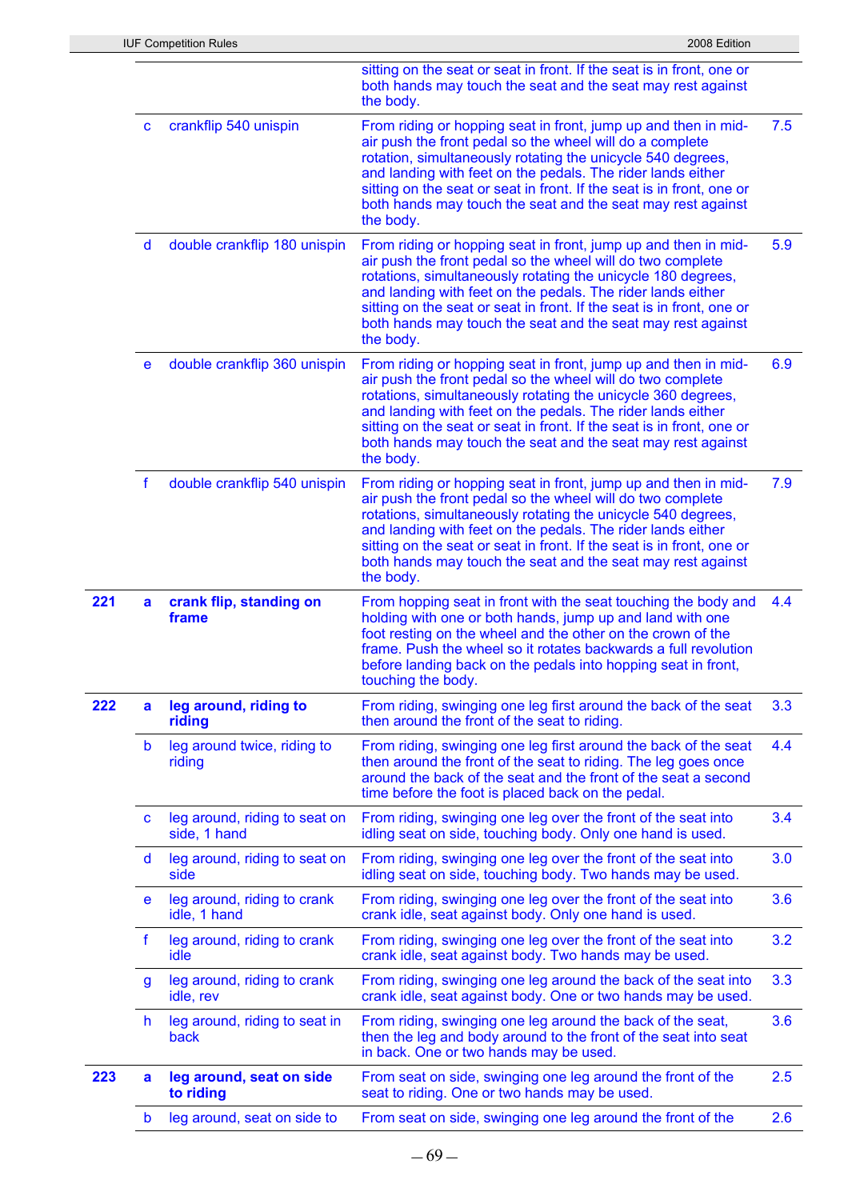| | | | | |
|---|---|---|---|---|
| | | | sitting on the seat or seat in front. If the seat is in front, one or both hands may touch the seat and the seat may rest against the body. | |
| | c | crankflip 540 unispin | From riding or hopping seat in front, jump up and then in mid-air push the front pedal so the wheel will do a complete rotation, simultaneously rotating the unicycle 540 degrees, and landing with feet on the pedals. The rider lands either sitting on the seat or seat in front. If the seat is in front, one or both hands may touch the seat and the seat may rest against the body. | 7.5 |
| | d | double crankflip 180 unispin | From riding or hopping seat in front, jump up and then in mid-air push the front pedal so the wheel will do two complete rotations, simultaneously rotating the unicycle 180 degrees, and landing with feet on the pedals. The rider lands either sitting on the seat or seat in front. If the seat is in front, one or both hands may touch the seat and the seat may rest against the body. | 5.9 |
| | e | double crankflip 360 unispin | From riding or hopping seat in front, jump up and then in mid-air push the front pedal so the wheel will do two complete rotations, simultaneously rotating the unicycle 360 degrees, and landing with feet on the pedals. The rider lands either sitting on the seat or seat in front. If the seat is in front, one or both hands may touch the seat and the seat may rest against the body. | 6.9 |
| | f | double crankflip 540 unispin | From riding or hopping seat in front, jump up and then in mid-air push the front pedal so the wheel will do two complete rotations, simultaneously rotating the unicycle 540 degrees, and landing with feet on the pedals. The rider lands either sitting on the seat or seat in front. If the seat is in front, one or both hands may touch the seat and the seat may rest against the body. | 7.9 |
| **221** | **a** | **crank flip, standing on frame** | From hopping seat in front with the seat touching the body and holding with one or both hands, jump up and land with one foot resting on the wheel and the other on the crown of the frame. Push the wheel so it rotates backwards a full revolution before landing back on the pedals into hopping seat in front, touching the body. | 4.4 |
| **222** | **a** | **leg around, riding to riding** | From riding, swinging one leg first around the back of the seat then around the front of the seat to riding. | 3.3 |
| | b | leg around twice, riding to riding | From riding, swinging one leg first around the back of the seat then around the front of the seat to riding. The leg goes once around the back of the seat and the front of the seat a second time before the foot is placed back on the pedal. | 4.4 |
| | c | leg around, riding to seat on side, 1 hand | From riding, swinging one leg over the front of the seat into idling seat on side, touching body. Only one hand is used. | 3.4 |
| | d | leg around, riding to seat on side | From riding, swinging one leg over the front of the seat into idling seat on side, touching body. Two hands may be used. | 3.0 |
| | e | leg around, riding to crank idle, 1 hand | From riding, swinging one leg over the front of the seat into crank idle, seat against body. Only one hand is used. | 3.6 |
| | f | leg around, riding to crank idle | From riding, swinging one leg over the front of the seat into crank idle, seat against body. Two hands may be used. | 3.2 |
| | g | leg around, riding to crank idle, rev | From riding, swinging one leg around the back of the seat into crank idle, seat against body. One or two hands may be used. | 3.3 |
| | h | leg around, riding to seat in back | From riding, swinging one leg around the back of the seat, then the leg and body around to the front of the seat into seat in back. One or two hands may be used. | 3.6 |
| **223** | **a** | **leg around, seat on side to riding** | From seat on side, swinging one leg around the front of the seat to riding. One or two hands may be used. | 2.5 |
| | b | leg around, seat on side to | From seat on side, swinging one leg around the front of the | 2.6 |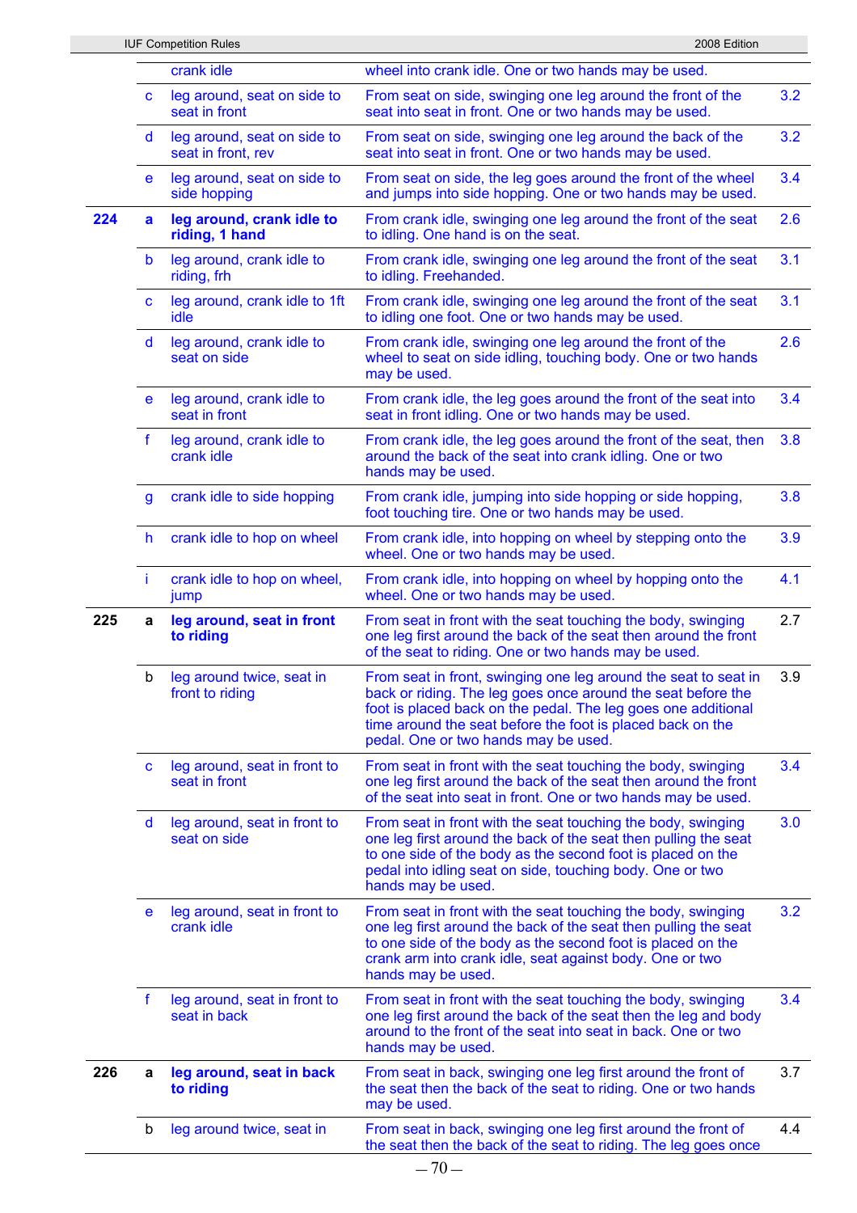| | | | | |
|---|---|---|---|---|
| | | crank idle | wheel into crank idle. One or two hands may be used. | |
| | c | leg around, seat on side to seat in front | From seat on side, swinging one leg around the front of the seat into seat in front. One or two hands may be used. | 3.2 |
| | d | leg around, seat on side to seat in front, rev | From seat on side, swinging one leg around the back of the seat into seat in front. One or two hands may be used. | 3.2 |
| | e | leg around, seat on side to side hopping | From seat on side, the leg goes around the front of the wheel and jumps into side hopping. One or two hands may be used. | 3.4 |
| **224** | **a** | **leg around, crank idle to riding, 1 hand** | From crank idle, swinging one leg around the front of the seat to idling. One hand is on the seat. | 2.6 |
| | b | leg around, crank idle to riding, frh | From crank idle, swinging one leg around the front of the seat to idling. Freehanded. | 3.1 |
| | c | leg around, crank idle to 1ft idle | From crank idle, swinging one leg around the front of the seat to idling one foot. One or two hands may be used. | 3.1 |
| | d | leg around, crank idle to seat on side | From crank idle, swinging one leg around the front of the wheel to seat on side idling, touching body. One or two hands may be used. | 2.6 |
| | e | leg around, crank idle to seat in front | From crank idle, the leg goes around the front of the seat into seat in front idling. One or two hands may be used. | 3.4 |
| | f | leg around, crank idle to crank idle | From crank idle, the leg goes around the front of the seat, then around the back of the seat into crank idling. One or two hands may be used. | 3.8 |
| | g | crank idle to side hopping | From crank idle, jumping into side hopping or side hopping, foot touching tire. One or two hands may be used. | 3.8 |
| | h | crank idle to hop on wheel | From crank idle, into hopping on wheel by stepping onto the wheel. One or two hands may be used. | 3.9 |
| | i | crank idle to hop on wheel, jump | From crank idle, into hopping on wheel by hopping onto the wheel. One or two hands may be used. | 4.1 |
| **225** | **a** | **leg around, seat in front to riding** | From seat in front with the seat touching the body, swinging one leg first around the back of the seat then around the front of the seat to riding. One or two hands may be used. | 2.7 |
| | b | leg around twice, seat in front to riding | From seat in front, swinging one leg around the seat to seat in back or riding. The leg goes once around the seat before the foot is placed back on the pedal. The leg goes one additional time around the seat before the foot is placed back on the pedal. One or two hands may be used. | 3.9 |
| | c | leg around, seat in front to seat in front | From seat in front with the seat touching the body, swinging one leg first around the back of the seat then around the front of the seat into seat in front. One or two hands may be used. | 3.4 |
| | d | leg around, seat in front to seat on side | From seat in front with the seat touching the body, swinging one leg first around the back of the seat then pulling the seat to one side of the body as the second foot is placed on the pedal into idling seat on side, touching body. One or two hands may be used. | 3.0 |
| | e | leg around, seat in front to crank idle | From seat in front with the seat touching the body, swinging one leg first around the back of the seat then pulling the seat to one side of the body as the second foot is placed on the crank arm into crank idle, seat against body. One or two hands may be used. | 3.2 |
| | f | leg around, seat in front to seat in back | From seat in front with the seat touching the body, swinging one leg first around the back of the seat then the leg and body around to the front of the seat into seat in back. One or two hands may be used. | 3.4 |
| **226** | **a** | **leg around, seat in back to riding** | From seat in back, swinging one leg first around the front of the seat then the back of the seat to riding. One or two hands may be used. | 3.7 |
| | b | leg around twice, seat in | From seat in back, swinging one leg first around the front of the seat then the back of the seat to riding. The leg goes once | 4.4 |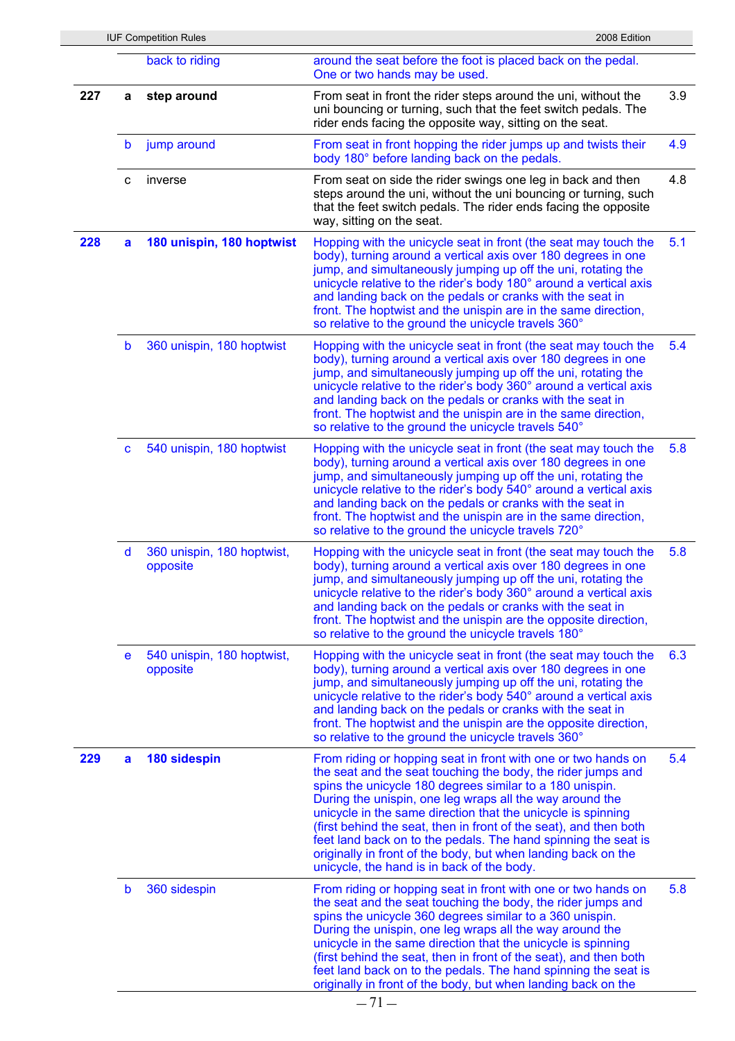| | | | | |
|---|---|---|---|---|
| | | back to riding | around the seat before the foot is placed back on the pedal. One or two hands may be used. | |
| **227** | **a** | **step around** | From seat in front the rider steps around the uni, without the uni bouncing or turning, such that the feet switch pedals. The rider ends facing the opposite way, sitting on the seat. | 3.9 |
| | b | jump around | From seat in front hopping the rider jumps up and twists their body 180° before landing back on the pedals. | 4.9 |
| | c | inverse | From seat on side the rider swings one leg in back and then steps around the uni, without the uni bouncing or turning, such that the feet switch pedals. The rider ends facing the opposite way, sitting on the seat. | 4.8 |
| **228** | **a** | **180 unispin, 180 hoptwist** | Hopping with the unicycle seat in front (the seat may touch the body), turning around a vertical axis over 180 degrees in one jump, and simultaneously jumping up off the uni, rotating the unicycle relative to the rider's body 180° around a vertical axis and landing back on the pedals or cranks with the seat in front. The hoptwist and the unispin are in the same direction, so relative to the ground the unicycle travels 360° | 5.1 |
| | b | 360 unispin, 180 hoptwist | Hopping with the unicycle seat in front (the seat may touch the body), turning around a vertical axis over 180 degrees in one jump, and simultaneously jumping up off the uni, rotating the unicycle relative to the rider's body 360° around a vertical axis and landing back on the pedals or cranks with the seat in front. The hoptwist and the unispin are in the same direction, so relative to the ground the unicycle travels 540° | 5.4 |
| | c | 540 unispin, 180 hoptwist | Hopping with the unicycle seat in front (the seat may touch the body), turning around a vertical axis over 180 degrees in one jump, and simultaneously jumping up off the uni, rotating the unicycle relative to the rider's body 540° around a vertical axis and landing back on the pedals or cranks with the seat in front. The hoptwist and the unispin are in the same direction, so relative to the ground the unicycle travels 720° | 5.8 |
| | d | 360 unispin, 180 hoptwist, opposite | Hopping with the unicycle seat in front (the seat may touch the body), turning around a vertical axis over 180 degrees in one jump, and simultaneously jumping up off the uni, rotating the unicycle relative to the rider's body 360° around a vertical axis and landing back on the pedals or cranks with the seat in front. The hoptwist and the unispin are the opposite direction, so relative to the ground the unicycle travels 180° | 5.8 |
| | e | 540 unispin, 180 hoptwist, opposite | Hopping with the unicycle seat in front (the seat may touch the body), turning around a vertical axis over 180 degrees in one jump, and simultaneously jumping up off the uni, rotating the unicycle relative to the rider's body 540° around a vertical axis and landing back on the pedals or cranks with the seat in front. The hoptwist and the unispin are the opposite direction, so relative to the ground the unicycle travels 360° | 6.3 |
| **229** | **a** | **180 sidespin** | From riding or hopping seat in front with one or two hands on the seat and the seat touching the body, the rider jumps and spins the unicycle 180 degrees similar to a 180 unispin. During the unispin, one leg wraps all the way around the unicycle in the same direction that the unicycle is spinning (first behind the seat, then in front of the seat), and then both feet land back on to the pedals. The hand spinning the seat is originally in front of the body, but when landing back on the unicycle, the hand is in back of the body. | 5.4 |
| | b | 360 sidespin | From riding or hopping seat in front with one or two hands on the seat and the seat touching the body, the rider jumps and spins the unicycle 360 degrees similar to a 360 unispin. During the unispin, one leg wraps all the way around the unicycle in the same direction that the unicycle is spinning (first behind the seat, then in front of the seat), and then both feet land back on to the pedals. The hand spinning the seat is originally in front of the body, but when landing back on the | 5.8 |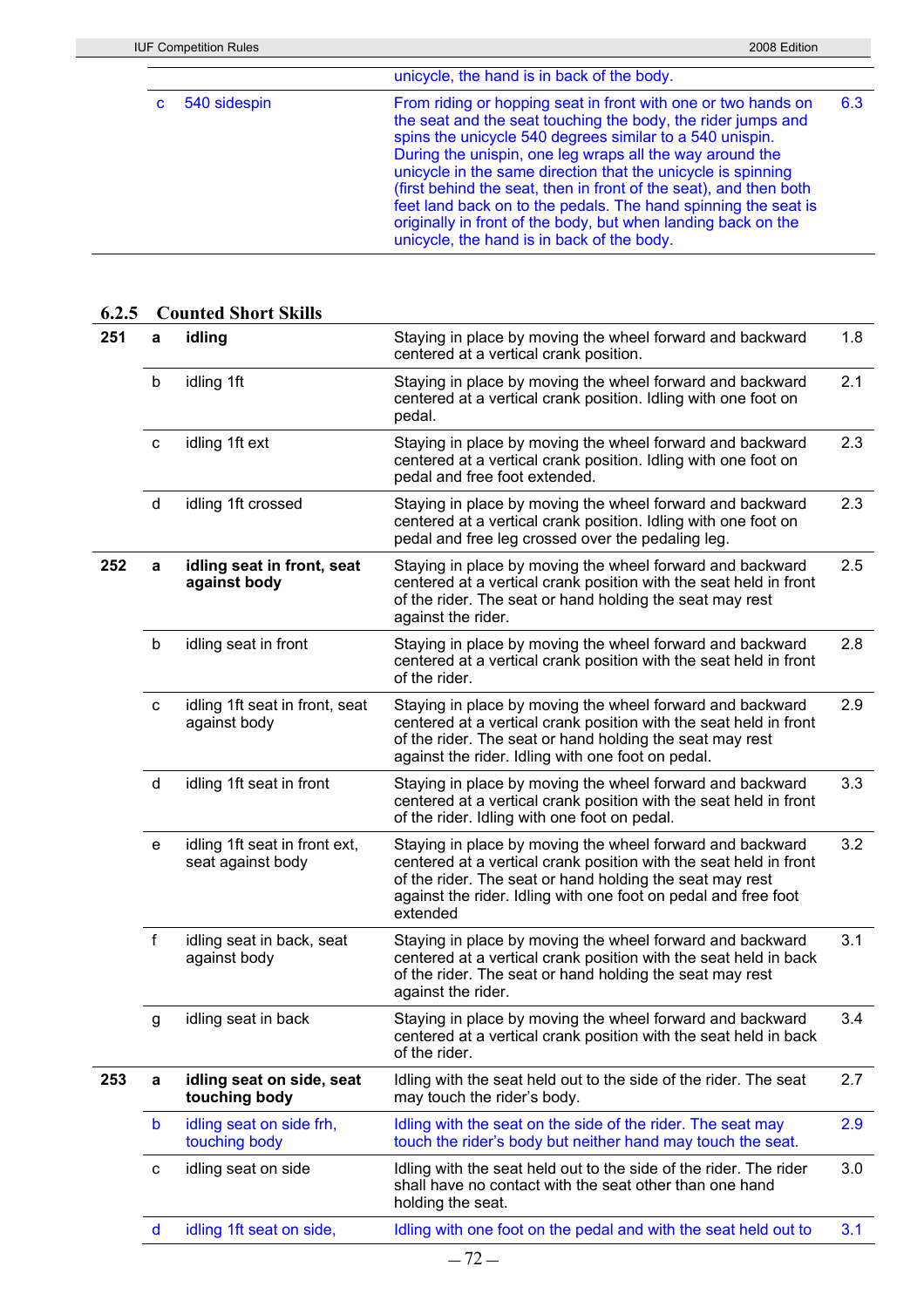| | | | | |
|---|---|---|---|---|
| | | | unicycle, the hand is in back of the body. | |
| | c | 540 sidespin | From riding or hopping seat in front with one or two hands on the seat and the seat touching the body, the rider jumps and spins the unicycle 540 degrees similar to a 540 unispin. During the unispin, one leg wraps all the way around the unicycle in the same direction that the unicycle is spinning (first behind the seat, then in front of the seat), and then both feet land back on to the pedals. The hand spinning the seat is originally in front of the body, but when landing back on the unicycle, the hand is in back of the body. | 6.3 |

### 6.2.5 Counted Short Skills

| | | | | |
|---|---|---|---|---|
| **251** | **a** | **idling** | Staying in place by moving the wheel forward and backward centered at a vertical crank position. | 1.8 |
| | b | idling 1ft | Staying in place by moving the wheel forward and backward centered at a vertical crank position. Idling with one foot on pedal. | 2.1 |
| | c | idling 1ft ext | Staying in place by moving the wheel forward and backward centered at a vertical crank position. Idling with one foot on pedal and free foot extended. | 2.3 |
| | d | idling 1ft crossed | Staying in place by moving the wheel forward and backward centered at a vertical crank position. Idling with one foot on pedal and free leg crossed over the pedaling leg. | 2.3 |
| **252** | **a** | **idling seat in front, seat against body** | Staying in place by moving the wheel forward and backward centered at a vertical crank position with the seat held in front of the rider. The seat or hand holding the seat may rest against the rider. | 2.5 |
| | b | idling seat in front | Staying in place by moving the wheel forward and backward centered at a vertical crank position with the seat held in front of the rider. | 2.8 |
| | c | idling 1ft seat in front, seat against body | Staying in place by moving the wheel forward and backward centered at a vertical crank position with the seat held in front of the rider. The seat or hand holding the seat may rest against the rider. Idling with one foot on pedal. | 2.9 |
| | d | idling 1ft seat in front | Staying in place by moving the wheel forward and backward centered at a vertical crank position with the seat held in front of the rider. Idling with one foot on pedal. | 3.3 |
| | e | idling 1ft seat in front ext, seat against body | Staying in place by moving the wheel forward and backward centered at a vertical crank position with the seat held in front of the rider. The seat or hand holding the seat may rest against the rider. Idling with one foot on pedal and free foot extended | 3.2 |
| | f | idling seat in back, seat against body | Staying in place by moving the wheel forward and backward centered at a vertical crank position with the seat held in back of the rider. The seat or hand holding the seat may rest against the rider. | 3.1 |
| | g | idling seat in back | Staying in place by moving the wheel forward and backward centered at a vertical crank position with the seat held in back of the rider. | 3.4 |
| **253** | **a** | **idling seat on side, seat touching body** | Idling with the seat held out to the side of the rider. The seat may touch the rider's body. | 2.7 |
| | b | idling seat on side frh, touching body | Idling with the seat on the side of the rider. The seat may touch the rider's body but neither hand may touch the seat. | 2.9 |
| | c | idling seat on side | Idling with the seat held out to the side of the rider. The rider shall have no contact with the seat other than one hand holding the seat. | 3.0 |
| | d | idling 1ft seat on side, | Idling with one foot on the pedal and with the seat held out to | 3.1 |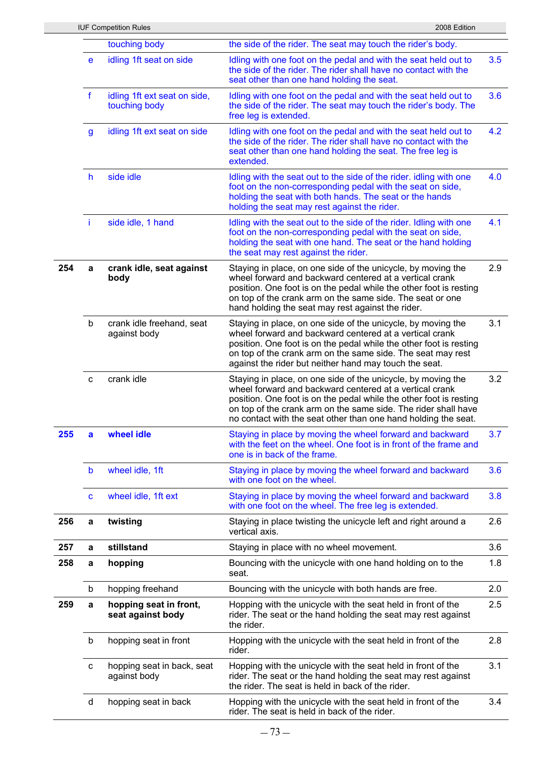| | | | | |
|---|---|---|---|---|
| | | touching body | the side of the rider. The seat may touch the rider's body. | |
| | e | idling 1ft seat on side | Idling with one foot on the pedal and with the seat held out to the side of the rider. The rider shall have no contact with the seat other than one hand holding the seat. | 3.5 |
| | f | idling 1ft ext seat on side, touching body | Idling with one foot on the pedal and with the seat held out to the side of the rider. The seat may touch the rider's body. The free leg is extended. | 3.6 |
| | g | idling 1ft ext seat on side | Idling with one foot on the pedal and with the seat held out to the side of the rider. The rider shall have no contact with the seat other than one hand holding the seat. The free leg is extended. | 4.2 |
| | h | side idle | Idling with the seat out to the side of the rider. idling with one foot on the non-corresponding pedal with the seat on side, holding the seat with both hands. The seat or the hands holding the seat may rest against the rider. | 4.0 |
| | i | side idle, 1 hand | Idling with the seat out to the side of the rider. Idling with one foot on the non-corresponding pedal with the seat on side, holding the seat with one hand. The seat or the hand holding the seat may rest against the rider. | 4.1 |
| **254** | **a** | **crank idle, seat against body** | Staying in place, on one side of the unicycle, by moving the wheel forward and backward centered at a vertical crank position. One foot is on the pedal while the other foot is resting on top of the crank arm on the same side. The seat or one hand holding the seat may rest against the rider. | 2.9 |
| | b | crank idle freehand, seat against body | Staying in place, on one side of the unicycle, by moving the wheel forward and backward centered at a vertical crank position. One foot is on the pedal while the other foot is resting on top of the crank arm on the same side. The seat may rest against the rider but neither hand may touch the seat. | 3.1 |
| | c | crank idle | Staying in place, on one side of the unicycle, by moving the wheel forward and backward centered at a vertical crank position. One foot is on the pedal while the other foot is resting on top of the crank arm on the same side. The rider shall have no contact with the seat other than one hand holding the seat. | 3.2 |
| **255** | **a** | **wheel idle** | Staying in place by moving the wheel forward and backward with the feet on the wheel. One foot is in front of the frame and one is in back of the frame. | 3.7 |
| | b | wheel idle, 1ft | Staying in place by moving the wheel forward and backward with one foot on the wheel. | 3.6 |
| | c | wheel idle, 1ft ext | Staying in place by moving the wheel forward and backward with one foot on the wheel. The free leg is extended. | 3.8 |
| **256** | **a** | **twisting** | Staying in place twisting the unicycle left and right around a vertical axis. | 2.6 |
| **257** | **a** | **stillstand** | Staying in place with no wheel movement. | 3.6 |
| **258** | **a** | **hopping** | Bouncing with the unicycle with one hand holding on to the seat. | 1.8 |
| | b | hopping freehand | Bouncing with the unicycle with both hands are free. | 2.0 |
| **259** | **a** | **hopping seat in front, seat against body** | Hopping with the unicycle with the seat held in front of the rider. The seat or the hand holding the seat may rest against the rider. | 2.5 |
| | b | hopping seat in front | Hopping with the unicycle with the seat held in front of the rider. | 2.8 |
| | c | hopping seat in back, seat against body | Hopping with the unicycle with the seat held in front of the rider. The seat or the hand holding the seat may rest against the rider. The seat is held in back of the rider. | 3.1 |
| | d | hopping seat in back | Hopping with the unicycle with the seat held in front of the rider. The seat is held in back of the rider. | 3.4 |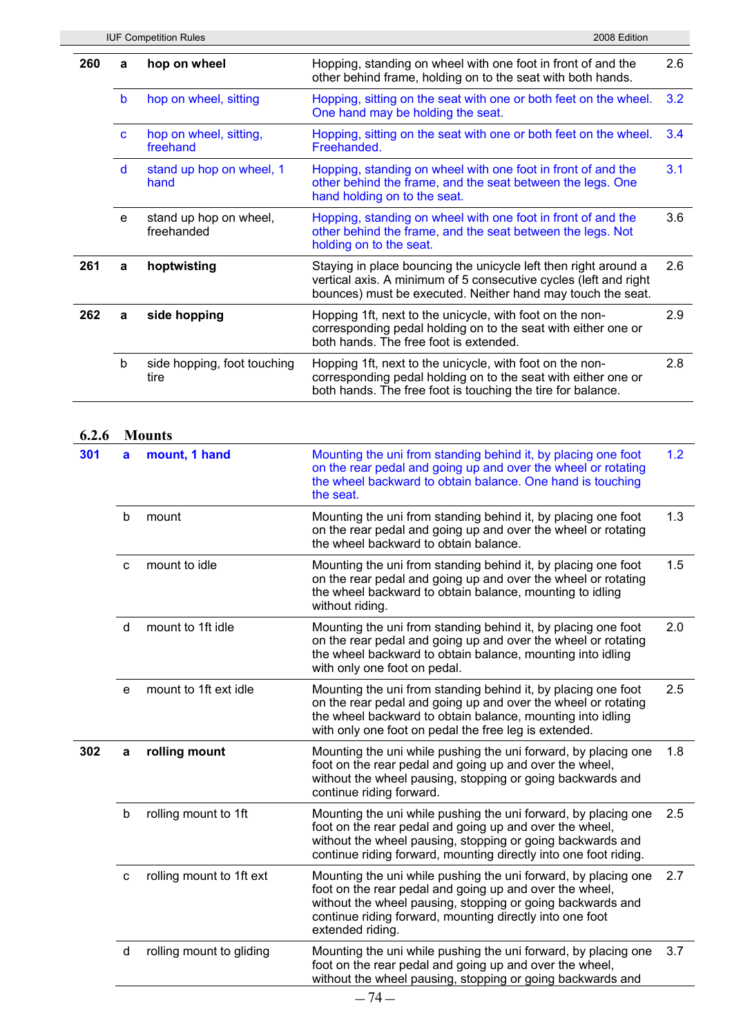| | | | | |
|---|---|---|---|---|
| **260** | **a** | **hop on wheel** | Hopping, standing on wheel with one foot in front of and the other behind frame, holding on to the seat with both hands. | 2.6 |
| | b | hop on wheel, sitting | Hopping, sitting on the seat with one or both feet on the wheel. One hand may be holding the seat. | 3.2 |
| | c | hop on wheel, sitting, freehand | Hopping, sitting on the seat with one or both feet on the wheel. Freehanded. | 3.4 |
| | d | stand up hop on wheel, 1 hand | Hopping, standing on wheel with one foot in front of and the other behind the frame, and the seat between the legs. One hand holding on to the seat. | 3.1 |
| | e | stand up hop on wheel, freehanded | Hopping, standing on wheel with one foot in front of and the other behind the frame, and the seat between the legs. Not holding on to the seat. | 3.6 |
| **261** | **a** | **hoptwisting** | Staying in place bouncing the unicycle left then right around a vertical axis. A minimum of 5 consecutive cycles (left and right bounces) must be executed. Neither hand may touch the seat. | 2.6 |
| **262** | **a** | **side hopping** | Hopping 1ft, next to the unicycle, with foot on the non-corresponding pedal holding on to the seat with either one or both hands. The free foot is extended. | 2.9 |
| | b | side hopping, foot touching tire | Hopping 1ft, next to the unicycle, with foot on the non-corresponding pedal holding on to the seat with either one or both hands. The free foot is touching the tire for balance. | 2.8 |

### 6.2.6 Mounts

| | | | | |
|---|---|---|---|---|
| **301** | **a** | **mount, 1 hand** | Mounting the uni from standing behind it, by placing one foot on the rear pedal and going up and over the wheel or rotating the wheel backward to obtain balance. One hand is touching the seat. | 1.2 |
| | b | mount | Mounting the uni from standing behind it, by placing one foot on the rear pedal and going up and over the wheel or rotating the wheel backward to obtain balance. | 1.3 |
| | c | mount to idle | Mounting the uni from standing behind it, by placing one foot on the rear pedal and going up and over the wheel or rotating the wheel backward to obtain balance, mounting to idling without riding. | 1.5 |
| | d | mount to 1ft idle | Mounting the uni from standing behind it, by placing one foot on the rear pedal and going up and over the wheel or rotating the wheel backward to obtain balance, mounting into idling with only one foot on pedal. | 2.0 |
| | e | mount to 1ft ext idle | Mounting the uni from standing behind it, by placing one foot on the rear pedal and going up and over the wheel or rotating the wheel backward to obtain balance, mounting into idling with only one foot on pedal the free leg is extended. | 2.5 |
| **302** | **a** | **rolling mount** | Mounting the uni while pushing the uni forward, by placing one foot on the rear pedal and going up and over the wheel, without the wheel pausing, stopping or going backwards and continue riding forward. | 1.8 |
| | b | rolling mount to 1ft | Mounting the uni while pushing the uni forward, by placing one foot on the rear pedal and going up and over the wheel, without the wheel pausing, stopping or going backwards and continue riding forward, mounting directly into one foot riding. | 2.5 |
| | c | rolling mount to 1ft ext | Mounting the uni while pushing the uni forward, by placing one foot on the rear pedal and going up and over the wheel, without the wheel pausing, stopping or going backwards and continue riding forward, mounting directly into one foot extended riding. | 2.7 |
| | d | rolling mount to gliding | Mounting the uni while pushing the uni forward, by placing one foot on the rear pedal and going up and over the wheel, without the wheel pausing, stopping or going backwards and | 3.7 |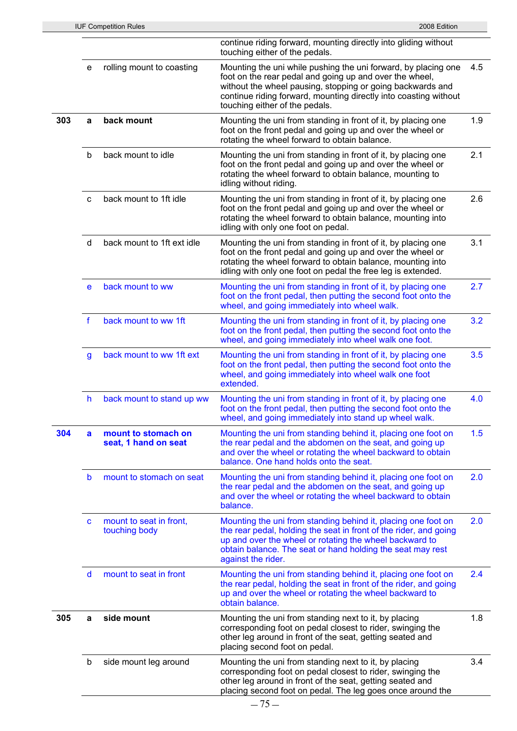| | | | | |
|---|---|---|---|---|
| | | | continue riding forward, mounting directly into gliding without touching either of the pedals. | |
| | e | rolling mount to coasting | Mounting the uni while pushing the uni forward, by placing one foot on the rear pedal and going up and over the wheel, without the wheel pausing, stopping or going backwards and continue riding forward, mounting directly into coasting without touching either of the pedals. | 4.5 |
| **303** | **a** | **back mount** | Mounting the uni from standing in front of it, by placing one foot on the front pedal and going up and over the wheel or rotating the wheel forward to obtain balance. | 1.9 |
| | b | back mount to idle | Mounting the uni from standing in front of it, by placing one foot on the front pedal and going up and over the wheel or rotating the wheel forward to obtain balance, mounting to idling without riding. | 2.1 |
| | c | back mount to 1ft idle | Mounting the uni from standing in front of it, by placing one foot on the front pedal and going up and over the wheel or rotating the wheel forward to obtain balance, mounting into idling with only one foot on pedal. | 2.6 |
| | d | back mount to 1ft ext idle | Mounting the uni from standing in front of it, by placing one foot on the front pedal and going up and over the wheel or rotating the wheel forward to obtain balance, mounting into idling with only one foot on pedal the free leg is extended. | 3.1 |
| | e | back mount to ww | Mounting the uni from standing in front of it, by placing one foot on the front pedal, then putting the second foot onto the wheel, and going immediately into wheel walk. | 2.7 |
| | f | back mount to ww 1ft | Mounting the uni from standing in front of it, by placing one foot on the front pedal, then putting the second foot onto the wheel, and going immediately into wheel walk one foot. | 3.2 |
| | g | back mount to ww 1ft ext | Mounting the uni from standing in front of it, by placing one foot on the front pedal, then putting the second foot onto the wheel, and going immediately into wheel walk one foot extended. | 3.5 |
| | h | back mount to stand up ww | Mounting the uni from standing in front of it, by placing one foot on the front pedal, then putting the second foot onto the wheel, and going immediately into stand up wheel walk. | 4.0 |
| **304** | **a** | **mount to stomach on seat, 1 hand on seat** | Mounting the uni from standing behind it, placing one foot on the rear pedal and the abdomen on the seat, and going up and over the wheel or rotating the wheel backward to obtain balance. One hand holds onto the seat. | 1.5 |
| | b | mount to stomach on seat | Mounting the uni from standing behind it, placing one foot on the rear pedal and the abdomen on the seat, and going up and over the wheel or rotating the wheel backward to obtain balance. | 2.0 |
| | c | mount to seat in front, touching body | Mounting the uni from standing behind it, placing one foot on the rear pedal, holding the seat in front of the rider, and going up and over the wheel or rotating the wheel backward to obtain balance. The seat or hand holding the seat may rest against the rider. | 2.0 |
| | d | mount to seat in front | Mounting the uni from standing behind it, placing one foot on the rear pedal, holding the seat in front of the rider, and going up and over the wheel or rotating the wheel backward to obtain balance. | 2.4 |
| **305** | **a** | **side mount** | Mounting the uni from standing next to it, by placing corresponding foot on pedal closest to rider, swinging the other leg around in front of the seat, getting seated and placing second foot on pedal. | 1.8 |
| | b | side mount leg around | Mounting the uni from standing next to it, by placing corresponding foot on pedal closest to rider, swinging the other leg around in front of the seat, getting seated and placing second foot on pedal. The leg goes once around the | 3.4 |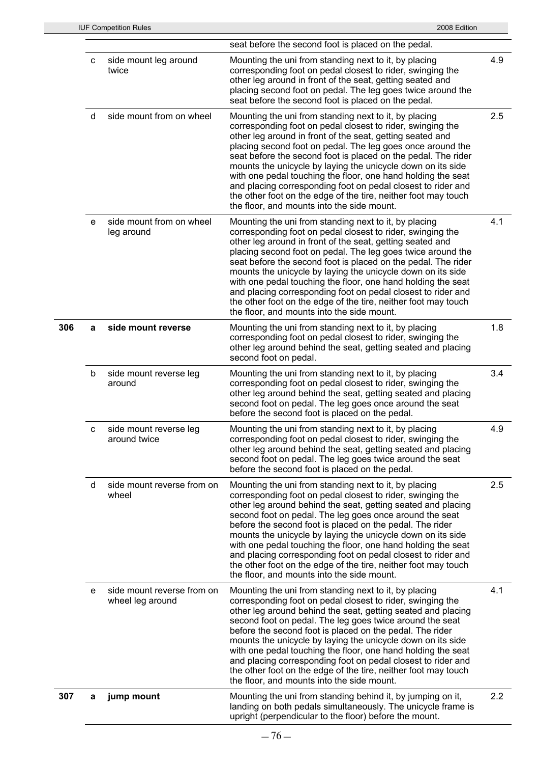| | | | | |
|---|---|---|---|---|
| | | | seat before the second foot is placed on the pedal. | |
| | c | side mount leg around twice | Mounting the uni from standing next to it, by placing corresponding foot on pedal closest to rider, swinging the other leg around in front of the seat, getting seated and placing second foot on pedal. The leg goes twice around the seat before the second foot is placed on the pedal. | 4.9 |
| | d | side mount from on wheel | Mounting the uni from standing next to it, by placing corresponding foot on pedal closest to rider, swinging the other leg around in front of the seat, getting seated and placing second foot on pedal. The leg goes once around the seat before the second foot is placed on the pedal. The rider mounts the unicycle by laying the unicycle down on its side with one pedal touching the floor, one hand holding the seat and placing corresponding foot on pedal closest to rider and the other foot on the edge of the tire, neither foot may touch the floor, and mounts into the side mount. | 2.5 |
| | e | side mount from on wheel leg around | Mounting the uni from standing next to it, by placing corresponding foot on pedal closest to rider, swinging the other leg around in front of the seat, getting seated and placing second foot on pedal. The leg goes twice around the seat before the second foot is placed on the pedal. The rider mounts the unicycle by laying the unicycle down on its side with one pedal touching the floor, one hand holding the seat and placing corresponding foot on pedal closest to rider and the other foot on the edge of the tire, neither foot may touch the floor, and mounts into the side mount. | 4.1 |
| **306** | **a** | **side mount reverse** | Mounting the uni from standing next to it, by placing corresponding foot on pedal closest to rider, swinging the other leg around behind the seat, getting seated and placing second foot on pedal. | 1.8 |
| | b | side mount reverse leg around | Mounting the uni from standing next to it, by placing corresponding foot on pedal closest to rider, swinging the other leg around behind the seat, getting seated and placing second foot on pedal. The leg goes once around the seat before the second foot is placed on the pedal. | 3.4 |
| | c | side mount reverse leg around twice | Mounting the uni from standing next to it, by placing corresponding foot on pedal closest to rider, swinging the other leg around behind the seat, getting seated and placing second foot on pedal. The leg goes twice around the seat before the second foot is placed on the pedal. | 4.9 |
| | d | side mount reverse from on wheel | Mounting the uni from standing next to it, by placing corresponding foot on pedal closest to rider, swinging the other leg around behind the seat, getting seated and placing second foot on pedal. The leg goes once around the seat before the second foot is placed on the pedal. The rider mounts the unicycle by laying the unicycle down on its side with one pedal touching the floor, one hand holding the seat and placing corresponding foot on pedal closest to rider and the other foot on the edge of the tire, neither foot may touch the floor, and mounts into the side mount. | 2.5 |
| | e | side mount reverse from on wheel leg around | Mounting the uni from standing next to it, by placing corresponding foot on pedal closest to rider, swinging the other leg around behind the seat, getting seated and placing second foot on pedal. The leg goes twice around the seat before the second foot is placed on the pedal. The rider mounts the unicycle by laying the unicycle down on its side with one pedal touching the floor, one hand holding the seat and placing corresponding foot on pedal closest to rider and the other foot on the edge of the tire, neither foot may touch the floor, and mounts into the side mount. | 4.1 |
| **307** | **a** | **jump mount** | Mounting the uni from standing behind it, by jumping on it, landing on both pedals simultaneously. The unicycle frame is upright (perpendicular to the floor) before the mount. | 2.2 |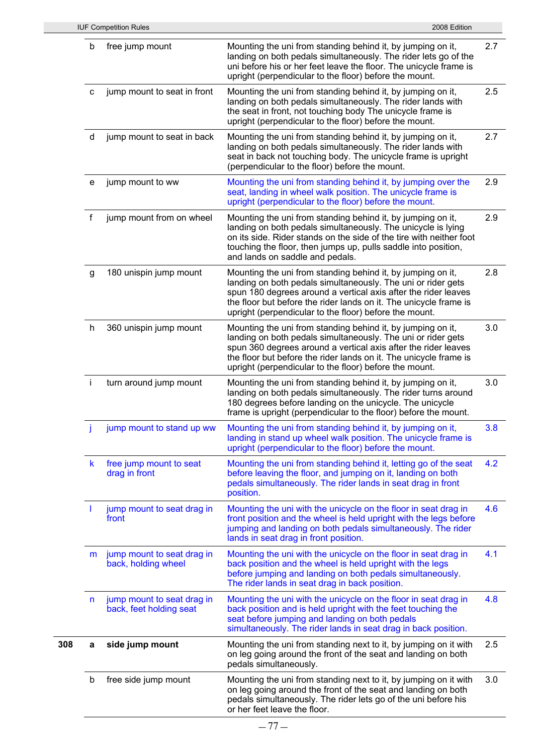| | | | | |
|---|---|---|---|---|
| | b | free jump mount | Mounting the uni from standing behind it, by jumping on it, landing on both pedals simultaneously. The rider lets go of the uni before his or her feet leave the floor. The unicycle frame is upright (perpendicular to the floor) before the mount. | 2.7 |
| | c | jump mount to seat in front | Mounting the uni from standing behind it, by jumping on it, landing on both pedals simultaneously. The rider lands with the seat in front, not touching body The unicycle frame is upright (perpendicular to the floor) before the mount. | 2.5 |
| | d | jump mount to seat in back | Mounting the uni from standing behind it, by jumping on it, landing on both pedals simultaneously. The rider lands with seat in back not touching body. The unicycle frame is upright (perpendicular to the floor) before the mount. | 2.7 |
| | e | jump mount to ww | Mounting the uni from standing behind it, by jumping over the seat, landing in wheel walk position. The unicycle frame is upright (perpendicular to the floor) before the mount. | 2.9 |
| | f | jump mount from on wheel | Mounting the uni from standing behind it, by jumping on it, landing on both pedals simultaneously. The unicycle is lying on its side. Rider stands on the side of the tire with neither foot touching the floor, then jumps up, pulls saddle into position, and lands on saddle and pedals. | 2.9 |
| | g | 180 unispin jump mount | Mounting the uni from standing behind it, by jumping on it, landing on both pedals simultaneously. The uni or rider gets spun 180 degrees around a vertical axis after the rider leaves the floor but before the rider lands on it. The unicycle frame is upright (perpendicular to the floor) before the mount. | 2.8 |
| | h | 360 unispin jump mount | Mounting the uni from standing behind it, by jumping on it, landing on both pedals simultaneously. The uni or rider gets spun 360 degrees around a vertical axis after the rider leaves the floor but before the rider lands on it. The unicycle frame is upright (perpendicular to the floor) before the mount. | 3.0 |
| | i | turn around jump mount | Mounting the uni from standing behind it, by jumping on it, landing on both pedals simultaneously. The rider turns around 180 degrees before landing on the unicycle. The unicycle frame is upright (perpendicular to the floor) before the mount. | 3.0 |
| | j | jump mount to stand up ww | Mounting the uni from standing behind it, by jumping on it, landing in stand up wheel walk position. The unicycle frame is upright (perpendicular to the floor) before the mount. | 3.8 |
| | k | free jump mount to seat drag in front | Mounting the uni from standing behind it, letting go of the seat before leaving the floor, and jumping on it, landing on both pedals simultaneously. The rider lands in seat drag in front position. | 4.2 |
| | l | jump mount to seat drag in front | Mounting the uni with the unicycle on the floor in seat drag in front position and the wheel is held upright with the legs before jumping and landing on both pedals simultaneously. The rider lands in seat drag in front position. | 4.6 |
| | m | jump mount to seat drag in back, holding wheel | Mounting the uni with the unicycle on the floor in seat drag in back position and the wheel is held upright with the legs before jumping and landing on both pedals simultaneously. The rider lands in seat drag in back position. | 4.1 |
| | n | jump mount to seat drag in back, feet holding seat | Mounting the uni with the unicycle on the floor in seat drag in back position and is held upright with the feet touching the seat before jumping and landing on both pedals simultaneously. The rider lands in seat drag in back position. | 4.8 |
| **308** | **a** | **side jump mount** | Mounting the uni from standing next to it, by jumping on it with on leg going around the front of the seat and landing on both pedals simultaneously. | 2.5 |
| | b | free side jump mount | Mounting the uni from standing next to it, by jumping on it with on leg going around the front of the seat and landing on both pedals simultaneously. The rider lets go of the uni before his or her feet leave the floor. | 3.0 |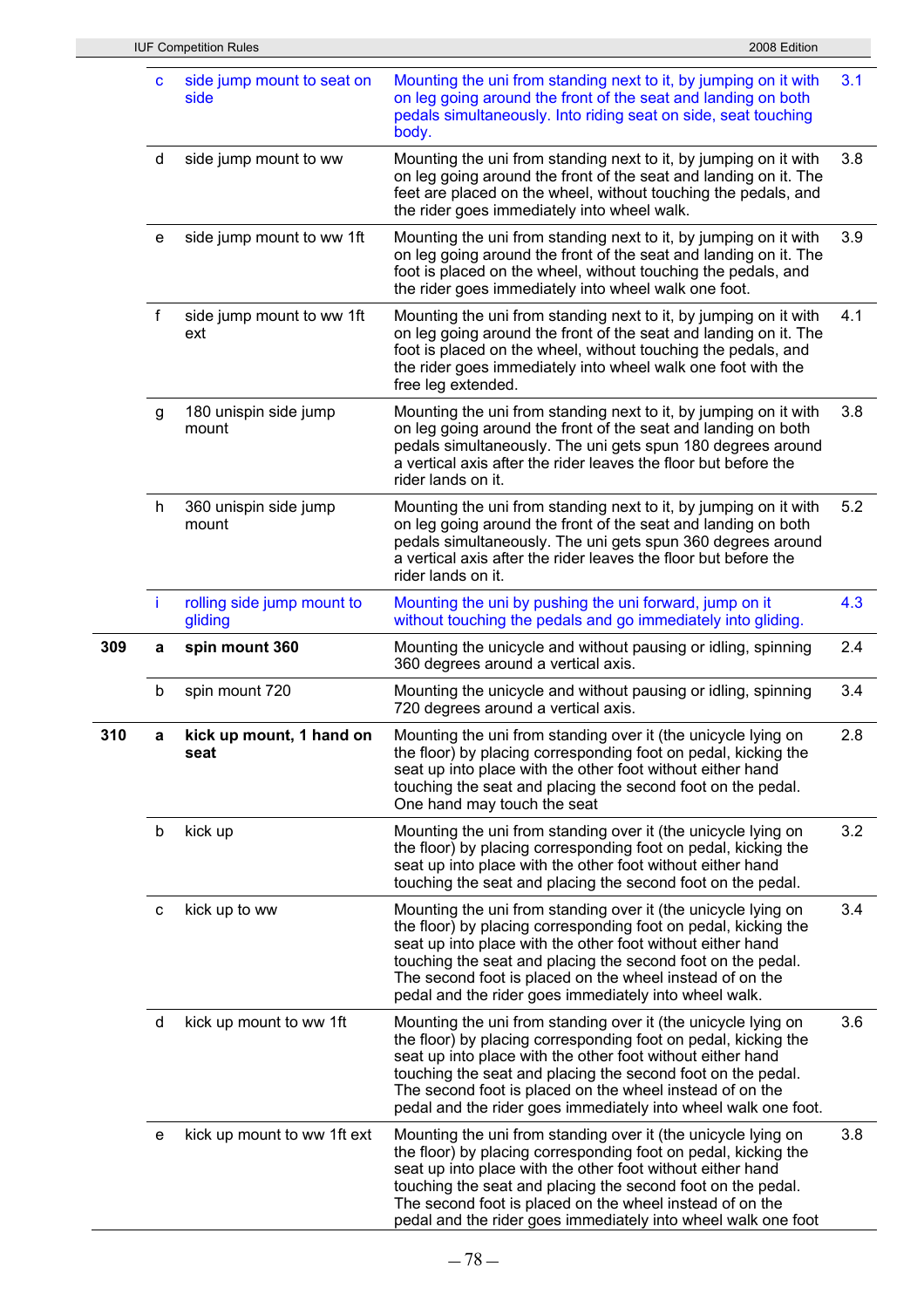| | | | | |
|---|---|---|---|---|
| | c | side jump mount to seat on side | Mounting the uni from standing next to it, by jumping on it with on leg going around the front of the seat and landing on both pedals simultaneously. Into riding seat on side, seat touching body. | 3.1 |
| | d | side jump mount to ww | Mounting the uni from standing next to it, by jumping on it with on leg going around the front of the seat and landing on it. The feet are placed on the wheel, without touching the pedals, and the rider goes immediately into wheel walk. | 3.8 |
| | e | side jump mount to ww 1ft | Mounting the uni from standing next to it, by jumping on it with on leg going around the front of the seat and landing on it. The foot is placed on the wheel, without touching the pedals, and the rider goes immediately into wheel walk one foot. | 3.9 |
| | f | side jump mount to ww 1ft ext | Mounting the uni from standing next to it, by jumping on it with on leg going around the front of the seat and landing on it. The foot is placed on the wheel, without touching the pedals, and the rider goes immediately into wheel walk one foot with the free leg extended. | 4.1 |
| | g | 180 unispin side jump mount | Mounting the uni from standing next to it, by jumping on it with on leg going around the front of the seat and landing on both pedals simultaneously. The uni gets spun 180 degrees around a vertical axis after the rider leaves the floor but before the rider lands on it. | 3.8 |
| | h | 360 unispin side jump mount | Mounting the uni from standing next to it, by jumping on it with on leg going around the front of the seat and landing on both pedals simultaneously. The uni gets spun 360 degrees around a vertical axis after the rider leaves the floor but before the rider lands on it. | 5.2 |
| | i | rolling side jump mount to gliding | Mounting the uni by pushing the uni forward, jump on it without touching the pedals and go immediately into gliding. | 4.3 |
| **309** | **a** | **spin mount 360** | Mounting the unicycle and without pausing or idling, spinning 360 degrees around a vertical axis. | 2.4 |
| | b | spin mount 720 | Mounting the unicycle and without pausing or idling, spinning 720 degrees around a vertical axis. | 3.4 |
| **310** | **a** | **kick up mount, 1 hand on seat** | Mounting the uni from standing over it (the unicycle lying on the floor) by placing corresponding foot on pedal, kicking the seat up into place with the other foot without either hand touching the seat and placing the second foot on the pedal. One hand may touch the seat | 2.8 |
| | b | kick up | Mounting the uni from standing over it (the unicycle lying on the floor) by placing corresponding foot on pedal, kicking the seat up into place with the other foot without either hand touching the seat and placing the second foot on the pedal. | 3.2 |
| | c | kick up to ww | Mounting the uni from standing over it (the unicycle lying on the floor) by placing corresponding foot on pedal, kicking the seat up into place with the other foot without either hand touching the seat and placing the second foot on the pedal. The second foot is placed on the wheel instead of on the pedal and the rider goes immediately into wheel walk. | 3.4 |
| | d | kick up mount to ww 1ft | Mounting the uni from standing over it (the unicycle lying on the floor) by placing corresponding foot on pedal, kicking the seat up into place with the other foot without either hand touching the seat and placing the second foot on the pedal. The second foot is placed on the wheel instead of on the pedal and the rider goes immediately into wheel walk one foot. | 3.6 |
| | e | kick up mount to ww 1ft ext | Mounting the uni from standing over it (the unicycle lying on the floor) by placing corresponding foot on pedal, kicking the seat up into place with the other foot without either hand touching the seat and placing the second foot on the pedal. The second foot is placed on the wheel instead of on the pedal and the rider goes immediately into wheel walk one foot | 3.8 |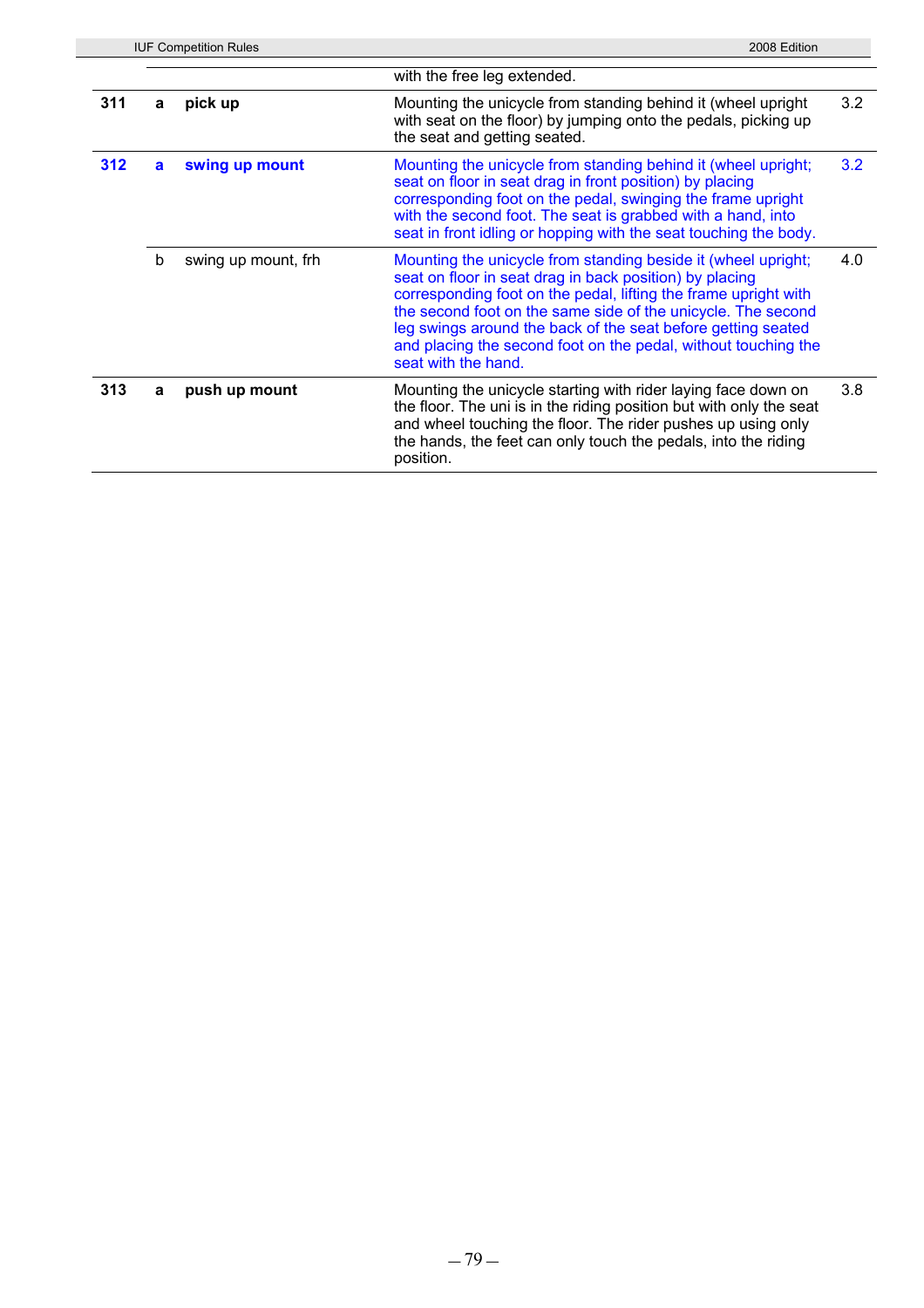| | | | | |
|---|---|---|---|---|
| | | | with the free leg extended. | |
| **311** | **a** | **pick up** | Mounting the unicycle from standing behind it (wheel upright with seat on the floor) by jumping onto the pedals, picking up the seat and getting seated. | 3.2 |
| **312** | **a** | **swing up mount** | Mounting the unicycle from standing behind it (wheel upright; seat on floor in seat drag in front position) by placing corresponding foot on the pedal, swinging the frame upright with the second foot. The seat is grabbed with a hand, into seat in front idling or hopping with the seat touching the body. | 3.2 |
| | b | swing up mount, frh | Mounting the unicycle from standing beside it (wheel upright; seat on floor in seat drag in back position) by placing corresponding foot on the pedal, lifting the frame upright with the second foot on the same side of the unicycle. The second leg swings around the back of the seat before getting seated and placing the second foot on the pedal, without touching the seat with the hand. | 4.0 |
| **313** | **a** | **push up mount** | Mounting the unicycle starting with rider laying face down on the floor. The uni is in the riding position but with only the seat and wheel touching the floor. The rider pushes up using only the hands, the feet can only touch the pedals, into the riding position. | 3.8 |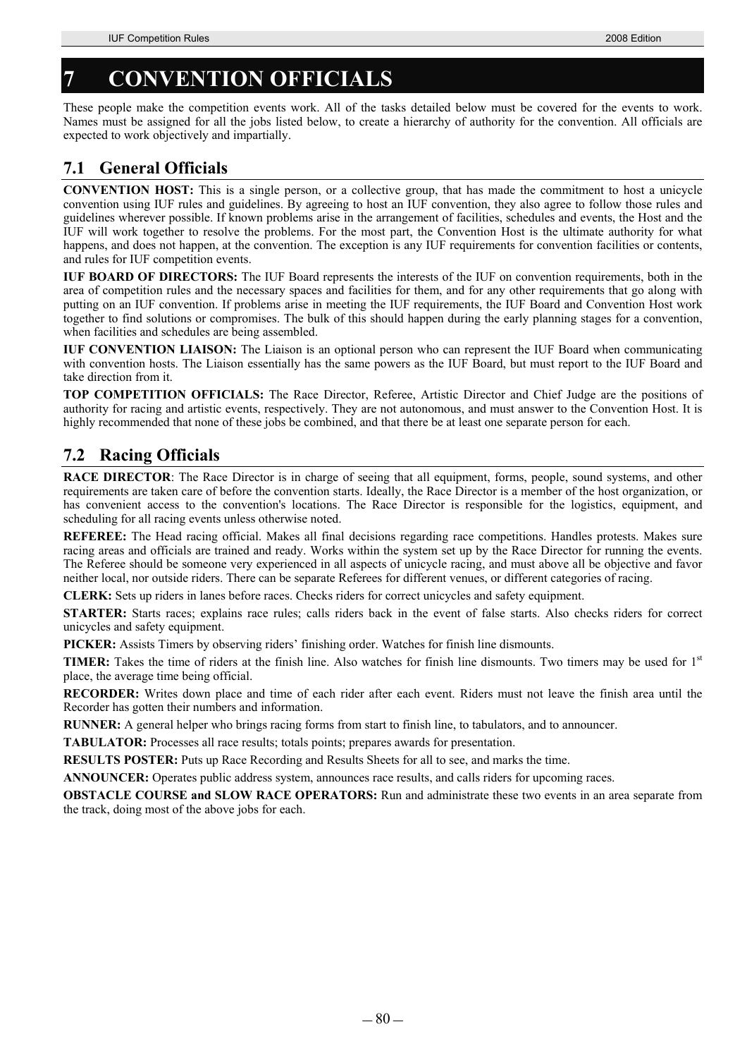# 7 CONVENTION OFFICIALS

These people make the competition events work. All of the tasks detailed below must be covered for the events to work. Names must be assigned for all the jobs listed below, to create a hierarchy of authority for the convention. All officials are expected to work objectively and impartially.

## 7.1 General Officials

**CONVENTION HOST:** This is a single person, or a collective group, that has made the commitment to host a unicycle convention using IUF rules and guidelines. By agreeing to host an IUF convention, they also agree to follow those rules and guidelines wherever possible. If known problems arise in the arrangement of facilities, schedules and events, the Host and the IUF will work together to resolve the problems. For the most part, the Convention Host is the ultimate authority for what happens, and does not happen, at the convention. The exception is any IUF requirements for convention facilities or contents, and rules for IUF competition events.

**IUF BOARD OF DIRECTORS:** The IUF Board represents the interests of the IUF on convention requirements, both in the area of competition rules and the necessary spaces and facilities for them, and for any other requirements that go along with putting on an IUF convention. If problems arise in meeting the IUF requirements, the IUF Board and Convention Host work together to find solutions or compromises. The bulk of this should happen during the early planning stages for a convention, when facilities and schedules are being assembled.

**IUF CONVENTION LIAISON:** The Liaison is an optional person who can represent the IUF Board when communicating with convention hosts. The Liaison essentially has the same powers as the IUF Board, but must report to the IUF Board and take direction from it.

**TOP COMPETITION OFFICIALS:** The Race Director, Referee, Artistic Director and Chief Judge are the positions of authority for racing and artistic events, respectively. They are not autonomous, and must answer to the Convention Host. It is highly recommended that none of these jobs be combined, and that there be at least one separate person for each.

## 7.2 Racing Officials

**RACE DIRECTOR**: The Race Director is in charge of seeing that all equipment, forms, people, sound systems, and other requirements are taken care of before the convention starts. Ideally, the Race Director is a member of the host organization, or has convenient access to the convention's locations. The Race Director is responsible for the logistics, equipment, and scheduling for all racing events unless otherwise noted.

**REFEREE:** The Head racing official. Makes all final decisions regarding race competitions. Handles protests. Makes sure racing areas and officials are trained and ready. Works within the system set up by the Race Director for running the events. The Referee should be someone very experienced in all aspects of unicycle racing, and must above all be objective and favor neither local, nor outside riders. There can be separate Referees for different venues, or different categories of racing.

**CLERK:** Sets up riders in lanes before races. Checks riders for correct unicycles and safety equipment.

**STARTER:** Starts races; explains race rules; calls riders back in the event of false starts. Also checks riders for correct unicycles and safety equipment.

**PICKER:** Assists Timers by observing riders' finishing order. Watches for finish line dismounts.

**TIMER:** Takes the time of riders at the finish line. Also watches for finish line dismounts. Two timers may be used for 1st place, the average time being official.

**RECORDER:** Writes down place and time of each rider after each event. Riders must not leave the finish area until the Recorder has gotten their numbers and information.

**RUNNER:** A general helper who brings racing forms from start to finish line, to tabulators, and to announcer.

**TABULATOR:** Processes all race results; totals points; prepares awards for presentation.

**RESULTS POSTER:** Puts up Race Recording and Results Sheets for all to see, and marks the time.

**ANNOUNCER:** Operates public address system, announces race results, and calls riders for upcoming races.

**OBSTACLE COURSE and SLOW RACE OPERATORS:** Run and administrate these two events in an area separate from the track, doing most of the above jobs for each.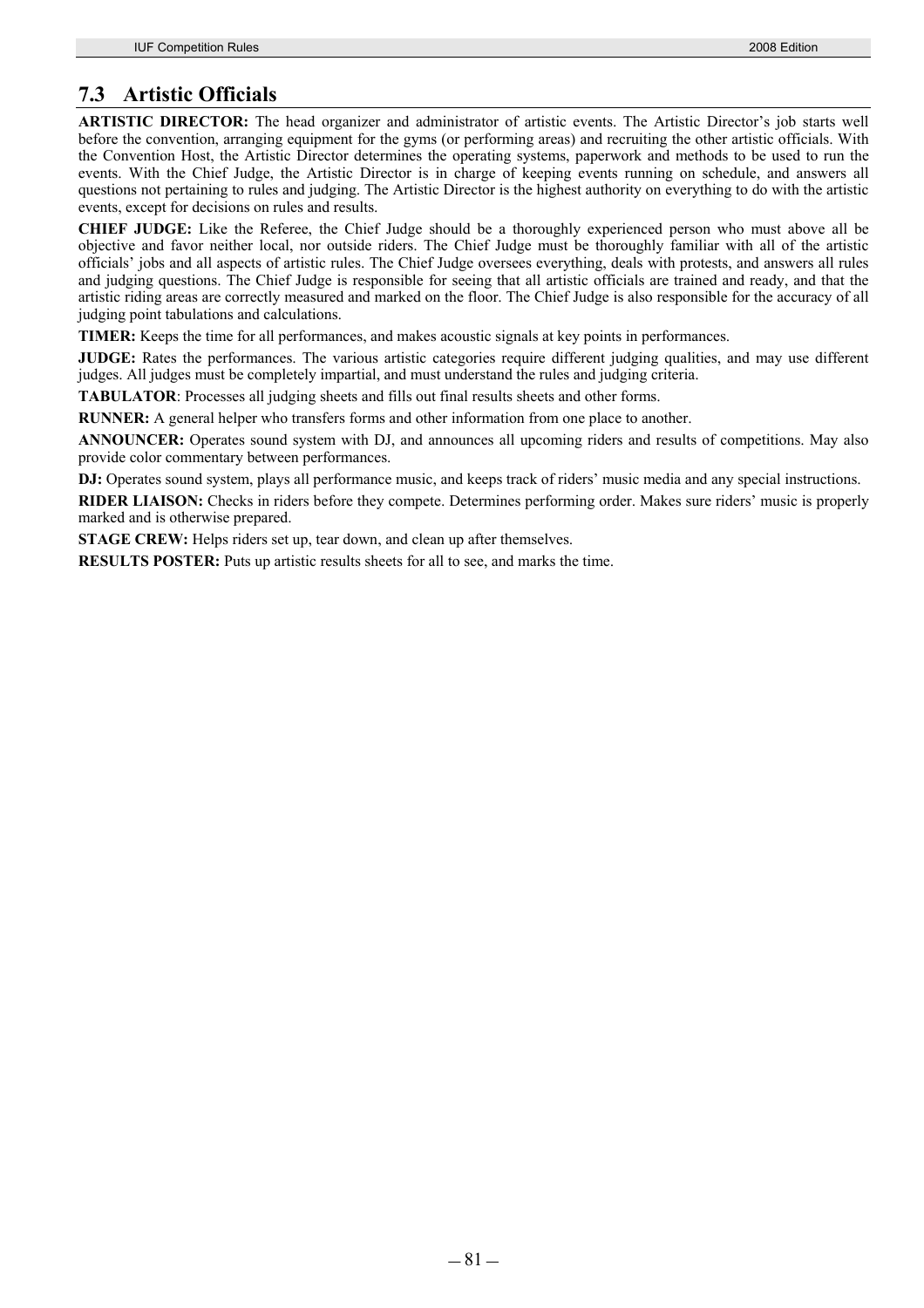## 7.3 Artistic Officials

**ARTISTIC DIRECTOR:** The head organizer and administrator of artistic events. The Artistic Director's job starts well before the convention, arranging equipment for the gyms (or performing areas) and recruiting the other artistic officials. With the Convention Host, the Artistic Director determines the operating systems, paperwork and methods to be used to run the events. With the Chief Judge, the Artistic Director is in charge of keeping events running on schedule, and answers all questions not pertaining to rules and judging. The Artistic Director is the highest authority on everything to do with the artistic events, except for decisions on rules and results.

**CHIEF JUDGE:** Like the Referee, the Chief Judge should be a thoroughly experienced person who must above all be objective and favor neither local, nor outside riders. The Chief Judge must be thoroughly familiar with all of the artistic officials' jobs and all aspects of artistic rules. The Chief Judge oversees everything, deals with protests, and answers all rules and judging questions. The Chief Judge is responsible for seeing that all artistic officials are trained and ready, and that the artistic riding areas are correctly measured and marked on the floor. The Chief Judge is also responsible for the accuracy of all judging point tabulations and calculations.

**TIMER:** Keeps the time for all performances, and makes acoustic signals at key points in performances.

**JUDGE:** Rates the performances. The various artistic categories require different judging qualities, and may use different judges. All judges must be completely impartial, and must understand the rules and judging criteria.

**TABULATOR**: Processes all judging sheets and fills out final results sheets and other forms.

**RUNNER:** A general helper who transfers forms and other information from one place to another.

**ANNOUNCER:** Operates sound system with DJ, and announces all upcoming riders and results of competitions. May also provide color commentary between performances.

**DJ:** Operates sound system, plays all performance music, and keeps track of riders' music media and any special instructions.

**RIDER LIAISON:** Checks in riders before they compete. Determines performing order. Makes sure riders' music is properly marked and is otherwise prepared.

**STAGE CREW:** Helps riders set up, tear down, and clean up after themselves.

**RESULTS POSTER:** Puts up artistic results sheets for all to see, and marks the time.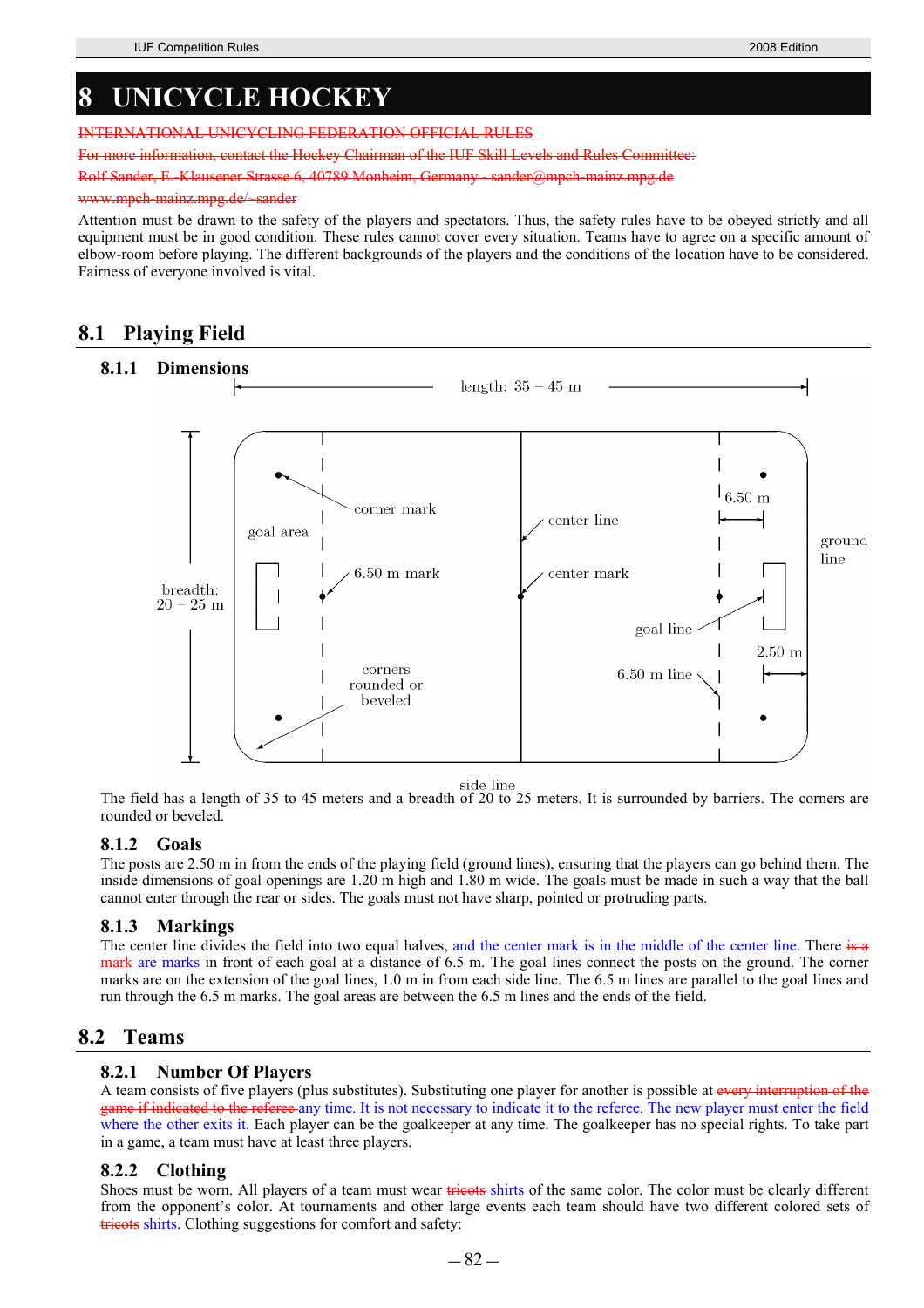# 8 UNICYCLE HOCKEY

~~INTERNATIONAL UNICYCLING FEDERATION OFFICIAL RULES~~

~~For more information, contact the Hockey Chairman of the IUF Skill Levels and Rules Committee:~~

~~Rolf Sander, E.-Klausener Strasse 6, 40789 Monheim, Germany - sander@mpch-mainz.mpg.de~~

~~www.mpch-mainz.mpg.de/~sander~~

Attention must be drawn to the safety of the players and spectators. Thus, the safety rules have to be obeyed strictly and all equipment must be in good condition. These rules cannot cover every situation. Teams have to agree on a specific amount of elbow-room before playing. The different backgrounds of the players and the conditions of the location have to be considered. Fairness of everyone involved is vital.

## 8.1 Playing Field

### 8.1.1 Dimensions

length: 35 – 45 m

breadth: 20 – 25 m

corner mark, goal area, 6.50 m mark, corners rounded or beveled, center line, center mark, 6.50 m, ground line, goal line, 2.50 m, 6.50 m line, side line

The field has a length of 35 to 45 meters and a breadth of 20 to 25 meters. It is surrounded by barriers. The corners are rounded or beveled.

### 8.1.2 Goals

The posts are 2.50 m in from the ends of the playing field (ground lines), ensuring that the players can go behind them. The inside dimensions of goal openings are 1.20 m high and 1.80 m wide. The goals must be made in such a way that the ball cannot enter through the rear or sides. The goals must not have sharp, pointed or protruding parts.

### 8.1.3 Markings

The center line divides the field into two equal halves, and the center mark is in the middle of the center line. There ~~is a mark~~ are marks in front of each goal at a distance of 6.5 m. The goal lines connect the posts on the ground. The corner marks are on the extension of the goal lines, 1.0 m in from each side line. The 6.5 m lines are parallel to the goal lines and run through the 6.5 m marks. The goal areas are between the 6.5 m lines and the ends of the field.

## 8.2 Teams

### 8.2.1 Number Of Players

A team consists of five players (plus substitutes). Substituting one player for another is possible at ~~every interruption of the game if indicated to the referee~~ any time. It is not necessary to indicate it to the referee. The new player must enter the field where the other exits it. Each player can be the goalkeeper at any time. The goalkeeper has no special rights. To take part in a game, a team must have at least three players.

### 8.2.2 Clothing

Shoes must be worn. All players of a team must wear ~~tricots~~ shirts of the same color. The color must be clearly different from the opponent's color. At tournaments and other large events each team should have two different colored sets of ~~tricots~~ shirts. Clothing suggestions for comfort and safety: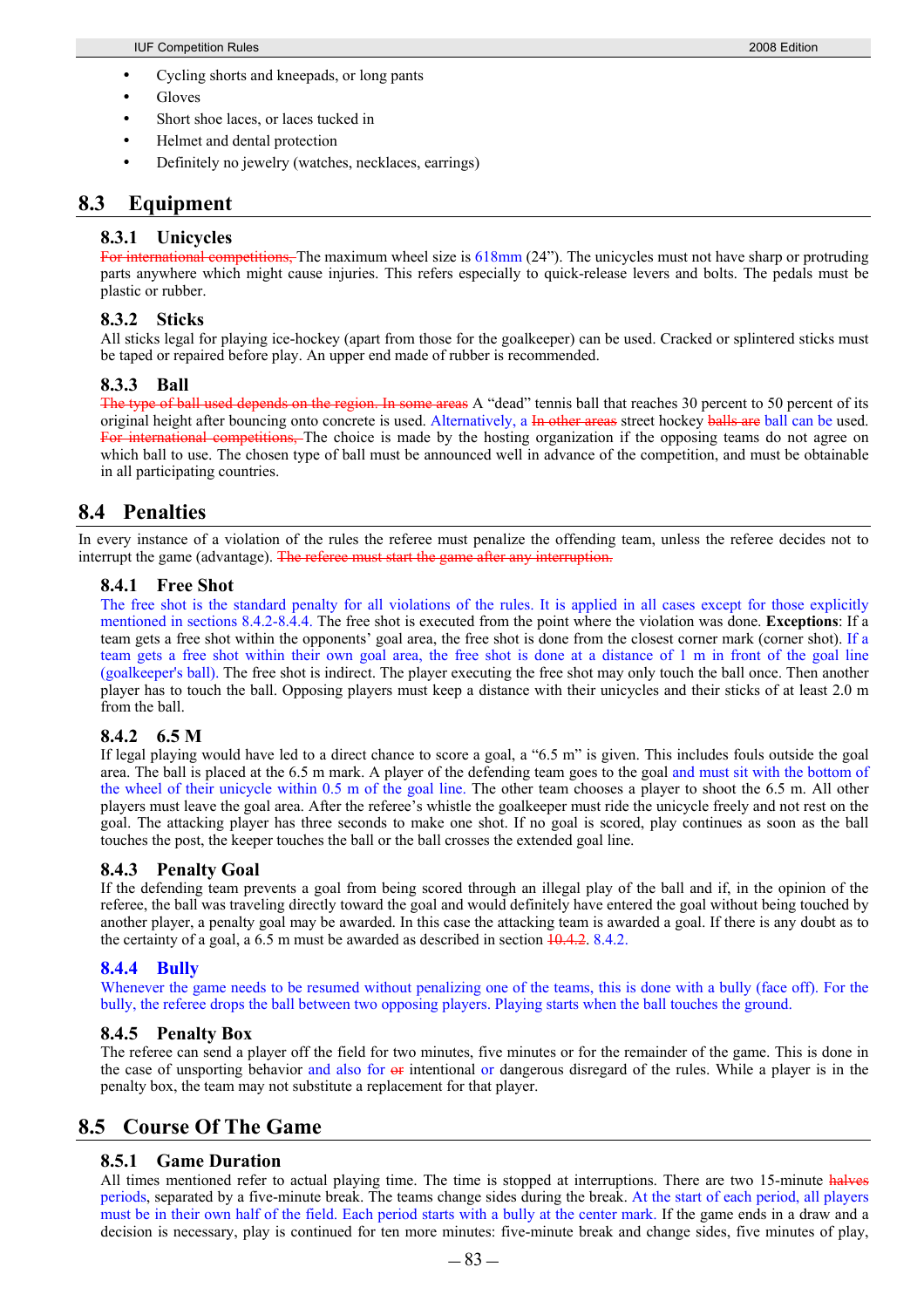- Cycling shorts and kneepads, or long pants
- Gloves
- Short shoe laces, or laces tucked in
- Helmet and dental protection
- Definitely no jewelry (watches, necklaces, earrings)

## 8.3 Equipment

### 8.3.1 Unicycles

~~For international competitions,~~ The maximum wheel size is 618mm (24"). The unicycles must not have sharp or protruding parts anywhere which might cause injuries. This refers especially to quick-release levers and bolts. The pedals must be plastic or rubber.

### 8.3.2 Sticks

All sticks legal for playing ice-hockey (apart from those for the goalkeeper) can be used. Cracked or splintered sticks must be taped or repaired before play. An upper end made of rubber is recommended.

### 8.3.3 Ball

~~The type of ball used depends on the region. In some areas~~ A "dead" tennis ball that reaches 30 percent to 50 percent of its original height after bouncing onto concrete is used. Alternatively, a ~~In other areas~~ street hockey ~~balls are~~ ball can be used. ~~For international competitions,~~ The choice is made by the hosting organization if the opposing teams do not agree on which ball to use. The chosen type of ball must be announced well in advance of the competition, and must be obtainable in all participating countries.

## 8.4 Penalties

In every instance of a violation of the rules the referee must penalize the offending team, unless the referee decides not to interrupt the game (advantage). ~~The referee must start the game after any interruption.~~

### 8.4.1 Free Shot

The free shot is the standard penalty for all violations of the rules. It is applied in all cases except for those explicitly mentioned in sections 8.4.2-8.4.4. The free shot is executed from the point where the violation was done. **Exceptions**: If a team gets a free shot within the opponents' goal area, the free shot is done from the closest corner mark (corner shot). If a team gets a free shot within their own goal area, the free shot is done at a distance of 1 m in front of the goal line (goalkeeper's ball). The free shot is indirect. The player executing the free shot may only touch the ball once. Then another player has to touch the ball. Opposing players must keep a distance with their unicycles and their sticks of at least 2.0 m from the ball.

### 8.4.2 6.5 M

If legal playing would have led to a direct chance to score a goal, a "6.5 m" is given. This includes fouls outside the goal area. The ball is placed at the 6.5 m mark. A player of the defending team goes to the goal and must sit with the bottom of the wheel of their unicycle within 0.5 m of the goal line. The other team chooses a player to shoot the 6.5 m. All other players must leave the goal area. After the referee's whistle the goalkeeper must ride the unicycle freely and not rest on the goal. The attacking player has three seconds to make one shot. If no goal is scored, play continues as soon as the ball touches the post, the keeper touches the ball or the ball crosses the extended goal line.

### 8.4.3 Penalty Goal

If the defending team prevents a goal from being scored through an illegal play of the ball and if, in the opinion of the referee, the ball was traveling directly toward the goal and would definitely have entered the goal without being touched by another player, a penalty goal may be awarded. In this case the attacking team is awarded a goal. If there is any doubt as to the certainty of a goal, a 6.5 m must be awarded as described in section ~~10.4.2~~. 8.4.2.

### 8.4.4 Bully

Whenever the game needs to be resumed without penalizing one of the teams, this is done with a bully (face off). For the bully, the referee drops the ball between two opposing players. Playing starts when the ball touches the ground.

### 8.4.5 Penalty Box

The referee can send a player off the field for two minutes, five minutes or for the remainder of the game. This is done in the case of unsporting behavior and also for ~~or~~ intentional or dangerous disregard of the rules. While a player is in the penalty box, the team may not substitute a replacement for that player.

## 8.5 Course Of The Game

### 8.5.1 Game Duration

All times mentioned refer to actual playing time. The time is stopped at interruptions. There are two 15-minute ~~halves~~ periods, separated by a five-minute break. The teams change sides during the break. At the start of each period, all players must be in their own half of the field. Each period starts with a bully at the center mark. If the game ends in a draw and a decision is necessary, play is continued for ten more minutes: five-minute break and change sides, five minutes of play,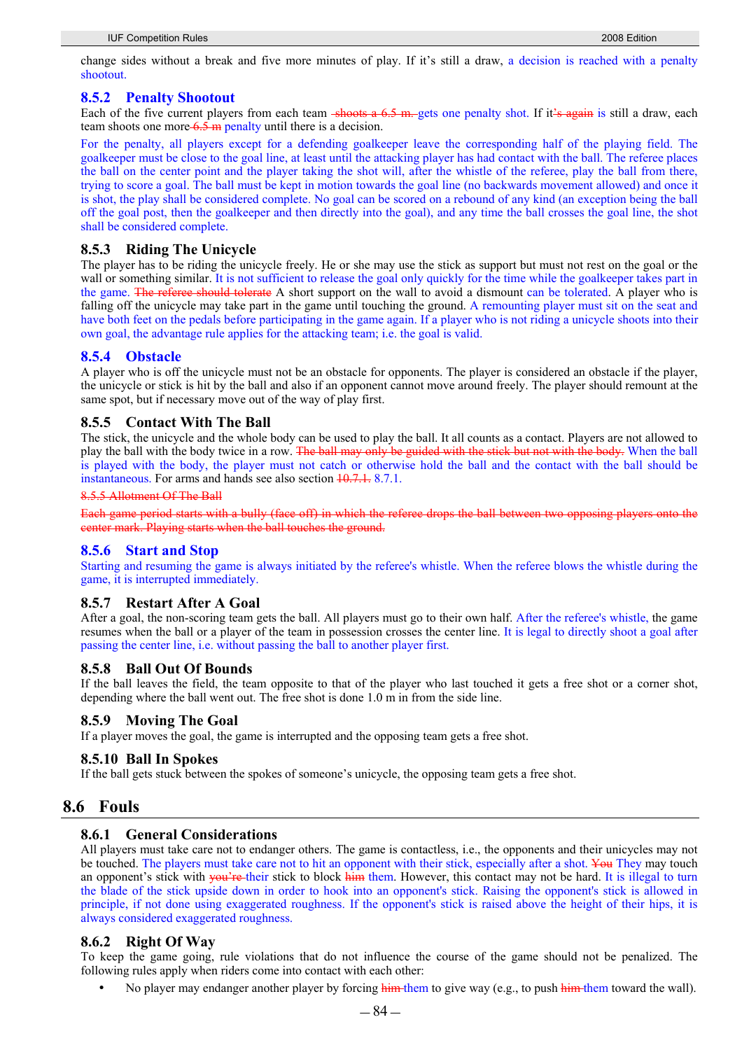change sides without a break and five more minutes of play. If it's still a draw, a decision is reached with a penalty shootout.

### 8.5.2 Penalty Shootout

Each of the five current players from each team ~~shoots a 6.5 m.~~ gets one penalty shot. If it~~'s again~~ is still a draw, each team shoots one more ~~6.5 m~~ penalty until there is a decision.

For the penalty, all players except for a defending goalkeeper leave the corresponding half of the playing field. The goalkeeper must be close to the goal line, at least until the attacking player has had contact with the ball. The referee places the ball on the center point and the player taking the shot will, after the whistle of the referee, play the ball from there, trying to score a goal. The ball must be kept in motion towards the goal line (no backwards movement allowed) and once it is shot, the play shall be considered complete. No goal can be scored on a rebound of any kind (an exception being the ball off the goal post, then the goalkeeper and then directly into the goal), and any time the ball crosses the goal line, the shot shall be considered complete.

### 8.5.3 Riding The Unicycle

The player has to be riding the unicycle freely. He or she may use the stick as support but must not rest on the goal or the wall or something similar. It is not sufficient to release the goal only quickly for the time while the goalkeeper takes part in the game. ~~The referee should tolerate~~ A short support on the wall to avoid a dismount can be tolerated. A player who is falling off the unicycle may take part in the game until touching the ground. A remounting player must sit on the seat and have both feet on the pedals before participating in the game again. If a player who is not riding a unicycle shoots into their own goal, the advantage rule applies for the attacking team; i.e. the goal is valid.

### 8.5.4 Obstacle

A player who is off the unicycle must not be an obstacle for opponents. The player is considered an obstacle if the player, the unicycle or stick is hit by the ball and also if an opponent cannot move around freely. The player should remount at the same spot, but if necessary move out of the way of play first.

### 8.5.5 Contact With The Ball

The stick, the unicycle and the whole body can be used to play the ball. It all counts as a contact. Players are not allowed to play the ball with the body twice in a row. ~~The ball may only be guided with the stick but not with the body.~~ When the ball is played with the body, the player must not catch or otherwise hold the ball and the contact with the ball should be instantaneous. For arms and hands see also section ~~10.7.1.~~ 8.7.1.

~~8.5.5 Allotment Of The Ball~~

~~Each game period starts with a bully (face off) in which the referee drops the ball between two opposing players onto the center mark. Playing starts when the ball touches the ground.~~

### 8.5.6 Start and Stop

Starting and resuming the game is always initiated by the referee's whistle. When the referee blows the whistle during the game, it is interrupted immediately.

### 8.5.7 Restart After A Goal

After a goal, the non-scoring team gets the ball. All players must go to their own half. After the referee's whistle, the game resumes when the ball or a player of the team in possession crosses the center line. It is legal to directly shoot a goal after passing the center line, i.e. without passing the ball to another player first.

### 8.5.8 Ball Out Of Bounds

If the ball leaves the field, the team opposite to that of the player who last touched it gets a free shot or a corner shot, depending where the ball went out. The free shot is done 1.0 m in from the side line.

### 8.5.9 Moving The Goal

If a player moves the goal, the game is interrupted and the opposing team gets a free shot.

### 8.5.10 Ball In Spokes

If the ball gets stuck between the spokes of someone's unicycle, the opposing team gets a free shot.

## 8.6 Fouls

### 8.6.1 General Considerations

All players must take care not to endanger others. The game is contactless, i.e., the opponents and their unicycles may not be touched. The players must take care not to hit an opponent with their stick, especially after a shot. ~~You~~ They may touch an opponent's stick with ~~you're~~ their stick to block ~~him~~ them. However, this contact may not be hard. It is illegal to turn the blade of the stick upside down in order to hook into an opponent's stick. Raising the opponent's stick is allowed in principle, if not done using exaggerated roughness. If the opponent's stick is raised above the height of their hips, it is always considered exaggerated roughness.

### 8.6.2 Right Of Way

To keep the game going, rule violations that do not influence the course of the game should not be penalized. The following rules apply when riders come into contact with each other:

- No player may endanger another player by forcing ~~him~~ them to give way (e.g., to push ~~him~~ them toward the wall).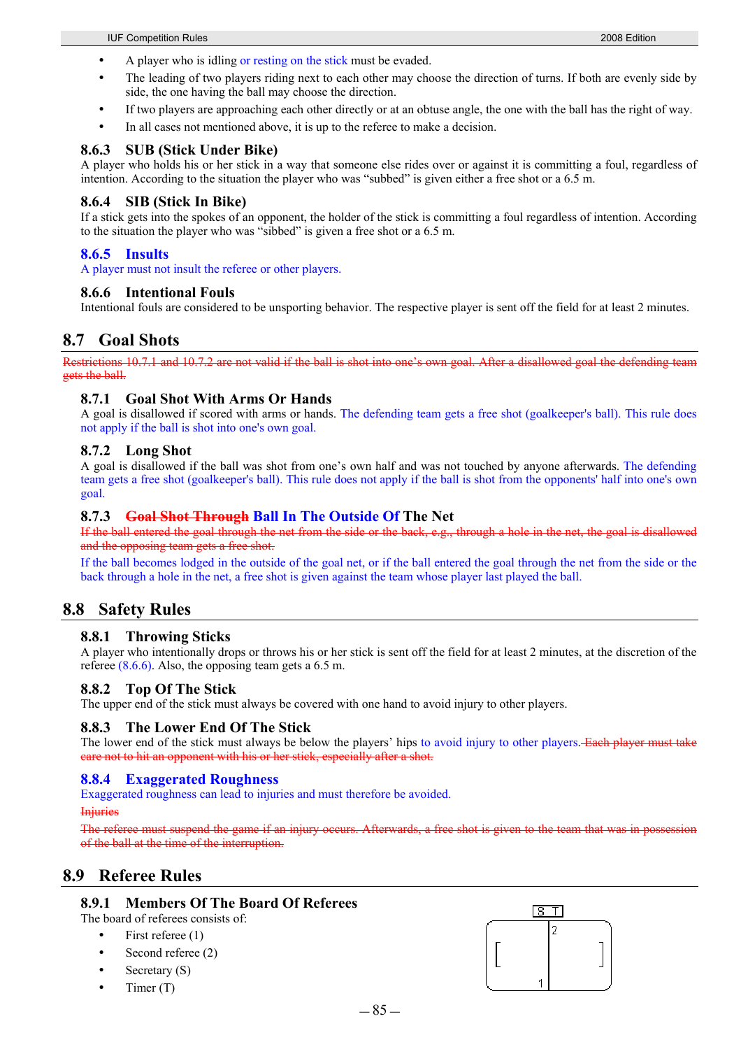- A player who is idling or resting on the stick must be evaded.
- The leading of two players riding next to each other may choose the direction of turns. If both are evenly side by side, the one having the ball may choose the direction.
- If two players are approaching each other directly or at an obtuse angle, the one with the ball has the right of way.
- In all cases not mentioned above, it is up to the referee to make a decision.

### 8.6.3 SUB (Stick Under Bike)

A player who holds his or her stick in a way that someone else rides over or against it is committing a foul, regardless of intention. According to the situation the player who was "subbed" is given either a free shot or a 6.5 m.

### 8.6.4 SIB (Stick In Bike)

If a stick gets into the spokes of an opponent, the holder of the stick is committing a foul regardless of intention. According to the situation the player who was "sibbed" is given a free shot or a 6.5 m.

### 8.6.5 Insults

A player must not insult the referee or other players.

### 8.6.6 Intentional Fouls

Intentional fouls are considered to be unsporting behavior. The respective player is sent off the field for at least 2 minutes.

## 8.7 Goal Shots

~~Restrictions 10.7.1 and 10.7.2 are not valid if the ball is shot into one's own goal. After a disallowed goal the defending team gets the ball.~~

### 8.7.1 Goal Shot With Arms Or Hands

A goal is disallowed if scored with arms or hands. The defending team gets a free shot (goalkeeper's ball). This rule does not apply if the ball is shot into one's own goal.

### 8.7.2 Long Shot

A goal is disallowed if the ball was shot from one's own half and was not touched by anyone afterwards. The defending team gets a free shot (goalkeeper's ball). This rule does not apply if the ball is shot from the opponents' half into one's own goal.

### 8.7.3 ~~Goal Shot Through~~ Ball In The Outside Of The Net

~~If the ball entered the goal through the net from the side or the back, e.g., through a hole in the net, the goal is disallowed and the opposing team gets a free shot.~~

If the ball becomes lodged in the outside of the goal net, or if the ball entered the goal through the net from the side or the back through a hole in the net, a free shot is given against the team whose player last played the ball.

## 8.8 Safety Rules

### 8.8.1 Throwing Sticks

A player who intentionally drops or throws his or her stick is sent off the field for at least 2 minutes, at the discretion of the referee (8.6.6). Also, the opposing team gets a 6.5 m.

### 8.8.2 Top Of The Stick

The upper end of the stick must always be covered with one hand to avoid injury to other players.

### 8.8.3 The Lower End Of The Stick

The lower end of the stick must always be below the players' hips to avoid injury to other players. ~~Each player must take care not to hit an opponent with his or her stick, especially after a shot.~~

### 8.8.4 Exaggerated Roughness

Exaggerated roughness can lead to injuries and must therefore be avoided.

~~Injuries~~

~~The referee must suspend the game if an injury occurs. Afterwards, a free shot is given to the team that was in possession of the ball at the time of the interruption.~~

## 8.9 Referee Rules

### 8.9.1 Members Of The Board Of Referees

The board of referees consists of:

- First referee (1)
- Second referee (2)
- Secretary (S)
- Timer (T)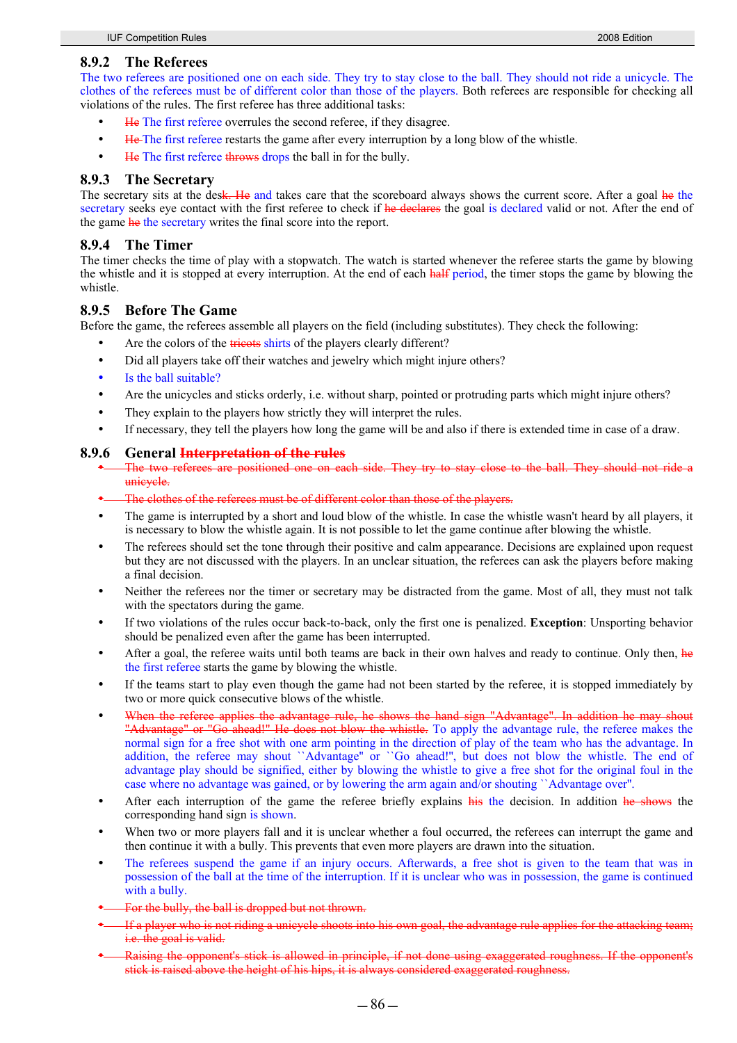### 8.9.2 The Referees

The two referees are positioned one on each side. They try to stay close to the ball. They should not ride a unicycle. The clothes of the referees must be of different color than those of the players. Both referees are responsible for checking all violations of the rules. The first referee has three additional tasks:

- ~~He~~ The first referee overrules the second referee, if they disagree.
- ~~He~~ The first referee restarts the game after every interruption by a long blow of the whistle.
- ~~He~~ The first referee ~~throws~~ drops the ball in for the bully.

### 8.9.3 The Secretary

The secretary sits at the des~~k. He~~ and takes care that the scoreboard always shows the current score. After a goal ~~he~~ the secretary seeks eye contact with the first referee to check if ~~he declares~~ the goal is declared valid or not. After the end of the game ~~he~~ the secretary writes the final score into the report.

### 8.9.4 The Timer

The timer checks the time of play with a stopwatch. The watch is started whenever the referee starts the game by blowing the whistle and it is stopped at every interruption. At the end of each ~~half~~ period, the timer stops the game by blowing the whistle.

### 8.9.5 Before The Game

Before the game, the referees assemble all players on the field (including substitutes). They check the following:

- Are the colors of the ~~tricots~~ shirts of the players clearly different?
- Did all players take off their watches and jewelry which might injure others?
- Is the ball suitable?
- Are the unicycles and sticks orderly, i.e. without sharp, pointed or protruding parts which might injure others?
- They explain to the players how strictly they will interpret the rules.
- If necessary, they tell the players how long the game will be and also if there is extended time in case of a draw.

### 8.9.6 General ~~Interpretation of the rules~~

- ~~The two referees are positioned one on each side. They try to stay close to the ball. They should not ride a unicycle.~~
- ~~The clothes of the referees must be of different color than those of the players.~~
- The game is interrupted by a short and loud blow of the whistle. In case the whistle wasn't heard by all players, it is necessary to blow the whistle again. It is not possible to let the game continue after blowing the whistle.
- The referees should set the tone through their positive and calm appearance. Decisions are explained upon request but they are not discussed with the players. In an unclear situation, the referees can ask the players before making a final decision.
- Neither the referees nor the timer or secretary may be distracted from the game. Most of all, they must not talk with the spectators during the game.
- If two violations of the rules occur back-to-back, only the first one is penalized. **Exception**: Unsporting behavior should be penalized even after the game has been interrupted.
- After a goal, the referee waits until both teams are back in their own halves and ready to continue. Only then, ~~he~~ the first referee starts the game by blowing the whistle.
- If the teams start to play even though the game had not been started by the referee, it is stopped immediately by two or more quick consecutive blows of the whistle.
- ~~When the referee applies the advantage rule, he shows the hand sign "Advantage". In addition he may shout "Advantage" or "Go ahead!" He does not blow the whistle.~~ To apply the advantage rule, the referee makes the normal sign for a free shot with one arm pointing in the direction of play of the team who has the advantage. In addition, the referee may shout ``Advantage" or ``Go ahead!", but does not blow the whistle. The end of advantage play should be signified, either by blowing the whistle to give a free shot for the original foul in the case where no advantage was gained, or by lowering the arm again and/or shouting ``Advantage over".
- After each interruption of the game the referee briefly explains ~~his~~ the decision. In addition ~~he shows~~ the corresponding hand sign is shown.
- When two or more players fall and it is unclear whether a foul occurred, the referees can interrupt the game and then continue it with a bully. This prevents that even more players are drawn into the situation.
- The referees suspend the game if an injury occurs. Afterwards, a free shot is given to the team that was in possession of the ball at the time of the interruption. If it is unclear who was in possession, the game is continued with a bully.
- ~~For the bully, the ball is dropped but not thrown.~~
- ~~If a player who is not riding a unicycle shoots into his own goal, the advantage rule applies for the attacking team; i.e. the goal is valid.~~
- ~~Raising the opponent's stick is allowed in principle, if not done using exaggerated roughness. If the opponent's stick is raised above the height of his hips, it is always considered exaggerated roughness.~~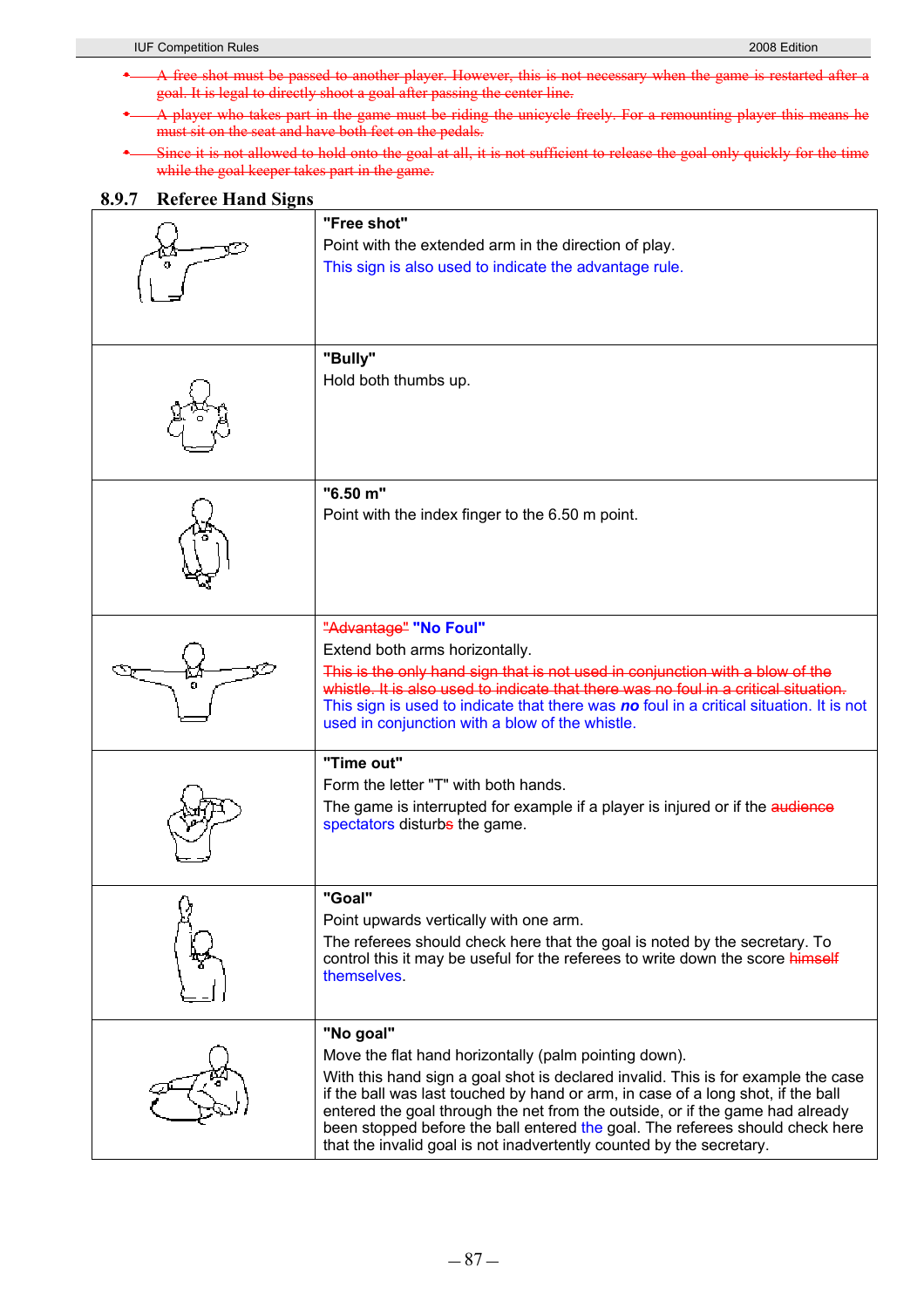- ~~A free shot must be passed to another player. However, this is not necessary when the game is restarted after a goal. It is legal to directly shoot a goal after passing the center line.~~
- ~~A player who takes part in the game must be riding the unicycle freely. For a remounting player this means he must sit on the seat and have both feet on the pedals.~~
- ~~Since it is not allowed to hold onto the goal at all, it is not sufficient to release the goal only quickly for the time while the goal keeper takes part in the game.~~

### 8.9.7 Referee Hand Signs

| | |
|---|---|
| | **"Free shot"**<br>Point with the extended arm in the direction of play.<br>This sign is also used to indicate the advantage rule. |
| | **"Bully"**<br>Hold both thumbs up. |
| | **"6.50 m"**<br>Point with the index finger to the 6.50 m point. |
| | ~~"Advantage"~~ **"No Foul"**<br>Extend both arms horizontally.<br>~~This is the only hand sign that is not used in conjunction with a blow of the whistle. It is also used to indicate that there was no foul in a critical situation.~~<br>This sign is used to indicate that there was ***no*** foul in a critical situation. It is not used in conjunction with a blow of the whistle. |
| | **"Time out"**<br>Form the letter "T" with both hands.<br>The game is interrupted for example if a player is injured or if the ~~audience~~ spectators disturb~~s~~ the game. |
| | **"Goal"**<br>Point upwards vertically with one arm.<br>The referees should check here that the goal is noted by the secretary. To control this it may be useful for the referees to write down the score ~~himself~~ themselves. |
| | **"No goal"**<br>Move the flat hand horizontally (palm pointing down).<br>With this hand sign a goal shot is declared invalid. This is for example the case if the ball was last touched by hand or arm, in case of a long shot, if the ball entered the goal through the net from the outside, or if the game had already been stopped before the ball entered the goal. The referees should check here that the invalid goal is not inadvertently counted by the secretary. |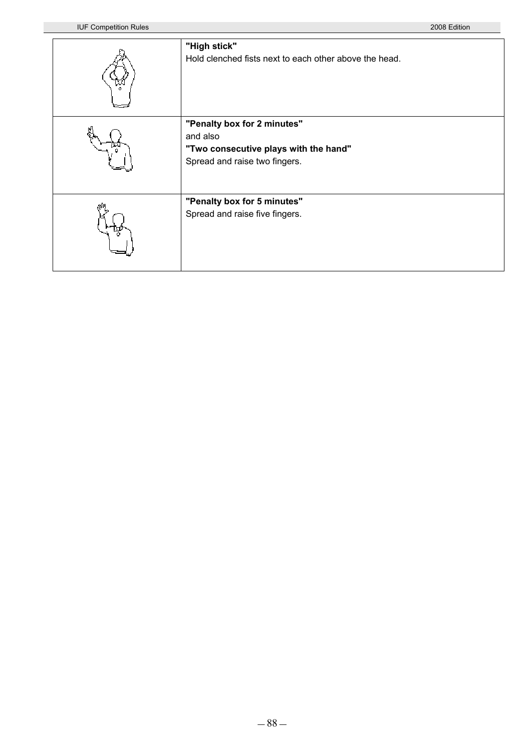| | |
|---|---|
| | **"High stick"**<br>Hold clenched fists next to each other above the head. |
| | **"Penalty box for 2 minutes"**<br>and also<br>**"Two consecutive plays with the hand"**<br>Spread and raise two fingers. |
| | **"Penalty box for 5 minutes"**<br>Spread and raise five fingers. |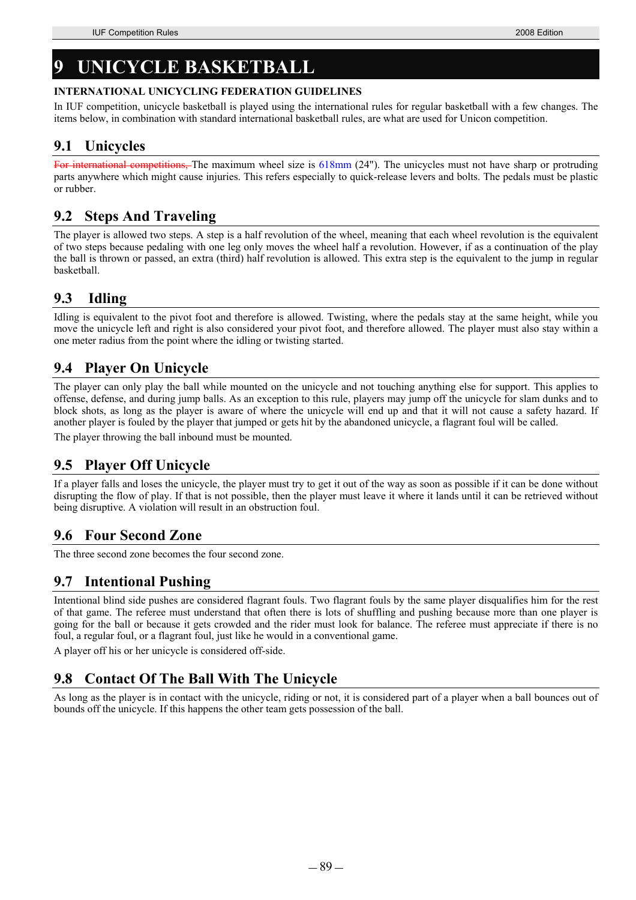# 9 UNICYCLE BASKETBALL

**INTERNATIONAL UNICYCLING FEDERATION GUIDELINES**

In IUF competition, unicycle basketball is played using the international rules for regular basketball with a few changes. The items below, in combination with standard international basketball rules, are what are used for Unicon competition.

## 9.1 Unicycles

~~For international competitions,~~ The maximum wheel size is 618mm (24"). The unicycles must not have sharp or protruding parts anywhere which might cause injuries. This refers especially to quick-release levers and bolts. The pedals must be plastic or rubber.

## 9.2 Steps And Traveling

The player is allowed two steps. A step is a half revolution of the wheel, meaning that each wheel revolution is the equivalent of two steps because pedaling with one leg only moves the wheel half a revolution. However, if as a continuation of the play the ball is thrown or passed, an extra (third) half revolution is allowed. This extra step is the equivalent to the jump in regular basketball.

## 9.3 Idling

Idling is equivalent to the pivot foot and therefore is allowed. Twisting, where the pedals stay at the same height, while you move the unicycle left and right is also considered your pivot foot, and therefore allowed. The player must also stay within a one meter radius from the point where the idling or twisting started.

## 9.4 Player On Unicycle

The player can only play the ball while mounted on the unicycle and not touching anything else for support. This applies to offense, defense, and during jump balls. As an exception to this rule, players may jump off the unicycle for slam dunks and to block shots, as long as the player is aware of where the unicycle will end up and that it will not cause a safety hazard. If another player is fouled by the player that jumped or gets hit by the abandoned unicycle, a flagrant foul will be called.

The player throwing the ball inbound must be mounted.

## 9.5 Player Off Unicycle

If a player falls and loses the unicycle, the player must try to get it out of the way as soon as possible if it can be done without disrupting the flow of play. If that is not possible, then the player must leave it where it lands until it can be retrieved without being disruptive. A violation will result in an obstruction foul.

## 9.6 Four Second Zone

The three second zone becomes the four second zone.

## 9.7 Intentional Pushing

Intentional blind side pushes are considered flagrant fouls. Two flagrant fouls by the same player disqualifies him for the rest of that game. The referee must understand that often there is lots of shuffling and pushing because more than one player is going for the ball or because it gets crowded and the rider must look for balance. The referee must appreciate if there is no foul, a regular foul, or a flagrant foul, just like he would in a conventional game.

A player off his or her unicycle is considered off-side.

## 9.8 Contact Of The Ball With The Unicycle

As long as the player is in contact with the unicycle, riding or not, it is considered part of a player when a ball bounces out of bounds off the unicycle. If this happens the other team gets possession of the ball.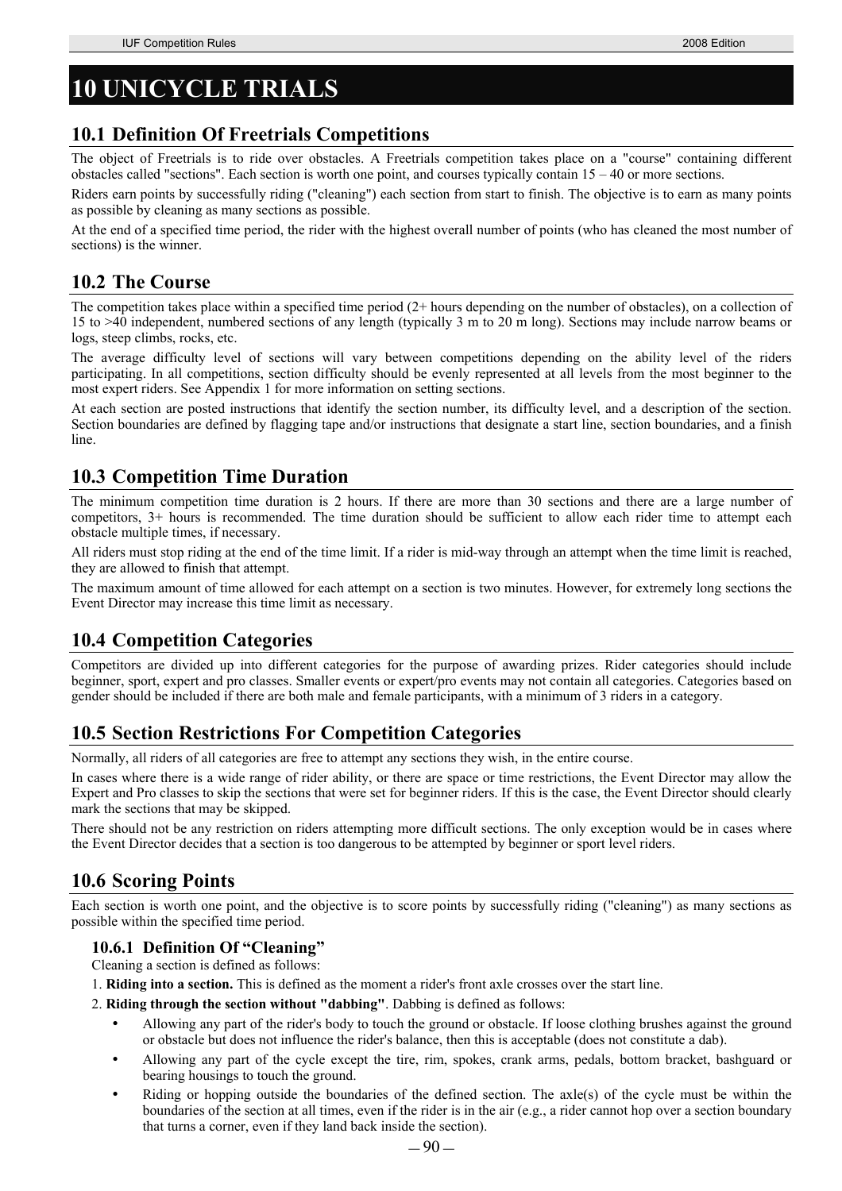# 10 UNICYCLE TRIALS

## 10.1 Definition Of Freetrials Competitions

The object of Freetrials is to ride over obstacles. A Freetrials competition takes place on a "course" containing different obstacles called "sections". Each section is worth one point, and courses typically contain 15 – 40 or more sections.

Riders earn points by successfully riding ("cleaning") each section from start to finish. The objective is to earn as many points as possible by cleaning as many sections as possible.

At the end of a specified time period, the rider with the highest overall number of points (who has cleaned the most number of sections) is the winner.

## 10.2 The Course

The competition takes place within a specified time period (2+ hours depending on the number of obstacles), on a collection of 15 to >40 independent, numbered sections of any length (typically 3 m to 20 m long). Sections may include narrow beams or logs, steep climbs, rocks, etc.

The average difficulty level of sections will vary between competitions depending on the ability level of the riders participating. In all competitions, section difficulty should be evenly represented at all levels from the most beginner to the most expert riders. See Appendix 1 for more information on setting sections.

At each section are posted instructions that identify the section number, its difficulty level, and a description of the section. Section boundaries are defined by flagging tape and/or instructions that designate a start line, section boundaries, and a finish line.

## 10.3 Competition Time Duration

The minimum competition time duration is 2 hours. If there are more than 30 sections and there are a large number of competitors, 3+ hours is recommended. The time duration should be sufficient to allow each rider time to attempt each obstacle multiple times, if necessary.

All riders must stop riding at the end of the time limit. If a rider is mid-way through an attempt when the time limit is reached, they are allowed to finish that attempt.

The maximum amount of time allowed for each attempt on a section is two minutes. However, for extremely long sections the Event Director may increase this time limit as necessary.

## 10.4 Competition Categories

Competitors are divided up into different categories for the purpose of awarding prizes. Rider categories should include beginner, sport, expert and pro classes. Smaller events or expert/pro events may not contain all categories. Categories based on gender should be included if there are both male and female participants, with a minimum of 3 riders in a category.

## 10.5 Section Restrictions For Competition Categories

Normally, all riders of all categories are free to attempt any sections they wish, in the entire course.

In cases where there is a wide range of rider ability, or there are space or time restrictions, the Event Director may allow the Expert and Pro classes to skip the sections that were set for beginner riders. If this is the case, the Event Director should clearly mark the sections that may be skipped.

There should not be any restriction on riders attempting more difficult sections. The only exception would be in cases where the Event Director decides that a section is too dangerous to be attempted by beginner or sport level riders.

## 10.6 Scoring Points

Each section is worth one point, and the objective is to score points by successfully riding ("cleaning") as many sections as possible within the specified time period.

### 10.6.1 Definition Of "Cleaning"

Cleaning a section is defined as follows:

1. **Riding into a section.** This is defined as the moment a rider's front axle crosses over the start line.
2. **Riding through the section without "dabbing"**. Dabbing is defined as follows:
   - Allowing any part of the rider's body to touch the ground or obstacle. If loose clothing brushes against the ground or obstacle but does not influence the rider's balance, then this is acceptable (does not constitute a dab).
   - Allowing any part of the cycle except the tire, rim, spokes, crank arms, pedals, bottom bracket, bashguard or bearing housings to touch the ground.
   - Riding or hopping outside the boundaries of the defined section. The axle(s) of the cycle must be within the boundaries of the section at all times, even if the rider is in the air (e.g., a rider cannot hop over a section boundary that turns a corner, even if they land back inside the section).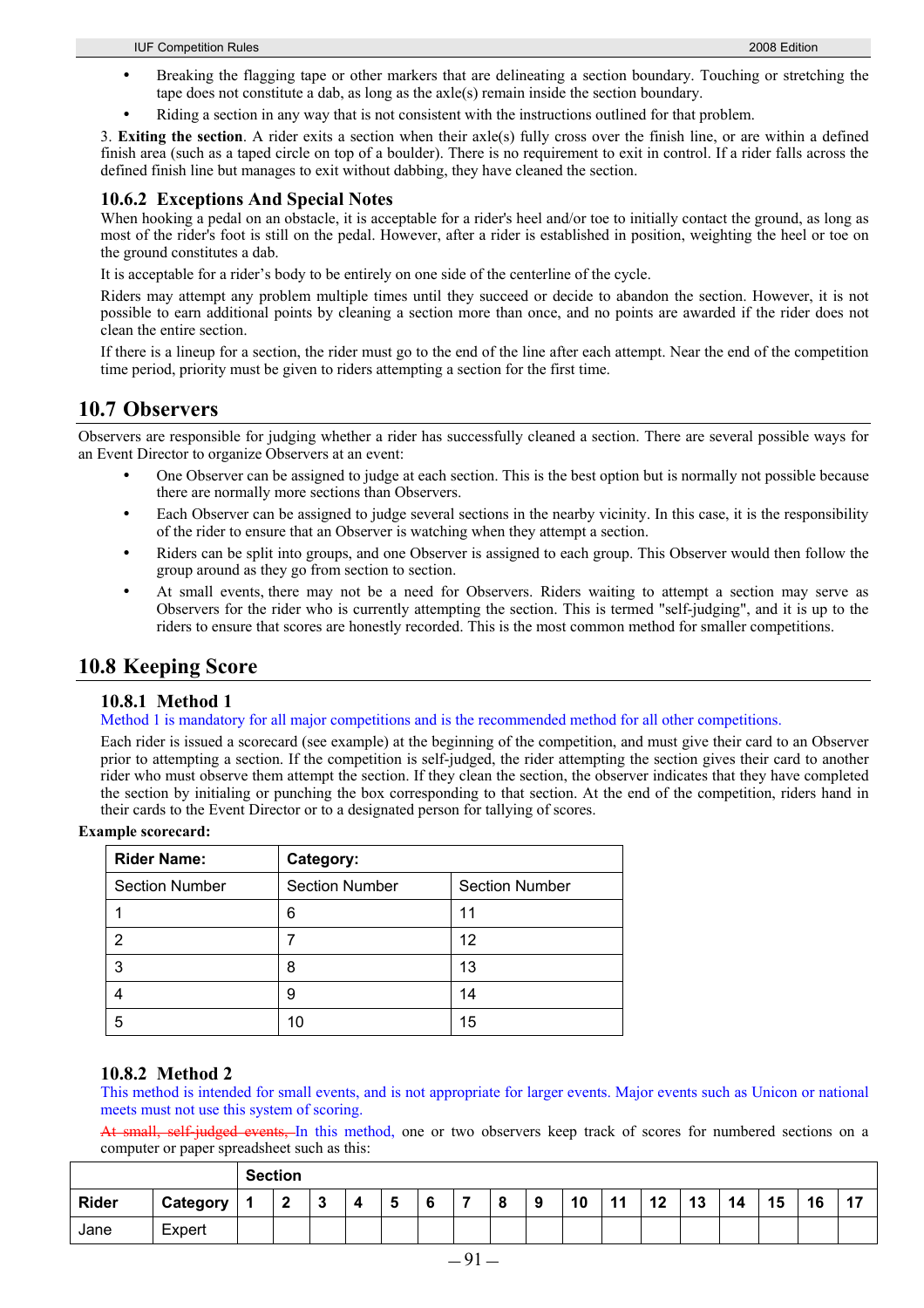- Breaking the flagging tape or other markers that are delineating a section boundary. Touching or stretching the tape does not constitute a dab, as long as the axle(s) remain inside the section boundary.
- Riding a section in any way that is not consistent with the instructions outlined for that problem.

3. **Exiting the section**. A rider exits a section when their axle(s) fully cross over the finish line, or are within a defined finish area (such as a taped circle on top of a boulder). There is no requirement to exit in control. If a rider falls across the defined finish line but manages to exit without dabbing, they have cleaned the section.

### 10.6.2 Exceptions And Special Notes

When hooking a pedal on an obstacle, it is acceptable for a rider's heel and/or toe to initially contact the ground, as long as most of the rider's foot is still on the pedal. However, after a rider is established in position, weighting the heel or toe on the ground constitutes a dab.

It is acceptable for a rider's body to be entirely on one side of the centerline of the cycle.

Riders may attempt any problem multiple times until they succeed or decide to abandon the section. However, it is not possible to earn additional points by cleaning a section more than once, and no points are awarded if the rider does not clean the entire section.

If there is a lineup for a section, the rider must go to the end of the line after each attempt. Near the end of the competition time period, priority must be given to riders attempting a section for the first time.

## 10.7 Observers

Observers are responsible for judging whether a rider has successfully cleaned a section. There are several possible ways for an Event Director to organize Observers at an event:

- One Observer can be assigned to judge at each section. This is the best option but is normally not possible because there are normally more sections than Observers.
- Each Observer can be assigned to judge several sections in the nearby vicinity. In this case, it is the responsibility of the rider to ensure that an Observer is watching when they attempt a section.
- Riders can be split into groups, and one Observer is assigned to each group. This Observer would then follow the group around as they go from section to section.
- At small events, there may not be a need for Observers. Riders waiting to attempt a section may serve as Observers for the rider who is currently attempting the section. This is termed "self-judging", and it is up to the riders to ensure that scores are honestly recorded. This is the most common method for smaller competitions.

## 10.8 Keeping Score

### 10.8.1 Method 1

Method 1 is mandatory for all major competitions and is the recommended method for all other competitions.

Each rider is issued a scorecard (see example) at the beginning of the competition, and must give their card to an Observer prior to attempting a section. If the competition is self-judged, the rider attempting the section gives their card to another rider who must observe them attempt the section. If they clean the section, the observer indicates that they have completed the section by initialing or punching the box corresponding to that section. At the end of the competition, riders hand in their cards to the Event Director or to a designated person for tallying of scores.

**Example scorecard:**

| **Rider Name:** | **Category:** | |
|---|---|---|
| Section Number | Section Number | Section Number |
| 1 | 6 | 11 |
| 2 | 7 | 12 |
| 3 | 8 | 13 |
| 4 | 9 | 14 |
| 5 | 10 | 15 |

### 10.8.2 Method 2

This method is intended for small events, and is not appropriate for larger events. Major events such as Unicon or national meets must not use this system of scoring.

~~At small, self-judged events,~~ In this method, one or two observers keep track of scores for numbered sections on a computer or paper spreadsheet such as this:

| | | **Section** | | | | | | | | | | | | | | | | |
|---|---|---|---|---|---|---|---|---|---|---|---|---|---|---|---|---|---|---|
| **Rider** | **Category** | **1** | **2** | **3** | **4** | **5** | **6** | **7** | **8** | **9** | **10** | **11** | **12** | **13** | **14** | **15** | **16** | **17** |
| Jane | Expert | | | | | | | | | | | | | | | | | |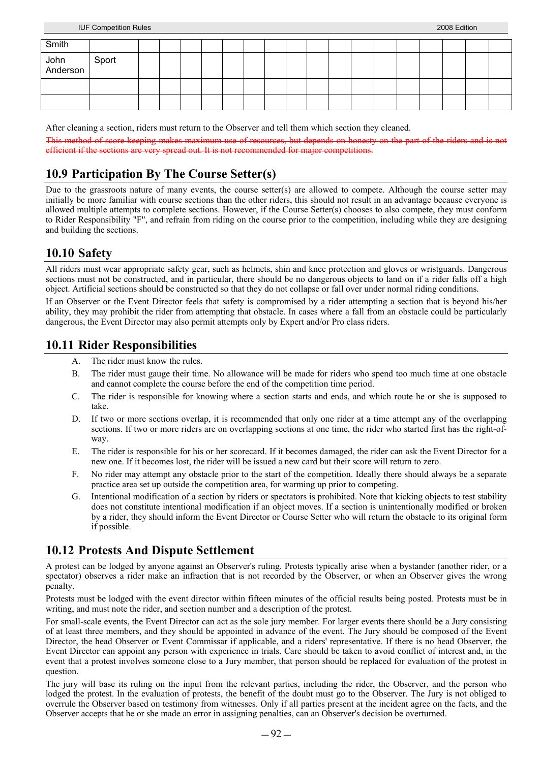| Smith | | | | | | | | | | | | | | | | | | |
|---|---|---|---|---|---|---|---|---|---|---|---|---|---|---|---|---|---|---|
| John Anderson | Sport | | | | | | | | | | | | | | | | | |
| | | | | | | | | | | | | | | | | | | |
| | | | | | | | | | | | | | | | | | | |

After cleaning a section, riders must return to the Observer and tell them which section they cleaned.

~~This method of score keeping makes maximum use of resources, but depends on honesty on the part of the riders and is not efficient if the sections are very spread out. It is not recommended for major competitions.~~

## 10.9 Participation By The Course Setter(s)

Due to the grassroots nature of many events, the course setter(s) are allowed to compete. Although the course setter may initially be more familiar with course sections than the other riders, this should not result in an advantage because everyone is allowed multiple attempts to complete sections. However, if the Course Setter(s) chooses to also compete, they must conform to Rider Responsibility "F", and refrain from riding on the course prior to the competition, including while they are designing and building the sections.

## 10.10 Safety

All riders must wear appropriate safety gear, such as helmets, shin and knee protection and gloves or wristguards. Dangerous sections must not be constructed, and in particular, there should be no dangerous objects to land on if a rider falls off a high object. Artificial sections should be constructed so that they do not collapse or fall over under normal riding conditions.

If an Observer or the Event Director feels that safety is compromised by a rider attempting a section that is beyond his/her ability, they may prohibit the rider from attempting that obstacle. In cases where a fall from an obstacle could be particularly dangerous, the Event Director may also permit attempts only by Expert and/or Pro class riders.

## 10.11 Rider Responsibilities

A. The rider must know the rules.

B. The rider must gauge their time. No allowance will be made for riders who spend too much time at one obstacle and cannot complete the course before the end of the competition time period.

C. The rider is responsible for knowing where a section starts and ends, and which route he or she is supposed to take.

D. If two or more sections overlap, it is recommended that only one rider at a time attempt any of the overlapping sections. If two or more riders are on overlapping sections at one time, the rider who started first has the right-of-way.

E. The rider is responsible for his or her scorecard. If it becomes damaged, the rider can ask the Event Director for a new one. If it becomes lost, the rider will be issued a new card but their score will return to zero.

F. No rider may attempt any obstacle prior to the start of the competition. Ideally there should always be a separate practice area set up outside the competition area, for warming up prior to competing.

G. Intentional modification of a section by riders or spectators is prohibited. Note that kicking objects to test stability does not constitute intentional modification if an object moves. If a section is unintentionally modified or broken by a rider, they should inform the Event Director or Course Setter who will return the obstacle to its original form if possible.

## 10.12 Protests And Dispute Settlement

A protest can be lodged by anyone against an Observer's ruling. Protests typically arise when a bystander (another rider, or a spectator) observes a rider make an infraction that is not recorded by the Observer, or when an Observer gives the wrong penalty.

Protests must be lodged with the event director within fifteen minutes of the official results being posted. Protests must be in writing, and must note the rider, and section number and a description of the protest.

For small-scale events, the Event Director can act as the sole jury member. For larger events there should be a Jury consisting of at least three members, and they should be appointed in advance of the event. The Jury should be composed of the Event Director, the head Observer or Event Commissar if applicable, and a riders' representative. If there is no head Observer, the Event Director can appoint any person with experience in trials. Care should be taken to avoid conflict of interest and, in the event that a protest involves someone close to a Jury member, that person should be replaced for evaluation of the protest in question.

The jury will base its ruling on the input from the relevant parties, including the rider, the Observer, and the person who lodged the protest. In the evaluation of protests, the benefit of the doubt must go to the Observer. The Jury is not obliged to overrule the Observer based on testimony from witnesses. Only if all parties present at the incident agree on the facts, and the Observer accepts that he or she made an error in assigning penalties, can an Observer's decision be overturned.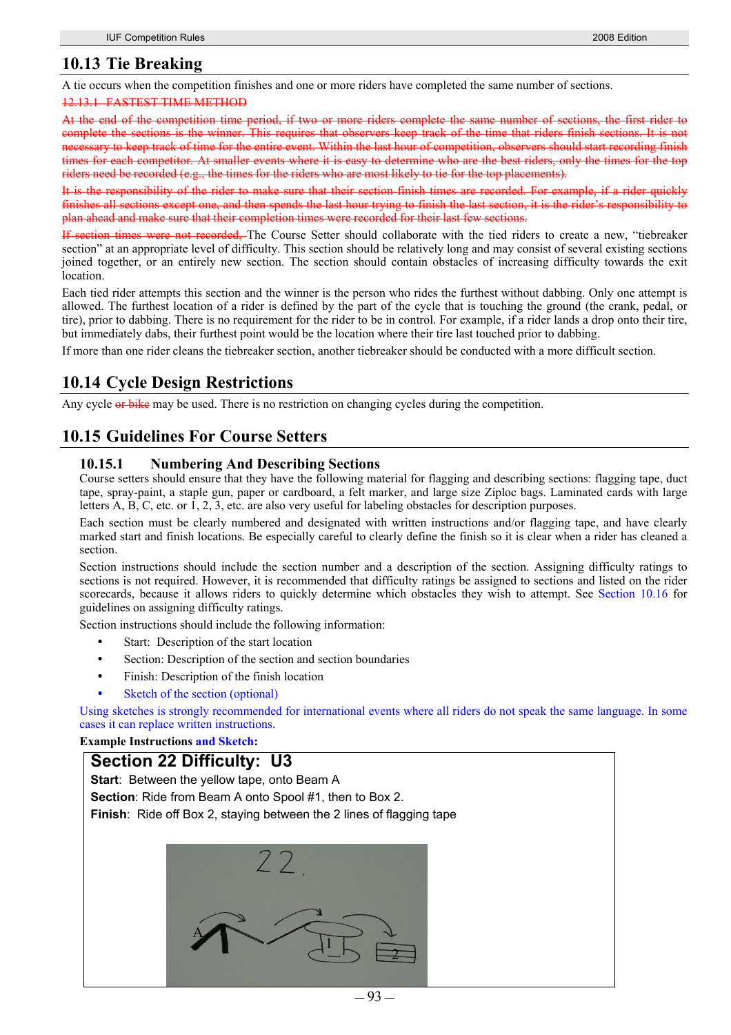## 10.13 Tie Breaking

A tie occurs when the competition finishes and one or more riders have completed the same number of sections.

~~12.13.1 FASTEST TIME METHOD~~

~~At the end of the competition time period, if two or more riders complete the same number of sections, the first rider to complete the sections is the winner. This requires that observers keep track of the time that riders finish sections. It is not necessary to keep track of time for the entire event. Within the last hour of competition, observers should start recording finish times for each competitor. At smaller events where it is easy to determine who are the best riders, only the times for the top riders need be recorded (e.g., the times for the riders who are most likely to tie for the top placements).~~

~~It is the responsibility of the rider to make sure that their section finish times are recorded. For example, if a rider quickly finishes all sections except one, and then spends the last hour trying to finish the last section, it is the rider's responsibility to plan ahead and make sure that their completion times were recorded for their last few sections.~~

~~If section times were not recorded,~~ The Course Setter should collaborate with the tied riders to create a new, "tiebreaker section" at an appropriate level of difficulty. This section should be relatively long and may consist of several existing sections joined together, or an entirely new section. The section should contain obstacles of increasing difficulty towards the exit location.

Each tied rider attempts this section and the winner is the person who rides the furthest without dabbing. Only one attempt is allowed. The furthest location of a rider is defined by the part of the cycle that is touching the ground (the crank, pedal, or tire), prior to dabbing. There is no requirement for the rider to be in control. For example, if a rider lands a drop onto their tire, but immediately dabs, their furthest point would be the location where their tire last touched prior to dabbing.

If more than one rider cleans the tiebreaker section, another tiebreaker should be conducted with a more difficult section.

## 10.14 Cycle Design Restrictions

Any cycle ~~or bike~~ may be used. There is no restriction on changing cycles during the competition.

## 10.15 Guidelines For Course Setters

### 10.15.1 Numbering And Describing Sections

Course setters should ensure that they have the following material for flagging and describing sections: flagging tape, duct tape, spray-paint, a staple gun, paper or cardboard, a felt marker, and large size Ziploc bags. Laminated cards with large letters A, B, C, etc. or 1, 2, 3, etc. are also very useful for labeling obstacles for description purposes.

Each section must be clearly numbered and designated with written instructions and/or flagging tape, and have clearly marked start and finish locations. Be especially careful to clearly define the finish so it is clear when a rider has cleaned a section.

Section instructions should include the section number and a description of the section. Assigning difficulty ratings to sections is not required. However, it is recommended that difficulty ratings be assigned to sections and listed on the rider scorecards, because it allows riders to quickly determine which obstacles they wish to attempt. See Section 10.16 for guidelines on assigning difficulty ratings.

Section instructions should include the following information:

- Start: Description of the start location
- Section: Description of the section and section boundaries
- Finish: Description of the finish location
- Sketch of the section (optional)

Using sketches is strongly recommended for international events where all riders do not speak the same language. In some cases it can replace written instructions.

**Example Instructions and Sketch:**

**Section 22 Difficulty: U3**

**Start**: Between the yellow tape, onto Beam A

**Section**: Ride from Beam A onto Spool #1, then to Box 2.

**Finish**: Ride off Box 2, staying between the 2 lines of flagging tape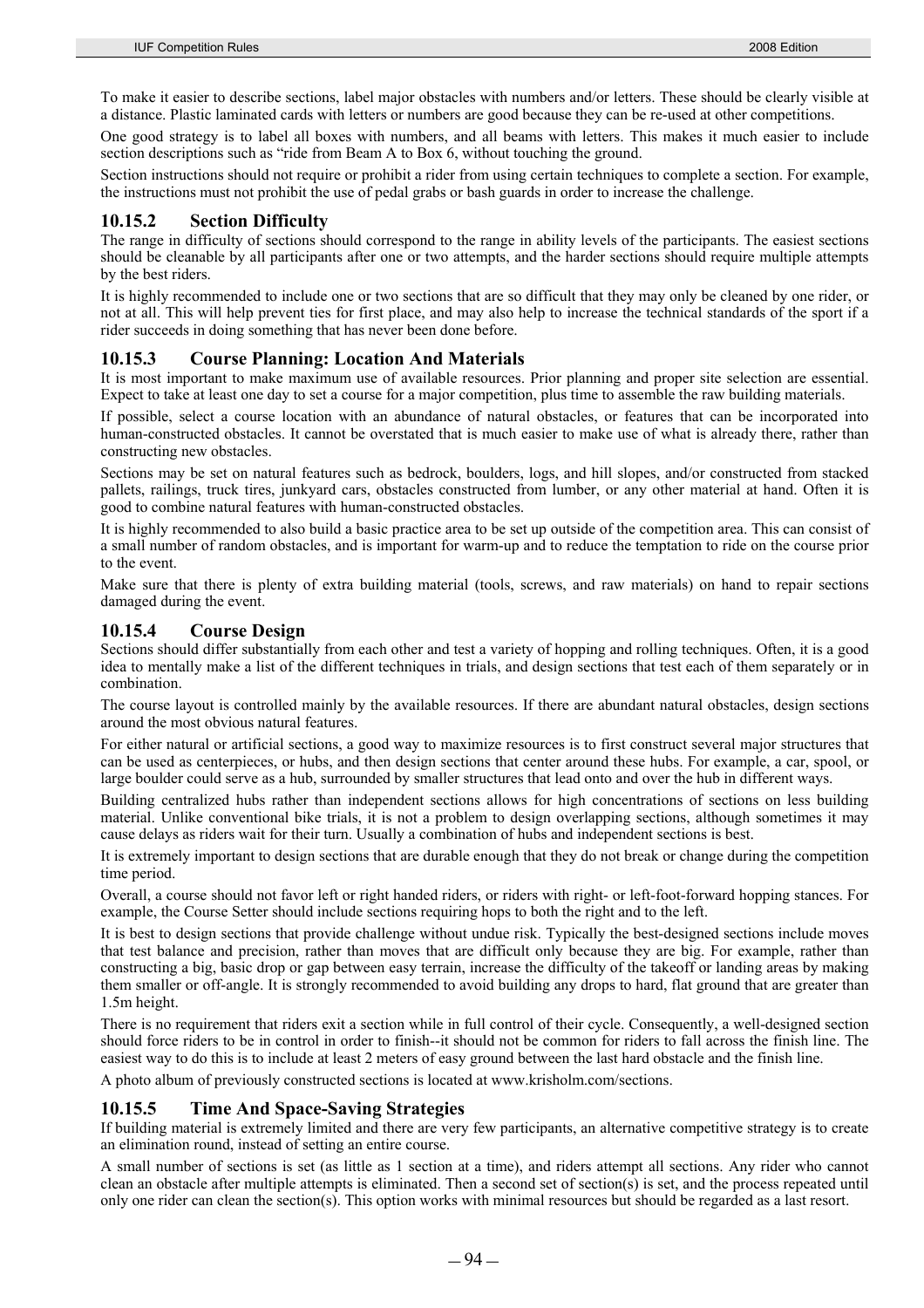To make it easier to describe sections, label major obstacles with numbers and/or letters. These should be clearly visible at a distance. Plastic laminated cards with letters or numbers are good because they can be re-used at other competitions.

One good strategy is to label all boxes with numbers, and all beams with letters. This makes it much easier to include section descriptions such as "ride from Beam A to Box 6, without touching the ground.

Section instructions should not require or prohibit a rider from using certain techniques to complete a section. For example, the instructions must not prohibit the use of pedal grabs or bash guards in order to increase the challenge.

### 10.15.2 Section Difficulty

The range in difficulty of sections should correspond to the range in ability levels of the participants. The easiest sections should be cleanable by all participants after one or two attempts, and the harder sections should require multiple attempts by the best riders.

It is highly recommended to include one or two sections that are so difficult that they may only be cleaned by one rider, or not at all. This will help prevent ties for first place, and may also help to increase the technical standards of the sport if a rider succeeds in doing something that has never been done before.

### 10.15.3 Course Planning: Location And Materials

It is most important to make maximum use of available resources. Prior planning and proper site selection are essential. Expect to take at least one day to set a course for a major competition, plus time to assemble the raw building materials.

If possible, select a course location with an abundance of natural obstacles, or features that can be incorporated into human-constructed obstacles. It cannot be overstated that is much easier to make use of what is already there, rather than constructing new obstacles.

Sections may be set on natural features such as bedrock, boulders, logs, and hill slopes, and/or constructed from stacked pallets, railings, truck tires, junkyard cars, obstacles constructed from lumber, or any other material at hand. Often it is good to combine natural features with human-constructed obstacles.

It is highly recommended to also build a basic practice area to be set up outside of the competition area. This can consist of a small number of random obstacles, and is important for warm-up and to reduce the temptation to ride on the course prior to the event.

Make sure that there is plenty of extra building material (tools, screws, and raw materials) on hand to repair sections damaged during the event.

### 10.15.4 Course Design

Sections should differ substantially from each other and test a variety of hopping and rolling techniques. Often, it is a good idea to mentally make a list of the different techniques in trials, and design sections that test each of them separately or in combination.

The course layout is controlled mainly by the available resources. If there are abundant natural obstacles, design sections around the most obvious natural features.

For either natural or artificial sections, a good way to maximize resources is to first construct several major structures that can be used as centerpieces, or hubs, and then design sections that center around these hubs. For example, a car, spool, or large boulder could serve as a hub, surrounded by smaller structures that lead onto and over the hub in different ways.

Building centralized hubs rather than independent sections allows for high concentrations of sections on less building material. Unlike conventional bike trials, it is not a problem to design overlapping sections, although sometimes it may cause delays as riders wait for their turn. Usually a combination of hubs and independent sections is best.

It is extremely important to design sections that are durable enough that they do not break or change during the competition time period.

Overall, a course should not favor left or right handed riders, or riders with right- or left-foot-forward hopping stances. For example, the Course Setter should include sections requiring hops to both the right and to the left.

It is best to design sections that provide challenge without undue risk. Typically the best-designed sections include moves that test balance and precision, rather than moves that are difficult only because they are big. For example, rather than constructing a big, basic drop or gap between easy terrain, increase the difficulty of the takeoff or landing areas by making them smaller or off-angle. It is strongly recommended to avoid building any drops to hard, flat ground that are greater than 1.5m height.

There is no requirement that riders exit a section while in full control of their cycle. Consequently, a well-designed section should force riders to be in control in order to finish--it should not be common for riders to fall across the finish line. The easiest way to do this is to include at least 2 meters of easy ground between the last hard obstacle and the finish line.

A photo album of previously constructed sections is located at www.krisholm.com/sections.

### 10.15.5 Time And Space-Saving Strategies

If building material is extremely limited and there are very few participants, an alternative competitive strategy is to create an elimination round, instead of setting an entire course.

A small number of sections is set (as little as 1 section at a time), and riders attempt all sections. Any rider who cannot clean an obstacle after multiple attempts is eliminated. Then a second set of section(s) is set, and the process repeated until only one rider can clean the section(s). This option works with minimal resources but should be regarded as a last resort.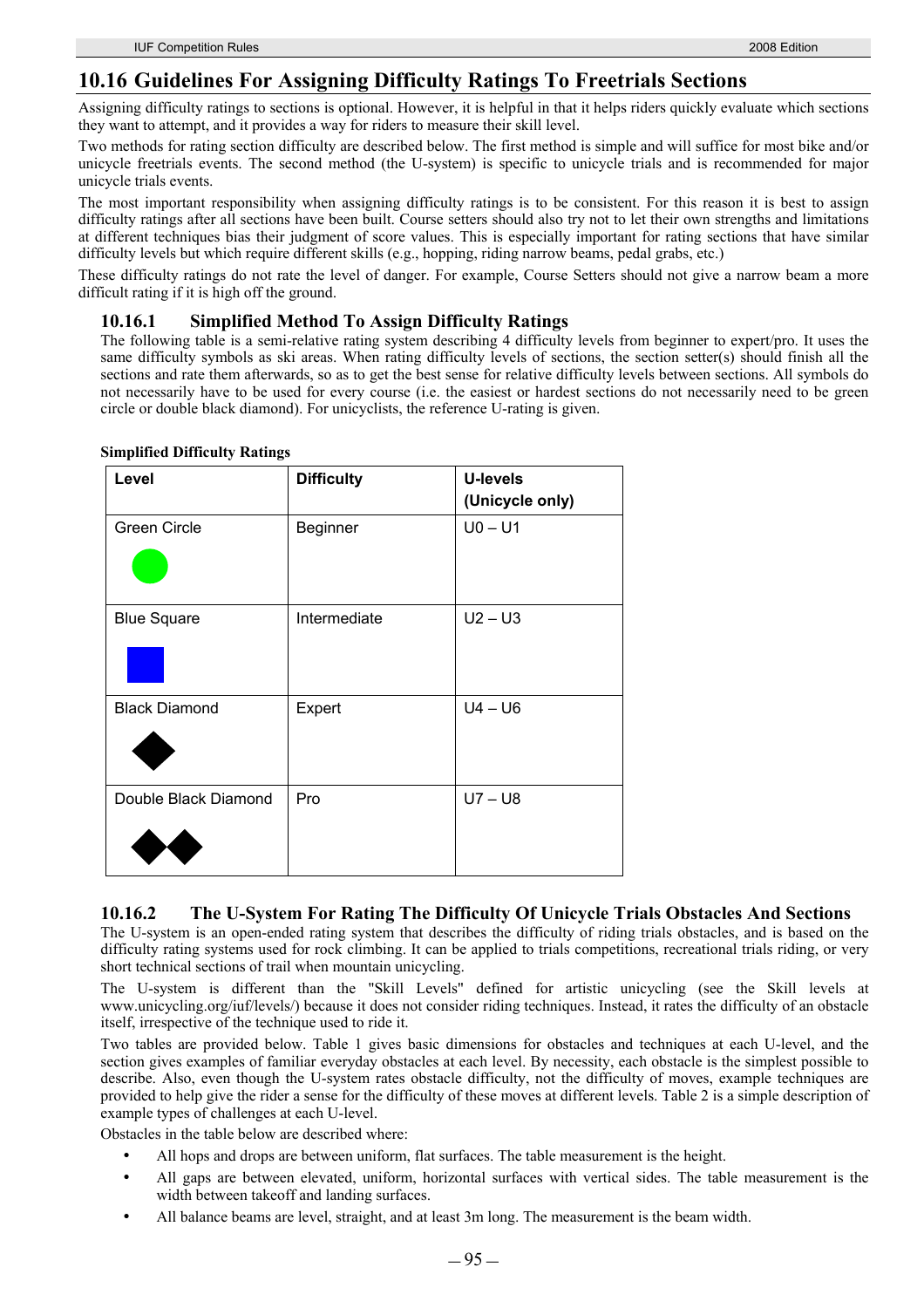## 10.16 Guidelines For Assigning Difficulty Ratings To Freetrials Sections

Assigning difficulty ratings to sections is optional. However, it is helpful in that it helps riders quickly evaluate which sections they want to attempt, and it provides a way for riders to measure their skill level.

Two methods for rating section difficulty are described below. The first method is simple and will suffice for most bike and/or unicycle freetrials events. The second method (the U-system) is specific to unicycle trials and is recommended for major unicycle trials events.

The most important responsibility when assigning difficulty ratings is to be consistent. For this reason it is best to assign difficulty ratings after all sections have been built. Course setters should also try not to let their own strengths and limitations at different techniques bias their judgment of score values. This is especially important for rating sections that have similar difficulty levels but which require different skills (e.g., hopping, riding narrow beams, pedal grabs, etc.)

These difficulty ratings do not rate the level of danger. For example, Course Setters should not give a narrow beam a more difficult rating if it is high off the ground.

### 10.16.1 Simplified Method To Assign Difficulty Ratings

The following table is a semi-relative rating system describing 4 difficulty levels from beginner to expert/pro. It uses the same difficulty symbols as ski areas. When rating difficulty levels of sections, the section setter(s) should finish all the sections and rate them afterwards, so as to get the best sense for relative difficulty levels between sections. All symbols do not necessarily have to be used for every course (i.e. the easiest or hardest sections do not necessarily need to be green circle or double black diamond). For unicyclists, the reference U-rating is given.

**Simplified Difficulty Ratings**

| Level | Difficulty | U-levels (Unicycle only) |
|---|---|---|
| Green Circle ● | Beginner | U0 – U1 |
| Blue Square ■ | Intermediate | U2 – U3 |
| Black Diamond ◆ | Expert | U4 – U6 |
| Double Black Diamond ◆◆ | Pro | U7 – U8 |

### 10.16.2 The U-System For Rating The Difficulty Of Unicycle Trials Obstacles And Sections

The U-system is an open-ended rating system that describes the difficulty of riding trials obstacles, and is based on the difficulty rating systems used for rock climbing. It can be applied to trials competitions, recreational trials riding, or very short technical sections of trail when mountain unicycling.

The U-system is different than the "Skill Levels" defined for artistic unicycling (see the Skill levels at www.unicycling.org/iuf/levels/) because it does not consider riding techniques. Instead, it rates the difficulty of an obstacle itself, irrespective of the technique used to ride it.

Two tables are provided below. Table 1 gives basic dimensions for obstacles and techniques at each U-level, and the section gives examples of familiar everyday obstacles at each level. By necessity, each obstacle is the simplest possible to describe. Also, even though the U-system rates obstacle difficulty, not the difficulty of moves, example techniques are provided to help give the rider a sense for the difficulty of these moves at different levels. Table 2 is a simple description of example types of challenges at each U-level.

Obstacles in the table below are described where:

- All hops and drops are between uniform, flat surfaces. The table measurement is the height.
- All gaps are between elevated, uniform, horizontal surfaces with vertical sides. The table measurement is the width between takeoff and landing surfaces.
- All balance beams are level, straight, and at least 3m long. The measurement is the beam width.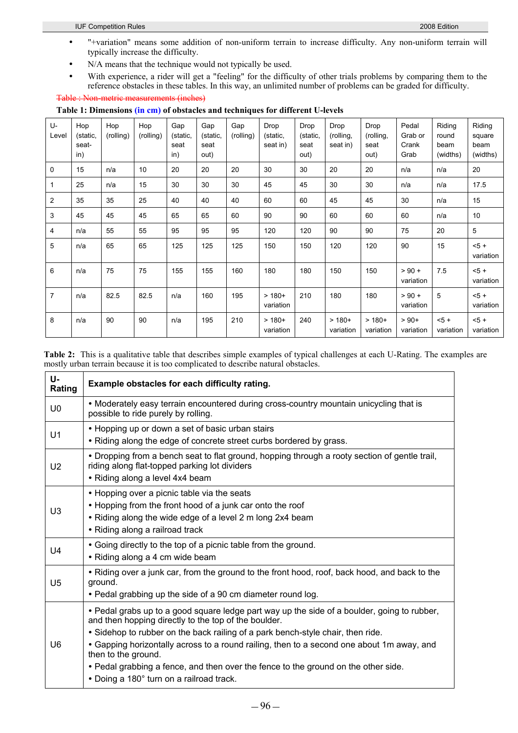- "+variation" means some addition of non-uniform terrain to increase difficulty. Any non-uniform terrain will typically increase the difficulty.
- N/A means that the technique would not typically be used.
- With experience, a rider will get a "feeling" for the difficulty of other trials problems by comparing them to the reference obstacles in these tables. In this way, an unlimited number of problems can be graded for difficulty.

~~Table : Non-metric measurements (inches)~~

**Table 1: Dimensions (in cm) of obstacles and techniques for different U-levels**

| U-Level | Hop (static, seat-in) | Hop (rolling) | Hop (rolling) | Gap (static, seat in) | Gap (static, seat out) | Gap (rolling) | Drop (static, seat in) | Drop (static, seat out) | Drop (rolling, seat in) | Drop (rolling, seat out) | Pedal Grab or Crank Grab | Riding round beam (widths) | Riding square beam (widths) |
|---|---|---|---|---|---|---|---|---|---|---|---|---|---|
| 0 | 15 | n/a | 10 | 20 | 20 | 20 | 30 | 30 | 20 | 20 | n/a | n/a | 20 |
| 1 | 25 | n/a | 15 | 30 | 30 | 30 | 45 | 45 | 30 | 30 | n/a | n/a | 17.5 |
| 2 | 35 | 35 | 25 | 40 | 40 | 40 | 60 | 60 | 45 | 45 | 30 | n/a | 15 |
| 3 | 45 | 45 | 45 | 65 | 65 | 60 | 90 | 90 | 60 | 60 | 60 | n/a | 10 |
| 4 | n/a | 55 | 55 | 95 | 95 | 95 | 120 | 120 | 90 | 90 | 75 | 20 | 5 |
| 5 | n/a | 65 | 65 | 125 | 125 | 125 | 150 | 150 | 120 | 120 | 90 | 15 | <5 + variation |
| 6 | n/a | 75 | 75 | 155 | 155 | 160 | 180 | 180 | 150 | 150 | > 90 + variation | 7.5 | <5 + variation |
| 7 | n/a | 82.5 | 82.5 | n/a | 160 | 195 | > 180+ variation | 210 | 180 | 180 | > 90 + variation | 5 | <5 + variation |
| 8 | n/a | 90 | 90 | n/a | 195 | 210 | > 180+ variation | 240 | > 180+ variation | > 180+ variation | > 90+ variation | <5 + variation | <5 + variation |

**Table 2:** This is a qualitative table that describes simple examples of typical challenges at each U-Rating. The examples are mostly urban terrain because it is too complicated to describe natural obstacles.

| U-Rating | Example obstacles for each difficulty rating. |
|---|---|
| U0 | • Moderately easy terrain encountered during cross-country mountain unicycling that is possible to ride purely by rolling. |
| U1 | • Hopping up or down a set of basic urban stairs<br>• Riding along the edge of concrete street curbs bordered by grass. |
| U2 | • Dropping from a bench seat to flat ground, hopping through a rooty section of gentle trail, riding along flat-topped parking lot dividers<br>• Riding along a level 4x4 beam |
| U3 | • Hopping over a picnic table via the seats<br>• Hopping from the front hood of a junk car onto the roof<br>• Riding along the wide edge of a level 2 m long 2x4 beam<br>• Riding along a railroad track |
| U4 | • Going directly to the top of a picnic table from the ground.<br>• Riding along a 4 cm wide beam |
| U5 | • Riding over a junk car, from the ground to the front hood, roof, back hood, and back to the ground.<br>• Pedal grabbing up the side of a 90 cm diameter round log. |
| U6 | • Pedal grabs up to a good square ledge part way up the side of a boulder, going to rubber, and then hopping directly to the top of the boulder.<br>• Sidehop to rubber on the back railing of a park bench-style chair, then ride.<br>• Gapping horizontally across to a round railing, then to a second one about 1m away, and then to the ground.<br>• Pedal grabbing a fence, and then over the fence to the ground on the other side.<br>• Doing a 180° turn on a railroad track. |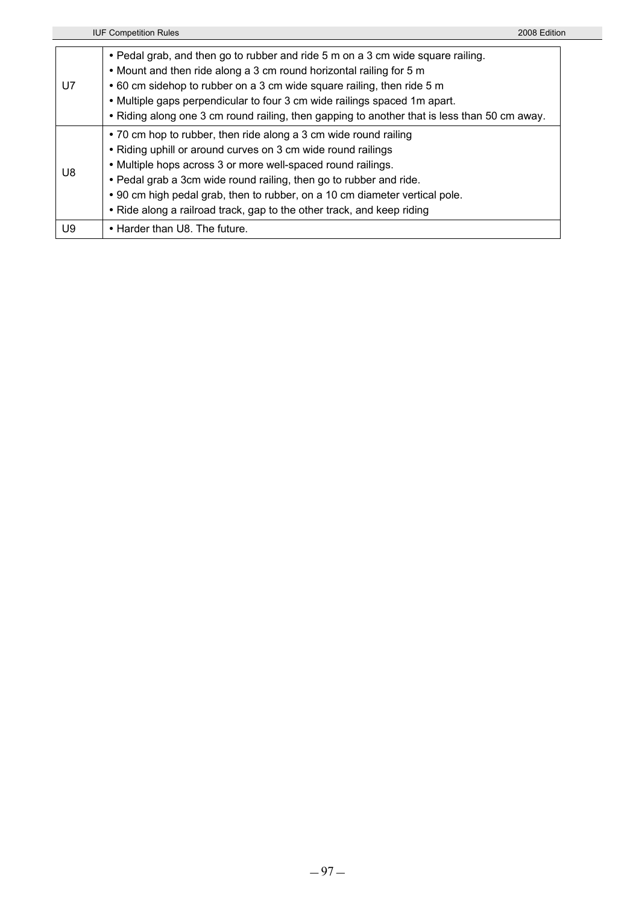| | |
|---|---|
| U7 | • Pedal grab, and then go to rubber and ride 5 m on a 3 cm wide square railing.<br>• Mount and then ride along a 3 cm round horizontal railing for 5 m<br>• 60 cm sidehop to rubber on a 3 cm wide square railing, then ride 5 m<br>• Multiple gaps perpendicular to four 3 cm wide railings spaced 1m apart.<br>• Riding along one 3 cm round railing, then gapping to another that is less than 50 cm away. |
| U8 | • 70 cm hop to rubber, then ride along a 3 cm wide round railing<br>• Riding uphill or around curves on 3 cm wide round railings<br>• Multiple hops across 3 or more well-spaced round railings.<br>• Pedal grab a 3cm wide round railing, then go to rubber and ride.<br>• 90 cm high pedal grab, then to rubber, on a 10 cm diameter vertical pole.<br>• Ride along a railroad track, gap to the other track, and keep riding |
| U9 | • Harder than U8. The future. |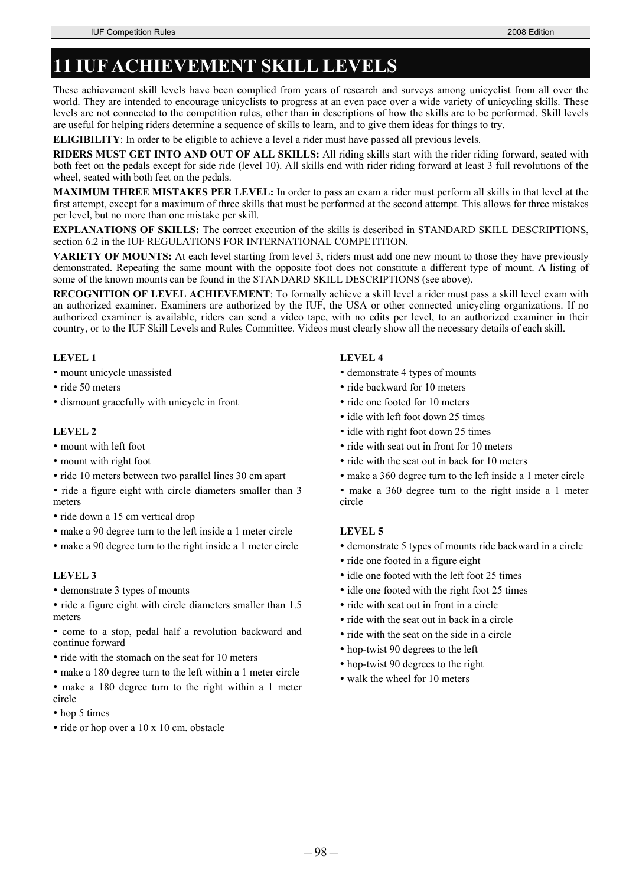# 11 IUF ACHIEVEMENT SKILL LEVELS

These achievement skill levels have been complied from years of research and surveys among unicyclist from all over the world. They are intended to encourage unicyclists to progress at an even pace over a wide variety of unicycling skills. These levels are not connected to the competition rules, other than in descriptions of how the skills are to be performed. Skill levels are useful for helping riders determine a sequence of skills to learn, and to give them ideas for things to try.

**ELIGIBILITY**: In order to be eligible to achieve a level a rider must have passed all previous levels.

**RIDERS MUST GET INTO AND OUT OF ALL SKILLS:** All riding skills start with the rider riding forward, seated with both feet on the pedals except for side ride (level 10). All skills end with rider riding forward at least 3 full revolutions of the wheel, seated with both feet on the pedals.

**MAXIMUM THREE MISTAKES PER LEVEL:** In order to pass an exam a rider must perform all skills in that level at the first attempt, except for a maximum of three skills that must be performed at the second attempt. This allows for three mistakes per level, but no more than one mistake per skill.

**EXPLANATIONS OF SKILLS:** The correct execution of the skills is described in STANDARD SKILL DESCRIPTIONS, section 6.2 in the IUF REGULATIONS FOR INTERNATIONAL COMPETITION.

**VARIETY OF MOUNTS:** At each level starting from level 3, riders must add one new mount to those they have previously demonstrated. Repeating the same mount with the opposite foot does not constitute a different type of mount. A listing of some of the known mounts can be found in the STANDARD SKILL DESCRIPTIONS (see above).

**RECOGNITION OF LEVEL ACHIEVEMENT**: To formally achieve a skill level a rider must pass a skill level exam with an authorized examiner. Examiners are authorized by the IUF, the USA or other connected unicycling organizations. If no authorized examiner is available, riders can send a video tape, with no edits per level, to an authorized examiner in their country, or to the IUF Skill Levels and Rules Committee. Videos must clearly show all the necessary details of each skill.

**LEVEL 1**

- mount unicycle unassisted
- ride 50 meters
- dismount gracefully with unicycle in front

**LEVEL 2**

- mount with left foot
- mount with right foot
- ride 10 meters between two parallel lines 30 cm apart
- ride a figure eight with circle diameters smaller than 3 meters
- ride down a 15 cm vertical drop
- make a 90 degree turn to the left inside a 1 meter circle
- make a 90 degree turn to the right inside a 1 meter circle

**LEVEL 3**

- demonstrate 3 types of mounts
- ride a figure eight with circle diameters smaller than 1.5 meters
- come to a stop, pedal half a revolution backward and continue forward
- ride with the stomach on the seat for 10 meters
- make a 180 degree turn to the left within a 1 meter circle
- make a 180 degree turn to the right within a 1 meter circle
- hop 5 times
- ride or hop over a 10 x 10 cm. obstacle

**LEVEL 4**

- demonstrate 4 types of mounts
- ride backward for 10 meters
- ride one footed for 10 meters
- idle with left foot down 25 times
- idle with right foot down 25 times
- ride with seat out in front for 10 meters
- ride with the seat out in back for 10 meters
- make a 360 degree turn to the left inside a 1 meter circle
- make a 360 degree turn to the right inside a 1 meter circle

**LEVEL 5**

- demonstrate 5 types of mounts ride backward in a circle
- ride one footed in a figure eight
- idle one footed with the left foot 25 times
- idle one footed with the right foot 25 times
- ride with seat out in front in a circle
- ride with the seat out in back in a circle
- ride with the seat on the side in a circle
- hop-twist 90 degrees to the left
- hop-twist 90 degrees to the right
- walk the wheel for 10 meters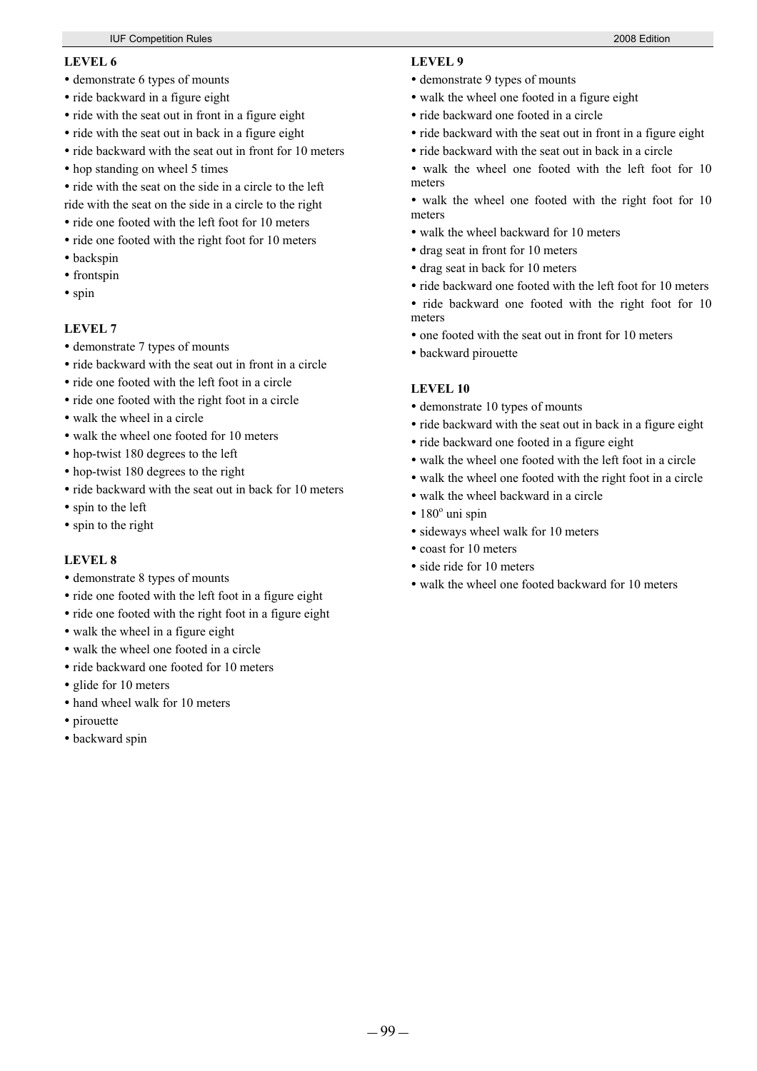### LEVEL 6

- demonstrate 6 types of mounts
- ride backward in a figure eight
- ride with the seat out in front in a figure eight
- ride with the seat out in back in a figure eight
- ride backward with the seat out in front for 10 meters
- hop standing on wheel 5 times
- ride with the seat on the side in a circle to the left

ride with the seat on the side in a circle to the right

- ride one footed with the left foot for 10 meters
- ride one footed with the right foot for 10 meters
- backspin
- frontspin
- spin

### LEVEL 7

- demonstrate 7 types of mounts
- ride backward with the seat out in front in a circle
- ride one footed with the left foot in a circle
- ride one footed with the right foot in a circle
- walk the wheel in a circle
- walk the wheel one footed for 10 meters
- hop-twist 180 degrees to the left
- hop-twist 180 degrees to the right
- ride backward with the seat out in back for 10 meters
- spin to the left
- spin to the right

### LEVEL 8

- demonstrate 8 types of mounts
- ride one footed with the left foot in a figure eight
- ride one footed with the right foot in a figure eight
- walk the wheel in a figure eight
- walk the wheel one footed in a circle
- ride backward one footed for 10 meters
- glide for 10 meters
- hand wheel walk for 10 meters
- pirouette
- backward spin

### LEVEL 9

- demonstrate 9 types of mounts
- walk the wheel one footed in a figure eight
- ride backward one footed in a circle
- ride backward with the seat out in front in a figure eight
- ride backward with the seat out in back in a circle
- walk the wheel one footed with the left foot for 10 meters
- walk the wheel one footed with the right foot for 10 meters
- walk the wheel backward for 10 meters
- drag seat in front for 10 meters
- drag seat in back for 10 meters
- ride backward one footed with the left foot for 10 meters
- ride backward one footed with the right foot for 10 meters
- one footed with the seat out in front for 10 meters
- backward pirouette

### LEVEL 10

- demonstrate 10 types of mounts
- ride backward with the seat out in back in a figure eight
- ride backward one footed in a figure eight
- walk the wheel one footed with the left foot in a circle
- walk the wheel one footed with the right foot in a circle
- walk the wheel backward in a circle
- $180^{o}$ uni spin
- sideways wheel walk for 10 meters
- coast for 10 meters
- side ride for 10 meters
- walk the wheel one footed backward for 10 meters